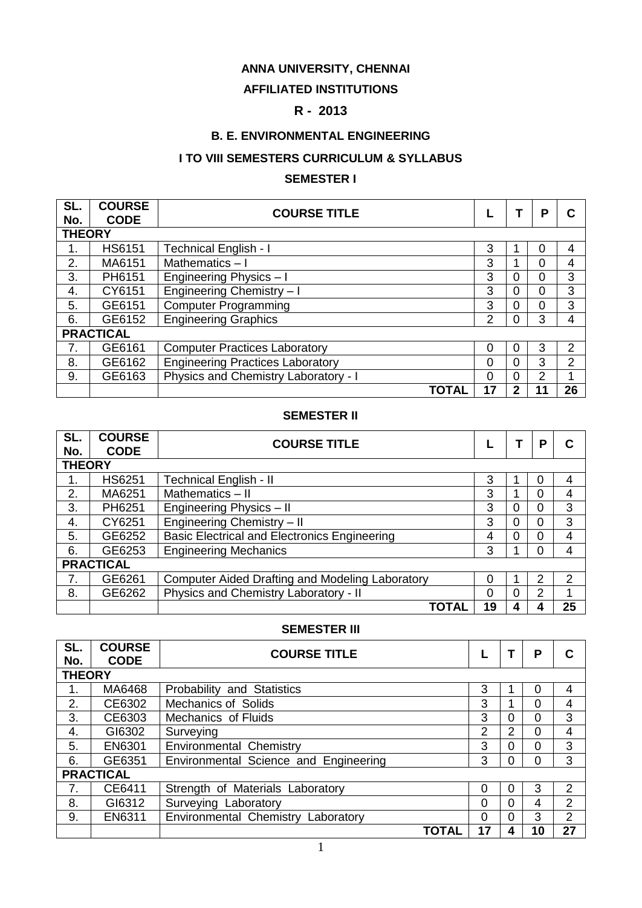# ANNA UNIVERSITY, CHENNAI

## AFFILIATED INSTITUTIONS

## R - 2013

## B. E. ENVIRONMENTAL ENGINEERING

## I TO VIII SEMESTERS CURRICULUM & SYLLABUS

### SEMESTER I

| SL. No. | COURSE CODE | COURSE TITLE | L | T | P | C |
|---|---|---|---|---|---|---|
| **THEORY** | | | | | | |
| 1. | HS6151 | Technical English - I | 3 | 1 | 0 | 4 |
| 2. | MA6151 | Mathematics – I | 3 | 1 | 0 | 4 |
| 3. | PH6151 | Engineering Physics – I | 3 | 0 | 0 | 3 |
| 4. | CY6151 | Engineering Chemistry – I | 3 | 0 | 0 | 3 |
| 5. | GE6151 | Computer Programming | 3 | 0 | 0 | 3 |
| 6. | GE6152 | Engineering Graphics | 2 | 0 | 3 | 4 |
| **PRACTICAL** | | | | | | |
| 7. | GE6161 | Computer Practices Laboratory | 0 | 0 | 3 | 2 |
| 8. | GE6162 | Engineering Practices Laboratory | 0 | 0 | 3 | 2 |
| 9. | GE6163 | Physics and Chemistry Laboratory - I | 0 | 0 | 2 | 1 |
| | | **TOTAL** | **17** | **2** | **11** | **26** |

### SEMESTER II

| SL. No. | COURSE CODE | COURSE TITLE | L | T | P | C |
|---|---|---|---|---|---|---|
| **THEORY** | | | | | | |
| 1. | HS6251 | Technical English - II | 3 | 1 | 0 | 4 |
| 2. | MA6251 | Mathematics – II | 3 | 1 | 0 | 4 |
| 3. | PH6251 | Engineering Physics – II | 3 | 0 | 0 | 3 |
| 4. | CY6251 | Engineering Chemistry – II | 3 | 0 | 0 | 3 |
| 5. | GE6252 | Basic Electrical and Electronics Engineering | 4 | 0 | 0 | 4 |
| 6. | GE6253 | Engineering Mechanics | 3 | 1 | 0 | 4 |
| **PRACTICAL** | | | | | | |
| 7. | GE6261 | Computer Aided Drafting and Modeling Laboratory | 0 | 1 | 2 | 2 |
| 8. | GE6262 | Physics and Chemistry Laboratory - II | 0 | 0 | 2 | 1 |
| | | **TOTAL** | **19** | **4** | **4** | **25** |

### SEMESTER III

| SL. No. | COURSE CODE | COURSE TITLE | L | T | P | C |
|---|---|---|---|---|---|---|
| **THEORY** | | | | | | |
| 1. | MA6468 | Probability and Statistics | 3 | 1 | 0 | 4 |
| 2. | CE6302 | Mechanics of Solids | 3 | 1 | 0 | 4 |
| 3. | CE6303 | Mechanics of Fluids | 3 | 0 | 0 | 3 |
| 4. | GI6302 | Surveying | 2 | 2 | 0 | 4 |
| 5. | EN6301 | Environmental Chemistry | 3 | 0 | 0 | 3 |
| 6. | GE6351 | Environmental Science and Engineering | 3 | 0 | 0 | 3 |
| **PRACTICAL** | | | | | | |
| 7. | CE6411 | Strength of Materials Laboratory | 0 | 0 | 3 | 2 |
| 8. | GI6312 | Surveying Laboratory | 0 | 0 | 4 | 2 |
| 9. | EN6311 | Environmental Chemistry Laboratory | 0 | 0 | 3 | 2 |
| | | **TOTAL** | **17** | **4** | **10** | **27** |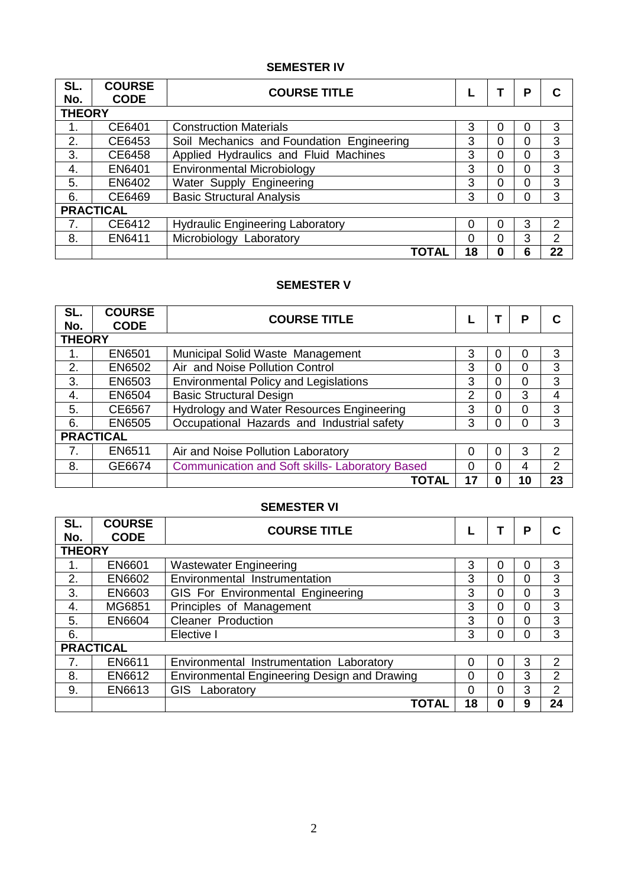## SEMESTER IV

| SL. No. | COURSE CODE | COURSE TITLE | L | T | P | C |
|---|---|---|---|---|---|---|
| **THEORY** | | | | | | |
| 1. | CE6401 | Construction Materials | 3 | 0 | 0 | 3 |
| 2. | CE6453 | Soil Mechanics and Foundation Engineering | 3 | 0 | 0 | 3 |
| 3. | CE6458 | Applied Hydraulics and Fluid Machines | 3 | 0 | 0 | 3 |
| 4. | EN6401 | Environmental Microbiology | 3 | 0 | 0 | 3 |
| 5. | EN6402 | Water Supply Engineering | 3 | 0 | 0 | 3 |
| 6. | CE6469 | Basic Structural Analysis | 3 | 0 | 0 | 3 |
| **PRACTICAL** | | | | | | |
| 7. | CE6412 | Hydraulic Engineering Laboratory | 0 | 0 | 3 | 2 |
| 8. | EN6411 | Microbiology Laboratory | 0 | 0 | 3 | 2 |
| | | **TOTAL** | **18** | **0** | **6** | **22** |

## SEMESTER V

| SL. No. | COURSE CODE | COURSE TITLE | L | T | P | C |
|---|---|---|---|---|---|---|
| **THEORY** | | | | | | |
| 1. | EN6501 | Municipal Solid Waste Management | 3 | 0 | 0 | 3 |
| 2. | EN6502 | Air and Noise Pollution Control | 3 | 0 | 0 | 3 |
| 3. | EN6503 | Environmental Policy and Legislations | 3 | 0 | 0 | 3 |
| 4. | EN6504 | Basic Structural Design | 2 | 0 | 3 | 4 |
| 5. | CE6567 | Hydrology and Water Resources Engineering | 3 | 0 | 0 | 3 |
| 6. | EN6505 | Occupational Hazards and Industrial safety | 3 | 0 | 0 | 3 |
| **PRACTICAL** | | | | | | |
| 7. | EN6511 | Air and Noise Pollution Laboratory | 0 | 0 | 3 | 2 |
| 8. | GE6674 | Communication and Soft skills- Laboratory Based | 0 | 0 | 4 | 2 |
| | | **TOTAL** | **17** | **0** | **10** | **23** |

## SEMESTER VI

| SL. No. | COURSE CODE | COURSE TITLE | L | T | P | C |
|---|---|---|---|---|---|---|
| **THEORY** | | | | | | |
| 1. | EN6601 | Wastewater Engineering | 3 | 0 | 0 | 3 |
| 2. | EN6602 | Environmental Instrumentation | 3 | 0 | 0 | 3 |
| 3. | EN6603 | GIS For Environmental Engineering | 3 | 0 | 0 | 3 |
| 4. | MG6851 | Principles of Management | 3 | 0 | 0 | 3 |
| 5. | EN6604 | Cleaner Production | 3 | 0 | 0 | 3 |
| 6. | | Elective I | 3 | 0 | 0 | 3 |
| **PRACTICAL** | | | | | | |
| 7. | EN6611 | Environmental Instrumentation Laboratory | 0 | 0 | 3 | 2 |
| 8. | EN6612 | Environmental Engineering Design and Drawing | 0 | 0 | 3 | 2 |
| 9. | EN6613 | GIS Laboratory | 0 | 0 | 3 | 2 |
| | | **TOTAL** | **18** | **0** | **9** | **24** |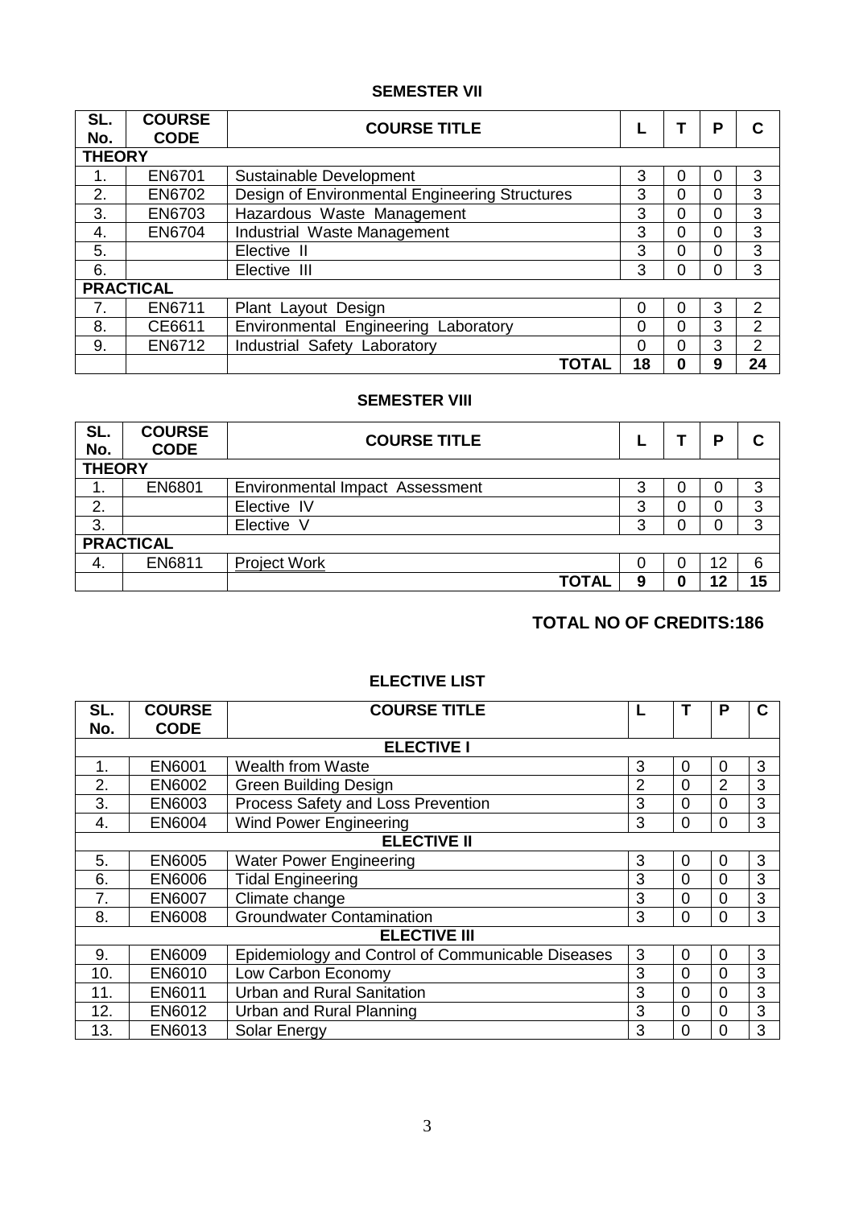## SEMESTER VII

| SL. No. | COURSE CODE | COURSE TITLE | L | T | P | C |
|---|---|---|---|---|---|---|
| **THEORY** | | | | | | |
| 1. | EN6701 | Sustainable Development | 3 | 0 | 0 | 3 |
| 2. | EN6702 | Design of Environmental Engineering Structures | 3 | 0 | 0 | 3 |
| 3. | EN6703 | Hazardous Waste Management | 3 | 0 | 0 | 3 |
| 4. | EN6704 | Industrial Waste Management | 3 | 0 | 0 | 3 |
| 5. | | Elective II | 3 | 0 | 0 | 3 |
| 6. | | Elective III | 3 | 0 | 0 | 3 |
| **PRACTICAL** | | | | | | |
| 7. | EN6711 | Plant Layout Design | 0 | 0 | 3 | 2 |
| 8. | CE6611 | Environmental Engineering Laboratory | 0 | 0 | 3 | 2 |
| 9. | EN6712 | Industrial Safety Laboratory | 0 | 0 | 3 | 2 |
| | | **TOTAL** | **18** | **0** | **9** | **24** |

## SEMESTER VIII

| SL. No. | COURSE CODE | COURSE TITLE | L | T | P | C |
|---|---|---|---|---|---|---|
| **THEORY** | | | | | | |
| 1. | EN6801 | Environmental Impact Assessment | 3 | 0 | 0 | 3 |
| 2. | | Elective IV | 3 | 0 | 0 | 3 |
| 3. | | Elective V | 3 | 0 | 0 | 3 |
| **PRACTICAL** | | | | | | |
| 4. | EN6811 | Project Work | 0 | 0 | 12 | 6 |
| | | **TOTAL** | **9** | **0** | **12** | **15** |

**TOTAL NO OF CREDITS:186**

## ELECTIVE LIST

| SL. No. | COURSE CODE | COURSE TITLE | L | T | P | C |
|---|---|---|---|---|---|---|
| | | **ELECTIVE I** | | | | |
| 1. | EN6001 | Wealth from Waste | 3 | 0 | 0 | 3 |
| 2. | EN6002 | Green Building Design | 2 | 0 | 2 | 3 |
| 3. | EN6003 | Process Safety and Loss Prevention | 3 | 0 | 0 | 3 |
| 4. | EN6004 | Wind Power Engineering | 3 | 0 | 0 | 3 |
| | | **ELECTIVE II** | | | | |
| 5. | EN6005 | Water Power Engineering | 3 | 0 | 0 | 3 |
| 6. | EN6006 | Tidal Engineering | 3 | 0 | 0 | 3 |
| 7. | EN6007 | Climate change | 3 | 0 | 0 | 3 |
| 8. | EN6008 | Groundwater Contamination | 3 | 0 | 0 | 3 |
| | | **ELECTIVE III** | | | | |
| 9. | EN6009 | Epidemiology and Control of Communicable Diseases | 3 | 0 | 0 | 3 |
| 10. | EN6010 | Low Carbon Economy | 3 | 0 | 0 | 3 |
| 11. | EN6011 | Urban and Rural Sanitation | 3 | 0 | 0 | 3 |
| 12. | EN6012 | Urban and Rural Planning | 3 | 0 | 0 | 3 |
| 13. | EN6013 | Solar Energy | 3 | 0 | 0 | 3 |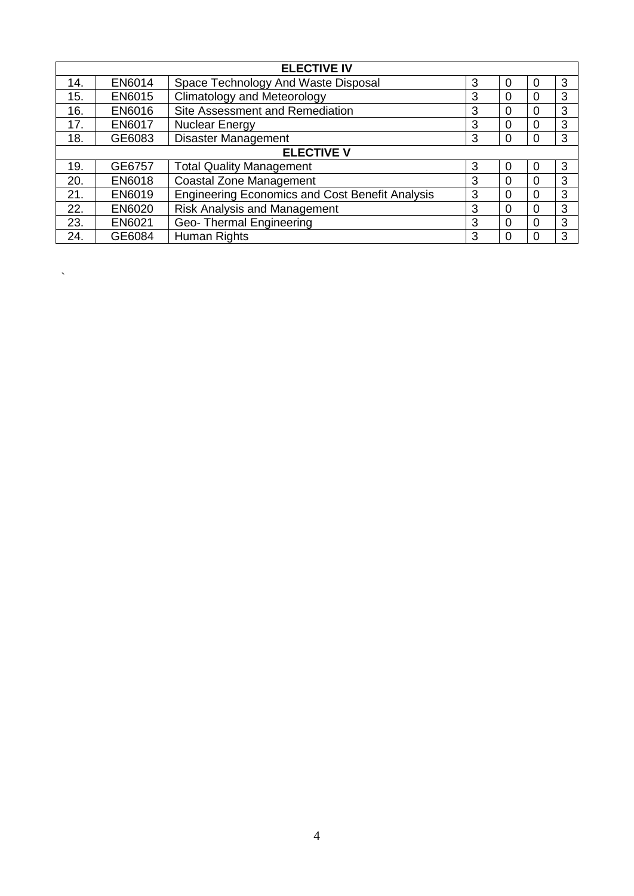| | | ELECTIVE IV | | | | |
|---|---|---|---|---|---|---|
| 14. | EN6014 | Space Technology And Waste Disposal | 3 | 0 | 0 | 3 |
| 15. | EN6015 | Climatology and Meteorology | 3 | 0 | 0 | 3 |
| 16. | EN6016 | Site Assessment and Remediation | 3 | 0 | 0 | 3 |
| 17. | EN6017 | Nuclear Energy | 3 | 0 | 0 | 3 |
| 18. | GE6083 | Disaster Management | 3 | 0 | 0 | 3 |
| | | **ELECTIVE V** | | | | |
| 19. | GE6757 | Total Quality Management | 3 | 0 | 0 | 3 |
| 20. | EN6018 | Coastal Zone Management | 3 | 0 | 0 | 3 |
| 21. | EN6019 | Engineering Economics and Cost Benefit Analysis | 3 | 0 | 0 | 3 |
| 22. | EN6020 | Risk Analysis and Management | 3 | 0 | 0 | 3 |
| 23. | EN6021 | Geo- Thermal Engineering | 3 | 0 | 0 | 3 |
| 24. | GE6084 | Human Rights | 3 | 0 | 0 | 3 |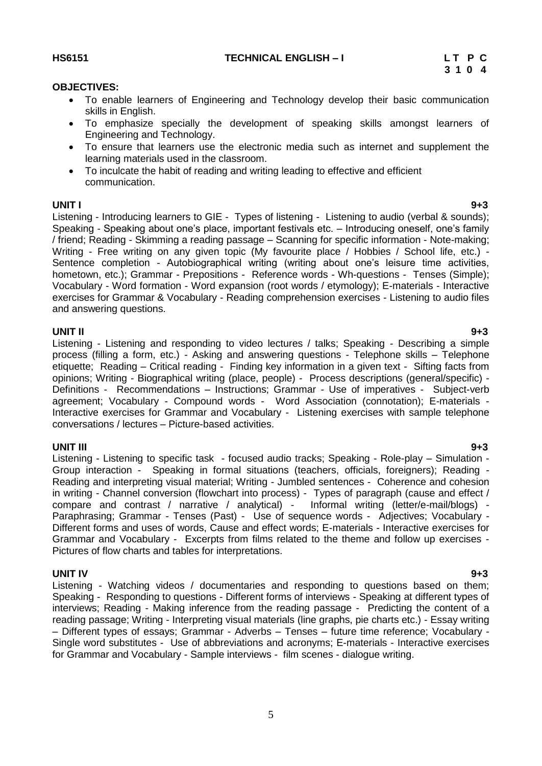**HS6151 TECHNICAL ENGLISH – I**

| L | T | P | C |
|---|---|---|---|
| 3 | 1 | 0 | 4 |

**OBJECTIVES:**

- To enable learners of Engineering and Technology develop their basic communication skills in English.
- To emphasize specially the development of speaking skills amongst learners of Engineering and Technology.
- To ensure that learners use the electronic media such as internet and supplement the learning materials used in the classroom.
- To inculcate the habit of reading and writing leading to effective and efficient communication.

**UNIT I 9+3**

Listening - Introducing learners to GIE - Types of listening - Listening to audio (verbal & sounds); Speaking - Speaking about one's place, important festivals etc. – Introducing oneself, one's family / friend; Reading - Skimming a reading passage – Scanning for specific information - Note-making; Writing - Free writing on any given topic (My favourite place / Hobbies / School life, etc.) - Sentence completion - Autobiographical writing (writing about one's leisure time activities, hometown, etc.); Grammar - Prepositions - Reference words - Wh-questions - Tenses (Simple); Vocabulary - Word formation - Word expansion (root words / etymology); E-materials - Interactive exercises for Grammar & Vocabulary - Reading comprehension exercises - Listening to audio files and answering questions.

**UNIT II 9+3**

Listening - Listening and responding to video lectures / talks; Speaking - Describing a simple process (filling a form, etc.) - Asking and answering questions - Telephone skills – Telephone etiquette; Reading – Critical reading - Finding key information in a given text - Sifting facts from opinions; Writing - Biographical writing (place, people) - Process descriptions (general/specific) - Definitions - Recommendations – Instructions; Grammar - Use of imperatives - Subject-verb agreement; Vocabulary - Compound words - Word Association (connotation); E-materials - Interactive exercises for Grammar and Vocabulary - Listening exercises with sample telephone conversations / lectures – Picture-based activities.

**UNIT III 9+3**

Listening - Listening to specific task - focused audio tracks; Speaking - Role-play – Simulation - Group interaction - Speaking in formal situations (teachers, officials, foreigners); Reading - Reading and interpreting visual material; Writing - Jumbled sentences - Coherence and cohesion in writing - Channel conversion (flowchart into process) - Types of paragraph (cause and effect / compare and contrast / narrative / analytical) - Informal writing (letter/e-mail/blogs) - Paraphrasing; Grammar - Tenses (Past) - Use of sequence words - Adjectives; Vocabulary - Different forms and uses of words, Cause and effect words; E-materials - Interactive exercises for Grammar and Vocabulary - Excerpts from films related to the theme and follow up exercises - Pictures of flow charts and tables for interpretations.

**UNIT IV 9+3**

Listening - Watching videos / documentaries and responding to questions based on them; Speaking - Responding to questions - Different forms of interviews - Speaking at different types of interviews; Reading - Making inference from the reading passage - Predicting the content of a reading passage; Writing - Interpreting visual materials (line graphs, pie charts etc.) - Essay writing – Different types of essays; Grammar - Adverbs – Tenses – future time reference; Vocabulary - Single word substitutes - Use of abbreviations and acronyms; E-materials - Interactive exercises for Grammar and Vocabulary - Sample interviews - film scenes - dialogue writing.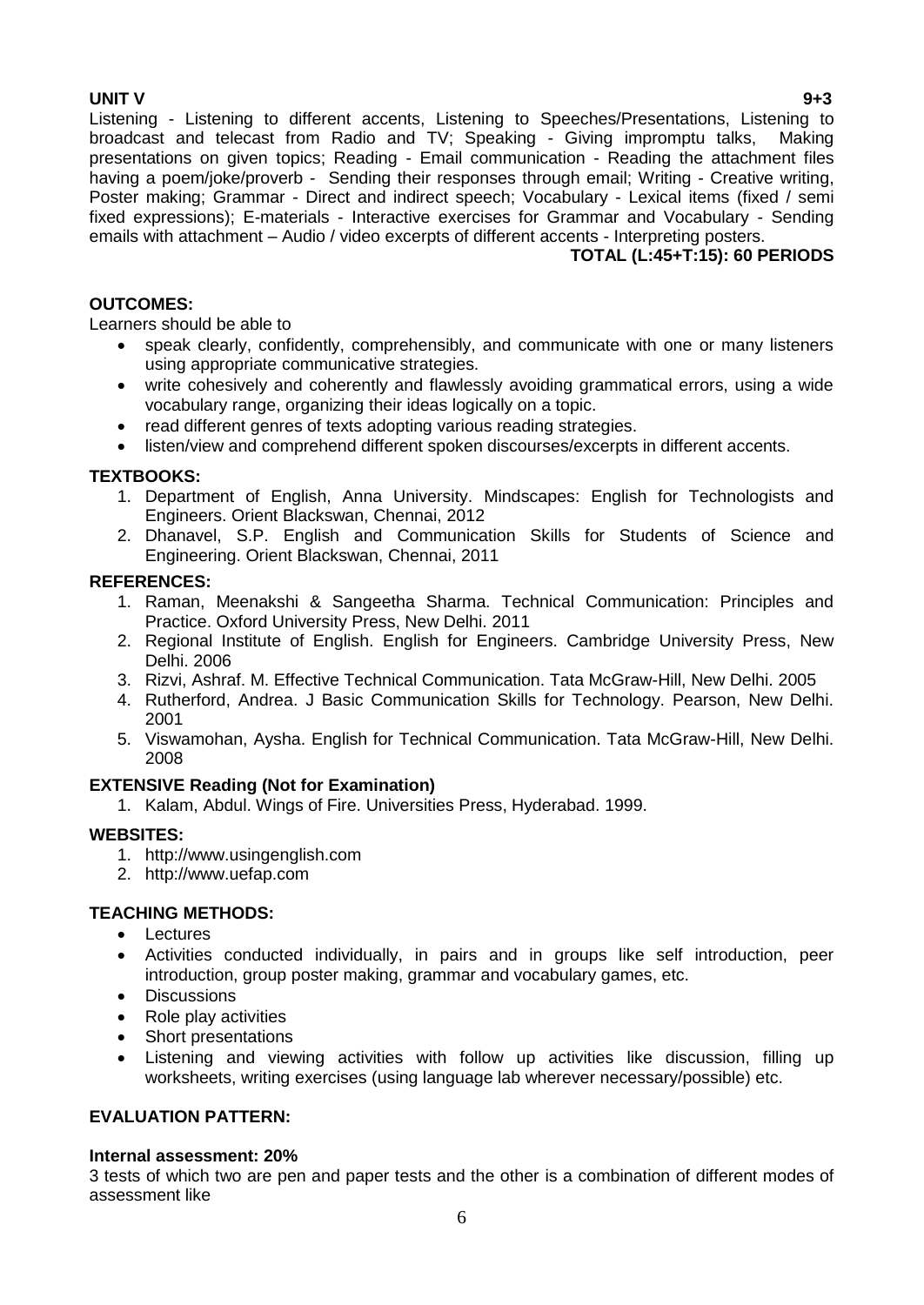**UNIT V 9+3**

Listening - Listening to different accents, Listening to Speeches/Presentations, Listening to broadcast and telecast from Radio and TV; Speaking - Giving impromptu talks, Making presentations on given topics; Reading - Email communication - Reading the attachment files having a poem/joke/proverb - Sending their responses through email; Writing - Creative writing, Poster making; Grammar - Direct and indirect speech; Vocabulary - Lexical items (fixed / semi fixed expressions); E-materials - Interactive exercises for Grammar and Vocabulary - Sending emails with attachment – Audio / video excerpts of different accents - Interpreting posters.

**TOTAL (L:45+T:15): 60 PERIODS**

**OUTCOMES:**

Learners should be able to

- speak clearly, confidently, comprehensibly, and communicate with one or many listeners using appropriate communicative strategies.
- write cohesively and coherently and flawlessly avoiding grammatical errors, using a wide vocabulary range, organizing their ideas logically on a topic.
- read different genres of texts adopting various reading strategies.
- listen/view and comprehend different spoken discourses/excerpts in different accents.

**TEXTBOOKS:**

1. Department of English, Anna University. Mindscapes: English for Technologists and Engineers. Orient Blackswan, Chennai, 2012
2. Dhanavel, S.P. English and Communication Skills for Students of Science and Engineering. Orient Blackswan, Chennai, 2011

**REFERENCES:**

1. Raman, Meenakshi & Sangeetha Sharma. Technical Communication: Principles and Practice. Oxford University Press, New Delhi. 2011
2. Regional Institute of English. English for Engineers. Cambridge University Press, New Delhi. 2006
3. Rizvi, Ashraf. M. Effective Technical Communication. Tata McGraw-Hill, New Delhi. 2005
4. Rutherford, Andrea. J Basic Communication Skills for Technology. Pearson, New Delhi. 2001
5. Viswamohan, Aysha. English for Technical Communication. Tata McGraw-Hill, New Delhi. 2008

**EXTENSIVE Reading (Not for Examination)**

1. Kalam, Abdul. Wings of Fire. Universities Press, Hyderabad. 1999.

**WEBSITES:**

1. http://www.usingenglish.com
2. http://www.uefap.com

**TEACHING METHODS:**

- Lectures
- Activities conducted individually, in pairs and in groups like self introduction, peer introduction, group poster making, grammar and vocabulary games, etc.
- Discussions
- Role play activities
- Short presentations
- Listening and viewing activities with follow up activities like discussion, filling up worksheets, writing exercises (using language lab wherever necessary/possible) etc.

**EVALUATION PATTERN:**

**Internal assessment: 20%**

3 tests of which two are pen and paper tests and the other is a combination of different modes of assessment like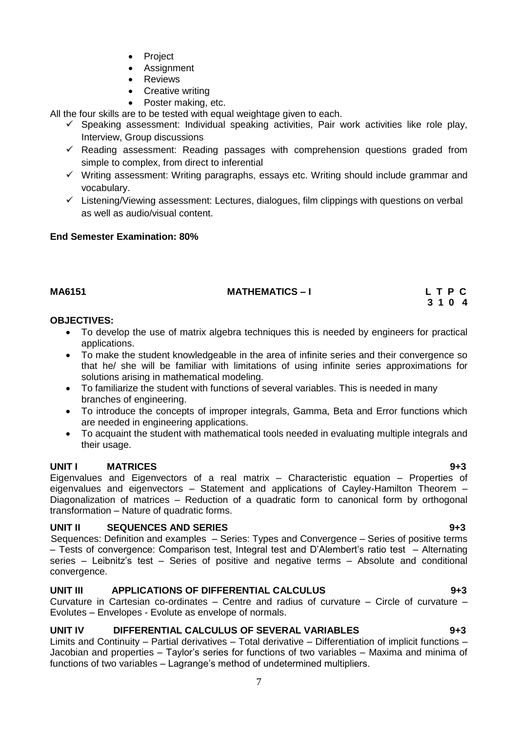- Project
- Assignment
- Reviews
- Creative writing
- Poster making, etc.

All the four skills are to be tested with equal weightage given to each.

- ✓ Speaking assessment: Individual speaking activities, Pair work activities like role play, Interview, Group discussions
- ✓ Reading assessment: Reading passages with comprehension questions graded from simple to complex, from direct to inferential
- ✓ Writing assessment: Writing paragraphs, essays etc. Writing should include grammar and vocabulary.
- ✓ Listening/Viewing assessment: Lectures, dialogues, film clippings with questions on verbal as well as audio/visual content.

**End Semester Examination: 80%**

## MA6151 MATHEMATICS – I

| L | T | P | C |
|---|---|---|---|
| 3 | 1 | 0 | 4 |

**OBJECTIVES:**

- To develop the use of matrix algebra techniques this is needed by engineers for practical applications.
- To make the student knowledgeable in the area of infinite series and their convergence so that he/ she will be familiar with limitations of using infinite series approximations for solutions arising in mathematical modeling.
- To familiarize the student with functions of several variables. This is needed in many branches of engineering.
- To introduce the concepts of improper integrals, Gamma, Beta and Error functions which are needed in engineering applications.
- To acquaint the student with mathematical tools needed in evaluating multiple integrals and their usage.

**UNIT I MATRICES 9+3**

Eigenvalues and Eigenvectors of a real matrix – Characteristic equation – Properties of eigenvalues and eigenvectors – Statement and applications of Cayley-Hamilton Theorem – Diagonalization of matrices – Reduction of a quadratic form to canonical form by orthogonal transformation – Nature of quadratic forms.

**UNIT II SEQUENCES AND SERIES 9+3**

Sequences: Definition and examples – Series: Types and Convergence – Series of positive terms – Tests of convergence: Comparison test, Integral test and D'Alembert's ratio test – Alternating series – Leibnitz's test – Series of positive and negative terms – Absolute and conditional convergence.

**UNIT III APPLICATIONS OF DIFFERENTIAL CALCULUS 9+3**

Curvature in Cartesian co-ordinates – Centre and radius of curvature – Circle of curvature – Evolutes – Envelopes - Evolute as envelope of normals.

**UNIT IV DIFFERENTIAL CALCULUS OF SEVERAL VARIABLES 9+3**

Limits and Continuity – Partial derivatives – Total derivative – Differentiation of implicit functions – Jacobian and properties – Taylor's series for functions of two variables – Maxima and minima of functions of two variables – Lagrange's method of undetermined multipliers.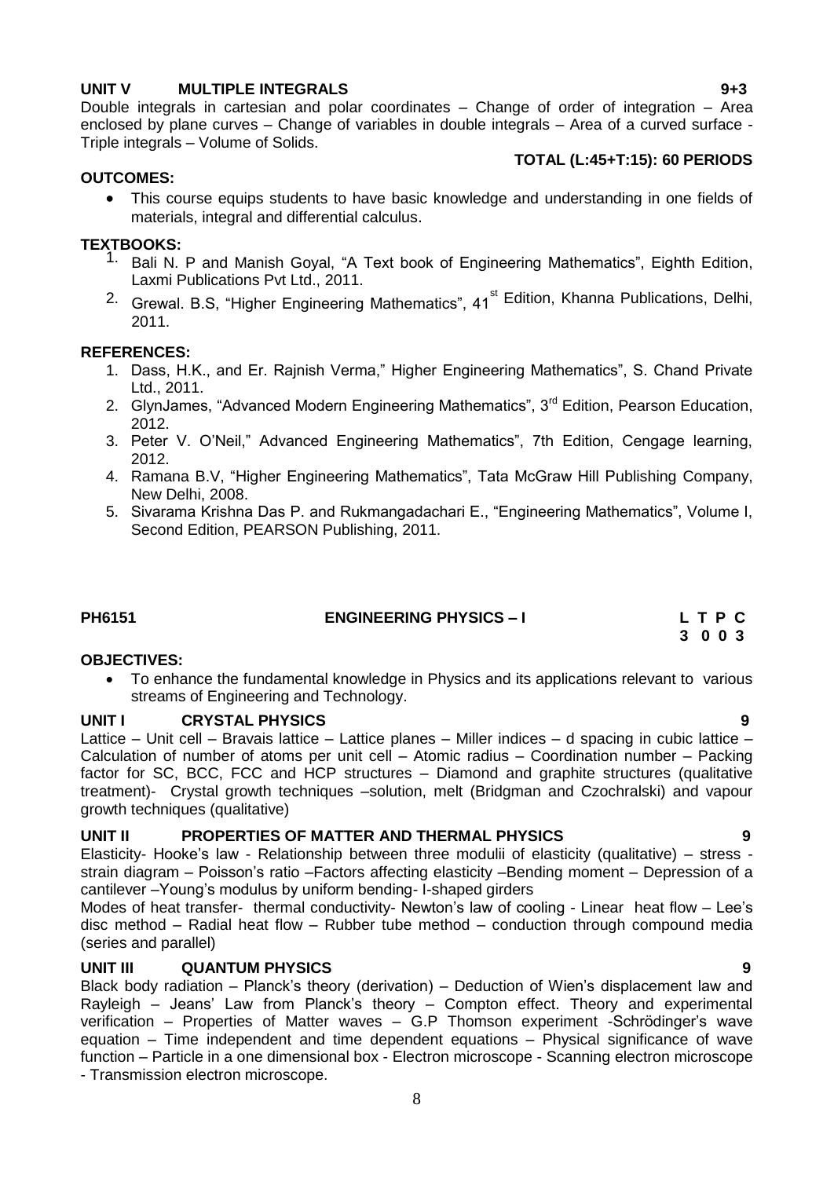**UNIT V MULTIPLE INTEGRALS 9+3**

Double integrals in cartesian and polar coordinates – Change of order of integration – Area enclosed by plane curves – Change of variables in double integrals – Area of a curved surface - Triple integrals – Volume of Solids.

**TOTAL (L:45+T:15): 60 PERIODS**

**OUTCOMES:**

- This course equips students to have basic knowledge and understanding in one fields of materials, integral and differential calculus.

**TEXTBOOKS:**

1. Bali N. P and Manish Goyal, "A Text book of Engineering Mathematics", Eighth Edition, Laxmi Publications Pvt Ltd., 2011.
2. Grewal. B.S, "Higher Engineering Mathematics", 41st Edition, Khanna Publications, Delhi, 2011.

**REFERENCES:**

1. Dass, H.K., and Er. Rajnish Verma," Higher Engineering Mathematics", S. Chand Private Ltd., 2011.
2. GlynJames, "Advanced Modern Engineering Mathematics", 3rd Edition, Pearson Education, 2012.
3. Peter V. O'Neil," Advanced Engineering Mathematics", 7th Edition, Cengage learning, 2012.
4. Ramana B.V, "Higher Engineering Mathematics", Tata McGraw Hill Publishing Company, New Delhi, 2008.
5. Sivarama Krishna Das P. and Rukmangadachari E., "Engineering Mathematics", Volume I, Second Edition, PEARSON Publishing, 2011.

## PH6151 ENGINEERING PHYSICS – I

| L | T | P | C |
|---|---|---|---|
| 3 | 0 | 0 | 3 |

**OBJECTIVES:**

- To enhance the fundamental knowledge in Physics and its applications relevant to various streams of Engineering and Technology.

**UNIT I CRYSTAL PHYSICS 9**

Lattice – Unit cell – Bravais lattice – Lattice planes – Miller indices – d spacing in cubic lattice – Calculation of number of atoms per unit cell – Atomic radius – Coordination number – Packing factor for SC, BCC, FCC and HCP structures – Diamond and graphite structures (qualitative treatment)- Crystal growth techniques –solution, melt (Bridgman and Czochralski) and vapour growth techniques (qualitative)

**UNIT II PROPERTIES OF MATTER AND THERMAL PHYSICS 9**

Elasticity- Hooke's law - Relationship between three modulii of elasticity (qualitative) – stress -strain diagram – Poisson's ratio –Factors affecting elasticity –Bending moment – Depression of a cantilever –Young's modulus by uniform bending- I-shaped girders

Modes of heat transfer- thermal conductivity- Newton's law of cooling - Linear heat flow – Lee's disc method – Radial heat flow – Rubber tube method – conduction through compound media (series and parallel)

**UNIT III QUANTUM PHYSICS 9**

Black body radiation – Planck's theory (derivation) – Deduction of Wien's displacement law and Rayleigh – Jeans' Law from Planck's theory – Compton effect. Theory and experimental verification – Properties of Matter waves – G.P Thomson experiment -Schrödinger's wave equation – Time independent and time dependent equations – Physical significance of wave function – Particle in a one dimensional box - Electron microscope - Scanning electron microscope - Transmission electron microscope.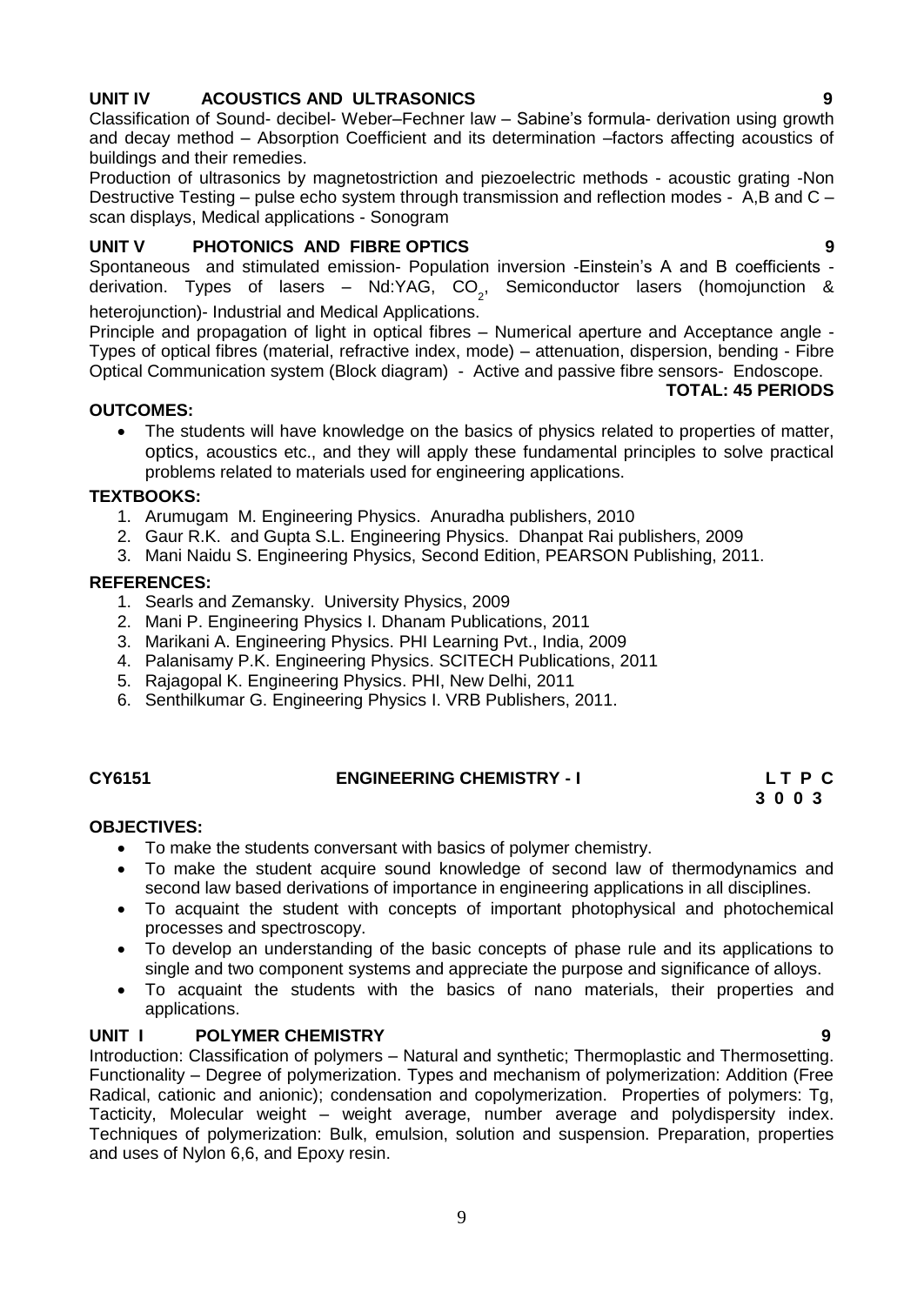**UNIT IV ACOUSTICS AND ULTRASONICS 9**

Classification of Sound- decibel- Weber–Fechner law – Sabine's formula- derivation using growth and decay method – Absorption Coefficient and its determination –factors affecting acoustics of buildings and their remedies.

Production of ultrasonics by magnetostriction and piezoelectric methods - acoustic grating -Non Destructive Testing – pulse echo system through transmission and reflection modes - A,B and C – scan displays, Medical applications - Sonogram

**UNIT V PHOTONICS AND FIBRE OPTICS 9**

Spontaneous and stimulated emission- Population inversion -Einstein's A and B coefficients - derivation. Types of lasers – Nd:YAG, $CO_2$, Semiconductor lasers (homojunction & heterojunction)- Industrial and Medical Applications.

Principle and propagation of light in optical fibres – Numerical aperture and Acceptance angle - Types of optical fibres (material, refractive index, mode) – attenuation, dispersion, bending - Fibre Optical Communication system (Block diagram) - Active and passive fibre sensors- Endoscope.

**TOTAL: 45 PERIODS**

**OUTCOMES:**

- The students will have knowledge on the basics of physics related to properties of matter, optics, acoustics etc., and they will apply these fundamental principles to solve practical problems related to materials used for engineering applications.

**TEXTBOOKS:**

1. Arumugam M. Engineering Physics. Anuradha publishers, 2010
2. Gaur R.K. and Gupta S.L. Engineering Physics. Dhanpat Rai publishers, 2009
3. Mani Naidu S. Engineering Physics, Second Edition, PEARSON Publishing, 2011.

**REFERENCES:**

1. Searls and Zemansky. University Physics, 2009
2. Mani P. Engineering Physics I. Dhanam Publications, 2011
3. Marikani A. Engineering Physics. PHI Learning Pvt., India, 2009
4. Palanisamy P.K. Engineering Physics. SCITECH Publications, 2011
5. Rajagopal K. Engineering Physics. PHI, New Delhi, 2011
6. Senthilkumar G. Engineering Physics I. VRB Publishers, 2011.

**CY6151 ENGINEERING CHEMISTRY - I L T P C**
**3 0 0 3**

**OBJECTIVES:**

- To make the students conversant with basics of polymer chemistry.
- To make the student acquire sound knowledge of second law of thermodynamics and second law based derivations of importance in engineering applications in all disciplines.
- To acquaint the student with concepts of important photophysical and photochemical processes and spectroscopy.
- To develop an understanding of the basic concepts of phase rule and its applications to single and two component systems and appreciate the purpose and significance of alloys.
- To acquaint the students with the basics of nano materials, their properties and applications.

**UNIT I POLYMER CHEMISTRY 9**

Introduction: Classification of polymers – Natural and synthetic; Thermoplastic and Thermosetting. Functionality – Degree of polymerization. Types and mechanism of polymerization: Addition (Free Radical, cationic and anionic); condensation and copolymerization. Properties of polymers: Tg, Tacticity, Molecular weight – weight average, number average and polydispersity index. Techniques of polymerization: Bulk, emulsion, solution and suspension. Preparation, properties and uses of Nylon 6,6, and Epoxy resin.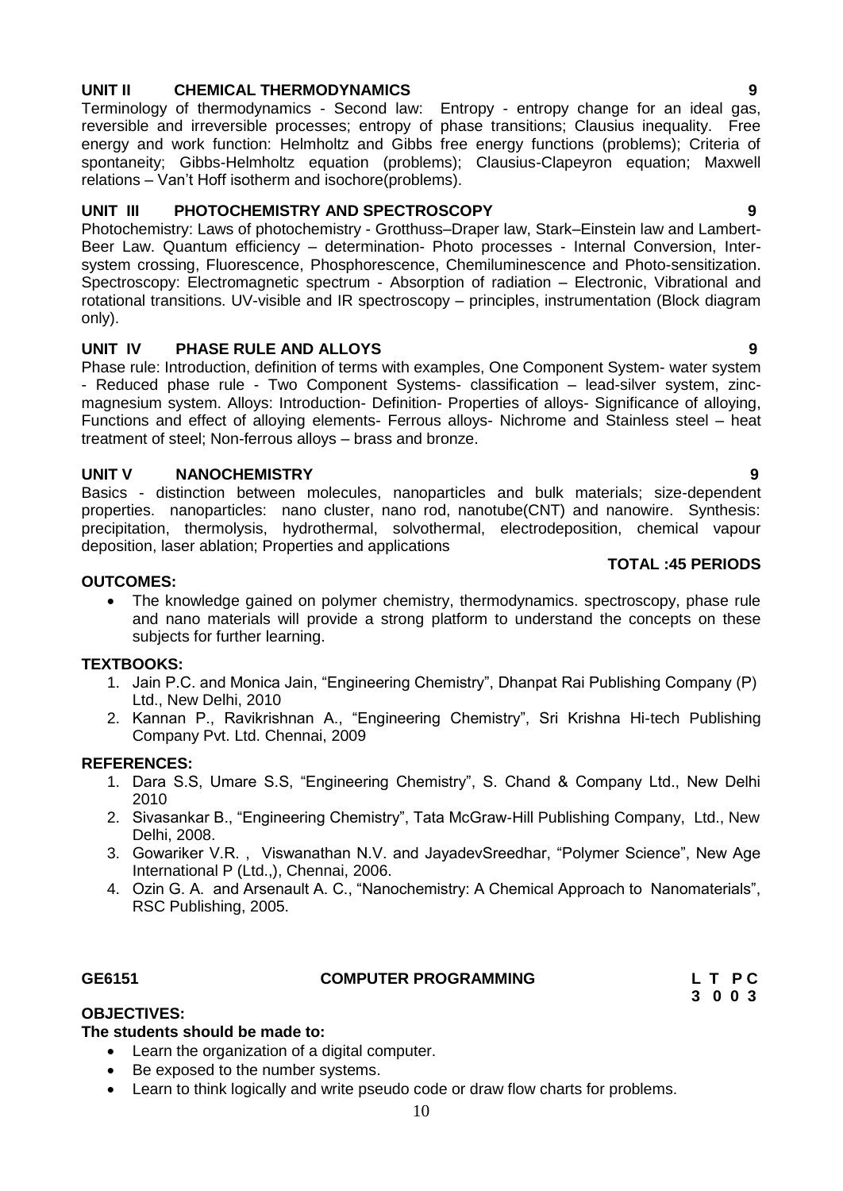**UNIT II CHEMICAL THERMODYNAMICS 9**

Terminology of thermodynamics - Second law: Entropy - entropy change for an ideal gas, reversible and irreversible processes; entropy of phase transitions; Clausius inequality. Free energy and work function: Helmholtz and Gibbs free energy functions (problems); Criteria of spontaneity; Gibbs-Helmholtz equation (problems); Clausius-Clapeyron equation; Maxwell relations – Van't Hoff isotherm and isochore(problems).

**UNIT III PHOTOCHEMISTRY AND SPECTROSCOPY 9**

Photochemistry: Laws of photochemistry - Grotthuss–Draper law, Stark–Einstein law and Lambert-Beer Law. Quantum efficiency – determination- Photo processes - Internal Conversion, Inter-system crossing, Fluorescence, Phosphorescence, Chemiluminescence and Photo-sensitization. Spectroscopy: Electromagnetic spectrum - Absorption of radiation – Electronic, Vibrational and rotational transitions. UV-visible and IR spectroscopy – principles, instrumentation (Block diagram only).

**UNIT IV PHASE RULE AND ALLOYS 9**

Phase rule: Introduction, definition of terms with examples, One Component System- water system - Reduced phase rule - Two Component Systems- classification – lead-silver system, zinc-magnesium system. Alloys: Introduction- Definition- Properties of alloys- Significance of alloying, Functions and effect of alloying elements- Ferrous alloys- Nichrome and Stainless steel – heat treatment of steel; Non-ferrous alloys – brass and bronze.

**UNIT V NANOCHEMISTRY 9**

Basics - distinction between molecules, nanoparticles and bulk materials; size-dependent properties. nanoparticles: nano cluster, nano rod, nanotube(CNT) and nanowire. Synthesis: precipitation, thermolysis, hydrothermal, solvothermal, electrodeposition, chemical vapour deposition, laser ablation; Properties and applications

**TOTAL :45 PERIODS**

**OUTCOMES:**

- The knowledge gained on polymer chemistry, thermodynamics. spectroscopy, phase rule and nano materials will provide a strong platform to understand the concepts on these subjects for further learning.

**TEXTBOOKS:**

1. Jain P.C. and Monica Jain, "Engineering Chemistry", Dhanpat Rai Publishing Company (P) Ltd., New Delhi, 2010
2. Kannan P., Ravikrishnan A., "Engineering Chemistry", Sri Krishna Hi-tech Publishing Company Pvt. Ltd. Chennai, 2009

**REFERENCES:**

1. Dara S.S, Umare S.S, "Engineering Chemistry", S. Chand & Company Ltd., New Delhi 2010
2. Sivasankar B., "Engineering Chemistry", Tata McGraw-Hill Publishing Company, Ltd., New Delhi, 2008.
3. Gowariker V.R. , Viswanathan N.V. and JayadevSreedhar, "Polymer Science", New Age International P (Ltd.,), Chennai, 2006.
4. Ozin G. A. and Arsenault A. C., "Nanochemistry: A Chemical Approach to Nanomaterials", RSC Publishing, 2005.

**GE6151 COMPUTER PROGRAMMING L T P C**
**3 0 0 3**

**OBJECTIVES:**

**The students should be made to:**

- Learn the organization of a digital computer.
- Be exposed to the number systems.
- Learn to think logically and write pseudo code or draw flow charts for problems.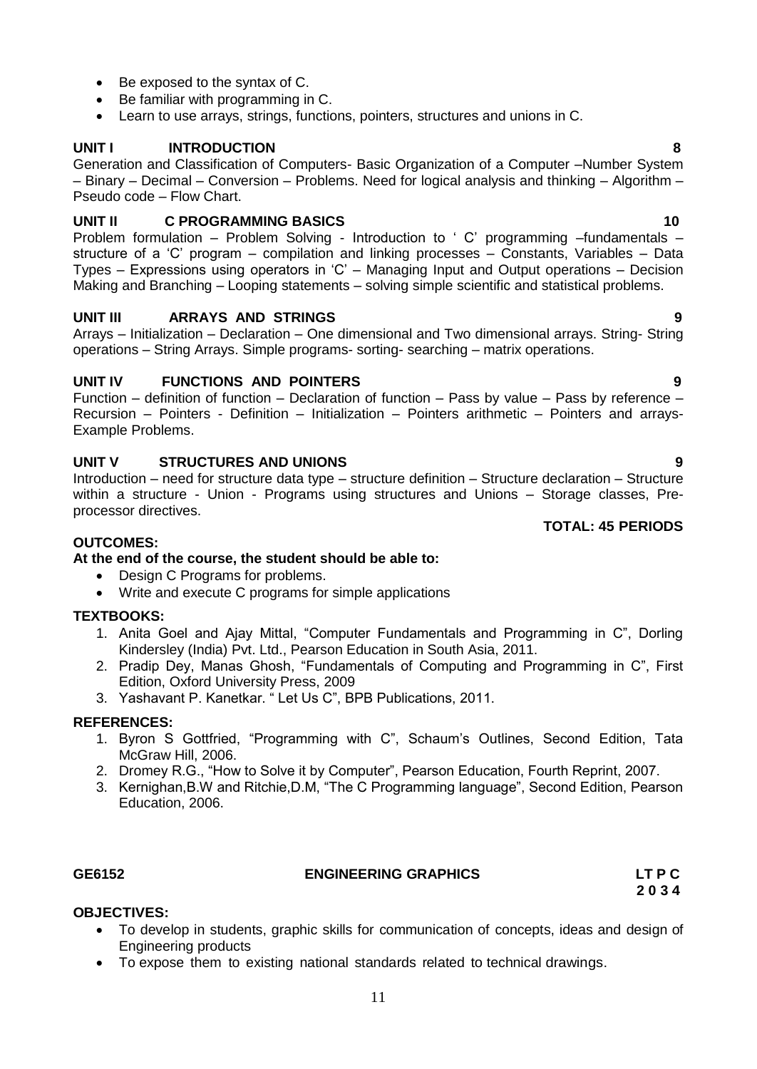- Be exposed to the syntax of C.
- Be familiar with programming in C.
- Learn to use arrays, strings, functions, pointers, structures and unions in C.

**UNIT I INTRODUCTION 8**

Generation and Classification of Computers- Basic Organization of a Computer –Number System – Binary – Decimal – Conversion – Problems. Need for logical analysis and thinking – Algorithm – Pseudo code – Flow Chart.

**UNIT II C PROGRAMMING BASICS 10**

Problem formulation – Problem Solving - Introduction to ' C' programming –fundamentals – structure of a 'C' program – compilation and linking processes – Constants, Variables – Data Types – Expressions using operators in 'C' – Managing Input and Output operations – Decision Making and Branching – Looping statements – solving simple scientific and statistical problems.

**UNIT III ARRAYS AND STRINGS 9**

Arrays – Initialization – Declaration – One dimensional and Two dimensional arrays. String- String operations – String Arrays. Simple programs- sorting- searching – matrix operations.

**UNIT IV FUNCTIONS AND POINTERS 9**

Function – definition of function – Declaration of function – Pass by value – Pass by reference – Recursion – Pointers - Definition – Initialization – Pointers arithmetic – Pointers and arrays- Example Problems.

**UNIT V STRUCTURES AND UNIONS 9**

Introduction – need for structure data type – structure definition – Structure declaration – Structure within a structure - Union - Programs using structures and Unions – Storage classes, Pre-processor directives.

**TOTAL: 45 PERIODS**

**OUTCOMES:**

**At the end of the course, the student should be able to:**

- Design C Programs for problems.
- Write and execute C programs for simple applications

**TEXTBOOKS:**

1. Anita Goel and Ajay Mittal, "Computer Fundamentals and Programming in C", Dorling Kindersley (India) Pvt. Ltd., Pearson Education in South Asia, 2011.
2. Pradip Dey, Manas Ghosh, "Fundamentals of Computing and Programming in C", First Edition, Oxford University Press, 2009
3. Yashavant P. Kanetkar. " Let Us C", BPB Publications, 2011.

**REFERENCES:**

1. Byron S Gottfried, "Programming with C", Schaum's Outlines, Second Edition, Tata McGraw Hill, 2006.
2. Dromey R.G., "How to Solve it by Computer", Pearson Education, Fourth Reprint, 2007.
3. Kernighan,B.W and Ritchie,D.M, "The C Programming language", Second Edition, Pearson Education, 2006.

**GE6152 ENGINEERING GRAPHICS LT P C**
**2 0 3 4**

**OBJECTIVES:**

- To develop in students, graphic skills for communication of concepts, ideas and design of Engineering products
- To expose them to existing national standards related to technical drawings.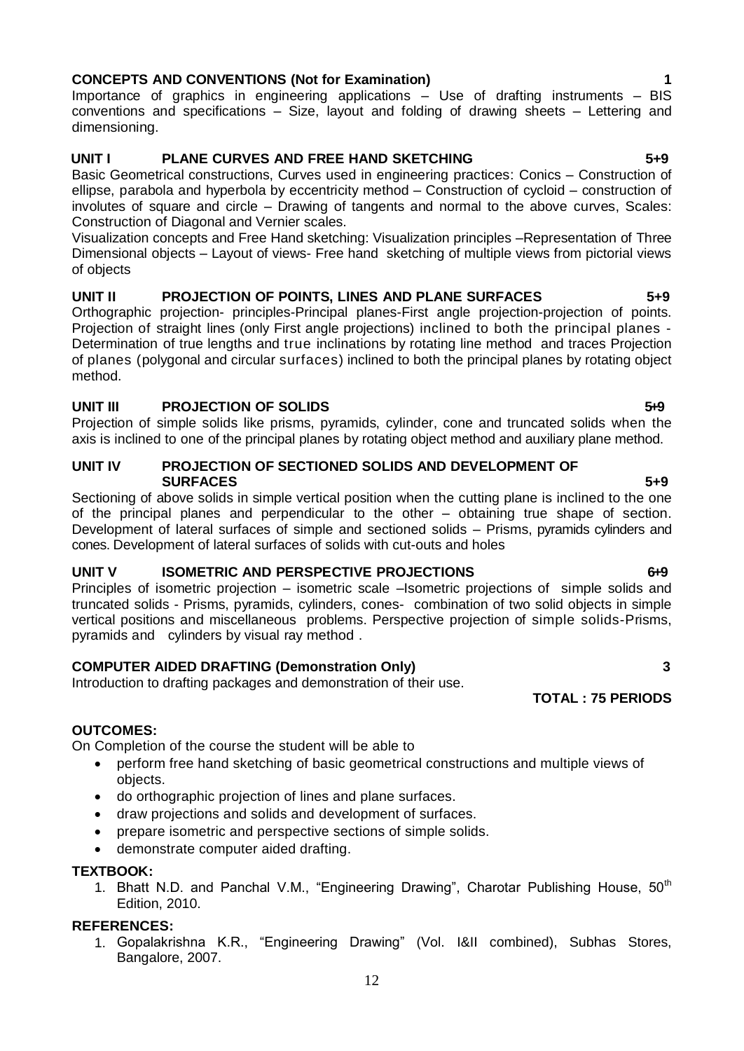**CONCEPTS AND CONVENTIONS (Not for Examination) 1**

Importance of graphics in engineering applications – Use of drafting instruments – BIS conventions and specifications – Size, layout and folding of drawing sheets – Lettering and dimensioning.

**UNIT I PLANE CURVES AND FREE HAND SKETCHING 5+9**

Basic Geometrical constructions, Curves used in engineering practices: Conics – Construction of ellipse, parabola and hyperbola by eccentricity method – Construction of cycloid – construction of involutes of square and circle – Drawing of tangents and normal to the above curves, Scales: Construction of Diagonal and Vernier scales.

Visualization concepts and Free Hand sketching: Visualization principles –Representation of Three Dimensional objects – Layout of views- Free hand sketching of multiple views from pictorial views of objects

**UNIT II PROJECTION OF POINTS, LINES AND PLANE SURFACES 5+9**

Orthographic projection- principles-Principal planes-First angle projection-projection of points. Projection of straight lines (only First angle projections) inclined to both the principal planes - Determination of true lengths and true inclinations by rotating line method and traces Projection of planes (polygonal and circular surfaces) inclined to both the principal planes by rotating object method.

**UNIT III PROJECTION OF SOLIDS 5+9**

Projection of simple solids like prisms, pyramids, cylinder, cone and truncated solids when the axis is inclined to one of the principal planes by rotating object method and auxiliary plane method.

**UNIT IV PROJECTION OF SECTIONED SOLIDS AND DEVELOPMENT OF SURFACES 5+9**

Sectioning of above solids in simple vertical position when the cutting plane is inclined to the one of the principal planes and perpendicular to the other – obtaining true shape of section. Development of lateral surfaces of simple and sectioned solids – Prisms, pyramids cylinders and cones. Development of lateral surfaces of solids with cut-outs and holes

**UNIT V ISOMETRIC AND PERSPECTIVE PROJECTIONS 6+9**

Principles of isometric projection – isometric scale –Isometric projections of simple solids and truncated solids - Prisms, pyramids, cylinders, cones- combination of two solid objects in simple vertical positions and miscellaneous problems. Perspective projection of simple solids-Prisms, pyramids and cylinders by visual ray method .

**COMPUTER AIDED DRAFTING (Demonstration Only) 3**

Introduction to drafting packages and demonstration of their use.

**TOTAL : 75 PERIODS**

**OUTCOMES:**

On Completion of the course the student will be able to

- perform free hand sketching of basic geometrical constructions and multiple views of objects.
- do orthographic projection of lines and plane surfaces.
- draw projections and solids and development of surfaces.
- prepare isometric and perspective sections of simple solids.
- demonstrate computer aided drafting.

**TEXTBOOK:**

1. Bhatt N.D. and Panchal V.M., "Engineering Drawing", Charotar Publishing House, 50th Edition, 2010.

**REFERENCES:**

1. Gopalakrishna K.R., "Engineering Drawing" (Vol. I&II combined), Subhas Stores, Bangalore, 2007.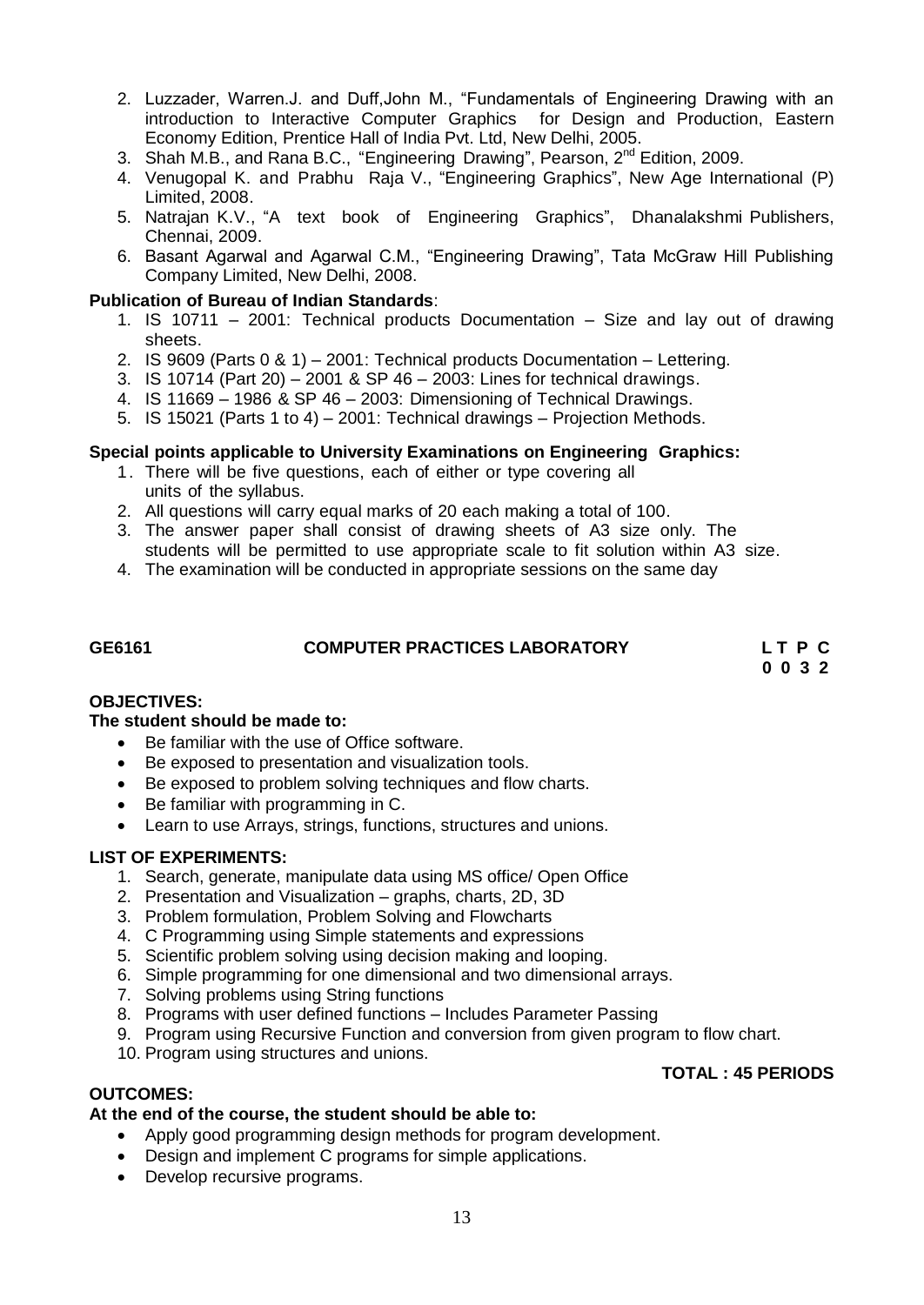2. Luzzader, Warren.J. and Duff,John M., "Fundamentals of Engineering Drawing with an introduction to Interactive Computer Graphics for Design and Production, Eastern Economy Edition, Prentice Hall of India Pvt. Ltd, New Delhi, 2005.
3. Shah M.B., and Rana B.C., "Engineering Drawing", Pearson, 2nd Edition, 2009.
4. Venugopal K. and Prabhu Raja V., "Engineering Graphics", New Age International (P) Limited, 2008.
5. Natrajan K.V., "A text book of Engineering Graphics", Dhanalakshmi Publishers, Chennai, 2009.
6. Basant Agarwal and Agarwal C.M., "Engineering Drawing", Tata McGraw Hill Publishing Company Limited, New Delhi, 2008.

**Publication of Bureau of Indian Standards**:

1. IS 10711 – 2001: Technical products Documentation – Size and lay out of drawing sheets.
2. IS 9609 (Parts 0 & 1) – 2001: Technical products Documentation – Lettering.
3. IS 10714 (Part 20) – 2001 & SP 46 – 2003: Lines for technical drawings.
4. IS 11669 – 1986 & SP 46 – 2003: Dimensioning of Technical Drawings.
5. IS 15021 (Parts 1 to 4) – 2001: Technical drawings – Projection Methods.

**Special points applicable to University Examinations on Engineering Graphics:**

1. There will be five questions, each of either or type covering all units of the syllabus.
2. All questions will carry equal marks of 20 each making a total of 100.
3. The answer paper shall consist of drawing sheets of A3 size only. The students will be permitted to use appropriate scale to fit solution within A3 size.
4. The examination will be conducted in appropriate sessions on the same day

## GE6161 COMPUTER PRACTICES LABORATORY

**L T P C**
**0 0 3 2**

**OBJECTIVES:**

**The student should be made to:**

- Be familiar with the use of Office software.
- Be exposed to presentation and visualization tools.
- Be exposed to problem solving techniques and flow charts.
- Be familiar with programming in C.
- Learn to use Arrays, strings, functions, structures and unions.

**LIST OF EXPERIMENTS:**

1. Search, generate, manipulate data using MS office/ Open Office
2. Presentation and Visualization – graphs, charts, 2D, 3D
3. Problem formulation, Problem Solving and Flowcharts
4. C Programming using Simple statements and expressions
5. Scientific problem solving using decision making and looping.
6. Simple programming for one dimensional and two dimensional arrays.
7. Solving problems using String functions
8. Programs with user defined functions – Includes Parameter Passing
9. Program using Recursive Function and conversion from given program to flow chart.
10. Program using structures and unions.

**TOTAL : 45 PERIODS**

**OUTCOMES:**

**At the end of the course, the student should be able to:**

- Apply good programming design methods for program development.
- Design and implement C programs for simple applications.
- Develop recursive programs.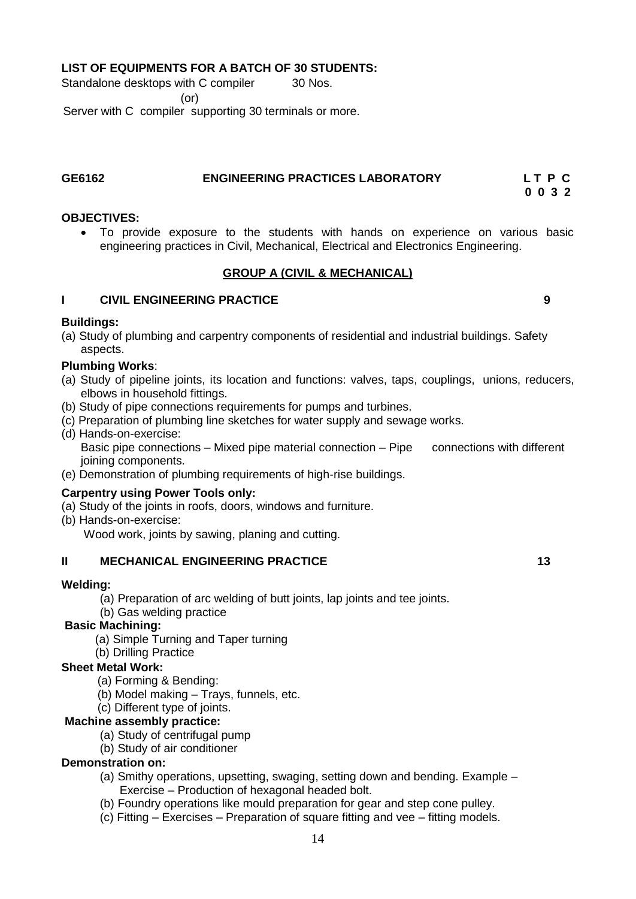**LIST OF EQUIPMENTS FOR A BATCH OF 30 STUDENTS:**

Standalone desktops with C compiler 30 Nos.

(or)

Server with C compiler supporting 30 terminals or more.

## GE6162 ENGINEERING PRACTICES LABORATORY

| L | T | P | C |
|---|---|---|---|
| 0 | 0 | 3 | 2 |

**OBJECTIVES:**

- To provide exposure to the students with hands on experience on various basic engineering practices in Civil, Mechanical, Electrical and Electronics Engineering.

### GROUP A (CIVIL & MECHANICAL)

### I CIVIL ENGINEERING PRACTICE 9

**Buildings:**

(a) Study of plumbing and carpentry components of residential and industrial buildings. Safety aspects.

**Plumbing Works**:

(a) Study of pipeline joints, its location and functions: valves, taps, couplings, unions, reducers, elbows in household fittings.

(b) Study of pipe connections requirements for pumps and turbines.

(c) Preparation of plumbing line sketches for water supply and sewage works.

(d) Hands-on-exercise:
Basic pipe connections – Mixed pipe material connection – Pipe connections with different joining components.

(e) Demonstration of plumbing requirements of high-rise buildings.

**Carpentry using Power Tools only:**

(a) Study of the joints in roofs, doors, windows and furniture.

(b) Hands-on-exercise:
Wood work, joints by sawing, planing and cutting.

### II MECHANICAL ENGINEERING PRACTICE 13

**Welding:**

(a) Preparation of arc welding of butt joints, lap joints and tee joints.

(b) Gas welding practice

**Basic Machining:**

(a) Simple Turning and Taper turning

(b) Drilling Practice

**Sheet Metal Work:**

(a) Forming & Bending:

(b) Model making – Trays, funnels, etc.

(c) Different type of joints.

**Machine assembly practice:**

(a) Study of centrifugal pump

(b) Study of air conditioner

**Demonstration on:**

(a) Smithy operations, upsetting, swaging, setting down and bending. Example – Exercise – Production of hexagonal headed bolt.

(b) Foundry operations like mould preparation for gear and step cone pulley.

(c) Fitting – Exercises – Preparation of square fitting and vee – fitting models.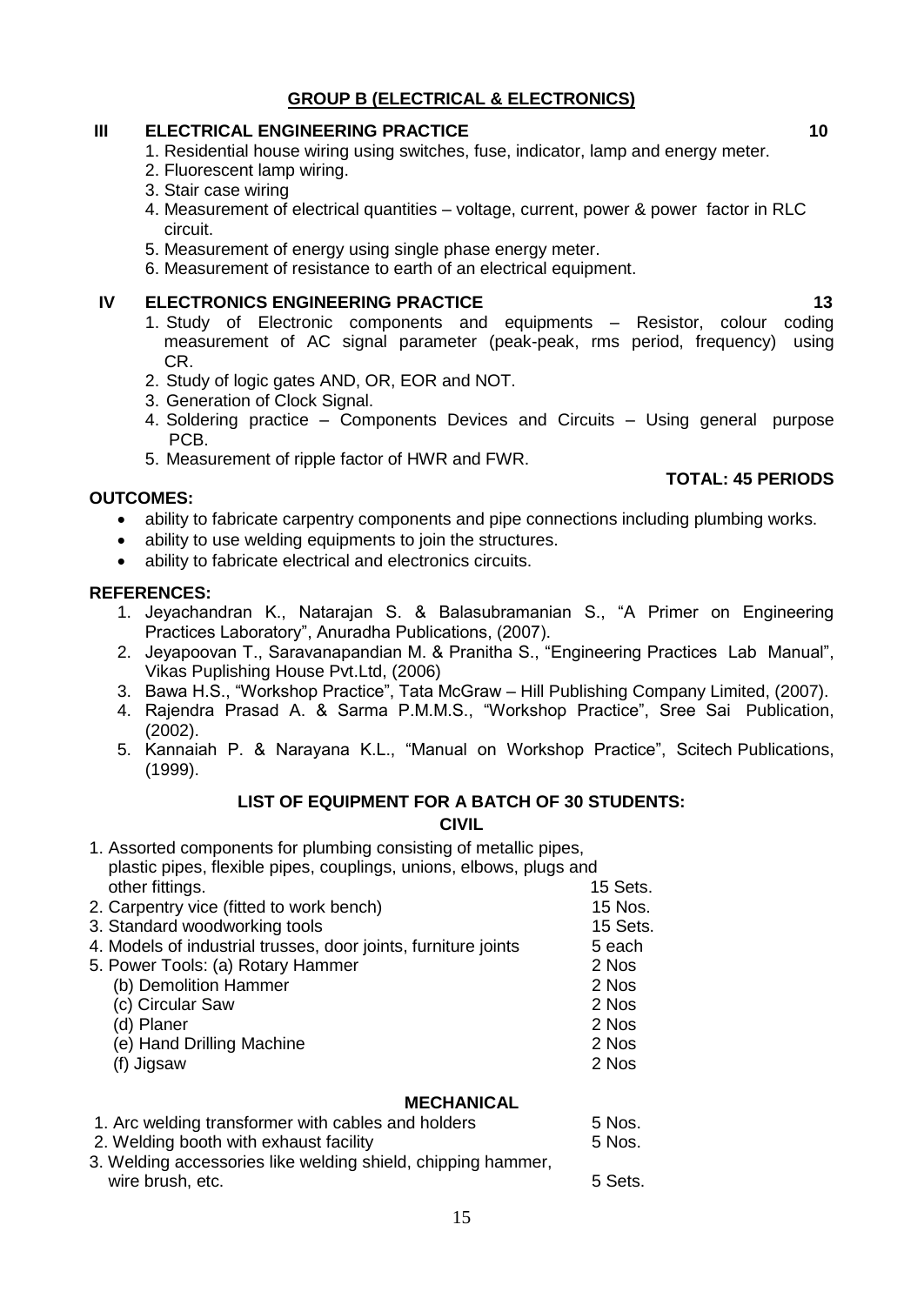## GROUP B (ELECTRICAL & ELECTRONICS)

### III ELECTRICAL ENGINEERING PRACTICE 10

1. Residential house wiring using switches, fuse, indicator, lamp and energy meter.
2. Fluorescent lamp wiring.
3. Stair case wiring
4. Measurement of electrical quantities – voltage, current, power & power factor in RLC circuit.
5. Measurement of energy using single phase energy meter.
6. Measurement of resistance to earth of an electrical equipment.

### IV ELECTRONICS ENGINEERING PRACTICE 13

1. Study of Electronic components and equipments – Resistor, colour coding measurement of AC signal parameter (peak-peak, rms period, frequency) using CR.
2. Study of logic gates AND, OR, EOR and NOT.
3. Generation of Clock Signal.
4. Soldering practice – Components Devices and Circuits – Using general purpose PCB.
5. Measurement of ripple factor of HWR and FWR.

**TOTAL: 45 PERIODS**

**OUTCOMES:**

- ability to fabricate carpentry components and pipe connections including plumbing works.
- ability to use welding equipments to join the structures.
- ability to fabricate electrical and electronics circuits.

**REFERENCES:**

1. Jeyachandran K., Natarajan S. & Balasubramanian S., "A Primer on Engineering Practices Laboratory", Anuradha Publications, (2007).
2. Jeyapoovan T., Saravanapandian M. & Pranitha S., "Engineering Practices Lab Manual", Vikas Puplishing House Pvt.Ltd, (2006)
3. Bawa H.S., "Workshop Practice", Tata McGraw – Hill Publishing Company Limited, (2007).
4. Rajendra Prasad A. & Sarma P.M.M.S., "Workshop Practice", Sree Sai Publication, (2002).
5. Kannaiah P. & Narayana K.L., "Manual on Workshop Practice", Scitech Publications, (1999).

## LIST OF EQUIPMENT FOR A BATCH OF 30 STUDENTS:

### CIVIL

| Item | Quantity |
|---|---|
| 1. Assorted components for plumbing consisting of metallic pipes, plastic pipes, flexible pipes, couplings, unions, elbows, plugs and other fittings. | 15 Sets. |
| 2. Carpentry vice (fitted to work bench) | 15 Nos. |
| 3. Standard woodworking tools | 15 Sets. |
| 4. Models of industrial trusses, door joints, furniture joints | 5 each |
| 5. Power Tools: (a) Rotary Hammer | 2 Nos |
| (b) Demolition Hammer | 2 Nos |
| (c) Circular Saw | 2 Nos |
| (d) Planer | 2 Nos |
| (e) Hand Drilling Machine | 2 Nos |
| (f) Jigsaw | 2 Nos |

### MECHANICAL

| Item | Quantity |
|---|---|
| 1. Arc welding transformer with cables and holders | 5 Nos. |
| 2. Welding booth with exhaust facility | 5 Nos. |
| 3. Welding accessories like welding shield, chipping hammer, wire brush, etc. | 5 Sets. |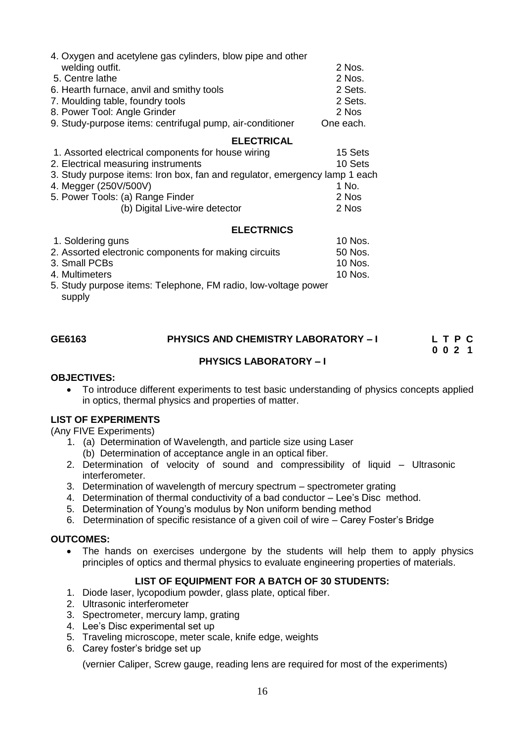4. Oxygen and acetylene gas cylinders, blow pipe and other welding outfit. 2 Nos.
5. Centre lathe 2 Nos.
6. Hearth furnace, anvil and smithy tools 2 Sets.
7. Moulding table, foundry tools 2 Sets.
8. Power Tool: Angle Grinder 2 Nos
9. Study-purpose items: centrifugal pump, air-conditioner One each.

**ELECTRICAL**

1. Assorted electrical components for house wiring 15 Sets
2. Electrical measuring instruments 10 Sets
3. Study purpose items: Iron box, fan and regulator, emergency lamp 1 each
4. Megger (250V/500V) 1 No.
5. Power Tools: (a) Range Finder 2 Nos
   (b) Digital Live-wire detector 2 Nos

**ELECTRNICS**

1. Soldering guns 10 Nos.
2. Assorted electronic components for making circuits 50 Nos.
3. Small PCBs 10 Nos.
4. Multimeters 10 Nos.
5. Study purpose items: Telephone, FM radio, low-voltage power supply

**GE6163 PHYSICS AND CHEMISTRY LABORATORY – I** **L T P C**
**0 0 2 1**

## PHYSICS LABORATORY – I

**OBJECTIVES:**

- To introduce different experiments to test basic understanding of physics concepts applied in optics, thermal physics and properties of matter.

**LIST OF EXPERIMENTS**

(Any FIVE Experiments)

1. (a) Determination of Wavelength, and particle size using Laser
   (b) Determination of acceptance angle in an optical fiber.
2. Determination of velocity of sound and compressibility of liquid – Ultrasonic interferometer.
3. Determination of wavelength of mercury spectrum – spectrometer grating
4. Determination of thermal conductivity of a bad conductor – Lee's Disc method.
5. Determination of Young's modulus by Non uniform bending method
6. Determination of specific resistance of a given coil of wire – Carey Foster's Bridge

**OUTCOMES:**

- The hands on exercises undergone by the students will help them to apply physics principles of optics and thermal physics to evaluate engineering properties of materials.

**LIST OF EQUIPMENT FOR A BATCH OF 30 STUDENTS:**

1. Diode laser, lycopodium powder, glass plate, optical fiber.
2. Ultrasonic interferometer
3. Spectrometer, mercury lamp, grating
4. Lee's Disc experimental set up
5. Traveling microscope, meter scale, knife edge, weights
6. Carey foster's bridge set up

(vernier Caliper, Screw gauge, reading lens are required for most of the experiments)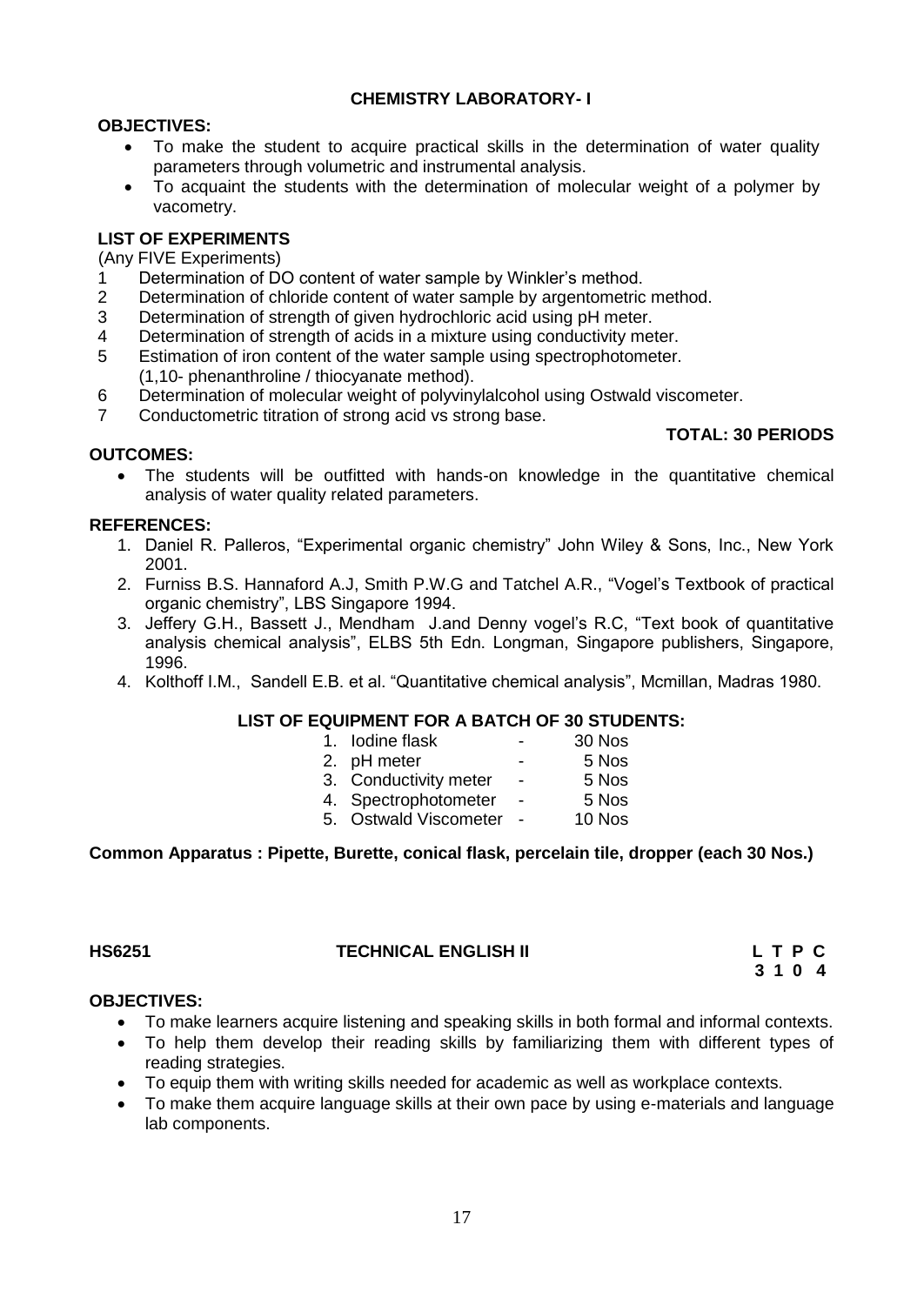## CHEMISTRY LABORATORY- I

**OBJECTIVES:**

- To make the student to acquire practical skills in the determination of water quality parameters through volumetric and instrumental analysis.
- To acquaint the students with the determination of molecular weight of a polymer by vacometry.

**LIST OF EXPERIMENTS**

(Any FIVE Experiments)

1. Determination of DO content of water sample by Winkler's method.
2. Determination of chloride content of water sample by argentometric method.
3. Determination of strength of given hydrochloric acid using pH meter.
4. Determination of strength of acids in a mixture using conductivity meter.
5. Estimation of iron content of the water sample using spectrophotometer. (1,10- phenanthroline / thiocyanate method).
6. Determination of molecular weight of polyvinylalcohol using Ostwald viscometer.
7. Conductometric titration of strong acid vs strong base.

**TOTAL: 30 PERIODS**

**OUTCOMES:**

- The students will be outfitted with hands-on knowledge in the quantitative chemical analysis of water quality related parameters.

**REFERENCES:**

1. Daniel R. Palleros, "Experimental organic chemistry" John Wiley & Sons, Inc., New York 2001.
2. Furniss B.S. Hannaford A.J, Smith P.W.G and Tatchel A.R., "Vogel's Textbook of practical organic chemistry", LBS Singapore 1994.
3. Jeffery G.H., Bassett J., Mendham J.and Denny vogel's R.C, "Text book of quantitative analysis chemical analysis", ELBS 5th Edn. Longman, Singapore publishers, Singapore, 1996.
4. Kolthoff I.M., Sandell E.B. et al. "Quantitative chemical analysis", Mcmillan, Madras 1980.

**LIST OF EQUIPMENT FOR A BATCH OF 30 STUDENTS:**

1. Iodine flask - 30 Nos
2. pH meter - 5 Nos
3. Conductivity meter - 5 Nos
4. Spectrophotometer - 5 Nos
5. Ostwald Viscometer - 10 Nos

**Common Apparatus : Pipette, Burette, conical flask, percelain tile, dropper (each 30 Nos.)**

## HS6251 TECHNICAL ENGLISH II

| L | T | P | C |
|---|---|---|---|
| 3 | 1 | 0 | 4 |

**OBJECTIVES:**

- To make learners acquire listening and speaking skills in both formal and informal contexts.
- To help them develop their reading skills by familiarizing them with different types of reading strategies.
- To equip them with writing skills needed for academic as well as workplace contexts.
- To make them acquire language skills at their own pace by using e-materials and language lab components.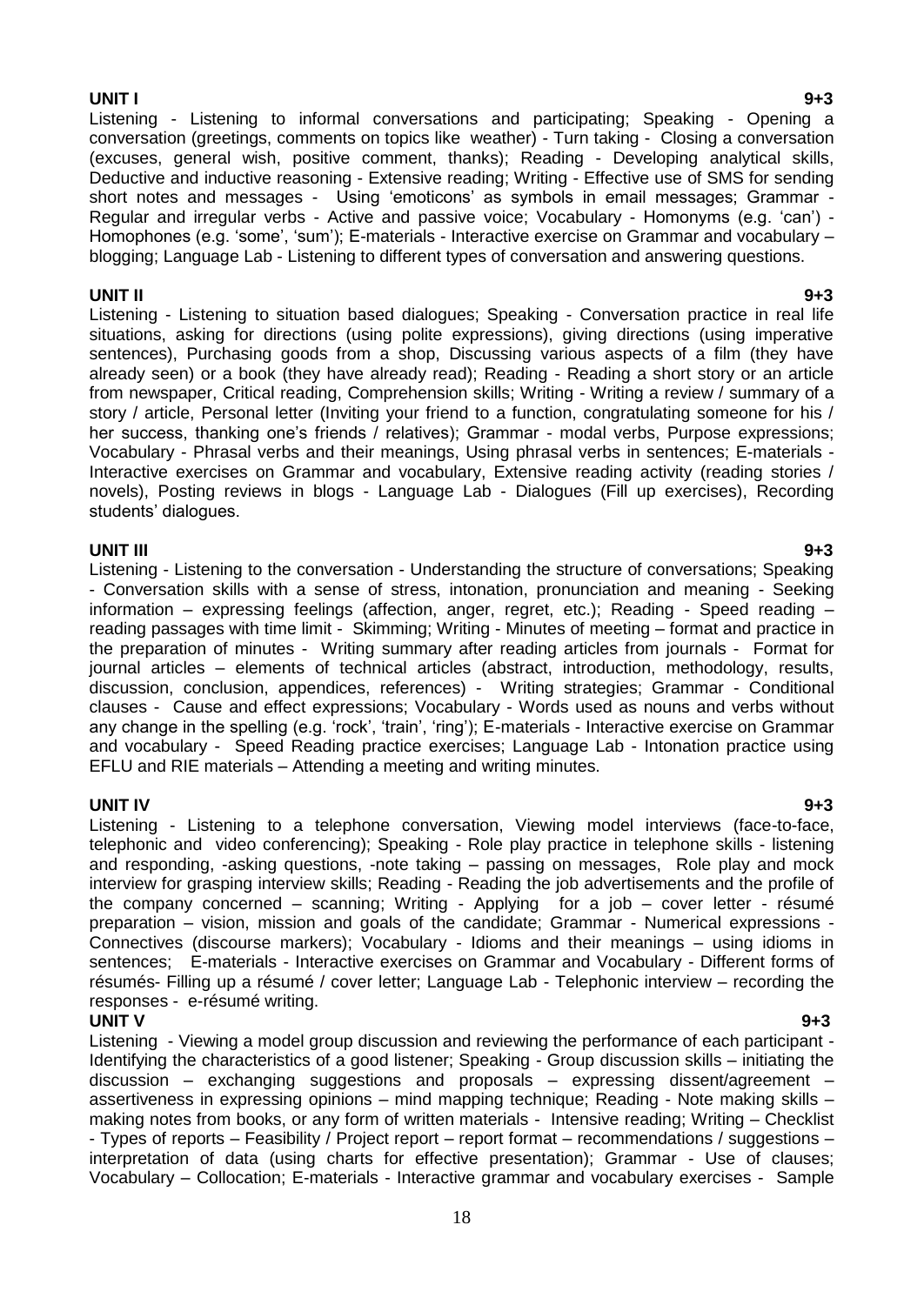**UNIT I** **9+3**

Listening - Listening to informal conversations and participating; Speaking - Opening a conversation (greetings, comments on topics like weather) - Turn taking - Closing a conversation (excuses, general wish, positive comment, thanks); Reading - Developing analytical skills, Deductive and inductive reasoning - Extensive reading; Writing - Effective use of SMS for sending short notes and messages - Using 'emoticons' as symbols in email messages; Grammar - Regular and irregular verbs - Active and passive voice; Vocabulary - Homonyms (e.g. 'can') - Homophones (e.g. 'some', 'sum'); E-materials - Interactive exercise on Grammar and vocabulary – blogging; Language Lab - Listening to different types of conversation and answering questions.

**UNIT II** **9+3**

Listening - Listening to situation based dialogues; Speaking - Conversation practice in real life situations, asking for directions (using polite expressions), giving directions (using imperative sentences), Purchasing goods from a shop, Discussing various aspects of a film (they have already seen) or a book (they have already read); Reading - Reading a short story or an article from newspaper, Critical reading, Comprehension skills; Writing - Writing a review / summary of a story / article, Personal letter (Inviting your friend to a function, congratulating someone for his / her success, thanking one's friends / relatives); Grammar - modal verbs, Purpose expressions; Vocabulary - Phrasal verbs and their meanings, Using phrasal verbs in sentences; E-materials - Interactive exercises on Grammar and vocabulary, Extensive reading activity (reading stories / novels), Posting reviews in blogs - Language Lab - Dialogues (Fill up exercises), Recording students' dialogues.

**UNIT III** **9+3**

Listening - Listening to the conversation - Understanding the structure of conversations; Speaking - Conversation skills with a sense of stress, intonation, pronunciation and meaning - Seeking information – expressing feelings (affection, anger, regret, etc.); Reading - Speed reading – reading passages with time limit - Skimming; Writing - Minutes of meeting – format and practice in the preparation of minutes - Writing summary after reading articles from journals - Format for journal articles – elements of technical articles (abstract, introduction, methodology, results, discussion, conclusion, appendices, references) - Writing strategies; Grammar - Conditional clauses - Cause and effect expressions; Vocabulary - Words used as nouns and verbs without any change in the spelling (e.g. 'rock', 'train', 'ring'); E-materials - Interactive exercise on Grammar and vocabulary - Speed Reading practice exercises; Language Lab - Intonation practice using EFLU and RIE materials – Attending a meeting and writing minutes.

**UNIT IV** **9+3**

Listening - Listening to a telephone conversation, Viewing model interviews (face-to-face, telephonic and video conferencing); Speaking - Role play practice in telephone skills - listening and responding, -asking questions, -note taking – passing on messages, Role play and mock interview for grasping interview skills; Reading - Reading the job advertisements and the profile of the company concerned – scanning; Writing - Applying for a job – cover letter - résumé preparation – vision, mission and goals of the candidate; Grammar - Numerical expressions - Connectives (discourse markers); Vocabulary - Idioms and their meanings – using idioms in sentences; E-materials - Interactive exercises on Grammar and Vocabulary - Different forms of résumés- Filling up a résumé / cover letter; Language Lab - Telephonic interview – recording the responses - e-résumé writing.

**UNIT V** **9+3**

Listening - Viewing a model group discussion and reviewing the performance of each participant - Identifying the characteristics of a good listener; Speaking - Group discussion skills – initiating the discussion – exchanging suggestions and proposals – expressing dissent/agreement – assertiveness in expressing opinions – mind mapping technique; Reading - Note making skills – making notes from books, or any form of written materials - Intensive reading; Writing – Checklist - Types of reports – Feasibility / Project report – report format – recommendations / suggestions – interpretation of data (using charts for effective presentation); Grammar - Use of clauses; Vocabulary – Collocation; E-materials - Interactive grammar and vocabulary exercises - Sample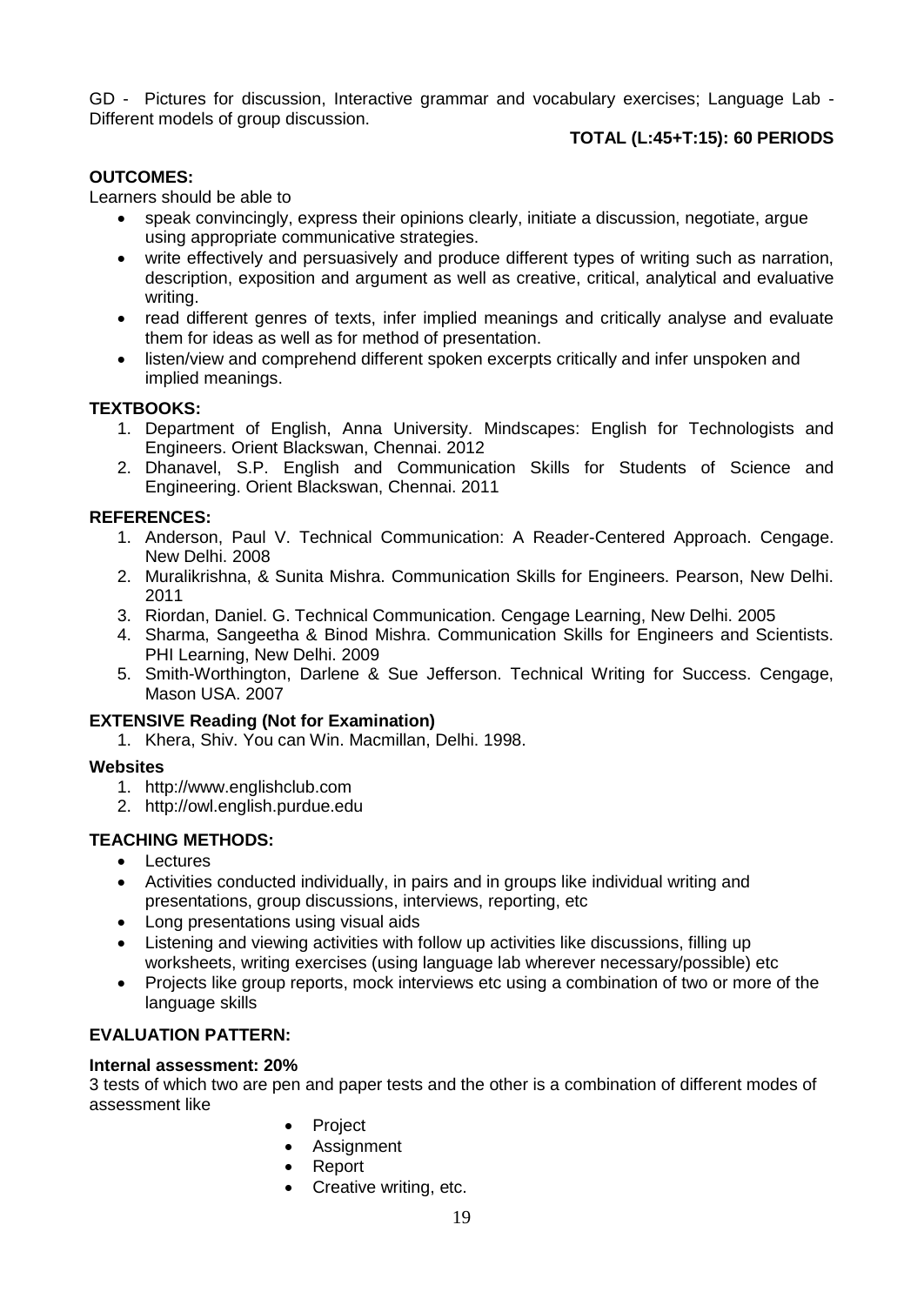GD - Pictures for discussion, Interactive grammar and vocabulary exercises; Language Lab - Different models of group discussion.

**TOTAL (L:45+T:15): 60 PERIODS**

**OUTCOMES:**

Learners should be able to

- speak convincingly, express their opinions clearly, initiate a discussion, negotiate, argue using appropriate communicative strategies.
- write effectively and persuasively and produce different types of writing such as narration, description, exposition and argument as well as creative, critical, analytical and evaluative writing.
- read different genres of texts, infer implied meanings and critically analyse and evaluate them for ideas as well as for method of presentation.
- listen/view and comprehend different spoken excerpts critically and infer unspoken and implied meanings.

**TEXTBOOKS:**

1. Department of English, Anna University. Mindscapes: English for Technologists and Engineers. Orient Blackswan, Chennai. 2012
2. Dhanavel, S.P. English and Communication Skills for Students of Science and Engineering. Orient Blackswan, Chennai. 2011

**REFERENCES:**

1. Anderson, Paul V. Technical Communication: A Reader-Centered Approach. Cengage. New Delhi. 2008
2. Muralikrishna, & Sunita Mishra. Communication Skills for Engineers. Pearson, New Delhi. 2011
3. Riordan, Daniel. G. Technical Communication. Cengage Learning, New Delhi. 2005
4. Sharma, Sangeetha & Binod Mishra. Communication Skills for Engineers and Scientists. PHI Learning, New Delhi. 2009
5. Smith-Worthington, Darlene & Sue Jefferson. Technical Writing for Success. Cengage, Mason USA. 2007

**EXTENSIVE Reading (Not for Examination)**

1. Khera, Shiv. You can Win. Macmillan, Delhi. 1998.

**Websites**

1. http://www.englishclub.com
2. http://owl.english.purdue.edu

**TEACHING METHODS:**

- Lectures
- Activities conducted individually, in pairs and in groups like individual writing and presentations, group discussions, interviews, reporting, etc
- Long presentations using visual aids
- Listening and viewing activities with follow up activities like discussions, filling up worksheets, writing exercises (using language lab wherever necessary/possible) etc
- Projects like group reports, mock interviews etc using a combination of two or more of the language skills

**EVALUATION PATTERN:**

**Internal assessment: 20%**

3 tests of which two are pen and paper tests and the other is a combination of different modes of assessment like

- Project
- Assignment
- Report
- Creative writing, etc.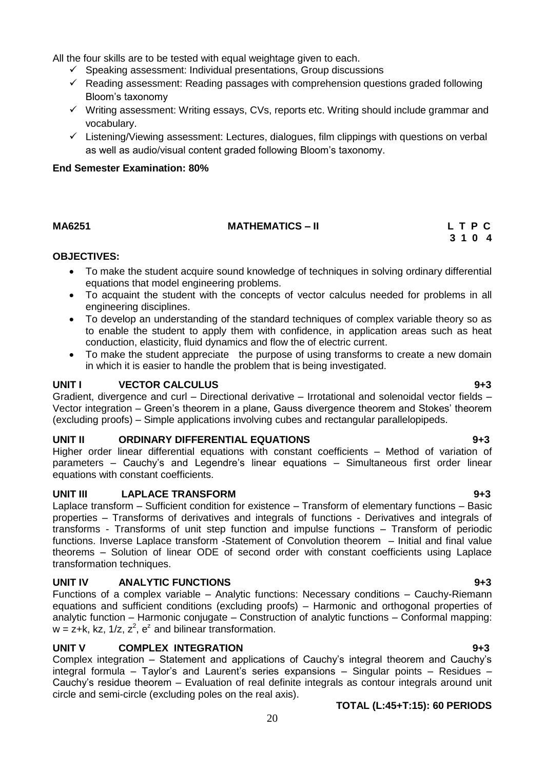All the four skills are to be tested with equal weightage given to each.

- ✓ Speaking assessment: Individual presentations, Group discussions
- ✓ Reading assessment: Reading passages with comprehension questions graded following Bloom's taxonomy
- ✓ Writing assessment: Writing essays, CVs, reports etc. Writing should include grammar and vocabulary.
- ✓ Listening/Viewing assessment: Lectures, dialogues, film clippings with questions on verbal as well as audio/visual content graded following Bloom's taxonomy.

**End Semester Examination: 80%**

**MA6251 MATHEMATICS – II**

| L | T | P | C |
|---|---|---|---|
| 3 | 1 | 0 | 4 |

**OBJECTIVES:**

- To make the student acquire sound knowledge of techniques in solving ordinary differential equations that model engineering problems.
- To acquaint the student with the concepts of vector calculus needed for problems in all engineering disciplines.
- To develop an understanding of the standard techniques of complex variable theory so as to enable the student to apply them with confidence, in application areas such as heat conduction, elasticity, fluid dynamics and flow the of electric current.
- To make the student appreciate the purpose of using transforms to create a new domain in which it is easier to handle the problem that is being investigated.

**UNIT I VECTOR CALCULUS 9+3**

Gradient, divergence and curl – Directional derivative – Irrotational and solenoidal vector fields – Vector integration – Green's theorem in a plane, Gauss divergence theorem and Stokes' theorem (excluding proofs) – Simple applications involving cubes and rectangular parallelopipeds.

**UNIT II ORDINARY DIFFERENTIAL EQUATIONS 9+3**

Higher order linear differential equations with constant coefficients – Method of variation of parameters – Cauchy's and Legendre's linear equations – Simultaneous first order linear equations with constant coefficients.

**UNIT III LAPLACE TRANSFORM 9+3**

Laplace transform – Sufficient condition for existence – Transform of elementary functions – Basic properties – Transforms of derivatives and integrals of functions - Derivatives and integrals of transforms - Transforms of unit step function and impulse functions – Transform of periodic functions. Inverse Laplace transform -Statement of Convolution theorem – Initial and final value theorems – Solution of linear ODE of second order with constant coefficients using Laplace transformation techniques.

**UNIT IV ANALYTIC FUNCTIONS 9+3**

Functions of a complex variable – Analytic functions: Necessary conditions – Cauchy-Riemann equations and sufficient conditions (excluding proofs) – Harmonic and orthogonal properties of analytic function – Harmonic conjugate – Construction of analytic functions – Conformal mapping: $w = z+k$, $kz$, $1/z$, $z^2$, $e^z$ and bilinear transformation.

**UNIT V COMPLEX INTEGRATION 9+3**

Complex integration – Statement and applications of Cauchy's integral theorem and Cauchy's integral formula – Taylor's and Laurent's series expansions – Singular points – Residues – Cauchy's residue theorem – Evaluation of real definite integrals as contour integrals around unit circle and semi-circle (excluding poles on the real axis).

**TOTAL (L:45+T:15): 60 PERIODS**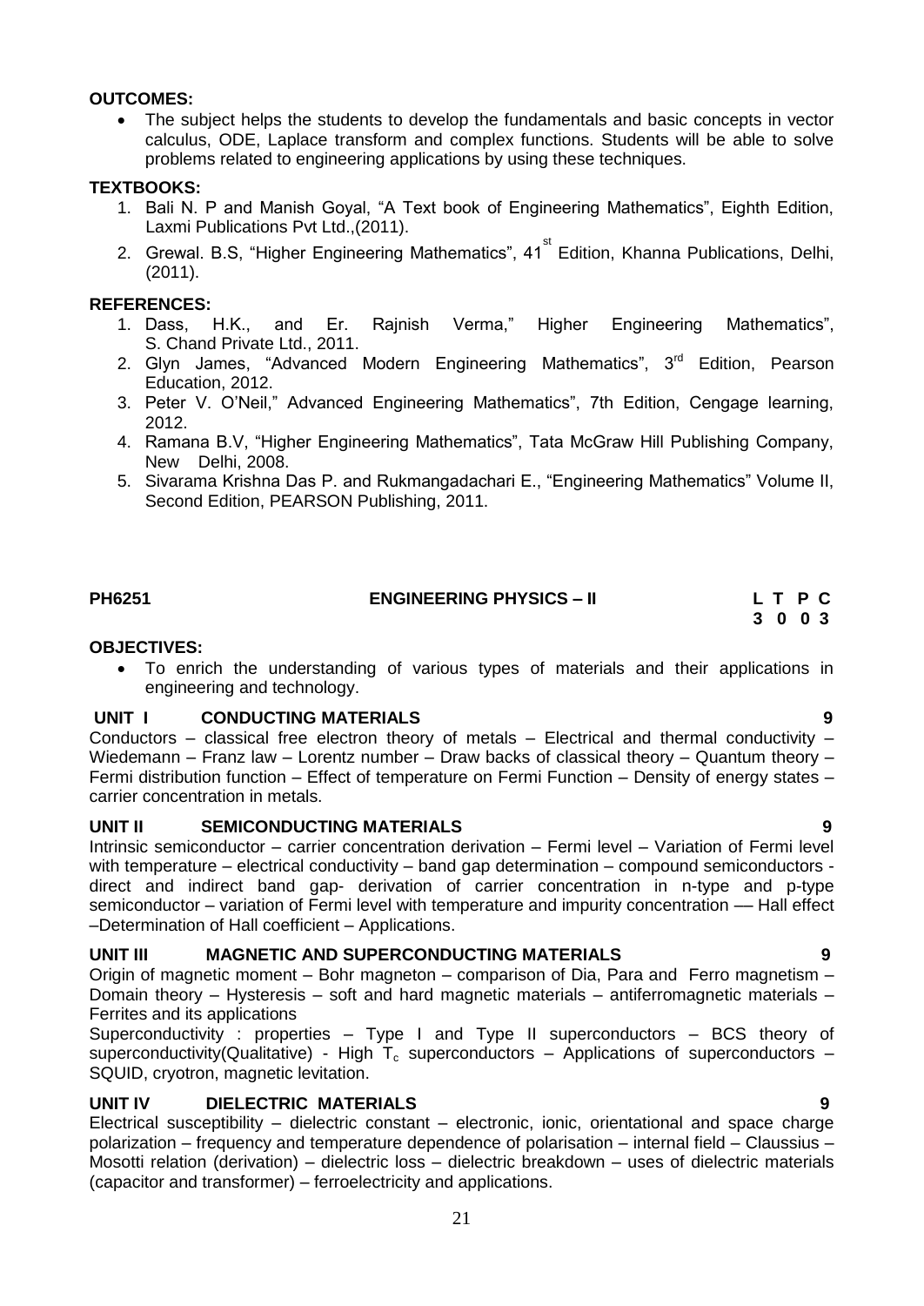**OUTCOMES:**

- The subject helps the students to develop the fundamentals and basic concepts in vector calculus, ODE, Laplace transform and complex functions. Students will be able to solve problems related to engineering applications by using these techniques.

**TEXTBOOKS:**

1. Bali N. P and Manish Goyal, "A Text book of Engineering Mathematics", Eighth Edition, Laxmi Publications Pvt Ltd.,(2011).
2. Grewal. B.S, "Higher Engineering Mathematics", 41st Edition, Khanna Publications, Delhi, (2011).

**REFERENCES:**

1. Dass, H.K., and Er. Rajnish Verma," Higher Engineering Mathematics", S. Chand Private Ltd., 2011.
2. Glyn James, "Advanced Modern Engineering Mathematics", 3rd Edition, Pearson Education, 2012.
3. Peter V. O'Neil," Advanced Engineering Mathematics", 7th Edition, Cengage learning, 2012.
4. Ramana B.V, "Higher Engineering Mathematics", Tata McGraw Hill Publishing Company, New Delhi, 2008.
5. Sivarama Krishna Das P. and Rukmangadachari E., "Engineering Mathematics" Volume II, Second Edition, PEARSON Publishing, 2011.

| **PH6251** | **ENGINEERING PHYSICS – II** | **L T P C** |
|---|---|---|
| | | **3 0 0 3** |

**OBJECTIVES:**

- To enrich the understanding of various types of materials and their applications in engineering and technology.

**UNIT I CONDUCTING MATERIALS** **9**

Conductors – classical free electron theory of metals – Electrical and thermal conductivity – Wiedemann – Franz law – Lorentz number – Draw backs of classical theory – Quantum theory – Fermi distribution function – Effect of temperature on Fermi Function – Density of energy states – carrier concentration in metals.

**UNIT II SEMICONDUCTING MATERIALS** **9**

Intrinsic semiconductor – carrier concentration derivation – Fermi level – Variation of Fermi level with temperature – electrical conductivity – band gap determination – compound semiconductors - direct and indirect band gap- derivation of carrier concentration in n-type and p-type semiconductor – variation of Fermi level with temperature and impurity concentration –– Hall effect –Determination of Hall coefficient – Applications.

**UNIT III MAGNETIC AND SUPERCONDUCTING MATERIALS** **9**

Origin of magnetic moment – Bohr magneton – comparison of Dia, Para and Ferro magnetism – Domain theory – Hysteresis – soft and hard magnetic materials – antiferromagnetic materials – Ferrites and its applications

Superconductivity : properties – Type I and Type II superconductors – BCS theory of superconductivity(Qualitative) - High $T_c$ superconductors – Applications of superconductors – SQUID, cryotron, magnetic levitation.

**UNIT IV DIELECTRIC MATERIALS** **9**

Electrical susceptibility – dielectric constant – electronic, ionic, orientational and space charge polarization – frequency and temperature dependence of polarisation – internal field – Claussius – Mosotti relation (derivation) – dielectric loss – dielectric breakdown – uses of dielectric materials (capacitor and transformer) – ferroelectricity and applications.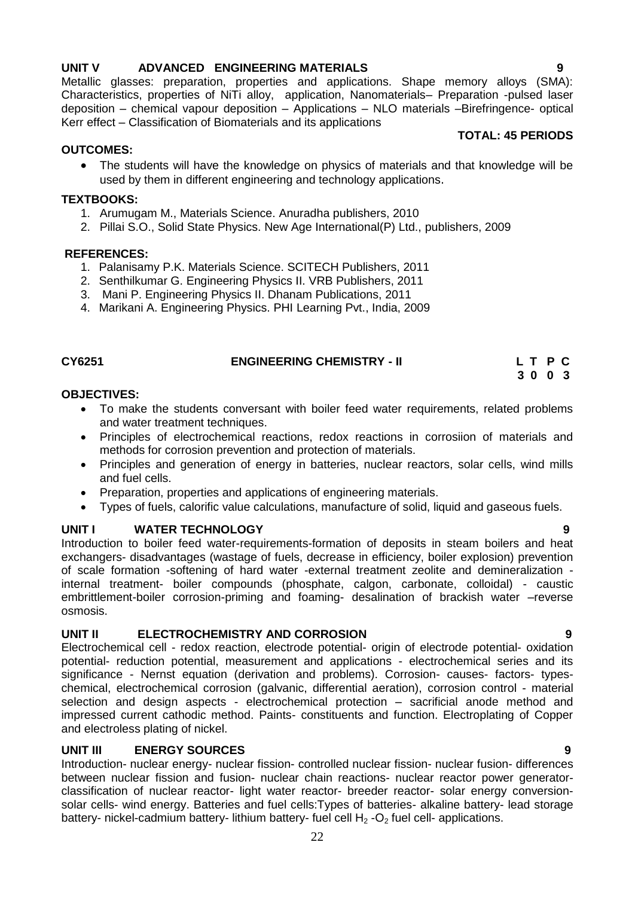## UNIT V ADVANCED ENGINEERING MATERIALS 9

Metallic glasses: preparation, properties and applications. Shape memory alloys (SMA): Characteristics, properties of NiTi alloy, application, Nanomaterials– Preparation -pulsed laser deposition – chemical vapour deposition – Applications – NLO materials –Birefringence- optical Kerr effect – Classification of Biomaterials and its applications

**TOTAL: 45 PERIODS**

**OUTCOMES:**

- The students will have the knowledge on physics of materials and that knowledge will be used by them in different engineering and technology applications.

**TEXTBOOKS:**

1. Arumugam M., Materials Science. Anuradha publishers, 2010
2. Pillai S.O., Solid State Physics. New Age International(P) Ltd., publishers, 2009

**REFERENCES:**

1. Palanisamy P.K. Materials Science. SCITECH Publishers, 2011
2. Senthilkumar G. Engineering Physics II. VRB Publishers, 2011
3. Mani P. Engineering Physics II. Dhanam Publications, 2011
4. Marikani A. Engineering Physics. PHI Learning Pvt., India, 2009

## CY6251 ENGINEERING CHEMISTRY - II

| L | T | P | C |
|---|---|---|---|
| 3 | 0 | 0 | 3 |

**OBJECTIVES:**

- To make the students conversant with boiler feed water requirements, related problems and water treatment techniques.
- Principles of electrochemical reactions, redox reactions in corrosiion of materials and methods for corrosion prevention and protection of materials.
- Principles and generation of energy in batteries, nuclear reactors, solar cells, wind mills and fuel cells.
- Preparation, properties and applications of engineering materials.
- Types of fuels, calorific value calculations, manufacture of solid, liquid and gaseous fuels.

## UNIT I WATER TECHNOLOGY 9

Introduction to boiler feed water-requirements-formation of deposits in steam boilers and heat exchangers- disadvantages (wastage of fuels, decrease in efficiency, boiler explosion) prevention of scale formation -softening of hard water -external treatment zeolite and demineralization - internal treatment- boiler compounds (phosphate, calgon, carbonate, colloidal) - caustic embrittlement-boiler corrosion-priming and foaming- desalination of brackish water –reverse osmosis.

## UNIT II ELECTROCHEMISTRY AND CORROSION 9

Electrochemical cell - redox reaction, electrode potential- origin of electrode potential- oxidation potential- reduction potential, measurement and applications - electrochemical series and its significance - Nernst equation (derivation and problems). Corrosion- causes- factors- types- chemical, electrochemical corrosion (galvanic, differential aeration), corrosion control - material selection and design aspects - electrochemical protection – sacrificial anode method and impressed current cathodic method. Paints- constituents and function. Electroplating of Copper and electroless plating of nickel.

## UNIT III ENERGY SOURCES 9

Introduction- nuclear energy- nuclear fission- controlled nuclear fission- nuclear fusion- differences between nuclear fission and fusion- nuclear chain reactions- nuclear reactor power generator- classification of nuclear reactor- light water reactor- breeder reactor- solar energy conversion- solar cells- wind energy. Batteries and fuel cells:Types of batteries- alkaline battery- lead storage battery- nickel-cadmium battery- lithium battery- fuel cell $H_2$ -$O_2$ fuel cell- applications.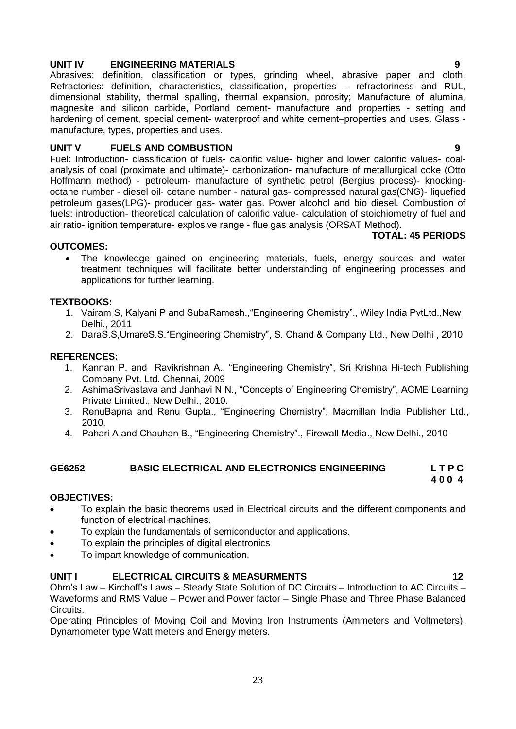**UNIT IV ENGINEERING MATERIALS 9**

Abrasives: definition, classification or types, grinding wheel, abrasive paper and cloth. Refractories: definition, characteristics, classification, properties – refractoriness and RUL, dimensional stability, thermal spalling, thermal expansion, porosity; Manufacture of alumina, magnesite and silicon carbide, Portland cement- manufacture and properties - setting and hardening of cement, special cement- waterproof and white cement–properties and uses. Glass - manufacture, types, properties and uses.

**UNIT V FUELS AND COMBUSTION 9**

Fuel: Introduction- classification of fuels- calorific value- higher and lower calorific values- coal- analysis of coal (proximate and ultimate)- carbonization- manufacture of metallurgical coke (Otto Hoffmann method) - petroleum- manufacture of synthetic petrol (Bergius process)- knocking- octane number - diesel oil- cetane number - natural gas- compressed natural gas(CNG)- liquefied petroleum gases(LPG)- producer gas- water gas. Power alcohol and bio diesel. Combustion of fuels: introduction- theoretical calculation of calorific value- calculation of stoichiometry of fuel and air ratio- ignition temperature- explosive range - flue gas analysis (ORSAT Method).

**TOTAL: 45 PERIODS**

**OUTCOMES:**

- The knowledge gained on engineering materials, fuels, energy sources and water treatment techniques will facilitate better understanding of engineering processes and applications for further learning.

**TEXTBOOKS:**

1. Vairam S, Kalyani P and SubaRamesh.,"Engineering Chemistry"., Wiley India PvtLtd.,New Delhi., 2011
2. DaraS.S,UmareS.S."Engineering Chemistry", S. Chand & Company Ltd., New Delhi , 2010

**REFERENCES:**

1. Kannan P. and Ravikrishnan A., "Engineering Chemistry", Sri Krishna Hi-tech Publishing Company Pvt. Ltd. Chennai, 2009
2. AshimaSrivastava and Janhavi N N., "Concepts of Engineering Chemistry", ACME Learning Private Limited., New Delhi., 2010.
3. RenuBapna and Renu Gupta., "Engineering Chemistry", Macmillan India Publisher Ltd., 2010.
4. Pahari A and Chauhan B., "Engineering Chemistry"., Firewall Media., New Delhi., 2010

## GE6252 BASIC ELECTRICAL AND ELECTRONICS ENGINEERING L T P C 4 0 0 4

**OBJECTIVES:**

- To explain the basic theorems used in Electrical circuits and the different components and function of electrical machines.
- To explain the fundamentals of semiconductor and applications.
- To explain the principles of digital electronics
- To impart knowledge of communication.

**UNIT I ELECTRICAL CIRCUITS & MEASURMENTS 12**

Ohm's Law – Kirchoff's Laws – Steady State Solution of DC Circuits – Introduction to AC Circuits – Waveforms and RMS Value – Power and Power factor – Single Phase and Three Phase Balanced Circuits.

Operating Principles of Moving Coil and Moving Iron Instruments (Ammeters and Voltmeters), Dynamometer type Watt meters and Energy meters.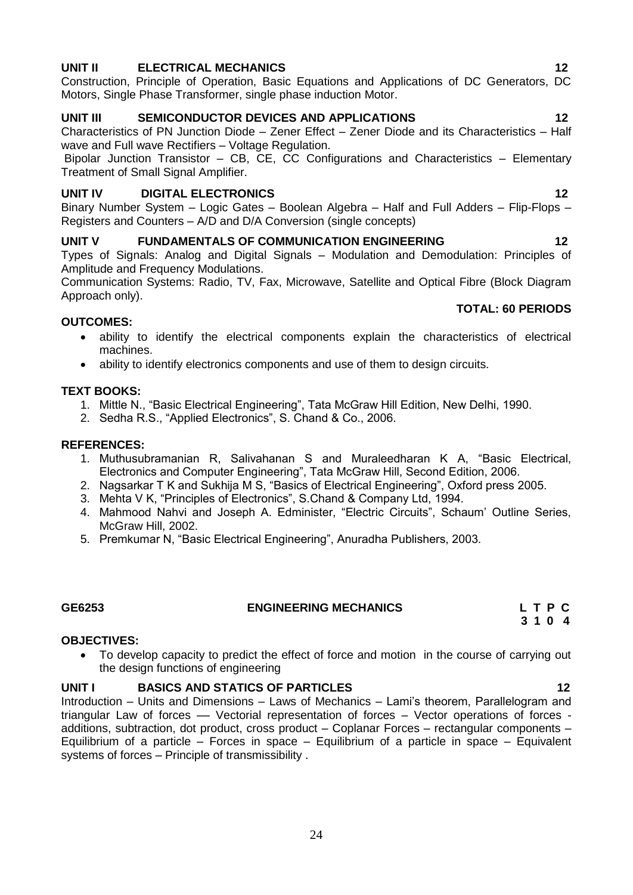**UNIT II ELECTRICAL MECHANICS 12**

Construction, Principle of Operation, Basic Equations and Applications of DC Generators, DC Motors, Single Phase Transformer, single phase induction Motor.

**UNIT III SEMICONDUCTOR DEVICES AND APPLICATIONS 12**

Characteristics of PN Junction Diode – Zener Effect – Zener Diode and its Characteristics – Half wave and Full wave Rectifiers – Voltage Regulation.

Bipolar Junction Transistor – CB, CE, CC Configurations and Characteristics – Elementary Treatment of Small Signal Amplifier.

**UNIT IV DIGITAL ELECTRONICS 12**

Binary Number System – Logic Gates – Boolean Algebra – Half and Full Adders – Flip-Flops – Registers and Counters – A/D and D/A Conversion (single concepts)

**UNIT V FUNDAMENTALS OF COMMUNICATION ENGINEERING 12**

Types of Signals: Analog and Digital Signals – Modulation and Demodulation: Principles of Amplitude and Frequency Modulations.

Communication Systems: Radio, TV, Fax, Microwave, Satellite and Optical Fibre (Block Diagram Approach only).

**TOTAL: 60 PERIODS**

**OUTCOMES:**

- ability to identify the electrical components explain the characteristics of electrical machines.
- ability to identify electronics components and use of them to design circuits.

**TEXT BOOKS:**

1. Mittle N., "Basic Electrical Engineering", Tata McGraw Hill Edition, New Delhi, 1990.
2. Sedha R.S., "Applied Electronics", S. Chand & Co., 2006.

**REFERENCES:**

1. Muthusubramanian R, Salivahanan S and Muraleedharan K A, "Basic Electrical, Electronics and Computer Engineering", Tata McGraw Hill, Second Edition, 2006.
2. Nagsarkar T K and Sukhija M S, "Basics of Electrical Engineering", Oxford press 2005.
3. Mehta V K, "Principles of Electronics", S.Chand & Company Ltd, 1994.
4. Mahmood Nahvi and Joseph A. Edminister, "Electric Circuits", Schaum' Outline Series, McGraw Hill, 2002.
5. Premkumar N, "Basic Electrical Engineering", Anuradha Publishers, 2003.

## GE6253 ENGINEERING MECHANICS

| L | T | P | C |
|---|---|---|---|
| 3 | 1 | 0 | 4 |

**OBJECTIVES:**

- To develop capacity to predict the effect of force and motion in the course of carrying out the design functions of engineering

**UNIT I BASICS AND STATICS OF PARTICLES 12**

Introduction – Units and Dimensions – Laws of Mechanics – Lami's theorem, Parallelogram and triangular Law of forces –– Vectorial representation of forces – Vector operations of forces - additions, subtraction, dot product, cross product – Coplanar Forces – rectangular components – Equilibrium of a particle – Forces in space – Equilibrium of a particle in space – Equivalent systems of forces – Principle of transmissibility .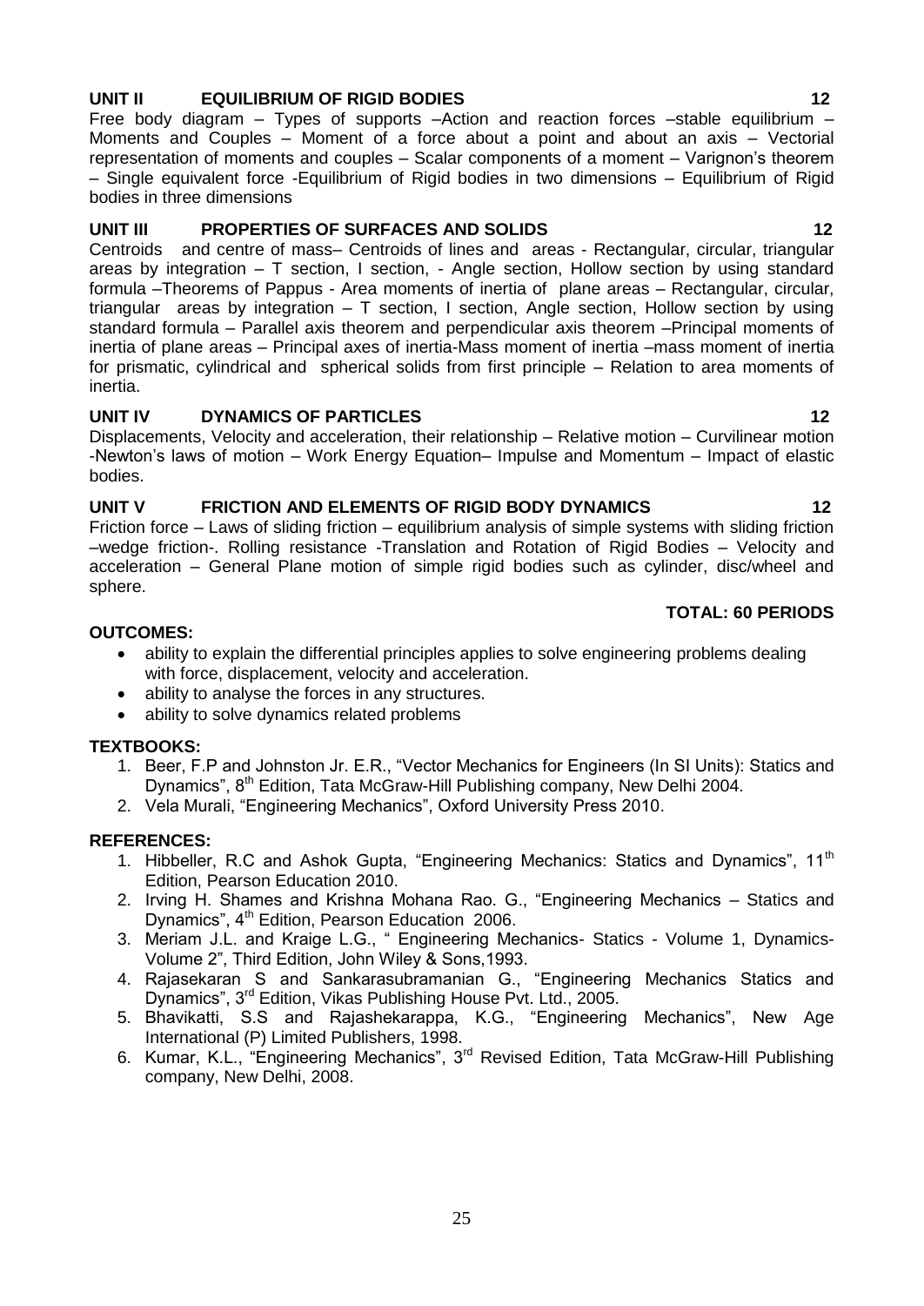**UNIT II EQUILIBRIUM OF RIGID BODIES 12**

Free body diagram – Types of supports –Action and reaction forces –stable equilibrium – Moments and Couples – Moment of a force about a point and about an axis – Vectorial representation of moments and couples – Scalar components of a moment – Varignon's theorem – Single equivalent force -Equilibrium of Rigid bodies in two dimensions – Equilibrium of Rigid bodies in three dimensions

**UNIT III PROPERTIES OF SURFACES AND SOLIDS 12**

Centroids and centre of mass– Centroids of lines and areas - Rectangular, circular, triangular areas by integration – T section, I section, - Angle section, Hollow section by using standard formula –Theorems of Pappus - Area moments of inertia of plane areas – Rectangular, circular, triangular areas by integration – T section, I section, Angle section, Hollow section by using standard formula – Parallel axis theorem and perpendicular axis theorem –Principal moments of inertia of plane areas – Principal axes of inertia-Mass moment of inertia –mass moment of inertia for prismatic, cylindrical and spherical solids from first principle – Relation to area moments of inertia.

**UNIT IV DYNAMICS OF PARTICLES 12**

Displacements, Velocity and acceleration, their relationship – Relative motion – Curvilinear motion -Newton's laws of motion – Work Energy Equation– Impulse and Momentum – Impact of elastic bodies.

**UNIT V FRICTION AND ELEMENTS OF RIGID BODY DYNAMICS 12**

Friction force – Laws of sliding friction – equilibrium analysis of simple systems with sliding friction –wedge friction-. Rolling resistance -Translation and Rotation of Rigid Bodies – Velocity and acceleration – General Plane motion of simple rigid bodies such as cylinder, disc/wheel and sphere.

**TOTAL: 60 PERIODS**

**OUTCOMES:**

- ability to explain the differential principles applies to solve engineering problems dealing with force, displacement, velocity and acceleration.
- ability to analyse the forces in any structures.
- ability to solve dynamics related problems

**TEXTBOOKS:**

1. Beer, F.P and Johnston Jr. E.R., "Vector Mechanics for Engineers (In SI Units): Statics and Dynamics", 8th Edition, Tata McGraw-Hill Publishing company, New Delhi 2004.
2. Vela Murali, "Engineering Mechanics", Oxford University Press 2010.

**REFERENCES:**

1. Hibbeller, R.C and Ashok Gupta, "Engineering Mechanics: Statics and Dynamics", 11th Edition, Pearson Education 2010.
2. Irving H. Shames and Krishna Mohana Rao. G., "Engineering Mechanics – Statics and Dynamics", 4th Edition, Pearson Education 2006.
3. Meriam J.L. and Kraige L.G., " Engineering Mechanics- Statics - Volume 1, Dynamics- Volume 2", Third Edition, John Wiley & Sons,1993.
4. Rajasekaran S and Sankarasubramanian G., "Engineering Mechanics Statics and Dynamics", 3rd Edition, Vikas Publishing House Pvt. Ltd., 2005.
5. Bhavikatti, S.S and Rajashekarappa, K.G., "Engineering Mechanics", New Age International (P) Limited Publishers, 1998.
6. Kumar, K.L., "Engineering Mechanics", 3rd Revised Edition, Tata McGraw-Hill Publishing company, New Delhi, 2008.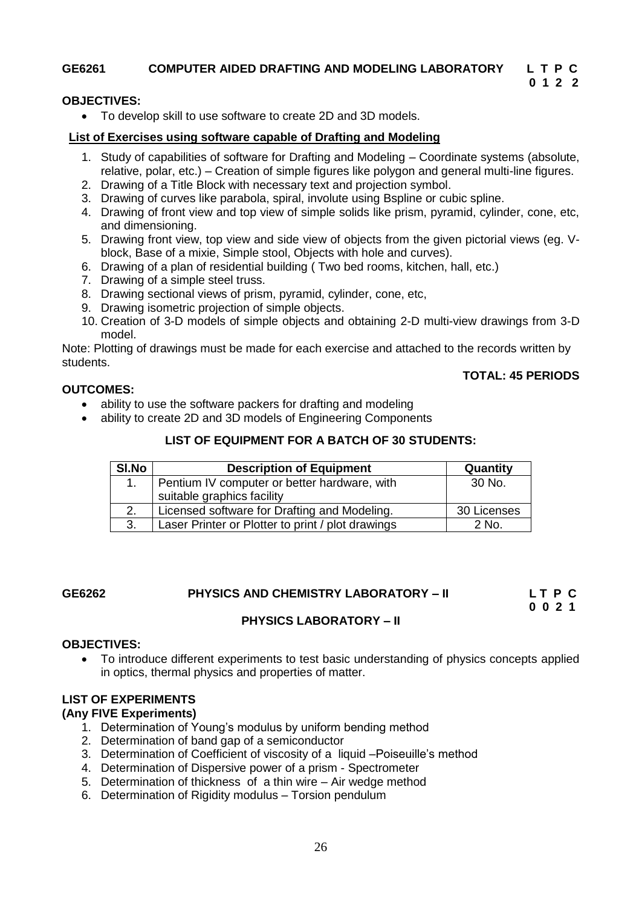## GE6261 COMPUTER AIDED DRAFTING AND MODELING LABORATORY

**L T P C**
**0 1 2 2**

**OBJECTIVES:**

- To develop skill to use software to create 2D and 3D models.

**List of Exercises using software capable of Drafting and Modeling**

1. Study of capabilities of software for Drafting and Modeling – Coordinate systems (absolute, relative, polar, etc.) – Creation of simple figures like polygon and general multi-line figures.
2. Drawing of a Title Block with necessary text and projection symbol.
3. Drawing of curves like parabola, spiral, involute using Bspline or cubic spline.
4. Drawing of front view and top view of simple solids like prism, pyramid, cylinder, cone, etc, and dimensioning.
5. Drawing front view, top view and side view of objects from the given pictorial views (eg. V-block, Base of a mixie, Simple stool, Objects with hole and curves).
6. Drawing of a plan of residential building ( Two bed rooms, kitchen, hall, etc.)
7. Drawing of a simple steel truss.
8. Drawing sectional views of prism, pyramid, cylinder, cone, etc,
9. Drawing isometric projection of simple objects.
10. Creation of 3-D models of simple objects and obtaining 2-D multi-view drawings from 3-D model.

Note: Plotting of drawings must be made for each exercise and attached to the records written by students.

**TOTAL: 45 PERIODS**

**OUTCOMES:**

- ability to use the software packers for drafting and modeling
- ability to create 2D and 3D models of Engineering Components

**LIST OF EQUIPMENT FOR A BATCH OF 30 STUDENTS:**

| Sl.No | Description of Equipment | Quantity |
|---|---|---|
| 1. | Pentium IV computer or better hardware, with suitable graphics facility | 30 No. |
| 2. | Licensed software for Drafting and Modeling. | 30 Licenses |
| 3. | Laser Printer or Plotter to print / plot drawings | 2 No. |

## GE6262 PHYSICS AND CHEMISTRY LABORATORY – II

**L T P C**
**0 0 2 1**

### PHYSICS LABORATORY – II

**OBJECTIVES:**

- To introduce different experiments to test basic understanding of physics concepts applied in optics, thermal physics and properties of matter.

**LIST OF EXPERIMENTS**
**(Any FIVE Experiments)**

1. Determination of Young's modulus by uniform bending method
2. Determination of band gap of a semiconductor
3. Determination of Coefficient of viscosity of a liquid –Poiseuille's method
4. Determination of Dispersive power of a prism - Spectrometer
5. Determination of thickness of a thin wire – Air wedge method
6. Determination of Rigidity modulus – Torsion pendulum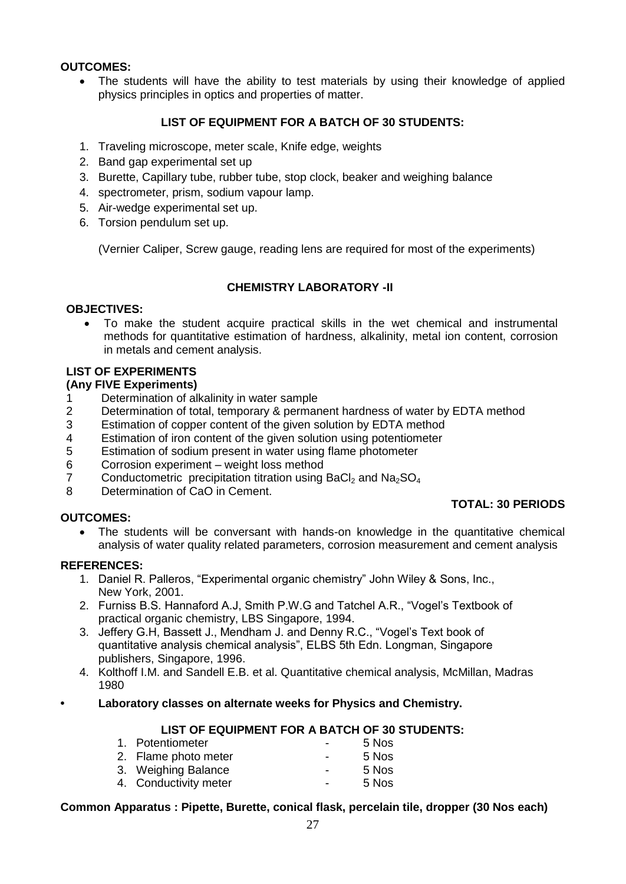**OUTCOMES:**

- The students will have the ability to test materials by using their knowledge of applied physics principles in optics and properties of matter.

**LIST OF EQUIPMENT FOR A BATCH OF 30 STUDENTS:**

1. Traveling microscope, meter scale, Knife edge, weights
2. Band gap experimental set up
3. Burette, Capillary tube, rubber tube, stop clock, beaker and weighing balance
4. spectrometer, prism, sodium vapour lamp.
5. Air-wedge experimental set up.
6. Torsion pendulum set up.

(Vernier Caliper, Screw gauge, reading lens are required for most of the experiments)

## CHEMISTRY LABORATORY -II

**OBJECTIVES:**

- To make the student acquire practical skills in the wet chemical and instrumental methods for quantitative estimation of hardness, alkalinity, metal ion content, corrosion in metals and cement analysis.

**LIST OF EXPERIMENTS**
**(Any FIVE Experiments)**

1. Determination of alkalinity in water sample
2. Determination of total, temporary & permanent hardness of water by EDTA method
3. Estimation of copper content of the given solution by EDTA method
4. Estimation of iron content of the given solution using potentiometer
5. Estimation of sodium present in water using flame photometer
6. Corrosion experiment – weight loss method
7. Conductometric precipitation titration using $BaCl_2$ and $Na_2SO_4$
8. Determination of CaO in Cement.

**TOTAL: 30 PERIODS**

**OUTCOMES:**

- The students will be conversant with hands-on knowledge in the quantitative chemical analysis of water quality related parameters, corrosion measurement and cement analysis

**REFERENCES:**

1. Daniel R. Palleros, "Experimental organic chemistry" John Wiley & Sons, Inc., New York, 2001.
2. Furniss B.S. Hannaford A.J, Smith P.W.G and Tatchel A.R., "Vogel's Textbook of practical organic chemistry, LBS Singapore, 1994.
3. Jeffery G.H, Bassett J., Mendham J. and Denny R.C., "Vogel's Text book of quantitative analysis chemical analysis", ELBS 5th Edn. Longman, Singapore publishers, Singapore, 1996.
4. Kolthoff I.M. and Sandell E.B. et al. Quantitative chemical analysis, McMillan, Madras 1980

- **Laboratory classes on alternate weeks for Physics and Chemistry.**

**LIST OF EQUIPMENT FOR A BATCH OF 30 STUDENTS:**

1. Potentiometer - 5 Nos
2. Flame photo meter - 5 Nos
3. Weighing Balance - 5 Nos
4. Conductivity meter - 5 Nos

**Common Apparatus : Pipette, Burette, conical flask, percelain tile, dropper (30 Nos each)**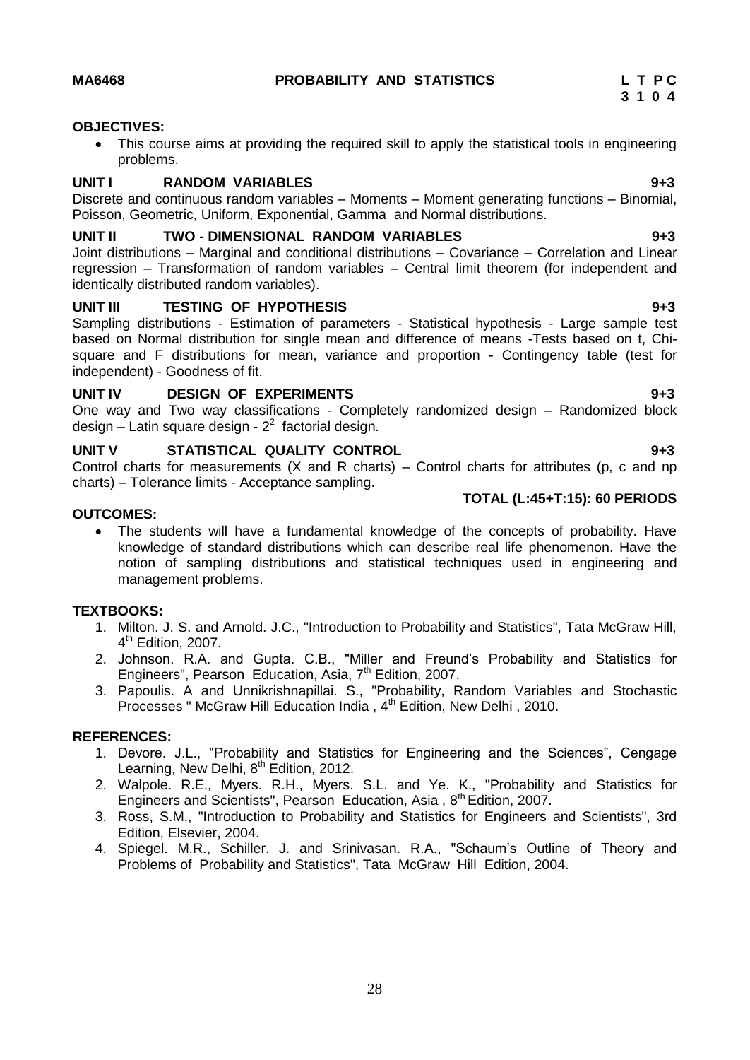**MA6468 PROBABILITY AND STATISTICS L T P C**
**3 1 0 4**

**OBJECTIVES:**

- This course aims at providing the required skill to apply the statistical tools in engineering problems.

**UNIT I RANDOM VARIABLES 9+3**

Discrete and continuous random variables – Moments – Moment generating functions – Binomial, Poisson, Geometric, Uniform, Exponential, Gamma and Normal distributions.

**UNIT II TWO - DIMENSIONAL RANDOM VARIABLES 9+3**

Joint distributions – Marginal and conditional distributions – Covariance – Correlation and Linear regression – Transformation of random variables – Central limit theorem (for independent and identically distributed random variables).

**UNIT III TESTING OF HYPOTHESIS 9+3**

Sampling distributions - Estimation of parameters - Statistical hypothesis - Large sample test based on Normal distribution for single mean and difference of means -Tests based on t, Chi-square and F distributions for mean, variance and proportion - Contingency table (test for independent) - Goodness of fit.

**UNIT IV DESIGN OF EXPERIMENTS 9+3**

One way and Two way classifications - Completely randomized design – Randomized block design – Latin square design - $2^2$ factorial design.

**UNIT V STATISTICAL QUALITY CONTROL 9+3**

Control charts for measurements (X and R charts) – Control charts for attributes (p, c and np charts) – Tolerance limits - Acceptance sampling.

**TOTAL (L:45+T:15): 60 PERIODS**

**OUTCOMES:**

- The students will have a fundamental knowledge of the concepts of probability. Have knowledge of standard distributions which can describe real life phenomenon. Have the notion of sampling distributions and statistical techniques used in engineering and management problems.

**TEXTBOOKS:**

1. Milton. J. S. and Arnold. J.C., "Introduction to Probability and Statistics", Tata McGraw Hill, 4th Edition, 2007.
2. Johnson. R.A. and Gupta. C.B., "Miller and Freund's Probability and Statistics for Engineers", Pearson Education, Asia, 7th Edition, 2007.
3. Papoulis. A and Unnikrishnapillai. S., "Probability, Random Variables and Stochastic Processes " McGraw Hill Education India , 4th Edition, New Delhi , 2010.

**REFERENCES:**

1. Devore. J.L., "Probability and Statistics for Engineering and the Sciences", Cengage Learning, New Delhi, 8th Edition, 2012.
2. Walpole. R.E., Myers. R.H., Myers. S.L. and Ye. K., "Probability and Statistics for Engineers and Scientists", Pearson Education, Asia , 8th Edition, 2007.
3. Ross, S.M., "Introduction to Probability and Statistics for Engineers and Scientists", 3rd Edition, Elsevier, 2004.
4. Spiegel. M.R., Schiller. J. and Srinivasan. R.A., "Schaum's Outline of Theory and Problems of Probability and Statistics", Tata McGraw Hill Edition, 2004.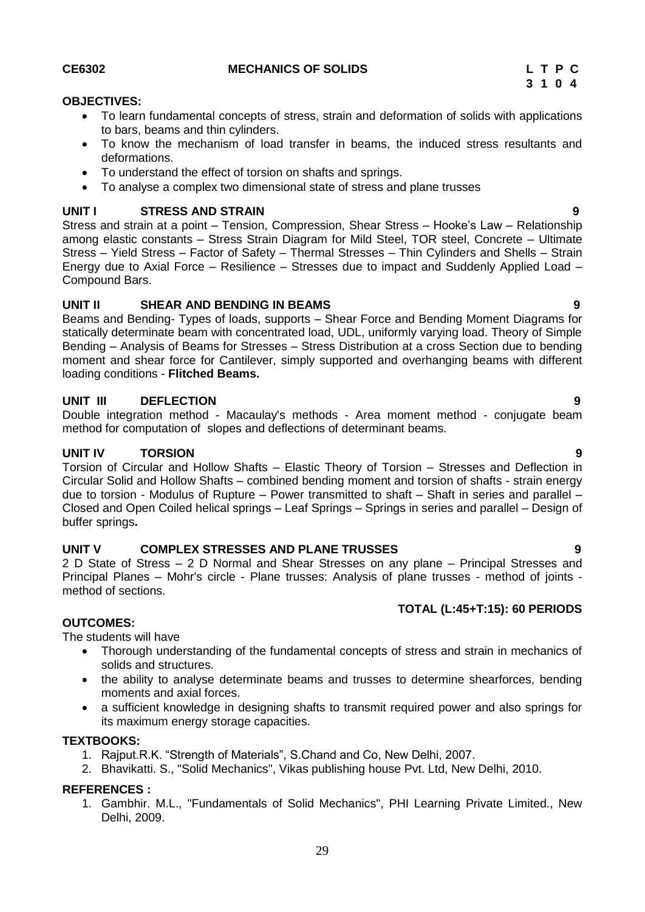**CE6302 MECHANICS OF SOLIDS**

| L | T | P | C |
|---|---|---|---|
| 3 | 1 | 0 | 4 |

**OBJECTIVES:**

- To learn fundamental concepts of stress, strain and deformation of solids with applications to bars, beams and thin cylinders.
- To know the mechanism of load transfer in beams, the induced stress resultants and deformations.
- To understand the effect of torsion on shafts and springs.
- To analyse a complex two dimensional state of stress and plane trusses

**UNIT I STRESS AND STRAIN 9**

Stress and strain at a point – Tension, Compression, Shear Stress – Hooke's Law – Relationship among elastic constants – Stress Strain Diagram for Mild Steel, TOR steel, Concrete – Ultimate Stress – Yield Stress – Factor of Safety – Thermal Stresses – Thin Cylinders and Shells – Strain Energy due to Axial Force – Resilience – Stresses due to impact and Suddenly Applied Load – Compound Bars.

**UNIT II SHEAR AND BENDING IN BEAMS 9**

Beams and Bending- Types of loads, supports – Shear Force and Bending Moment Diagrams for statically determinate beam with concentrated load, UDL, uniformly varying load. Theory of Simple Bending – Analysis of Beams for Stresses – Stress Distribution at a cross Section due to bending moment and shear force for Cantilever, simply supported and overhanging beams with different loading conditions - **Flitched Beams.**

**UNIT III DEFLECTION 9**

Double integration method - Macaulay's methods - Area moment method - conjugate beam method for computation of slopes and deflections of determinant beams.

**UNIT IV TORSION 9**

Torsion of Circular and Hollow Shafts – Elastic Theory of Torsion – Stresses and Deflection in Circular Solid and Hollow Shafts – combined bending moment and torsion of shafts - strain energy due to torsion - Modulus of Rupture – Power transmitted to shaft – Shaft in series and parallel – Closed and Open Coiled helical springs – Leaf Springs – Springs in series and parallel – Design of buffer springs**.**

**UNIT V COMPLEX STRESSES AND PLANE TRUSSES 9**

2 D State of Stress – 2 D Normal and Shear Stresses on any plane – Principal Stresses and Principal Planes – Mohr's circle - Plane trusses: Analysis of plane trusses - method of joints - method of sections.

**TOTAL (L:45+T:15): 60 PERIODS**

**OUTCOMES:**

The students will have

- Thorough understanding of the fundamental concepts of stress and strain in mechanics of solids and structures.
- the ability to analyse determinate beams and trusses to determine shearforces, bending moments and axial forces.
- a sufficient knowledge in designing shafts to transmit required power and also springs for its maximum energy storage capacities.

**TEXTBOOKS:**

1. Rajput.R.K. "Strength of Materials", S.Chand and Co, New Delhi, 2007.
2. Bhavikatti. S., "Solid Mechanics", Vikas publishing house Pvt. Ltd, New Delhi, 2010.

**REFERENCES :**

1. Gambhir. M.L., "Fundamentals of Solid Mechanics", PHI Learning Private Limited., New Delhi, 2009.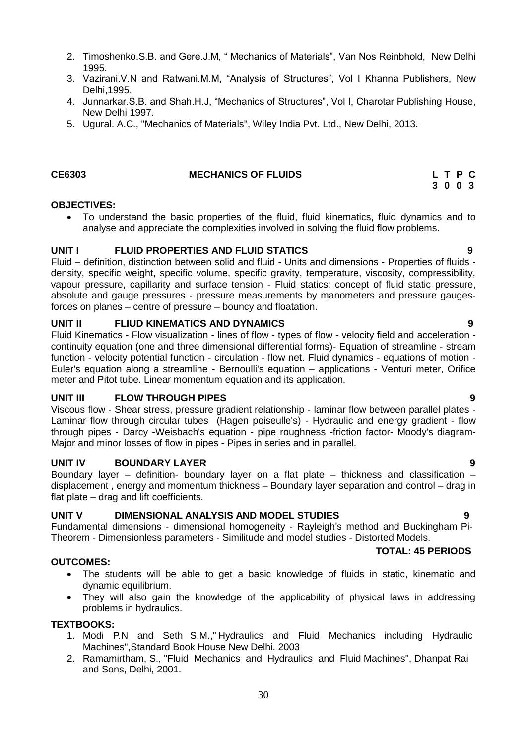2. Timoshenko.S.B. and Gere.J.M, " Mechanics of Materials", Van Nos Reinbhold, New Delhi 1995.
3. Vazirani.V.N and Ratwani.M.M, "Analysis of Structures", Vol I Khanna Publishers, New Delhi,1995.
4. Junnarkar.S.B. and Shah.H.J, "Mechanics of Structures", Vol I, Charotar Publishing House, New Delhi 1997.
5. Ugural. A.C., "Mechanics of Materials", Wiley India Pvt. Ltd., New Delhi, 2013.

## CE6303 MECHANICS OF FLUIDS

| L | T | P | C |
|---|---|---|---|
| 3 | 0 | 0 | 3 |

**OBJECTIVES:**

- To understand the basic properties of the fluid, fluid kinematics, fluid dynamics and to analyse and appreciate the complexities involved in solving the fluid flow problems.

**UNIT I FLUID PROPERTIES AND FLUID STATICS 9**

Fluid – definition, distinction between solid and fluid - Units and dimensions - Properties of fluids - density, specific weight, specific volume, specific gravity, temperature, viscosity, compressibility, vapour pressure, capillarity and surface tension - Fluid statics: concept of fluid static pressure, absolute and gauge pressures - pressure measurements by manometers and pressure gauges- forces on planes – centre of pressure – bouncy and floatation.

**UNIT II FLIUD KINEMATICS AND DYNAMICS 9**

Fluid Kinematics - Flow visualization - lines of flow - types of flow - velocity field and acceleration - continuity equation (one and three dimensional differential forms)- Equation of streamline - stream function - velocity potential function - circulation - flow net. Fluid dynamics - equations of motion - Euler's equation along a streamline - Bernoulli's equation – applications - Venturi meter, Orifice meter and Pitot tube. Linear momentum equation and its application.

**UNIT III FLOW THROUGH PIPES 9**

Viscous flow - Shear stress, pressure gradient relationship - laminar flow between parallel plates - Laminar flow through circular tubes (Hagen poiseulle's) - Hydraulic and energy gradient - flow through pipes - Darcy -Weisbach's equation - pipe roughness -friction factor- Moody's diagram- Major and minor losses of flow in pipes - Pipes in series and in parallel.

**UNIT IV BOUNDARY LAYER 9**

Boundary layer – definition- boundary layer on a flat plate – thickness and classification – displacement , energy and momentum thickness – Boundary layer separation and control – drag in flat plate – drag and lift coefficients.

**UNIT V DIMENSIONAL ANALYSIS AND MODEL STUDIES 9**

Fundamental dimensions - dimensional homogeneity - Rayleigh's method and Buckingham Pi-Theorem - Dimensionless parameters - Similitude and model studies - Distorted Models.

**TOTAL: 45 PERIODS**

**OUTCOMES:**

- The students will be able to get a basic knowledge of fluids in static, kinematic and dynamic equilibrium.
- They will also gain the knowledge of the applicability of physical laws in addressing problems in hydraulics.

**TEXTBOOKS:**

1. Modi P.N and Seth S.M.," Hydraulics and Fluid Mechanics including Hydraulic Machines",Standard Book House New Delhi. 2003
2. Ramamirtham, S., "Fluid Mechanics and Hydraulics and Fluid Machines", Dhanpat Rai and Sons, Delhi, 2001.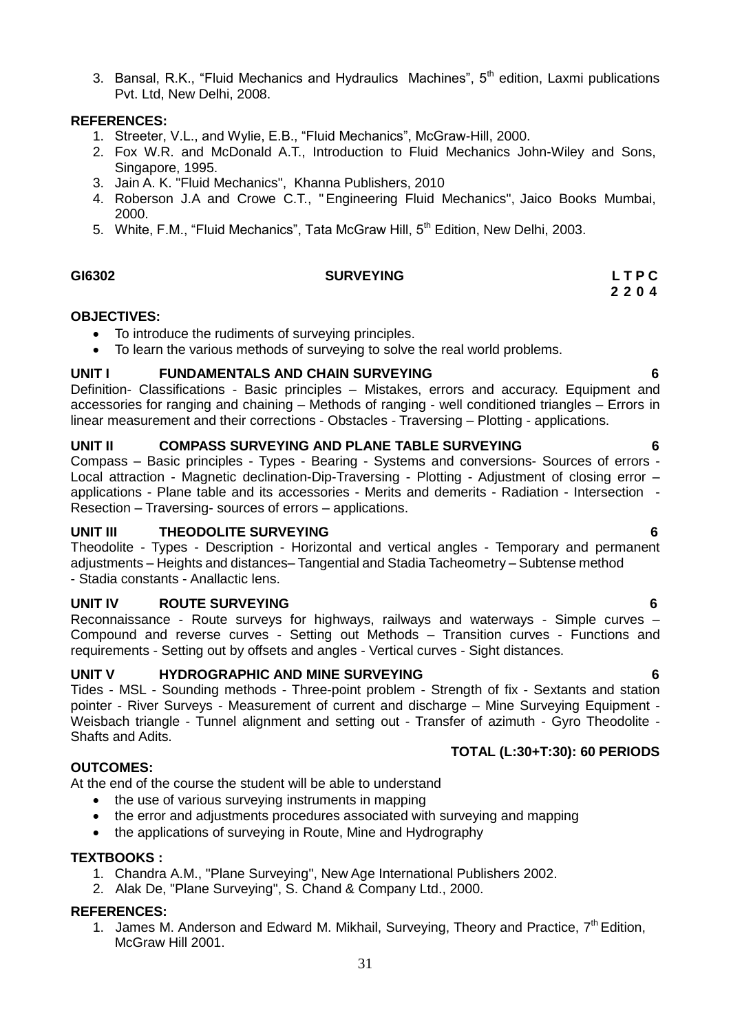3. Bansal, R.K., “Fluid Mechanics and Hydraulics Machines”, 5th edition, Laxmi publications Pvt. Ltd, New Delhi, 2008.

**REFERENCES:**

1. Streeter, V.L., and Wylie, E.B., “Fluid Mechanics”, McGraw-Hill, 2000.
2. Fox W.R. and McDonald A.T., Introduction to Fluid Mechanics John-Wiley and Sons, Singapore, 1995.
3. Jain A. K. "Fluid Mechanics", Khanna Publishers, 2010
4. Roberson J.A and Crowe C.T., " Engineering Fluid Mechanics", Jaico Books Mumbai, 2000.
5. White, F.M., “Fluid Mechanics”, Tata McGraw Hill, 5th Edition, New Delhi, 2003.

## GI6302 SURVEYING

**L T P C**
**2 2 0 4**

**OBJECTIVES:**

- To introduce the rudiments of surveying principles.
- To learn the various methods of surveying to solve the real world problems.

**UNIT I FUNDAMENTALS AND CHAIN SURVEYING 6**

Definition- Classifications - Basic principles – Mistakes, errors and accuracy. Equipment and accessories for ranging and chaining – Methods of ranging - well conditioned triangles – Errors in linear measurement and their corrections - Obstacles - Traversing – Plotting - applications.

**UNIT II COMPASS SURVEYING AND PLANE TABLE SURVEYING 6**

Compass – Basic principles - Types - Bearing - Systems and conversions- Sources of errors - Local attraction - Magnetic declination-Dip-Traversing - Plotting - Adjustment of closing error – applications - Plane table and its accessories - Merits and demerits - Radiation - Intersection - Resection – Traversing- sources of errors – applications.

**UNIT III THEODOLITE SURVEYING 6**

Theodolite - Types - Description - Horizontal and vertical angles - Temporary and permanent adjustments – Heights and distances– Tangential and Stadia Tacheometry – Subtense method - Stadia constants - Anallactic lens.

**UNIT IV ROUTE SURVEYING 6**

Reconnaissance - Route surveys for highways, railways and waterways - Simple curves – Compound and reverse curves - Setting out Methods – Transition curves - Functions and requirements - Setting out by offsets and angles - Vertical curves - Sight distances.

**UNIT V HYDROGRAPHIC AND MINE SURVEYING 6**

Tides - MSL - Sounding methods - Three-point problem - Strength of fix - Sextants and station pointer - River Surveys - Measurement of current and discharge – Mine Surveying Equipment - Weisbach triangle - Tunnel alignment and setting out - Transfer of azimuth - Gyro Theodolite - Shafts and Adits.

**TOTAL (L:30+T:30): 60 PERIODS**

**OUTCOMES:**

At the end of the course the student will be able to understand

- the use of various surveying instruments in mapping
- the error and adjustments procedures associated with surveying and mapping
- the applications of surveying in Route, Mine and Hydrography

**TEXTBOOKS :**

1. Chandra A.M., "Plane Surveying", New Age International Publishers 2002.
2. Alak De, "Plane Surveying", S. Chand & Company Ltd., 2000.

**REFERENCES:**

1. James M. Anderson and Edward M. Mikhail, Surveying, Theory and Practice, 7th Edition, McGraw Hill 2001.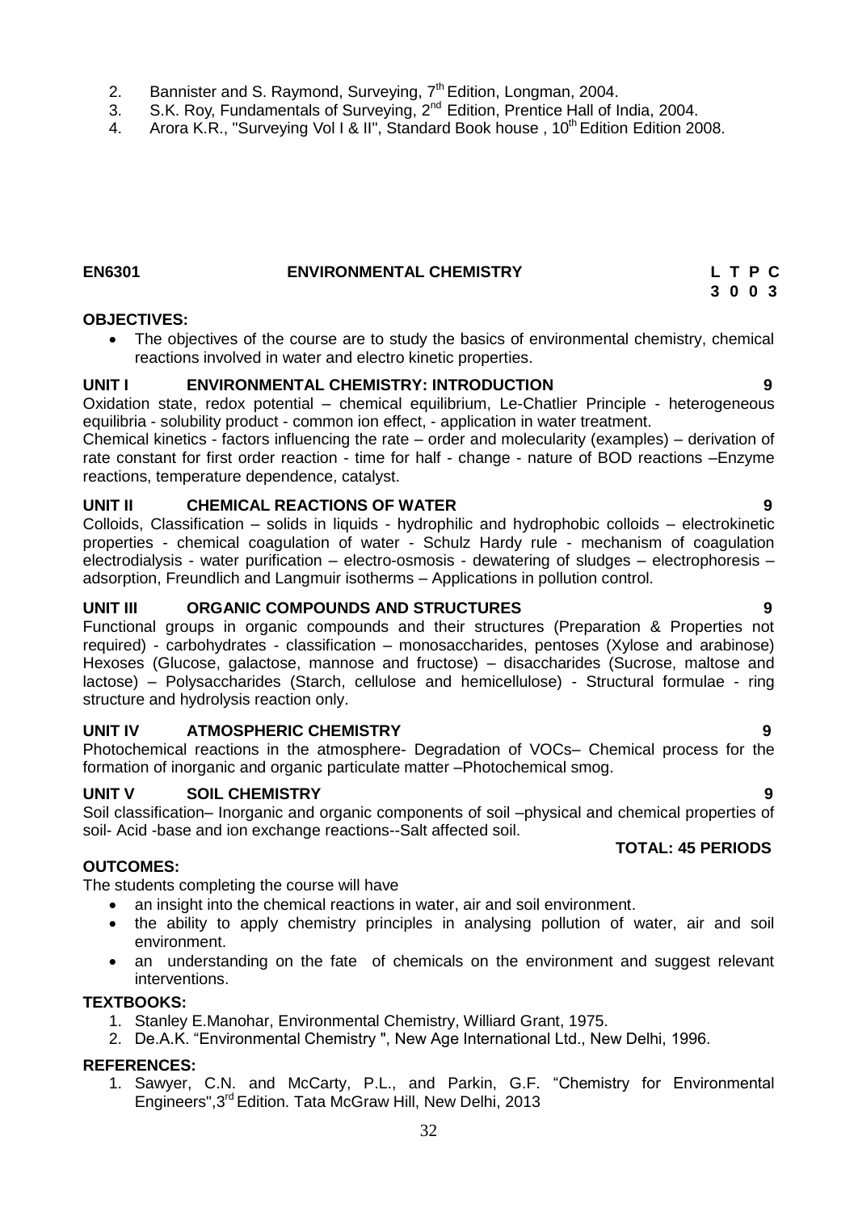2. Bannister and S. Raymond, Surveying, 7[th] Edition, Longman, 2004.
3. S.K. Roy, Fundamentals of Surveying, 2[nd] Edition, Prentice Hall of India, 2004.
4. Arora K.R., "Surveying Vol I & II", Standard Book house , 10[th] Edition Edition 2008.

## EN6301 ENVIRONMENTAL CHEMISTRY

**L T P C**
**3 0 0 3**

**OBJECTIVES:**

- The objectives of the course are to study the basics of environmental chemistry, chemical reactions involved in water and electro kinetic properties.

**UNIT I ENVIRONMENTAL CHEMISTRY: INTRODUCTION 9**

Oxidation state, redox potential – chemical equilibrium, Le-Chatlier Principle - heterogeneous equilibria - solubility product - common ion effect, - application in water treatment.
Chemical kinetics - factors influencing the rate – order and molecularity (examples) – derivation of rate constant for first order reaction - time for half - change - nature of BOD reactions –Enzyme reactions, temperature dependence, catalyst.

**UNIT II CHEMICAL REACTIONS OF WATER 9**

Colloids, Classification – solids in liquids - hydrophilic and hydrophobic colloids – electrokinetic properties - chemical coagulation of water - Schulz Hardy rule - mechanism of coagulation electrodialysis - water purification – electro-osmosis - dewatering of sludges – electrophoresis – adsorption, Freundlich and Langmuir isotherms – Applications in pollution control.

**UNIT III ORGANIC COMPOUNDS AND STRUCTURES 9**

Functional groups in organic compounds and their structures (Preparation & Properties not required) - carbohydrates - classification – monosaccharides, pentoses (Xylose and arabinose) Hexoses (Glucose, galactose, mannose and fructose) – disaccharides (Sucrose, maltose and lactose) – Polysaccharides (Starch, cellulose and hemicellulose) - Structural formulae - ring structure and hydrolysis reaction only.

**UNIT IV ATMOSPHERIC CHEMISTRY 9**

Photochemical reactions in the atmosphere- Degradation of VOCs– Chemical process for the formation of inorganic and organic particulate matter –Photochemical smog.

**UNIT V SOIL CHEMISTRY 9**

Soil classification– Inorganic and organic components of soil –physical and chemical properties of soil- Acid -base and ion exchange reactions--Salt affected soil.

**TOTAL: 45 PERIODS**

**OUTCOMES:**

The students completing the course will have

- an insight into the chemical reactions in water, air and soil environment.
- the ability to apply chemistry principles in analysing pollution of water, air and soil environment.
- an understanding on the fate of chemicals on the environment and suggest relevant interventions.

**TEXTBOOKS:**

1. Stanley E.Manohar, Environmental Chemistry, Williard Grant, 1975.
2. De.A.K. "Environmental Chemistry ", New Age International Ltd., New Delhi, 1996.

**REFERENCES:**

1. Sawyer, C.N. and McCarty, P.L., and Parkin, G.F. "Chemistry for Environmental Engineers",3[rd] Edition. Tata McGraw Hill, New Delhi, 2013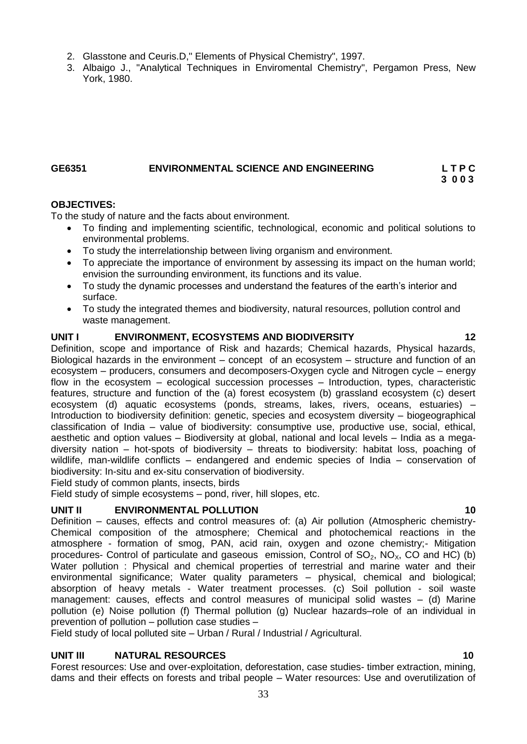2. Glasstone and Ceuris.D," Elements of Physical Chemistry", 1997.
3. Albaigo J., "Analytical Techniques in Enviromental Chemistry", Pergamon Press, New York, 1980.

## GE6351 ENVIRONMENTAL SCIENCE AND ENGINEERING

**L T P C**
**3 0 0 3**

**OBJECTIVES:**

To the study of nature and the facts about environment.

- To finding and implementing scientific, technological, economic and political solutions to environmental problems.
- To study the interrelationship between living organism and environment.
- To appreciate the importance of environment by assessing its impact on the human world; envision the surrounding environment, its functions and its value.
- To study the dynamic processes and understand the features of the earth's interior and surface.
- To study the integrated themes and biodiversity, natural resources, pollution control and waste management.

### UNIT I ENVIRONMENT, ECOSYSTEMS AND BIODIVERSITY 12

Definition, scope and importance of Risk and hazards; Chemical hazards, Physical hazards, Biological hazards in the environment – concept of an ecosystem – structure and function of an ecosystem – producers, consumers and decomposers-Oxygen cycle and Nitrogen cycle – energy flow in the ecosystem – ecological succession processes – Introduction, types, characteristic features, structure and function of the (a) forest ecosystem (b) grassland ecosystem (c) desert ecosystem (d) aquatic ecosystems (ponds, streams, lakes, rivers, oceans, estuaries) – Introduction to biodiversity definition: genetic, species and ecosystem diversity – biogeographical classification of India – value of biodiversity: consumptive use, productive use, social, ethical, aesthetic and option values – Biodiversity at global, national and local levels – India as a mega-diversity nation – hot-spots of biodiversity – threats to biodiversity: habitat loss, poaching of wildlife, man-wildlife conflicts – endangered and endemic species of India – conservation of biodiversity: In-situ and ex-situ conservation of biodiversity.

Field study of common plants, insects, birds

Field study of simple ecosystems – pond, river, hill slopes, etc.

### UNIT II ENVIRONMENTAL POLLUTION 10

Definition – causes, effects and control measures of: (a) Air pollution (Atmospheric chemistry-Chemical composition of the atmosphere; Chemical and photochemical reactions in the atmosphere - formation of smog, PAN, acid rain, oxygen and ozone chemistry;- Mitigation procedures- Control of particulate and gaseous emission, Control of $SO_2$, $NO_X$, CO and HC) (b) Water pollution : Physical and chemical properties of terrestrial and marine water and their environmental significance; Water quality parameters – physical, chemical and biological; absorption of heavy metals - Water treatment processes. (c) Soil pollution - soil waste management: causes, effects and control measures of municipal solid wastes – (d) Marine pollution (e) Noise pollution (f) Thermal pollution (g) Nuclear hazards–role of an individual in prevention of pollution – pollution case studies –

Field study of local polluted site – Urban / Rural / Industrial / Agricultural.

### UNIT III NATURAL RESOURCES 10

Forest resources: Use and over-exploitation, deforestation, case studies- timber extraction, mining, dams and their effects on forests and tribal people – Water resources: Use and overutilization of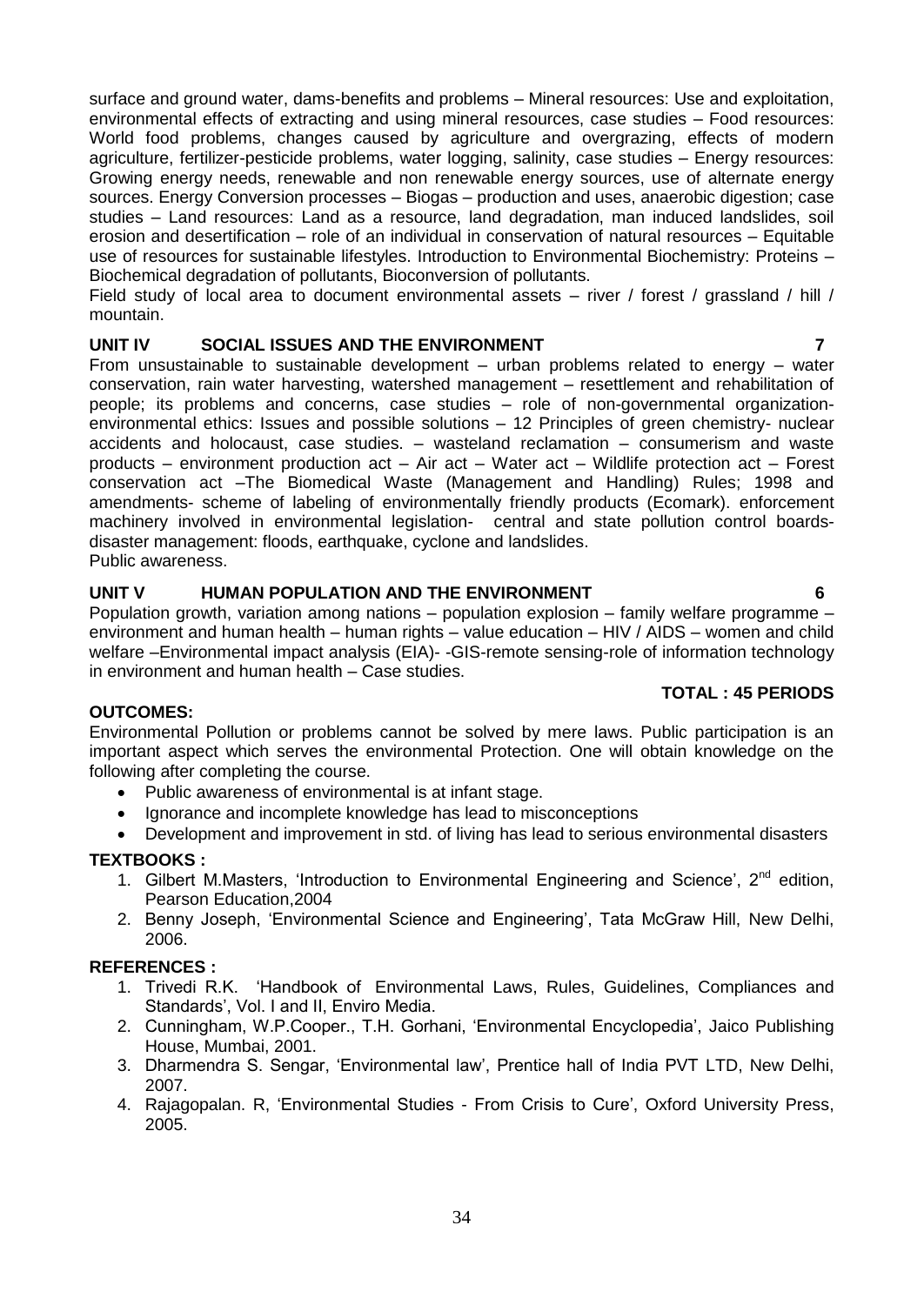surface and ground water, dams-benefits and problems – Mineral resources: Use and exploitation, environmental effects of extracting and using mineral resources, case studies – Food resources: World food problems, changes caused by agriculture and overgrazing, effects of modern agriculture, fertilizer-pesticide problems, water logging, salinity, case studies – Energy resources: Growing energy needs, renewable and non renewable energy sources, use of alternate energy sources. Energy Conversion processes – Biogas – production and uses, anaerobic digestion; case studies – Land resources: Land as a resource, land degradation, man induced landslides, soil erosion and desertification – role of an individual in conservation of natural resources – Equitable use of resources for sustainable lifestyles. Introduction to Environmental Biochemistry: Proteins – Biochemical degradation of pollutants, Bioconversion of pollutants.

Field study of local area to document environmental assets – river / forest / grassland / hill / mountain.

**UNIT IV SOCIAL ISSUES AND THE ENVIRONMENT 7**

From unsustainable to sustainable development – urban problems related to energy – water conservation, rain water harvesting, watershed management – resettlement and rehabilitation of people; its problems and concerns, case studies – role of non-governmental organization- environmental ethics: Issues and possible solutions – 12 Principles of green chemistry- nuclear accidents and holocaust, case studies. – wasteland reclamation – consumerism and waste products – environment production act – Air act – Water act – Wildlife protection act – Forest conservation act –The Biomedical Waste (Management and Handling) Rules; 1998 and amendments- scheme of labeling of environmentally friendly products (Ecomark). enforcement machinery involved in environmental legislation- central and state pollution control boards- disaster management: floods, earthquake, cyclone and landslides.

Public awareness.

**UNIT V HUMAN POPULATION AND THE ENVIRONMENT 6**

Population growth, variation among nations – population explosion – family welfare programme – environment and human health – human rights – value education – HIV / AIDS – women and child welfare –Environmental impact analysis (EIA)- -GIS-remote sensing-role of information technology in environment and human health – Case studies.

**TOTAL : 45 PERIODS**

**OUTCOMES:**

Environmental Pollution or problems cannot be solved by mere laws. Public participation is an important aspect which serves the environmental Protection. One will obtain knowledge on the following after completing the course.

- Public awareness of environmental is at infant stage.
- Ignorance and incomplete knowledge has lead to misconceptions
- Development and improvement in std. of living has lead to serious environmental disasters

**TEXTBOOKS :**

1. Gilbert M.Masters, 'Introduction to Environmental Engineering and Science', 2nd edition, Pearson Education,2004
2. Benny Joseph, 'Environmental Science and Engineering', Tata McGraw Hill, New Delhi, 2006.

**REFERENCES :**

1. Trivedi R.K. 'Handbook of Environmental Laws, Rules, Guidelines, Compliances and Standards', Vol. I and II, Enviro Media.
2. Cunningham, W.P.Cooper., T.H. Gorhani, 'Environmental Encyclopedia', Jaico Publishing House, Mumbai, 2001.
3. Dharmendra S. Sengar, 'Environmental law', Prentice hall of India PVT LTD, New Delhi, 2007.
4. Rajagopalan. R, 'Environmental Studies - From Crisis to Cure', Oxford University Press, 2005.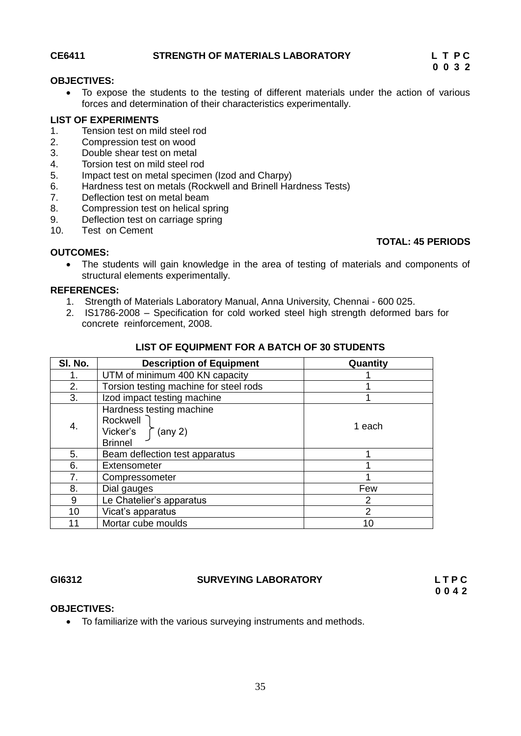**CE6411 STRENGTH OF MATERIALS LABORATORY**

**L T P C**
**0 0 3 2**

**OBJECTIVES:**

- To expose the students to the testing of different materials under the action of various forces and determination of their characteristics experimentally.

**LIST OF EXPERIMENTS**

1. Tension test on mild steel rod
2. Compression test on wood
3. Double shear test on metal
4. Torsion test on mild steel rod
5. Impact test on metal specimen (Izod and Charpy)
6. Hardness test on metals (Rockwell and Brinell Hardness Tests)
7. Deflection test on metal beam
8. Compression test on helical spring
9. Deflection test on carriage spring
10. Test on Cement

**TOTAL: 45 PERIODS**

**OUTCOMES:**

- The students will gain knowledge in the area of testing of materials and components of structural elements experimentally.

**REFERENCES:**

1. Strength of Materials Laboratory Manual, Anna University, Chennai - 600 025.
2. IS1786-2008 – Specification for cold worked steel high strength deformed bars for concrete reinforcement, 2008.

**LIST OF EQUIPMENT FOR A BATCH OF 30 STUDENTS**

| Sl. No. | Description of Equipment | Quantity |
|---|---|---|
| 1. | UTM of minimum 400 KN capacity | 1 |
| 2. | Torsion testing machine for steel rods | 1 |
| 3. | Izod impact testing machine | 1 |
| 4. | Hardness testing machine<br>Rockwell, Vicker's, Brinnel (any 2) | 1 each |
| 5. | Beam deflection test apparatus | 1 |
| 6. | Extensometer | 1 |
| 7. | Compressometer | 1 |
| 8. | Dial gauges | Few |
| 9 | Le Chatelier's apparatus | 2 |
| 10 | Vicat's apparatus | 2 |
| 11 | Mortar cube moulds | 10 |

**GI6312 SURVEYING LABORATORY**

**L T P C**
**0 0 4 2**

**OBJECTIVES:**

- To familiarize with the various surveying instruments and methods.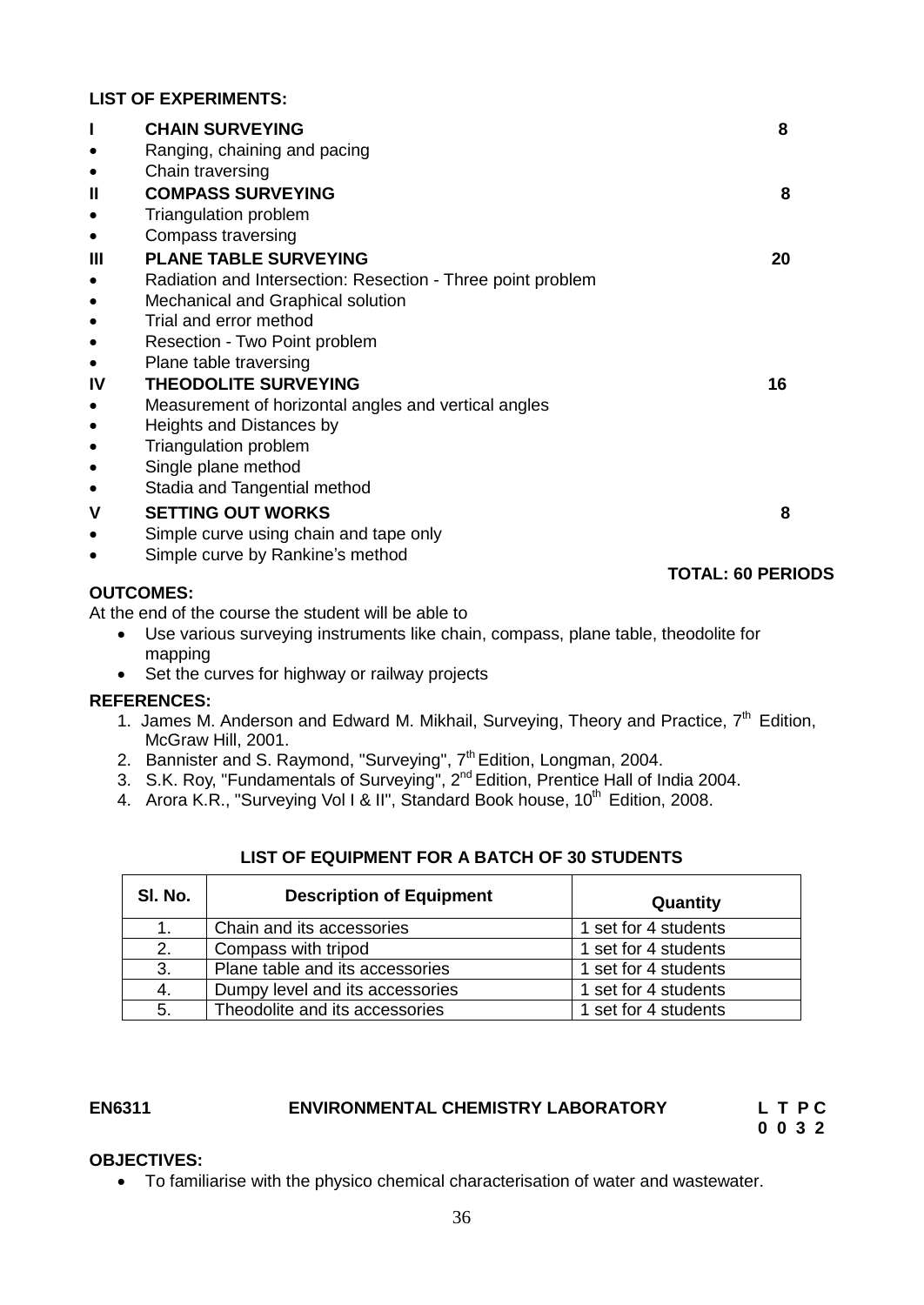**LIST OF EXPERIMENTS:**

**I CHAIN SURVEYING** **8**

- Ranging, chaining and pacing
- Chain traversing

**II COMPASS SURVEYING** **8**

- Triangulation problem
- Compass traversing

**III PLANE TABLE SURVEYING** **20**

- Radiation and Intersection: Resection - Three point problem
- Mechanical and Graphical solution
- Trial and error method
- Resection - Two Point problem
- Plane table traversing

**IV THEODOLITE SURVEYING** **16**

- Measurement of horizontal angles and vertical angles
- Heights and Distances by
- Triangulation problem
- Single plane method
- Stadia and Tangential method

**V SETTING OUT WORKS** **8**

- Simple curve using chain and tape only
- Simple curve by Rankine's method

**TOTAL: 60 PERIODS**

**OUTCOMES:**

At the end of the course the student will be able to

- Use various surveying instruments like chain, compass, plane table, theodolite for mapping
- Set the curves for highway or railway projects

**REFERENCES:**

1. James M. Anderson and Edward M. Mikhail, Surveying, Theory and Practice, 7th Edition, McGraw Hill, 2001.
2. Bannister and S. Raymond, "Surveying", 7th Edition, Longman, 2004.
3. S.K. Roy, "Fundamentals of Surveying", 2nd Edition, Prentice Hall of India 2004.
4. Arora K.R., "Surveying Vol I & II", Standard Book house, 10th Edition, 2008.

**LIST OF EQUIPMENT FOR A BATCH OF 30 STUDENTS**

| Sl. No. | Description of Equipment | Quantity |
|---|---|---|
| 1. | Chain and its accessories | 1 set for 4 students |
| 2. | Compass with tripod | 1 set for 4 students |
| 3. | Plane table and its accessories | 1 set for 4 students |
| 4. | Dumpy level and its accessories | 1 set for 4 students |
| 5. | Theodolite and its accessories | 1 set for 4 students |

**EN6311 ENVIRONMENTAL CHEMISTRY LABORATORY** **L T P C**
**0 0 3 2**

**OBJECTIVES:**

- To familiarise with the physico chemical characterisation of water and wastewater.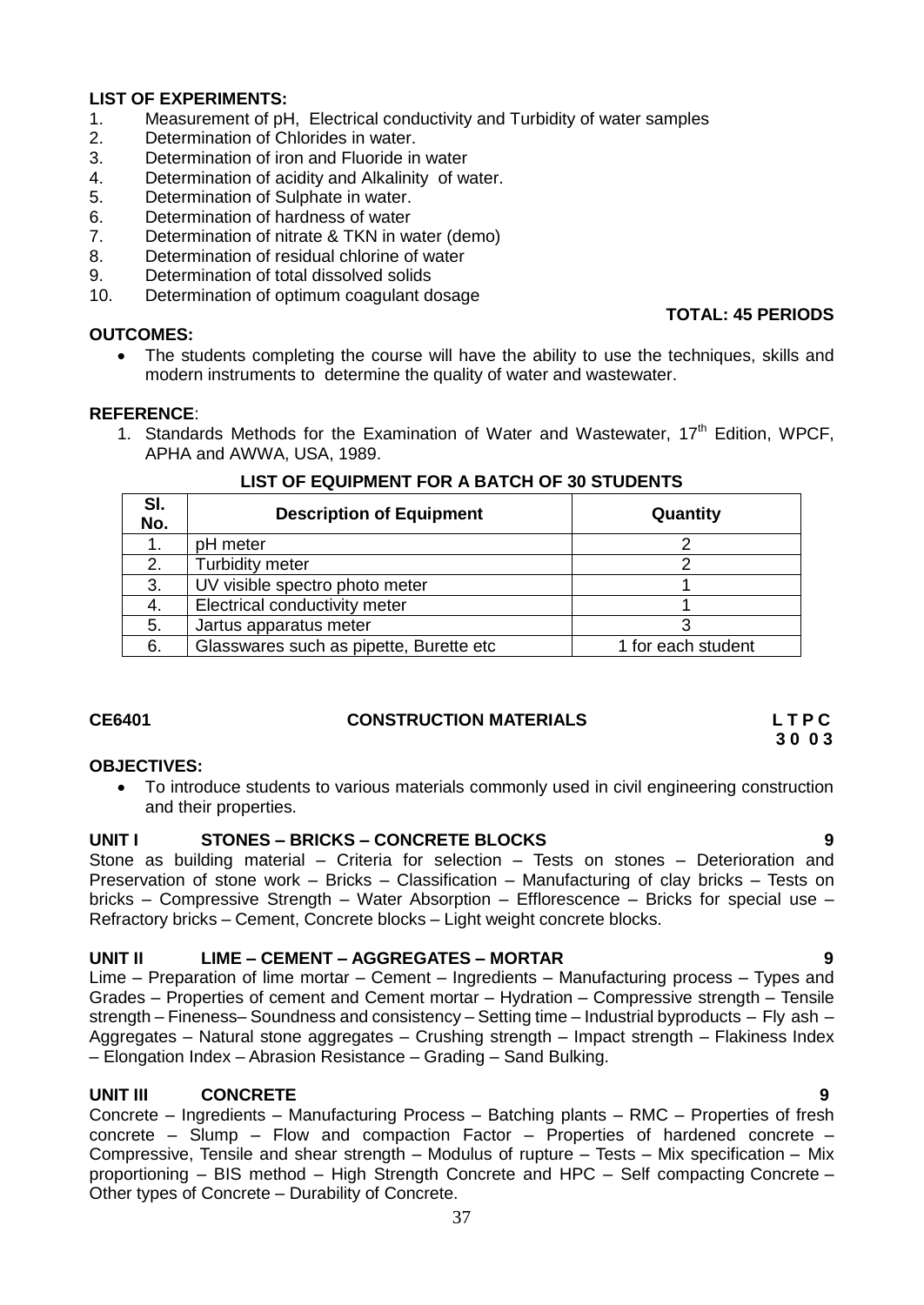**LIST OF EXPERIMENTS:**

1. Measurement of pH, Electrical conductivity and Turbidity of water samples
2. Determination of Chlorides in water.
3. Determination of iron and Fluoride in water
4. Determination of acidity and Alkalinity of water.
5. Determination of Sulphate in water.
6. Determination of hardness of water
7. Determination of nitrate & TKN in water (demo)
8. Determination of residual chlorine of water
9. Determination of total dissolved solids
10. Determination of optimum coagulant dosage

**TOTAL: 45 PERIODS**

**OUTCOMES:**

- The students completing the course will have the ability to use the techniques, skills and modern instruments to determine the quality of water and wastewater.

**REFERENCE**:

1. Standards Methods for the Examination of Water and Wastewater, 17th Edition, WPCF, APHA and AWWA, USA, 1989.

**LIST OF EQUIPMENT FOR A BATCH OF 30 STUDENTS**

| Sl. No. | Description of Equipment | Quantity |
|---|---|---|
| 1. | pH meter | 2 |
| 2. | Turbidity meter | 2 |
| 3. | UV visible spectro photo meter | 1 |
| 4. | Electrical conductivity meter | 1 |
| 5. | Jartus apparatus meter | 3 |
| 6. | Glasswares such as pipette, Burette etc | 1 for each student |

## CE6401 CONSTRUCTION MATERIALS

**L T P C**
**3 0 0 3**

**OBJECTIVES:**

- To introduce students to various materials commonly used in civil engineering construction and their properties.

**UNIT I STONES – BRICKS – CONCRETE BLOCKS 9**

Stone as building material – Criteria for selection – Tests on stones – Deterioration and Preservation of stone work – Bricks – Classification – Manufacturing of clay bricks – Tests on bricks – Compressive Strength – Water Absorption – Efflorescence – Bricks for special use – Refractory bricks – Cement, Concrete blocks – Light weight concrete blocks.

**UNIT II LIME – CEMENT – AGGREGATES – MORTAR 9**

Lime – Preparation of lime mortar – Cement – Ingredients – Manufacturing process – Types and Grades – Properties of cement and Cement mortar – Hydration – Compressive strength – Tensile strength – Fineness– Soundness and consistency – Setting time – Industrial byproducts – Fly ash – Aggregates – Natural stone aggregates – Crushing strength – Impact strength – Flakiness Index – Elongation Index – Abrasion Resistance – Grading – Sand Bulking.

**UNIT III CONCRETE 9**

Concrete – Ingredients – Manufacturing Process – Batching plants – RMC – Properties of fresh concrete – Slump – Flow and compaction Factor – Properties of hardened concrete – Compressive, Tensile and shear strength – Modulus of rupture – Tests – Mix specification – Mix proportioning – BIS method – High Strength Concrete and HPC – Self compacting Concrete – Other types of Concrete – Durability of Concrete.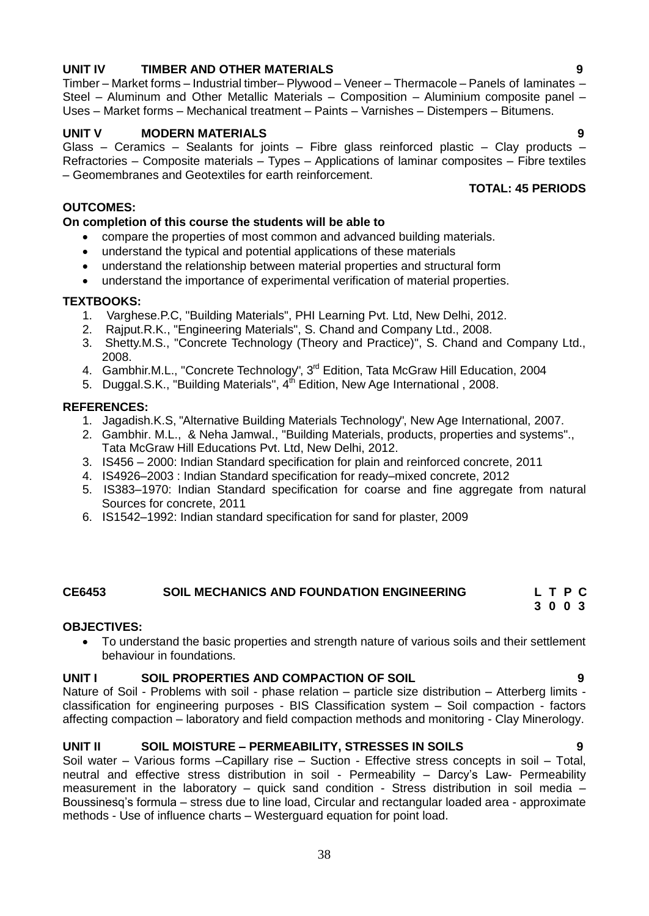**UNIT IV TIMBER AND OTHER MATERIALS 9**

Timber – Market forms – Industrial timber– Plywood – Veneer – Thermacole – Panels of laminates – Steel – Aluminum and Other Metallic Materials – Composition – Aluminium composite panel – Uses – Market forms – Mechanical treatment – Paints – Varnishes – Distempers – Bitumens.

**UNIT V MODERN MATERIALS 9**

Glass – Ceramics – Sealants for joints – Fibre glass reinforced plastic – Clay products – Refractories – Composite materials – Types – Applications of laminar composites – Fibre textiles – Geomembranes and Geotextiles for earth reinforcement.

**TOTAL: 45 PERIODS**

**OUTCOMES:**

**On completion of this course the students will be able to**

- compare the properties of most common and advanced building materials.
- understand the typical and potential applications of these materials
- understand the relationship between material properties and structural form
- understand the importance of experimental verification of material properties.

**TEXTBOOKS:**

1. Varghese.P.C, "Building Materials", PHI Learning Pvt. Ltd, New Delhi, 2012.
2. Rajput.R.K., "Engineering Materials", S. Chand and Company Ltd., 2008.
3. Shetty.M.S., "Concrete Technology (Theory and Practice)", S. Chand and Company Ltd., 2008.
4. Gambhir.M.L., "Concrete Technology", 3rd Edition, Tata McGraw Hill Education, 2004
5. Duggal.S.K., "Building Materials", 4th Edition, New Age International , 2008.

**REFERENCES:**

1. Jagadish.K.S, "Alternative Building Materials Technology", New Age International, 2007.
2. Gambhir. M.L., & Neha Jamwal., "Building Materials, products, properties and systems"., Tata McGraw Hill Educations Pvt. Ltd, New Delhi, 2012.
3. IS456 – 2000: Indian Standard specification for plain and reinforced concrete, 2011
4. IS4926–2003 : Indian Standard specification for ready–mixed concrete, 2012
5. IS383–1970: Indian Standard specification for coarse and fine aggregate from natural Sources for concrete, 2011
6. IS1542–1992: Indian standard specification for sand for plaster, 2009

## CE6453 SOIL MECHANICS AND FOUNDATION ENGINEERING

| L | T | P | C |
|---|---|---|---|
| 3 | 0 | 0 | 3 |

**OBJECTIVES:**

- To understand the basic properties and strength nature of various soils and their settlement behaviour in foundations.

**UNIT I SOIL PROPERTIES AND COMPACTION OF SOIL 9**

Nature of Soil - Problems with soil - phase relation – particle size distribution – Atterberg limits - classification for engineering purposes - BIS Classification system – Soil compaction - factors affecting compaction – laboratory and field compaction methods and monitoring - Clay Minerology.

**UNIT II SOIL MOISTURE – PERMEABILITY, STRESSES IN SOILS 9**

Soil water – Various forms –Capillary rise – Suction - Effective stress concepts in soil – Total, neutral and effective stress distribution in soil - Permeability – Darcy's Law- Permeability measurement in the laboratory – quick sand condition - Stress distribution in soil media – Boussinesq's formula – stress due to line load, Circular and rectangular loaded area - approximate methods - Use of influence charts – Westerguard equation for point load.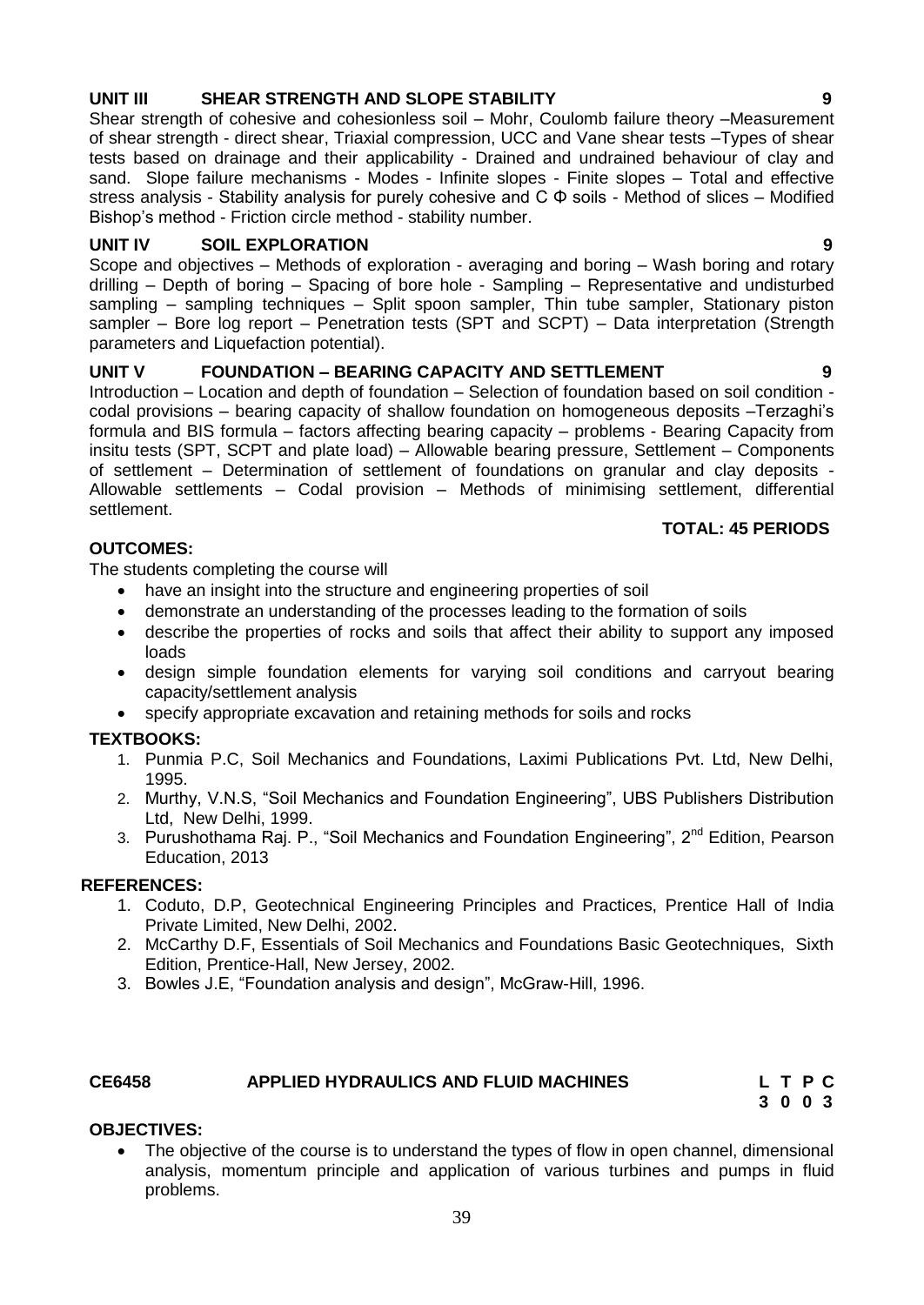**UNIT III SHEAR STRENGTH AND SLOPE STABILITY 9**

Shear strength of cohesive and cohesionless soil – Mohr, Coulomb failure theory –Measurement of shear strength - direct shear, Triaxial compression, UCC and Vane shear tests –Types of shear tests based on drainage and their applicability - Drained and undrained behaviour of clay and sand. Slope failure mechanisms - Modes - Infinite slopes - Finite slopes – Total and effective stress analysis - Stability analysis for purely cohesive and C Φ soils - Method of slices – Modified Bishop's method - Friction circle method - stability number.

**UNIT IV SOIL EXPLORATION 9**

Scope and objectives – Methods of exploration - averaging and boring – Wash boring and rotary drilling – Depth of boring – Spacing of bore hole - Sampling – Representative and undisturbed sampling – sampling techniques – Split spoon sampler, Thin tube sampler, Stationary piston sampler – Bore log report – Penetration tests (SPT and SCPT) – Data interpretation (Strength parameters and Liquefaction potential).

**UNIT V FOUNDATION – BEARING CAPACITY AND SETTLEMENT 9**

Introduction – Location and depth of foundation – Selection of foundation based on soil condition - codal provisions – bearing capacity of shallow foundation on homogeneous deposits –Terzaghi's formula and BIS formula – factors affecting bearing capacity – problems - Bearing Capacity from insitu tests (SPT, SCPT and plate load) – Allowable bearing pressure, Settlement – Components of settlement – Determination of settlement of foundations on granular and clay deposits - Allowable settlements – Codal provision – Methods of minimising settlement, differential settlement.

**TOTAL: 45 PERIODS**

**OUTCOMES:**

The students completing the course will

- have an insight into the structure and engineering properties of soil
- demonstrate an understanding of the processes leading to the formation of soils
- describe the properties of rocks and soils that affect their ability to support any imposed loads
- design simple foundation elements for varying soil conditions and carryout bearing capacity/settlement analysis
- specify appropriate excavation and retaining methods for soils and rocks

**TEXTBOOKS:**

1. Punmia P.C, Soil Mechanics and Foundations, Laximi Publications Pvt. Ltd, New Delhi, 1995.
2. Murthy, V.N.S, "Soil Mechanics and Foundation Engineering", UBS Publishers Distribution Ltd, New Delhi, 1999.
3. Purushothama Raj. P., "Soil Mechanics and Foundation Engineering", 2nd Edition, Pearson Education, 2013

**REFERENCES:**

1. Coduto, D.P, Geotechnical Engineering Principles and Practices, Prentice Hall of India Private Limited, New Delhi, 2002.
2. McCarthy D.F, Essentials of Soil Mechanics and Foundations Basic Geotechniques, Sixth Edition, Prentice-Hall, New Jersey, 2002.
3. Bowles J.E, "Foundation analysis and design", McGraw-Hill, 1996.

**CE6458 APPLIED HYDRAULICS AND FLUID MACHINES**

| L | T | P | C |
|---|---|---|---|
| 3 | 0 | 0 | 3 |

**OBJECTIVES:**

- The objective of the course is to understand the types of flow in open channel, dimensional analysis, momentum principle and application of various turbines and pumps in fluid problems.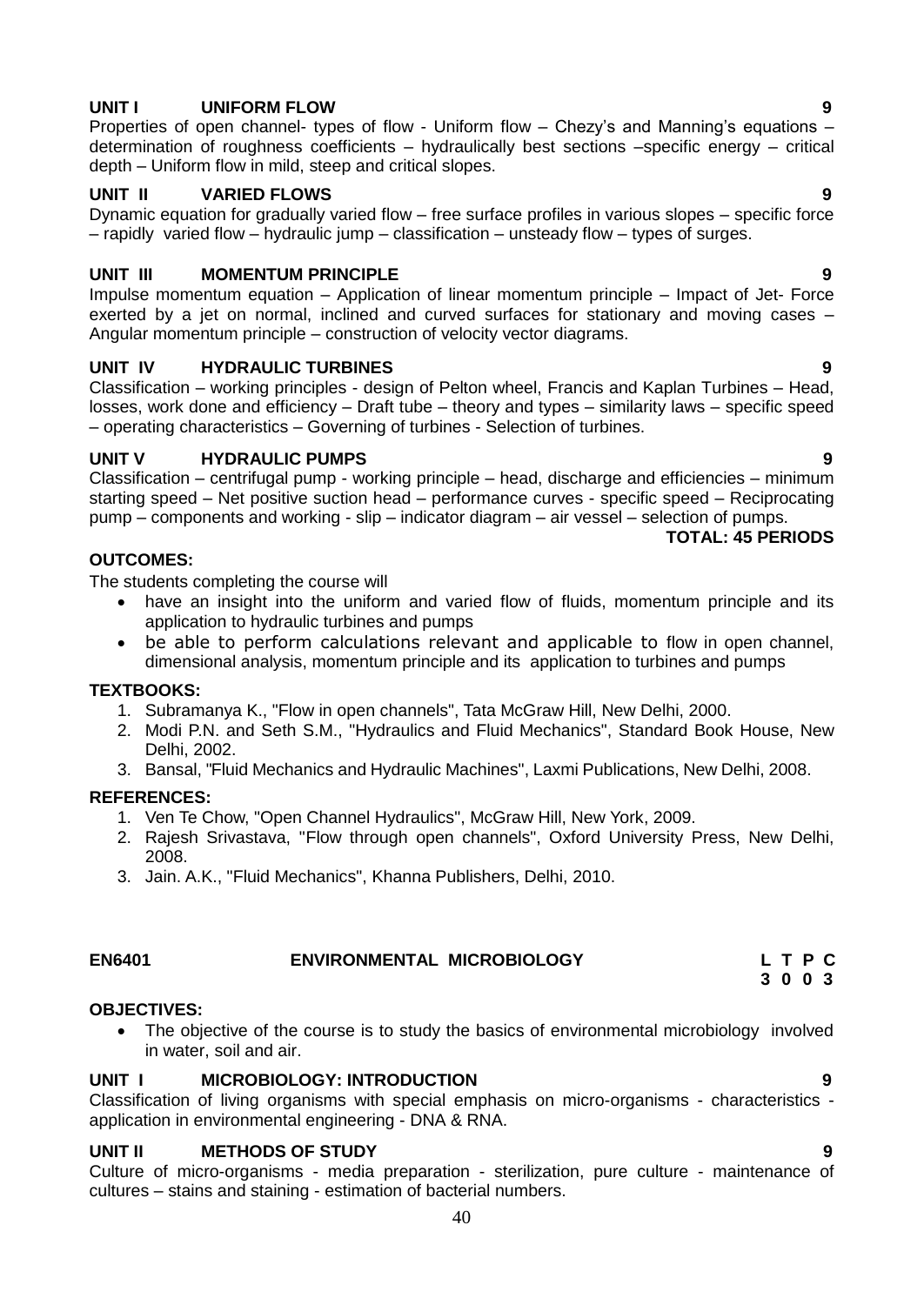**UNIT I UNIFORM FLOW 9**

Properties of open channel- types of flow - Uniform flow – Chezy's and Manning's equations – determination of roughness coefficients – hydraulically best sections –specific energy – critical depth – Uniform flow in mild, steep and critical slopes.

**UNIT II VARIED FLOWS 9**

Dynamic equation for gradually varied flow – free surface profiles in various slopes – specific force – rapidly varied flow – hydraulic jump – classification – unsteady flow – types of surges.

**UNIT III MOMENTUM PRINCIPLE 9**

Impulse momentum equation – Application of linear momentum principle – Impact of Jet- Force exerted by a jet on normal, inclined and curved surfaces for stationary and moving cases – Angular momentum principle – construction of velocity vector diagrams.

**UNIT IV HYDRAULIC TURBINES 9**

Classification – working principles - design of Pelton wheel, Francis and Kaplan Turbines – Head, losses, work done and efficiency – Draft tube – theory and types – similarity laws – specific speed – operating characteristics – Governing of turbines - Selection of turbines.

**UNIT V HYDRAULIC PUMPS 9**

Classification – centrifugal pump - working principle – head, discharge and efficiencies – minimum starting speed – Net positive suction head – performance curves - specific speed – Reciprocating pump – components and working - slip – indicator diagram – air vessel – selection of pumps.

**TOTAL: 45 PERIODS**

**OUTCOMES:**

The students completing the course will

- have an insight into the uniform and varied flow of fluids, momentum principle and its application to hydraulic turbines and pumps
- be able to perform calculations relevant and applicable to flow in open channel, dimensional analysis, momentum principle and its application to turbines and pumps

**TEXTBOOKS:**

1. Subramanya K., "Flow in open channels", Tata McGraw Hill, New Delhi, 2000.
2. Modi P.N. and Seth S.M., "Hydraulics and Fluid Mechanics", Standard Book House, New Delhi, 2002.
3. Bansal, "Fluid Mechanics and Hydraulic Machines", Laxmi Publications, New Delhi, 2008.

**REFERENCES:**

1. Ven Te Chow, "Open Channel Hydraulics", McGraw Hill, New York, 2009.
2. Rajesh Srivastava, "Flow through open channels", Oxford University Press, New Delhi, 2008.
3. Jain. A.K., "Fluid Mechanics", Khanna Publishers, Delhi, 2010.

## EN6401 ENVIRONMENTAL MICROBIOLOGY

| L | T | P | C |
|---|---|---|---|
| 3 | 0 | 0 | 3 |

**OBJECTIVES:**

- The objective of the course is to study the basics of environmental microbiology involved in water, soil and air.

**UNIT I MICROBIOLOGY: INTRODUCTION 9**

Classification of living organisms with special emphasis on micro-organisms - characteristics - application in environmental engineering - DNA & RNA.

**UNIT II METHODS OF STUDY 9**

Culture of micro-organisms - media preparation - sterilization, pure culture - maintenance of cultures – stains and staining - estimation of bacterial numbers.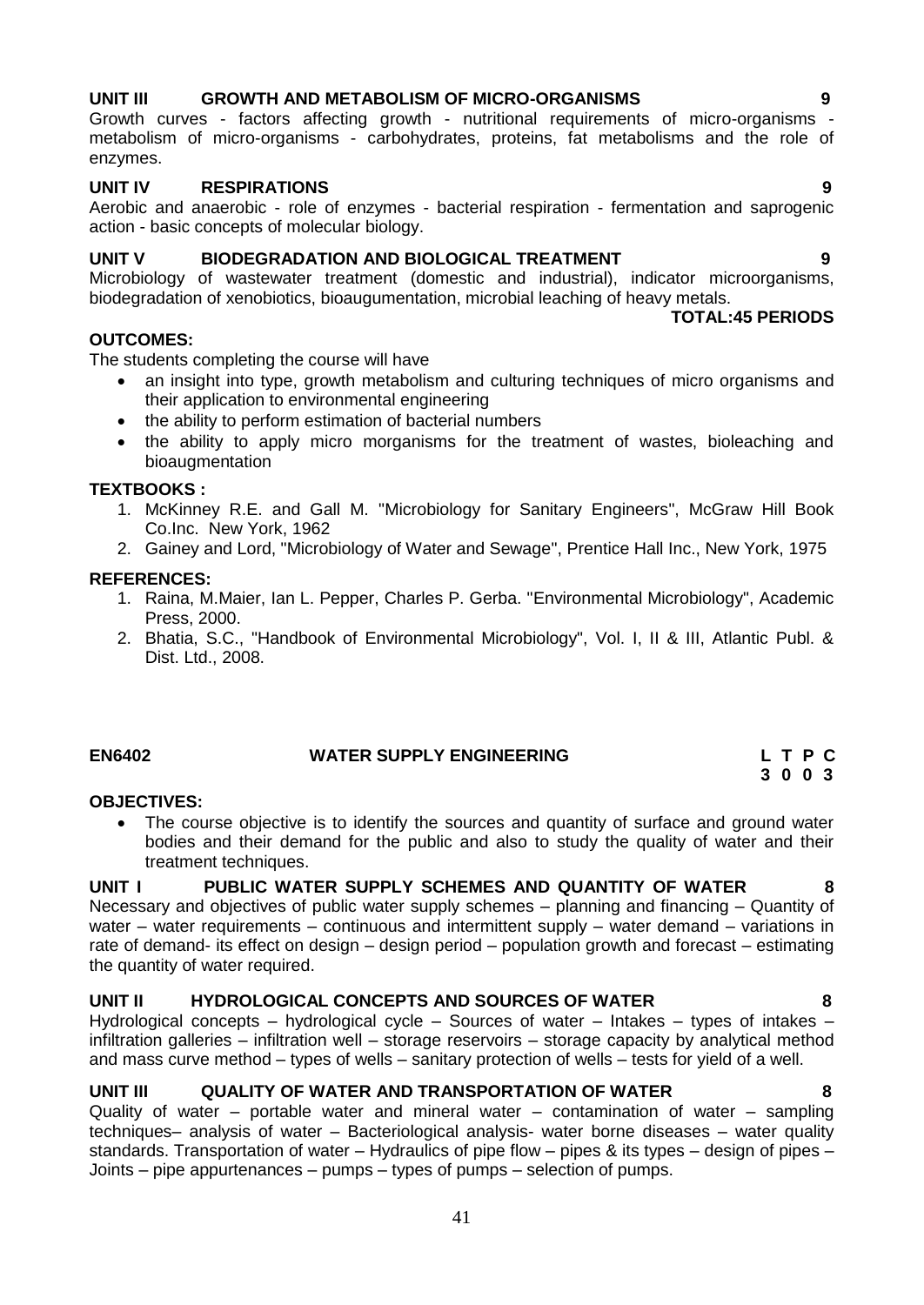**UNIT III GROWTH AND METABOLISM OF MICRO-ORGANISMS 9**

Growth curves - factors affecting growth - nutritional requirements of micro-organisms - metabolism of micro-organisms - carbohydrates, proteins, fat metabolisms and the role of enzymes.

**UNIT IV RESPIRATIONS 9**

Aerobic and anaerobic - role of enzymes - bacterial respiration - fermentation and saprogenic action - basic concepts of molecular biology.

**UNIT V BIODEGRADATION AND BIOLOGICAL TREATMENT 9**

Microbiology of wastewater treatment (domestic and industrial), indicator microorganisms, biodegradation of xenobiotics, bioaugumentation, microbial leaching of heavy metals.

**TOTAL:45 PERIODS**

**OUTCOMES:**

The students completing the course will have

- an insight into type, growth metabolism and culturing techniques of micro organisms and their application to environmental engineering
- the ability to perform estimation of bacterial numbers
- the ability to apply micro morganisms for the treatment of wastes, bioleaching and bioaugmentation

**TEXTBOOKS :**

1. McKinney R.E. and Gall M. "Microbiology for Sanitary Engineers", McGraw Hill Book Co.Inc. New York, 1962
2. Gainey and Lord, "Microbiology of Water and Sewage", Prentice Hall Inc., New York, 1975

**REFERENCES:**

1. Raina, M.Maier, Ian L. Pepper, Charles P. Gerba. "Environmental Microbiology", Academic Press, 2000.
2. Bhatia, S.C., "Handbook of Environmental Microbiology", Vol. I, II & III, Atlantic Publ. & Dist. Ltd., 2008.

## EN6402 WATER SUPPLY ENGINEERING

| L | T | P | C |
|---|---|---|---|
| 3 | 0 | 0 | 3 |

**OBJECTIVES:**

- The course objective is to identify the sources and quantity of surface and ground water bodies and their demand for the public and also to study the quality of water and their treatment techniques.

**UNIT I PUBLIC WATER SUPPLY SCHEMES AND QUANTITY OF WATER 8**

Necessary and objectives of public water supply schemes – planning and financing – Quantity of water – water requirements – continuous and intermittent supply – water demand – variations in rate of demand- its effect on design – design period – population growth and forecast – estimating the quantity of water required.

**UNIT II HYDROLOGICAL CONCEPTS AND SOURCES OF WATER 8**

Hydrological concepts – hydrological cycle – Sources of water – Intakes – types of intakes – infiltration galleries – infiltration well – storage reservoirs – storage capacity by analytical method and mass curve method – types of wells – sanitary protection of wells – tests for yield of a well.

**UNIT III QUALITY OF WATER AND TRANSPORTATION OF WATER 8**

Quality of water – portable water and mineral water – contamination of water – sampling techniques– analysis of water – Bacteriological analysis- water borne diseases – water quality standards. Transportation of water – Hydraulics of pipe flow – pipes & its types – design of pipes – Joints – pipe appurtenances – pumps – types of pumps – selection of pumps.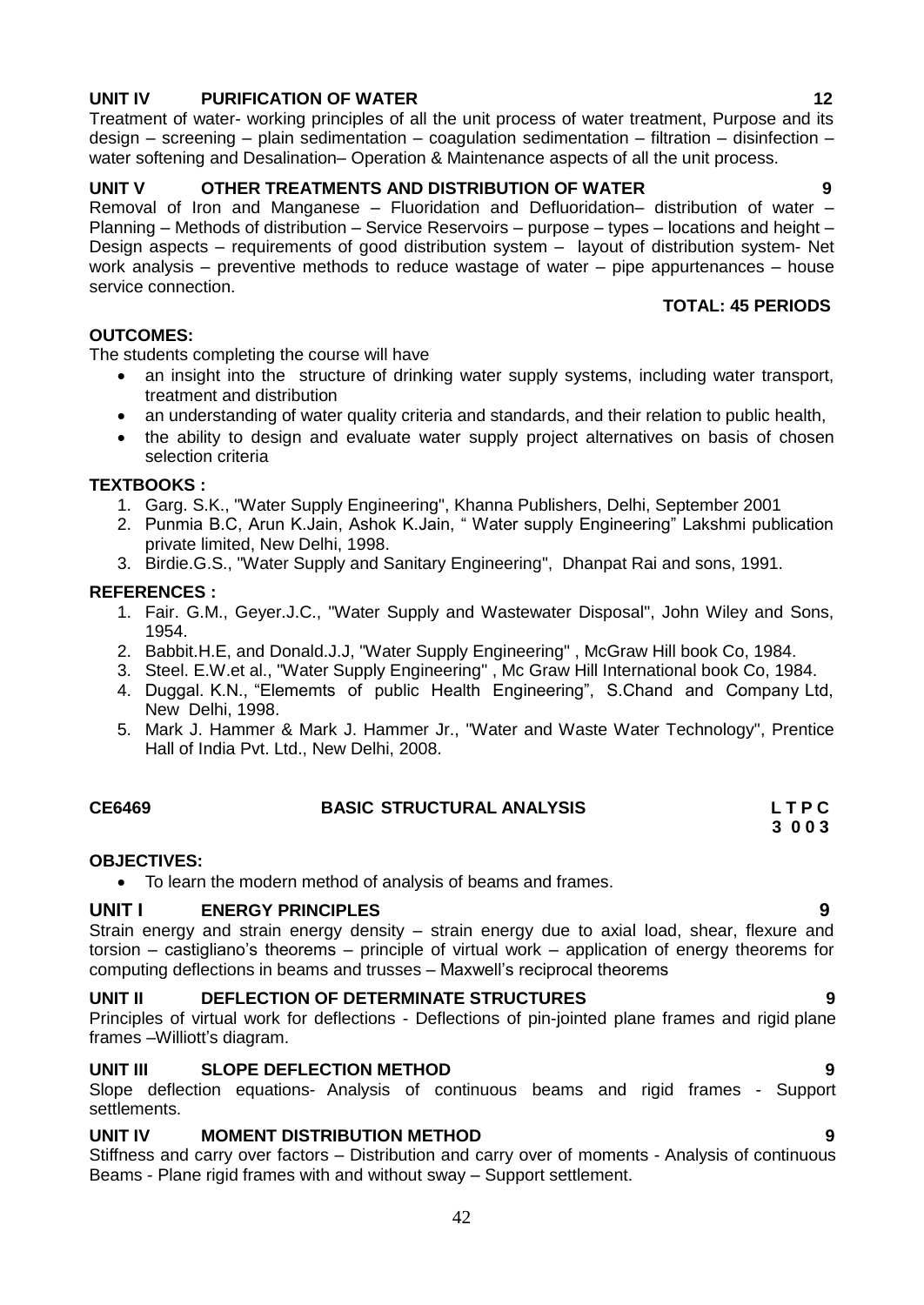**UNIT IV PURIFICATION OF WATER 12**

Treatment of water- working principles of all the unit process of water treatment, Purpose and its design – screening – plain sedimentation – coagulation sedimentation – filtration – disinfection – water softening and Desalination– Operation & Maintenance aspects of all the unit process.

**UNIT V OTHER TREATMENTS AND DISTRIBUTION OF WATER 9**

Removal of Iron and Manganese – Fluoridation and Defluoridation– distribution of water – Planning – Methods of distribution – Service Reservoirs – purpose – types – locations and height – Design aspects – requirements of good distribution system – layout of distribution system- Net work analysis – preventive methods to reduce wastage of water – pipe appurtenances – house service connection.

**TOTAL: 45 PERIODS**

**OUTCOMES:**

The students completing the course will have

- an insight into the structure of drinking water supply systems, including water transport, treatment and distribution
- an understanding of water quality criteria and standards, and their relation to public health,
- the ability to design and evaluate water supply project alternatives on basis of chosen selection criteria

**TEXTBOOKS :**

1. Garg. S.K., "Water Supply Engineering", Khanna Publishers, Delhi, September 2001
2. Punmia B.C, Arun K.Jain, Ashok K.Jain, " Water supply Engineering" Lakshmi publication private limited, New Delhi, 1998.
3. Birdie.G.S., "Water Supply and Sanitary Engineering", Dhanpat Rai and sons, 1991.

**REFERENCES :**

1. Fair. G.M., Geyer.J.C., "Water Supply and Wastewater Disposal", John Wiley and Sons, 1954.
2. Babbit.H.E, and Donald.J.J, "Water Supply Engineering" , McGraw Hill book Co, 1984.
3. Steel. E.W.et al., "Water Supply Engineering" , Mc Graw Hill International book Co, 1984.
4. Duggal. K.N., "Elememts of public Health Engineering", S.Chand and Company Ltd, New Delhi, 1998.
5. Mark J. Hammer & Mark J. Hammer Jr., "Water and Waste Water Technology", Prentice Hall of India Pvt. Ltd., New Delhi, 2008.

**CE6469 BASIC STRUCTURAL ANALYSIS L T P C**
**3 0 0 3**

**OBJECTIVES:**

- To learn the modern method of analysis of beams and frames.

**UNIT I ENERGY PRINCIPLES 9**

Strain energy and strain energy density – strain energy due to axial load, shear, flexure and torsion – castigliano's theorems – principle of virtual work – application of energy theorems for computing deflections in beams and trusses – Maxwell's reciprocal theorems

**UNIT II DEFLECTION OF DETERMINATE STRUCTURES 9**

Principles of virtual work for deflections - Deflections of pin-jointed plane frames and rigid plane frames –Williott's diagram.

**UNIT III SLOPE DEFLECTION METHOD 9**

Slope deflection equations- Analysis of continuous beams and rigid frames - Support settlements.

**UNIT IV MOMENT DISTRIBUTION METHOD 9**

Stiffness and carry over factors – Distribution and carry over of moments - Analysis of continuous Beams - Plane rigid frames with and without sway – Support settlement.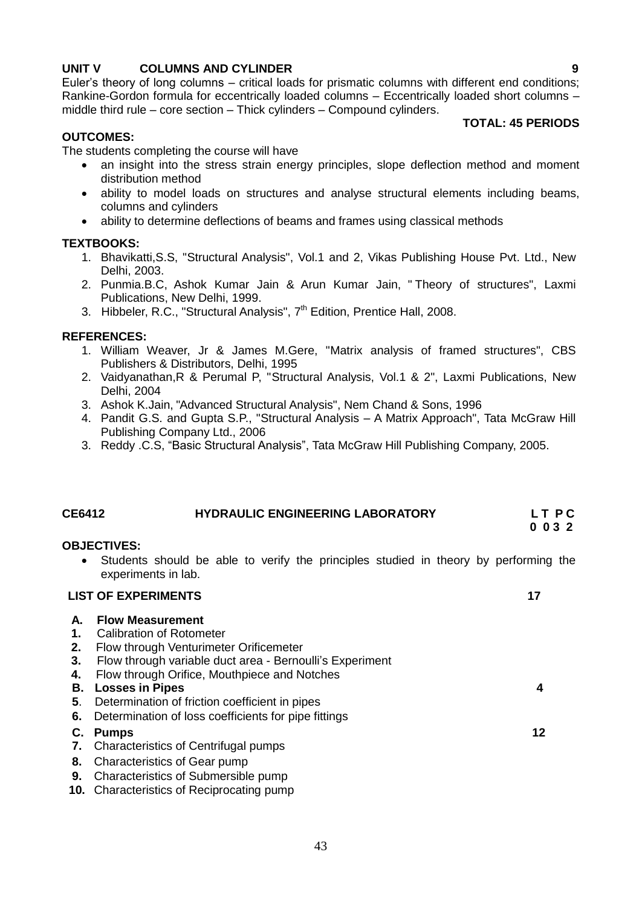**UNIT V COLUMNS AND CYLINDER 9**

Euler's theory of long columns – critical loads for prismatic columns with different end conditions; Rankine-Gordon formula for eccentrically loaded columns – Eccentrically loaded short columns – middle third rule – core section – Thick cylinders – Compound cylinders.

**TOTAL: 45 PERIODS**

**OUTCOMES:**

The students completing the course will have

- an insight into the stress strain energy principles, slope deflection method and moment distribution method
- ability to model loads on structures and analyse structural elements including beams, columns and cylinders
- ability to determine deflections of beams and frames using classical methods

**TEXTBOOKS:**

1. Bhavikatti,S.S, "Structural Analysis", Vol.1 and 2, Vikas Publishing House Pvt. Ltd., New Delhi, 2003.
2. Punmia.B.C, Ashok Kumar Jain & Arun Kumar Jain, " Theory of structures", Laxmi Publications, New Delhi, 1999.
3. Hibbeler, R.C., "Structural Analysis", 7th Edition, Prentice Hall, 2008.

**REFERENCES:**

1. William Weaver, Jr & James M.Gere, "Matrix analysis of framed structures", CBS Publishers & Distributors, Delhi, 1995
2. Vaidyanathan,R & Perumal P, "Structural Analysis, Vol.1 & 2", Laxmi Publications, New Delhi, 2004
3. Ashok K.Jain, "Advanced Structural Analysis", Nem Chand & Sons, 1996
4. Pandit G.S. and Gupta S.P., "Structural Analysis – A Matrix Approach", Tata McGraw Hill Publishing Company Ltd., 2006
3. Reddy .C.S, "Basic Structural Analysis", Tata McGraw Hill Publishing Company, 2005.

**CE6412 HYDRAULIC ENGINEERING LABORATORY L T P C**
**0 0 3 2**

**OBJECTIVES:**

- Students should be able to verify the principles studied in theory by performing the experiments in lab.

**LIST OF EXPERIMENTS 17**

**A. Flow Measurement**

**1.** Calibration of Rotometer
**2.** Flow through Venturimeter Orificemeter
**3.** Flow through variable duct area - Bernoulli's Experiment
**4.** Flow through Orifice, Mouthpiece and Notches

**B. Losses in Pipes 4**

**5**. Determination of friction coefficient in pipes
**6.** Determination of loss coefficients for pipe fittings

**C. Pumps 12**

**7.** Characteristics of Centrifugal pumps
**8.** Characteristics of Gear pump
**9.** Characteristics of Submersible pump
**10.** Characteristics of Reciprocating pump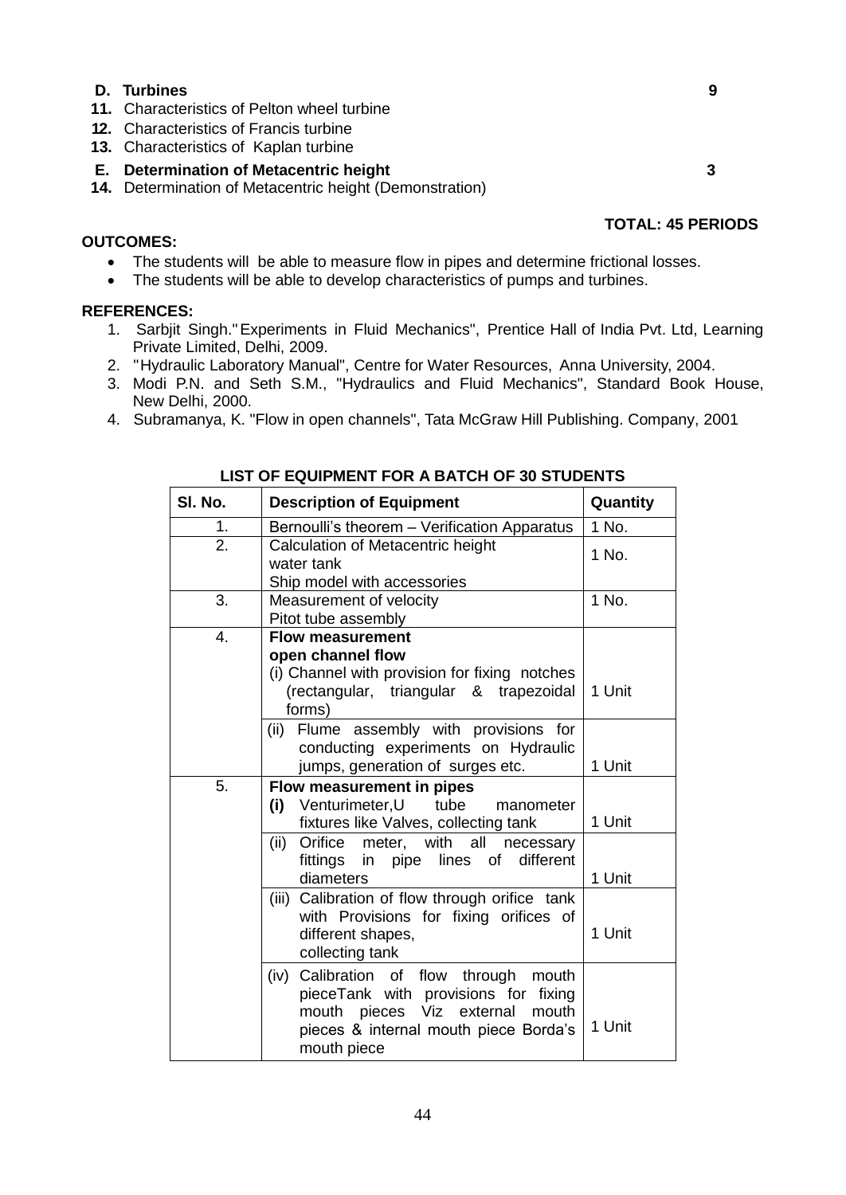**D. Turbines** **9**

**11.** Characteristics of Pelton wheel turbine

**12.** Characteristics of Francis turbine

**13.** Characteristics of Kaplan turbine

**E. Determination of Metacentric height** **3**

**14.** Determination of Metacentric height (Demonstration)

**TOTAL: 45 PERIODS**

**OUTCOMES:**

- The students will be able to measure flow in pipes and determine frictional losses.
- The students will be able to develop characteristics of pumps and turbines.

**REFERENCES:**

1. Sarbjit Singh."Experiments in Fluid Mechanics", Prentice Hall of India Pvt. Ltd, Learning Private Limited, Delhi, 2009.
2. "Hydraulic Laboratory Manual", Centre for Water Resources, Anna University, 2004.
3. Modi P.N. and Seth S.M., "Hydraulics and Fluid Mechanics", Standard Book House, New Delhi, 2000.
4. Subramanya, K. "Flow in open channels", Tata McGraw Hill Publishing. Company, 2001

**LIST OF EQUIPMENT FOR A BATCH OF 30 STUDENTS**

| Sl. No. | Description of Equipment | Quantity |
|---|---|---|
| 1. | Bernoulli's theorem – Verification Apparatus | 1 No. |
| 2. | Calculation of Metacentric height water tank Ship model with accessories | 1 No. |
| 3. | Measurement of velocity Pitot tube assembly | 1 No. |
| 4. | **Flow measurement open channel flow** (i) Channel with provision for fixing notches (rectangular, triangular & trapezoidal forms) | 1 Unit |
| | (ii) Flume assembly with provisions for conducting experiments on Hydraulic jumps, generation of surges etc. | 1 Unit |
| 5. | **Flow measurement in pipes** **(i)** Venturimeter,U tube manometer fixtures like Valves, collecting tank | 1 Unit |
| | (ii) Orifice meter, with all necessary fittings in pipe lines of different diameters | 1 Unit |
| | (iii) Calibration of flow through orifice tank with Provisions for fixing orifices of different shapes, collecting tank | 1 Unit |
| | (iv) Calibration of flow through mouth pieceTank with provisions for fixing mouth pieces Viz external mouth pieces & internal mouth piece Borda's mouth piece | 1 Unit |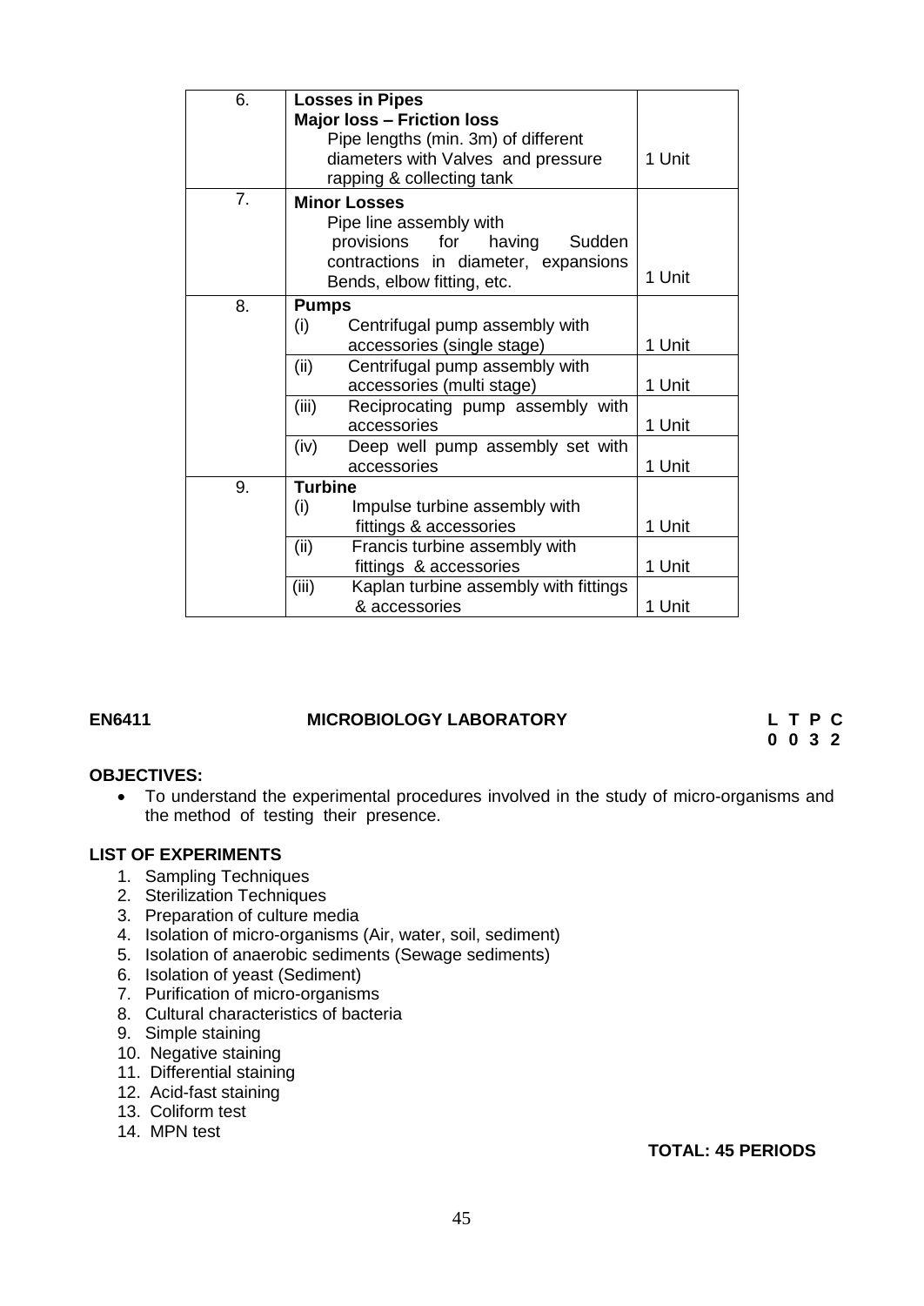| | | |
|---|---|---|
| 6. | **Losses in Pipes**<br>**Major loss – Friction loss**<br>Pipe lengths (min. 3m) of different diameters with Valves and pressure rapping & collecting tank | 1 Unit |
| 7. | **Minor Losses**<br>Pipe line assembly with provisions for having Sudden contractions in diameter, expansions Bends, elbow fitting, etc. | 1 Unit |
| 8. | **Pumps**<br>(i) Centrifugal pump assembly with accessories (single stage) | 1 Unit |
| | (ii) Centrifugal pump assembly with accessories (multi stage) | 1 Unit |
| | (iii) Reciprocating pump assembly with accessories | 1 Unit |
| | (iv) Deep well pump assembly set with accessories | 1 Unit |
| 9. | **Turbine**<br>(i) Impulse turbine assembly with fittings & accessories | 1 Unit |
| | (ii) Francis turbine assembly with fittings & accessories | 1 Unit |
| | (iii) Kaplan turbine assembly with fittings & accessories | 1 Unit |

**EN6411 MICROBIOLOGY LABORATORY**

**L T P C**
**0 0 3 2**

**OBJECTIVES:**

- To understand the experimental procedures involved in the study of micro-organisms and the method of testing their presence.

**LIST OF EXPERIMENTS**

1. Sampling Techniques
2. Sterilization Techniques
3. Preparation of culture media
4. Isolation of micro-organisms (Air, water, soil, sediment)
5. Isolation of anaerobic sediments (Sewage sediments)
6. Isolation of yeast (Sediment)
7. Purification of micro-organisms
8. Cultural characteristics of bacteria
9. Simple staining
10. Negative staining
11. Differential staining
12. Acid-fast staining
13. Coliform test
14. MPN test

**TOTAL: 45 PERIODS**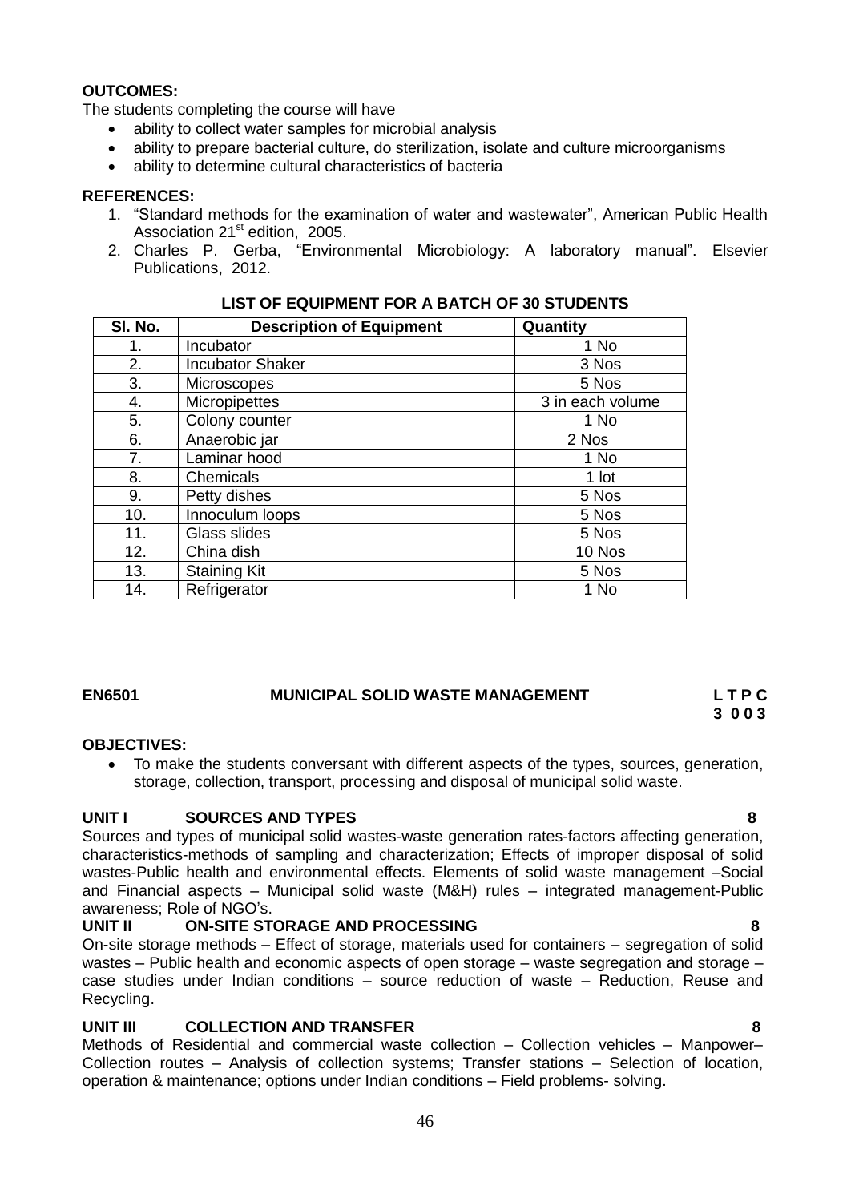**OUTCOMES:**

The students completing the course will have

- ability to collect water samples for microbial analysis
- ability to prepare bacterial culture, do sterilization, isolate and culture microorganisms
- ability to determine cultural characteristics of bacteria

**REFERENCES:**

1. "Standard methods for the examination of water and wastewater", American Public Health Association 21st edition, 2005.
2. Charles P. Gerba, "Environmental Microbiology: A laboratory manual". Elsevier Publications, 2012.

**LIST OF EQUIPMENT FOR A BATCH OF 30 STUDENTS**

| Sl. No. | Description of Equipment | Quantity |
|---|---|---|
| 1. | Incubator | 1 No |
| 2. | Incubator Shaker | 3 Nos |
| 3. | Microscopes | 5 Nos |
| 4. | Micropipettes | 3 in each volume |
| 5. | Colony counter | 1 No |
| 6. | Anaerobic jar | 2 Nos |
| 7. | Laminar hood | 1 No |
| 8. | Chemicals | 1 lot |
| 9. | Petty dishes | 5 Nos |
| 10. | Innoculum loops | 5 Nos |
| 11. | Glass slides | 5 Nos |
| 12. | China dish | 10 Nos |
| 13. | Staining Kit | 5 Nos |
| 14. | Refrigerator | 1 No |

## EN6501 MUNICIPAL SOLID WASTE MANAGEMENT

**L T P C**
**3 0 0 3**

**OBJECTIVES:**

- To make the students conversant with different aspects of the types, sources, generation, storage, collection, transport, processing and disposal of municipal solid waste.

### UNIT I SOURCES AND TYPES 8

Sources and types of municipal solid wastes-waste generation rates-factors affecting generation, characteristics-methods of sampling and characterization; Effects of improper disposal of solid wastes-Public health and environmental effects. Elements of solid waste management –Social and Financial aspects – Municipal solid waste (M&H) rules – integrated management-Public awareness; Role of NGO's.

### UNIT II ON-SITE STORAGE AND PROCESSING 8

On-site storage methods – Effect of storage, materials used for containers – segregation of solid wastes – Public health and economic aspects of open storage – waste segregation and storage – case studies under Indian conditions – source reduction of waste – Reduction, Reuse and Recycling.

### UNIT III COLLECTION AND TRANSFER 8

Methods of Residential and commercial waste collection – Collection vehicles – Manpower– Collection routes – Analysis of collection systems; Transfer stations – Selection of location, operation & maintenance; options under Indian conditions – Field problems- solving.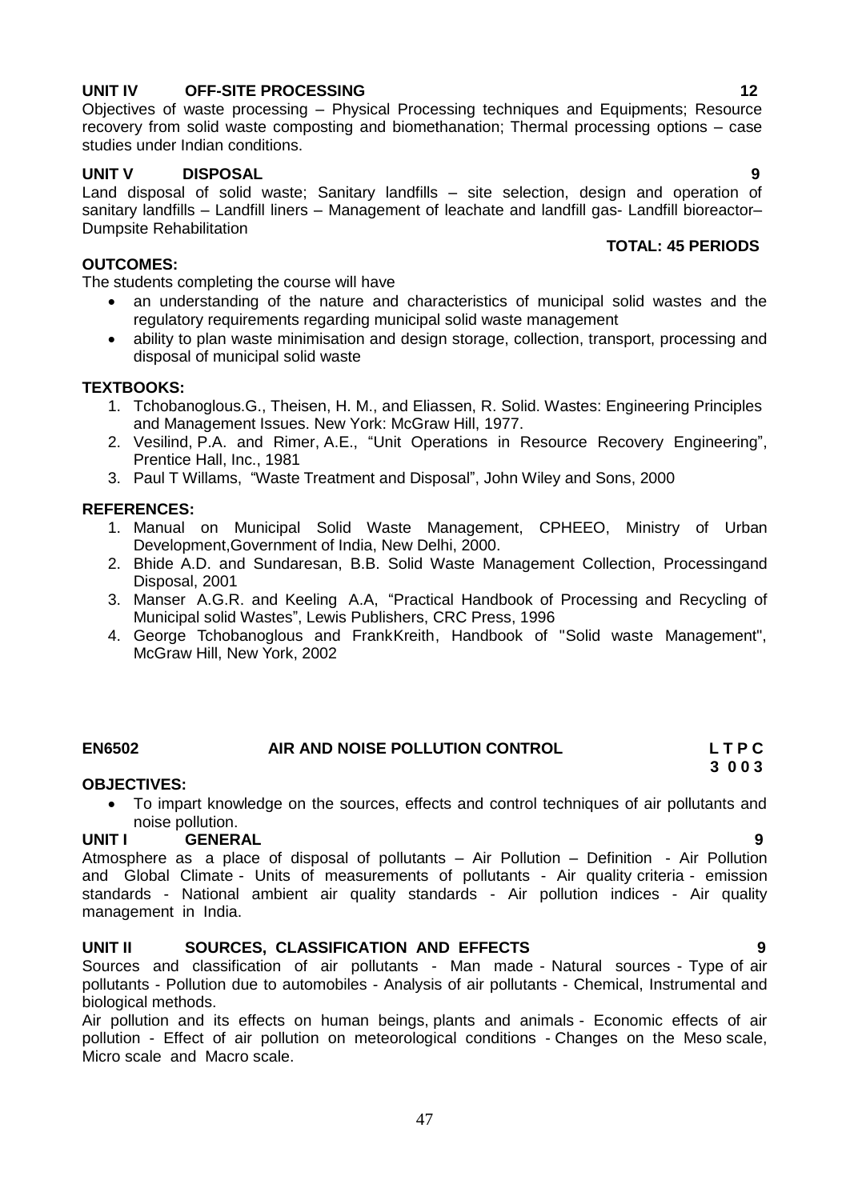**UNIT IV OFF-SITE PROCESSING 12**

Objectives of waste processing – Physical Processing techniques and Equipments; Resource recovery from solid waste composting and biomethanation; Thermal processing options – case studies under Indian conditions.

**UNIT V DISPOSAL 9**

Land disposal of solid waste; Sanitary landfills – site selection, design and operation of sanitary landfills – Landfill liners – Management of leachate and landfill gas- Landfill bioreactor– Dumpsite Rehabilitation

**TOTAL: 45 PERIODS**

**OUTCOMES:**

The students completing the course will have

- an understanding of the nature and characteristics of municipal solid wastes and the regulatory requirements regarding municipal solid waste management
- ability to plan waste minimisation and design storage, collection, transport, processing and disposal of municipal solid waste

**TEXTBOOKS:**

1. Tchobanoglous.G., Theisen, H. M., and Eliassen, R. Solid. Wastes: Engineering Principles and Management Issues. New York: McGraw Hill, 1977.
2. Vesilind, P.A. and Rimer, A.E., "Unit Operations in Resource Recovery Engineering", Prentice Hall, Inc., 1981
3. Paul T Willams, "Waste Treatment and Disposal", John Wiley and Sons, 2000

**REFERENCES:**

1. Manual on Municipal Solid Waste Management, CPHEEO, Ministry of Urban Development,Government of India, New Delhi, 2000.
2. Bhide A.D. and Sundaresan, B.B. Solid Waste Management Collection, Processingand Disposal, 2001
3. Manser A.G.R. and Keeling A.A, "Practical Handbook of Processing and Recycling of Municipal solid Wastes", Lewis Publishers, CRC Press, 1996
4. George Tchobanoglous and FrankKreith, Handbook of "Solid waste Management", McGraw Hill, New York, 2002

## EN6502 AIR AND NOISE POLLUTION CONTROL

**L T P C**
**3 0 0 3**

**OBJECTIVES:**

- To impart knowledge on the sources, effects and control techniques of air pollutants and noise pollution.

**UNIT I GENERAL 9**

Atmosphere as a place of disposal of pollutants – Air Pollution – Definition - Air Pollution and Global Climate - Units of measurements of pollutants - Air quality criteria - emission standards - National ambient air quality standards - Air pollution indices - Air quality management in India.

**UNIT II SOURCES, CLASSIFICATION AND EFFECTS 9**

Sources and classification of air pollutants - Man made - Natural sources - Type of air pollutants - Pollution due to automobiles - Analysis of air pollutants - Chemical, Instrumental and biological methods.

Air pollution and its effects on human beings, plants and animals - Economic effects of air pollution - Effect of air pollution on meteorological conditions - Changes on the Meso scale, Micro scale and Macro scale.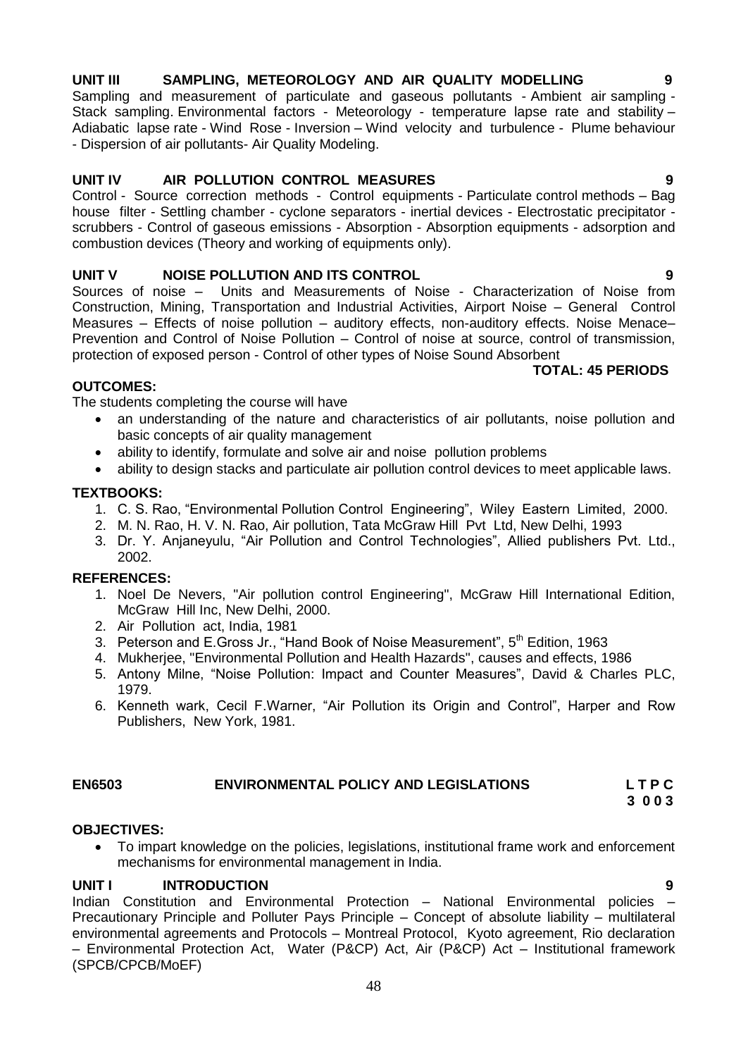**UNIT III SAMPLING, METEOROLOGY AND AIR QUALITY MODELLING 9**

Sampling and measurement of particulate and gaseous pollutants - Ambient air sampling - Stack sampling. Environmental factors - Meteorology - temperature lapse rate and stability – Adiabatic lapse rate - Wind Rose - Inversion – Wind velocity and turbulence - Plume behaviour - Dispersion of air pollutants- Air Quality Modeling.

**UNIT IV AIR POLLUTION CONTROL MEASURES 9**

Control - Source correction methods - Control equipments - Particulate control methods – Bag house filter - Settling chamber - cyclone separators - inertial devices - Electrostatic precipitator - scrubbers - Control of gaseous emissions - Absorption - Absorption equipments - adsorption and combustion devices (Theory and working of equipments only).

**UNIT V NOISE POLLUTION AND ITS CONTROL 9**

Sources of noise – Units and Measurements of Noise - Characterization of Noise from Construction, Mining, Transportation and Industrial Activities, Airport Noise – General Control Measures – Effects of noise pollution – auditory effects, non-auditory effects. Noise Menace– Prevention and Control of Noise Pollution – Control of noise at source, control of transmission, protection of exposed person - Control of other types of Noise Sound Absorbent

**TOTAL: 45 PERIODS**

**OUTCOMES:**

The students completing the course will have

- an understanding of the nature and characteristics of air pollutants, noise pollution and basic concepts of air quality management
- ability to identify, formulate and solve air and noise pollution problems
- ability to design stacks and particulate air pollution control devices to meet applicable laws.

**TEXTBOOKS:**

1. C. S. Rao, "Environmental Pollution Control Engineering", Wiley Eastern Limited, 2000.
2. M. N. Rao, H. V. N. Rao, Air pollution, Tata McGraw Hill Pvt Ltd, New Delhi, 1993
3. Dr. Y. Anjaneyulu, "Air Pollution and Control Technologies", Allied publishers Pvt. Ltd., 2002.

**REFERENCES:**

1. Noel De Nevers, "Air pollution control Engineering", McGraw Hill International Edition, McGraw Hill Inc, New Delhi, 2000.
2. Air Pollution act, India, 1981
3. Peterson and E.Gross Jr., "Hand Book of Noise Measurement", 5th Edition, 1963
4. Mukherjee, "Environmental Pollution and Health Hazards", causes and effects, 1986
5. Antony Milne, "Noise Pollution: Impact and Counter Measures", David & Charles PLC, 1979.
6. Kenneth wark, Cecil F.Warner, "Air Pollution its Origin and Control", Harper and Row Publishers, New York, 1981.

## EN6503 ENVIRONMENTAL POLICY AND LEGISLATIONS

**L T P C**
**3 0 0 3**

**OBJECTIVES:**

- To impart knowledge on the policies, legislations, institutional frame work and enforcement mechanisms for environmental management in India.

**UNIT I INTRODUCTION 9**

Indian Constitution and Environmental Protection – National Environmental policies – Precautionary Principle and Polluter Pays Principle – Concept of absolute liability – multilateral environmental agreements and Protocols – Montreal Protocol, Kyoto agreement, Rio declaration – Environmental Protection Act, Water (P&CP) Act, Air (P&CP) Act – Institutional framework (SPCB/CPCB/MoEF)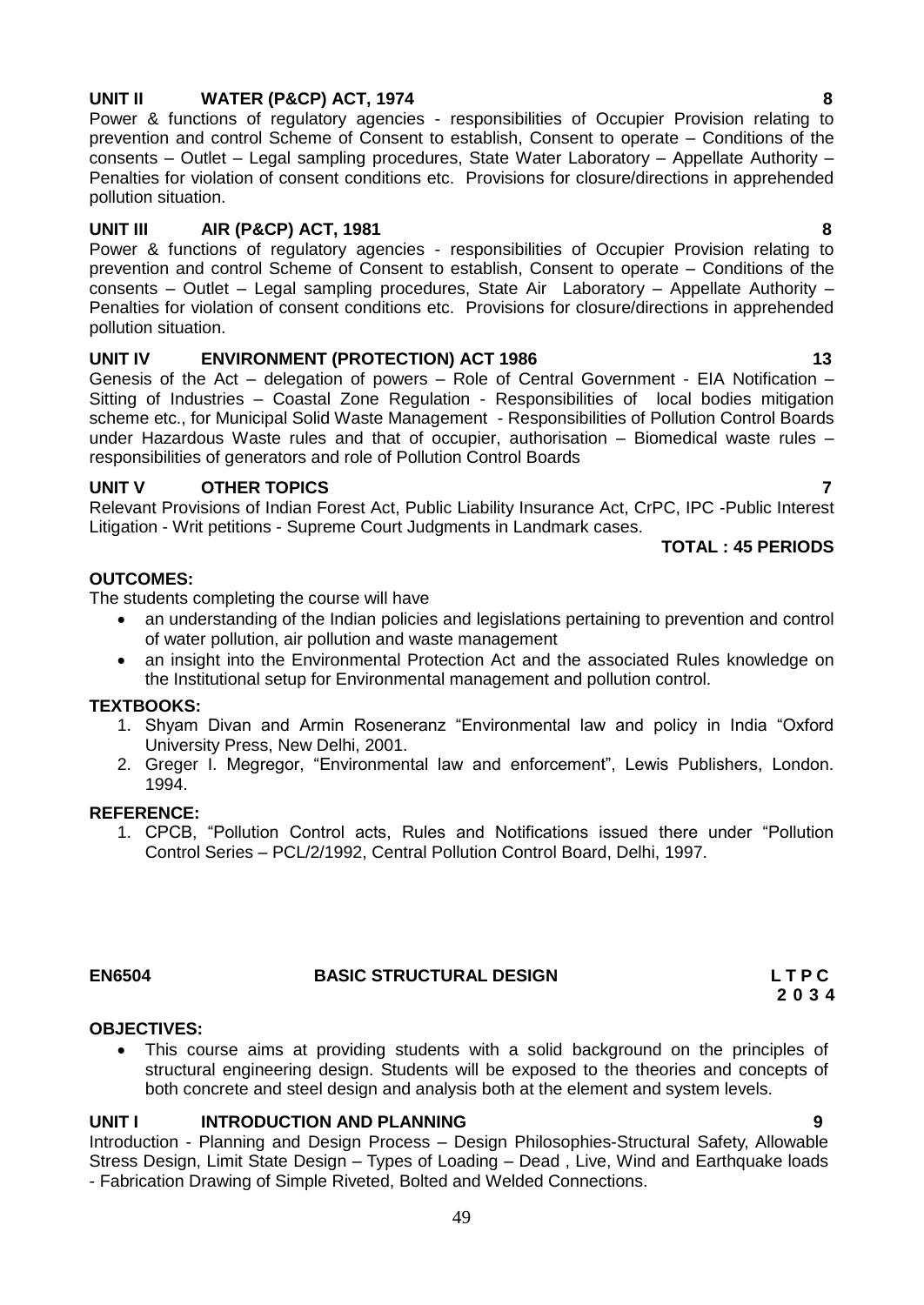### UNIT II WATER (P&CP) ACT, 1974 — 8

Power & functions of regulatory agencies - responsibilities of Occupier Provision relating to prevention and control Scheme of Consent to establish, Consent to operate – Conditions of the consents – Outlet – Legal sampling procedures, State Water Laboratory – Appellate Authority – Penalties for violation of consent conditions etc. Provisions for closure/directions in apprehended pollution situation.

### UNIT III AIR (P&CP) ACT, 1981 — 8

Power & functions of regulatory agencies - responsibilities of Occupier Provision relating to prevention and control Scheme of Consent to establish, Consent to operate – Conditions of the consents – Outlet – Legal sampling procedures, State Air Laboratory – Appellate Authority – Penalties for violation of consent conditions etc. Provisions for closure/directions in apprehended pollution situation.

### UNIT IV ENVIRONMENT (PROTECTION) ACT 1986 — 13

Genesis of the Act – delegation of powers – Role of Central Government - EIA Notification – Sitting of Industries – Coastal Zone Regulation - Responsibilities of local bodies mitigation scheme etc., for Municipal Solid Waste Management - Responsibilities of Pollution Control Boards under Hazardous Waste rules and that of occupier, authorisation – Biomedical waste rules – responsibilities of generators and role of Pollution Control Boards

### UNIT V OTHER TOPICS — 7

Relevant Provisions of Indian Forest Act, Public Liability Insurance Act, CrPC, IPC -Public Interest Litigation - Writ petitions - Supreme Court Judgments in Landmark cases.

**TOTAL : 45 PERIODS**

**OUTCOMES:**

The students completing the course will have

- an understanding of the Indian policies and legislations pertaining to prevention and control of water pollution, air pollution and waste management
- an insight into the Environmental Protection Act and the associated Rules knowledge on the Institutional setup for Environmental management and pollution control.

**TEXTBOOKS:**

1. Shyam Divan and Armin Roseneranz "Environmental law and policy in India "Oxford University Press, New Delhi, 2001.
2. Greger I. Megregor, "Environmental law and enforcement", Lewis Publishers, London. 1994.

**REFERENCE:**

1. CPCB, "Pollution Control acts, Rules and Notifications issued there under "Pollution Control Series – PCL/2/1992, Central Pollution Control Board, Delhi, 1997.

## EN6504 BASIC STRUCTURAL DESIGN

**L T P C**
**2 0 3 4**

**OBJECTIVES:**

- This course aims at providing students with a solid background on the principles of structural engineering design. Students will be exposed to the theories and concepts of both concrete and steel design and analysis both at the element and system levels.

### UNIT I INTRODUCTION AND PLANNING — 9

Introduction - Planning and Design Process – Design Philosophies-Structural Safety, Allowable Stress Design, Limit State Design – Types of Loading – Dead , Live, Wind and Earthquake loads - Fabrication Drawing of Simple Riveted, Bolted and Welded Connections.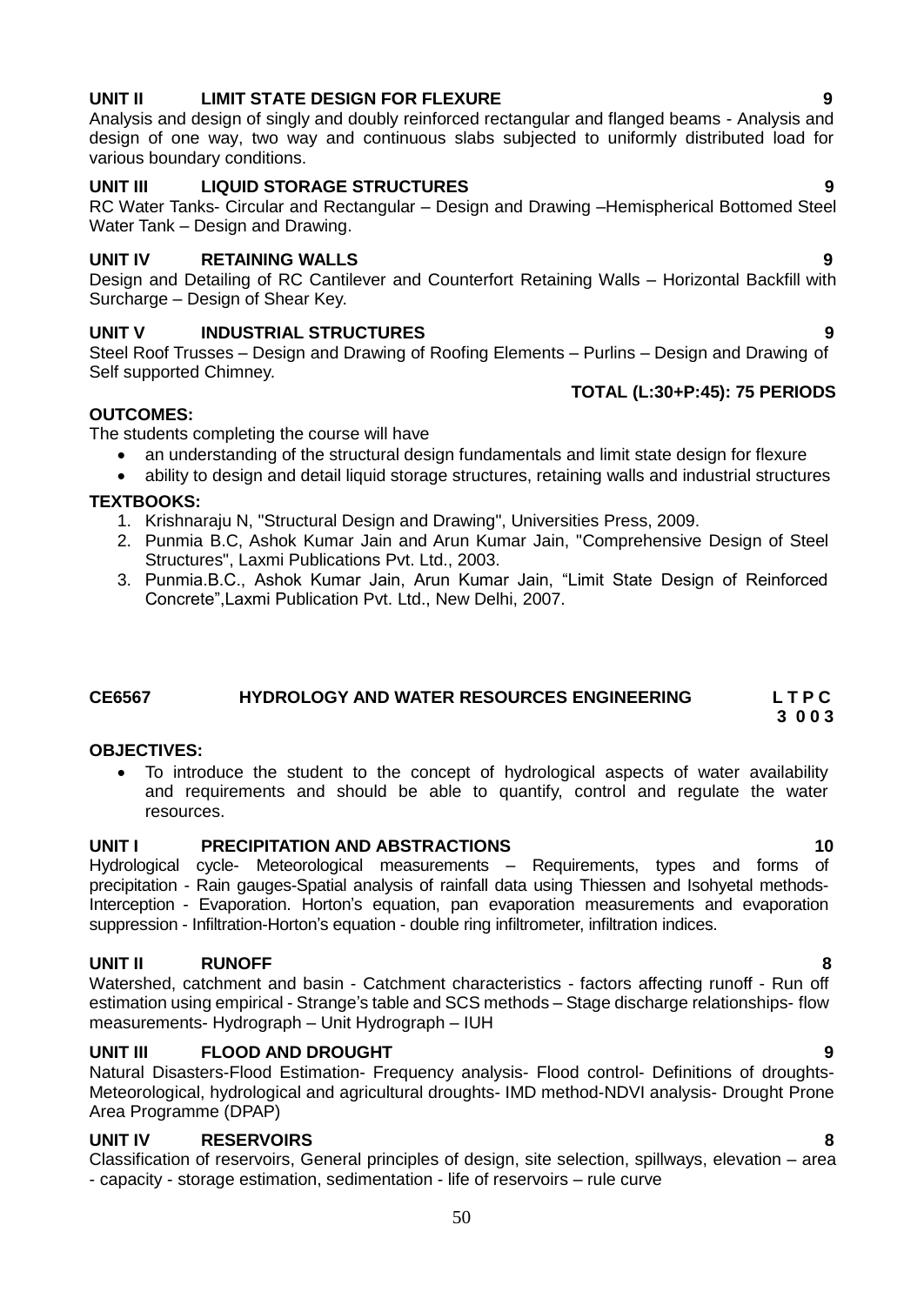**UNIT II LIMIT STATE DESIGN FOR FLEXURE 9**

Analysis and design of singly and doubly reinforced rectangular and flanged beams - Analysis and design of one way, two way and continuous slabs subjected to uniformly distributed load for various boundary conditions.

**UNIT III LIQUID STORAGE STRUCTURES 9**

RC Water Tanks- Circular and Rectangular – Design and Drawing –Hemispherical Bottomed Steel Water Tank – Design and Drawing.

**UNIT IV RETAINING WALLS 9**

Design and Detailing of RC Cantilever and Counterfort Retaining Walls – Horizontal Backfill with Surcharge – Design of Shear Key.

**UNIT V INDUSTRIAL STRUCTURES 9**

Steel Roof Trusses – Design and Drawing of Roofing Elements – Purlins – Design and Drawing of Self supported Chimney.

**TOTAL (L:30+P:45): 75 PERIODS**

**OUTCOMES:**

The students completing the course will have

- an understanding of the structural design fundamentals and limit state design for flexure
- ability to design and detail liquid storage structures, retaining walls and industrial structures

**TEXTBOOKS:**

1. Krishnaraju N, "Structural Design and Drawing", Universities Press, 2009.
2. Punmia B.C, Ashok Kumar Jain and Arun Kumar Jain, "Comprehensive Design of Steel Structures", Laxmi Publications Pvt. Ltd., 2003.
3. Punmia.B.C., Ashok Kumar Jain, Arun Kumar Jain, "Limit State Design of Reinforced Concrete",Laxmi Publication Pvt. Ltd., New Delhi, 2007.

## CE6567 HYDROLOGY AND WATER RESOURCES ENGINEERING L T P C 3 0 0 3

**OBJECTIVES:**

- To introduce the student to the concept of hydrological aspects of water availability and requirements and should be able to quantify, control and regulate the water resources.

**UNIT I PRECIPITATION AND ABSTRACTIONS 10**

Hydrological cycle- Meteorological measurements – Requirements, types and forms of precipitation - Rain gauges-Spatial analysis of rainfall data using Thiessen and Isohyetal methods-Interception - Evaporation. Horton's equation, pan evaporation measurements and evaporation suppression - Infiltration-Horton's equation - double ring infiltrometer, infiltration indices.

**UNIT II RUNOFF 8**

Watershed, catchment and basin - Catchment characteristics - factors affecting runoff - Run off estimation using empirical - Strange's table and SCS methods – Stage discharge relationships- flow measurements- Hydrograph – Unit Hydrograph – IUH

**UNIT III FLOOD AND DROUGHT 9**

Natural Disasters-Flood Estimation- Frequency analysis- Flood control- Definitions of droughts- Meteorological, hydrological and agricultural droughts- IMD method-NDVI analysis- Drought Prone Area Programme (DPAP)

**UNIT IV RESERVOIRS 8**

Classification of reservoirs, General principles of design, site selection, spillways, elevation – area - capacity - storage estimation, sedimentation - life of reservoirs – rule curve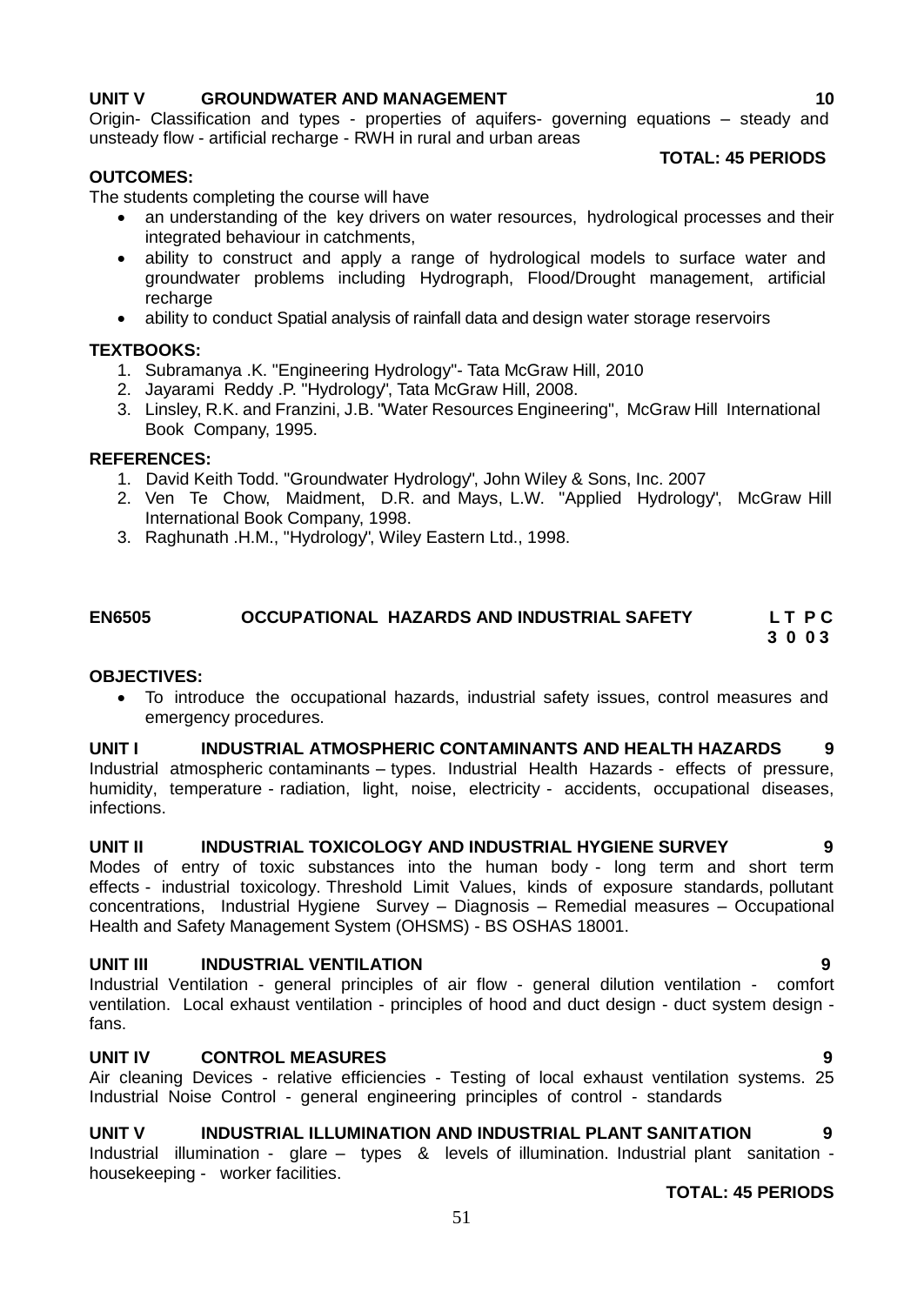**UNIT V GROUNDWATER AND MANAGEMENT 10**

Origin- Classification and types - properties of aquifers- governing equations – steady and unsteady flow - artificial recharge - RWH in rural and urban areas

**TOTAL: 45 PERIODS**

**OUTCOMES:**

The students completing the course will have

- an understanding of the key drivers on water resources, hydrological processes and their integrated behaviour in catchments,
- ability to construct and apply a range of hydrological models to surface water and groundwater problems including Hydrograph, Flood/Drought management, artificial recharge
- ability to conduct Spatial analysis of rainfall data and design water storage reservoirs

**TEXTBOOKS:**

1. Subramanya .K. "Engineering Hydrology"- Tata McGraw Hill, 2010
2. Jayarami Reddy .P. "Hydrology", Tata McGraw Hill, 2008.
3. Linsley, R.K. and Franzini, J.B. "Water Resources Engineering", McGraw Hill International Book Company, 1995.

**REFERENCES:**

1. David Keith Todd. "Groundwater Hydrology", John Wiley & Sons, Inc. 2007
2. Ven Te Chow, Maidment, D.R. and Mays, L.W. "Applied Hydrology", McGraw Hill International Book Company, 1998.
3. Raghunath .H.M., "Hydrology", Wiley Eastern Ltd., 1998.

## EN6505 OCCUPATIONAL HAZARDS AND INDUSTRIAL SAFETY

| L | T | P | C |
|---|---|---|---|
| 3 | 0 | 0 | 3 |

**OBJECTIVES:**

- To introduce the occupational hazards, industrial safety issues, control measures and emergency procedures.

**UNIT I INDUSTRIAL ATMOSPHERIC CONTAMINANTS AND HEALTH HAZARDS 9**

Industrial atmospheric contaminants – types. Industrial Health Hazards - effects of pressure, humidity, temperature - radiation, light, noise, electricity - accidents, occupational diseases, infections.

**UNIT II INDUSTRIAL TOXICOLOGY AND INDUSTRIAL HYGIENE SURVEY 9**

Modes of entry of toxic substances into the human body - long term and short term effects - industrial toxicology. Threshold Limit Values, kinds of exposure standards, pollutant concentrations, Industrial Hygiene Survey – Diagnosis – Remedial measures – Occupational Health and Safety Management System (OHSMS) - BS OSHAS 18001.

**UNIT III INDUSTRIAL VENTILATION 9**

Industrial Ventilation - general principles of air flow - general dilution ventilation - comfort ventilation. Local exhaust ventilation - principles of hood and duct design - duct system design - fans.

**UNIT IV CONTROL MEASURES 9**

Air cleaning Devices - relative efficiencies - Testing of local exhaust ventilation systems. 25 Industrial Noise Control - general engineering principles of control - standards

**UNIT V INDUSTRIAL ILLUMINATION AND INDUSTRIAL PLANT SANITATION 9**

Industrial illumination - glare – types & levels of illumination. Industrial plant sanitation - housekeeping - worker facilities.

**TOTAL: 45 PERIODS**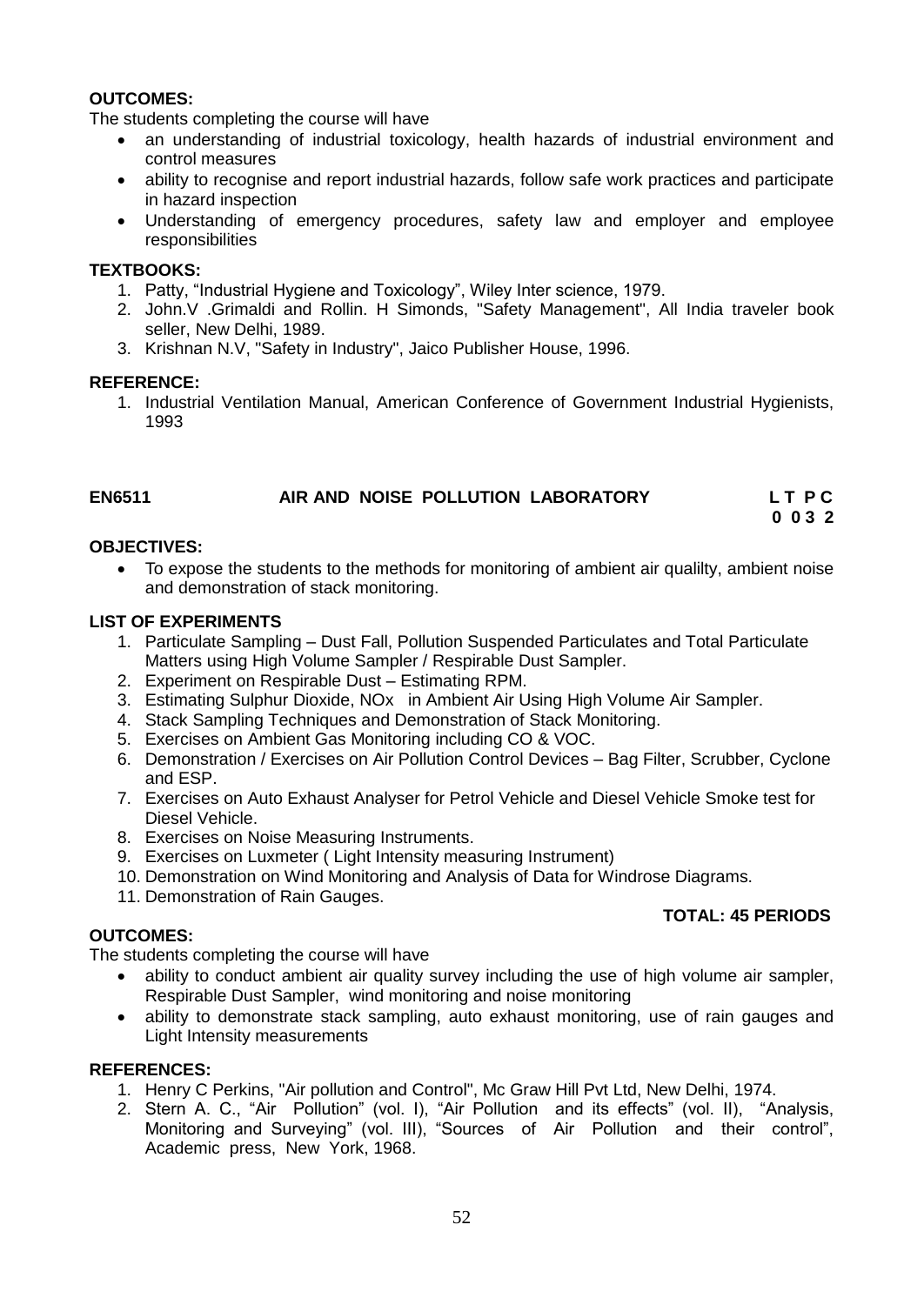**OUTCOMES:**

The students completing the course will have

- an understanding of industrial toxicology, health hazards of industrial environment and control measures
- ability to recognise and report industrial hazards, follow safe work practices and participate in hazard inspection
- Understanding of emergency procedures, safety law and employer and employee responsibilities

**TEXTBOOKS:**

1. Patty, "Industrial Hygiene and Toxicology", Wiley Inter science, 1979.
2. John.V .Grimaldi and Rollin. H Simonds, "Safety Management", All India traveler book seller, New Delhi, 1989.
3. Krishnan N.V, "Safety in Industry", Jaico Publisher House, 1996.

**REFERENCE:**

1. Industrial Ventilation Manual, American Conference of Government Industrial Hygienists, 1993

## EN6511 AIR AND NOISE POLLUTION LABORATORY

**L T P C**
**0 0 3 2**

**OBJECTIVES:**

- To expose the students to the methods for monitoring of ambient air qualilty, ambient noise and demonstration of stack monitoring.

**LIST OF EXPERIMENTS**

1. Particulate Sampling – Dust Fall, Pollution Suspended Particulates and Total Particulate Matters using High Volume Sampler / Respirable Dust Sampler.
2. Experiment on Respirable Dust – Estimating RPM.
3. Estimating Sulphur Dioxide, NOx in Ambient Air Using High Volume Air Sampler.
4. Stack Sampling Techniques and Demonstration of Stack Monitoring.
5. Exercises on Ambient Gas Monitoring including CO & VOC.
6. Demonstration / Exercises on Air Pollution Control Devices – Bag Filter, Scrubber, Cyclone and ESP.
7. Exercises on Auto Exhaust Analyser for Petrol Vehicle and Diesel Vehicle Smoke test for Diesel Vehicle.
8. Exercises on Noise Measuring Instruments.
9. Exercises on Luxmeter ( Light Intensity measuring Instrument)
10. Demonstration on Wind Monitoring and Analysis of Data for Windrose Diagrams.
11. Demonstration of Rain Gauges.

**TOTAL: 45 PERIODS**

**OUTCOMES:**

The students completing the course will have

- ability to conduct ambient air quality survey including the use of high volume air sampler, Respirable Dust Sampler, wind monitoring and noise monitoring
- ability to demonstrate stack sampling, auto exhaust monitoring, use of rain gauges and Light Intensity measurements

**REFERENCES:**

1. Henry C Perkins, "Air pollution and Control", Mc Graw Hill Pvt Ltd, New Delhi, 1974.
2. Stern A. C., "Air Pollution" (vol. I), "Air Pollution and its effects" (vol. II), "Analysis, Monitoring and Surveying" (vol. III), "Sources of Air Pollution and their control", Academic press, New York, 1968.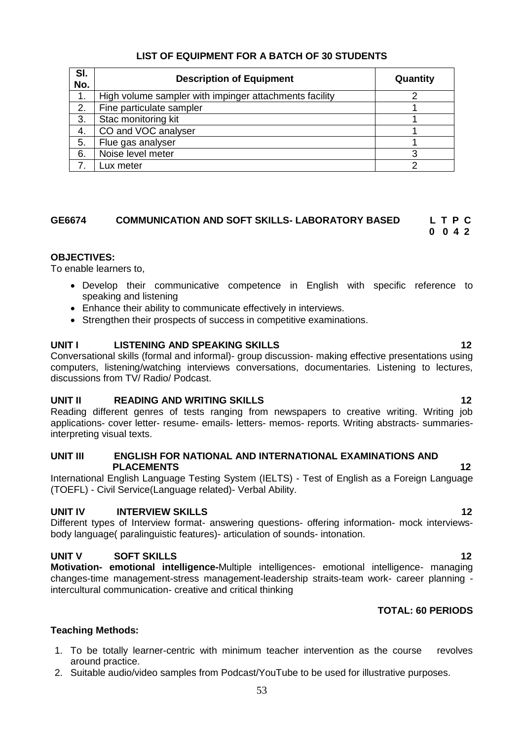**LIST OF EQUIPMENT FOR A BATCH OF 30 STUDENTS**

| Sl. No. | Description of Equipment | Quantity |
|---|---|---|
| 1. | High volume sampler with impinger attachments facility | 2 |
| 2. | Fine particulate sampler | 1 |
| 3. | Stac monitoring kit | 1 |
| 4. | CO and VOC analyser | 1 |
| 5. | Flue gas analyser | 1 |
| 6. | Noise level meter | 3 |
| 7. | Lux meter | 2 |

## GE6674 COMMUNICATION AND SOFT SKILLS- LABORATORY BASED

**L T P C**
**0 0 4 2**

**OBJECTIVES:**

To enable learners to,

- Develop their communicative competence in English with specific reference to speaking and listening
- Enhance their ability to communicate effectively in interviews.
- Strengthen their prospects of success in competitive examinations.

**UNIT I LISTENING AND SPEAKING SKILLS 12**

Conversational skills (formal and informal)- group discussion- making effective presentations using computers, listening/watching interviews conversations, documentaries. Listening to lectures, discussions from TV/ Radio/ Podcast.

**UNIT II READING AND WRITING SKILLS 12**

Reading different genres of tests ranging from newspapers to creative writing. Writing job applications- cover letter- resume- emails- letters- memos- reports. Writing abstracts- summaries- interpreting visual texts.

**UNIT III ENGLISH FOR NATIONAL AND INTERNATIONAL EXAMINATIONS AND PLACEMENTS 12**

International English Language Testing System (IELTS) - Test of English as a Foreign Language (TOEFL) - Civil Service(Language related)- Verbal Ability.

**UNIT IV INTERVIEW SKILLS 12**

Different types of Interview format- answering questions- offering information- mock interviews- body language( paralinguistic features)- articulation of sounds- intonation.

**UNIT V SOFT SKILLS 12**

**Motivation- emotional intelligence-**Multiple intelligences- emotional intelligence- managing changes-time management-stress management-leadership straits-team work- career planning - intercultural communication- creative and critical thinking

**TOTAL: 60 PERIODS**

**Teaching Methods:**

1. To be totally learner-centric with minimum teacher intervention as the course revolves around practice.
2. Suitable audio/video samples from Podcast/YouTube to be used for illustrative purposes.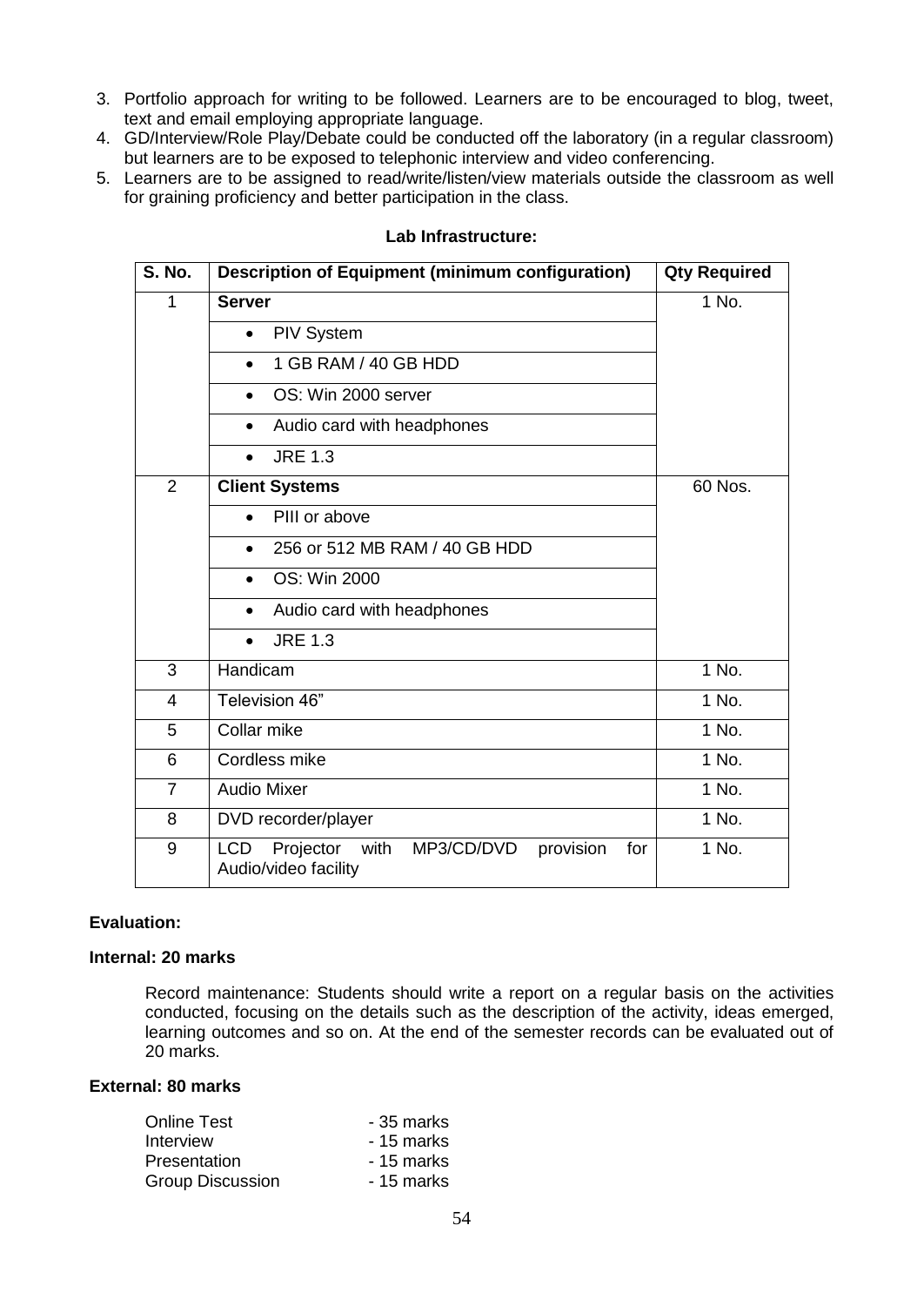3. Portfolio approach for writing to be followed. Learners are to be encouraged to blog, tweet, text and email employing appropriate language.
4. GD/Interview/Role Play/Debate could be conducted off the laboratory (in a regular classroom) but learners are to be exposed to telephonic interview and video conferencing.
5. Learners are to be assigned to read/write/listen/view materials outside the classroom as well for graining proficiency and better participation in the class.

**Lab Infrastructure:**

| S. No. | Description of Equipment (minimum configuration) | Qty Required |
|---|---|---|
| 1 | **Server** | 1 No. |
| | • PIV System | |
| | • 1 GB RAM / 40 GB HDD | |
| | • OS: Win 2000 server | |
| | • Audio card with headphones | |
| | • JRE 1.3 | |
| 2 | **Client Systems** | 60 Nos. |
| | • PIII or above | |
| | • 256 or 512 MB RAM / 40 GB HDD | |
| | • OS: Win 2000 | |
| | • Audio card with headphones | |
| | • JRE 1.3 | |
| 3 | Handicam | 1 No. |
| 4 | Television 46" | 1 No. |
| 5 | Collar mike | 1 No. |
| 6 | Cordless mike | 1 No. |
| 7 | Audio Mixer | 1 No. |
| 8 | DVD recorder/player | 1 No. |
| 9 | LCD Projector with MP3/CD/DVD provision for Audio/video facility | 1 No. |

**Evaluation:**

**Internal: 20 marks**

Record maintenance: Students should write a report on a regular basis on the activities conducted, focusing on the details such as the description of the activity, ideas emerged, learning outcomes and so on. At the end of the semester records can be evaluated out of 20 marks.

**External: 80 marks**

Online Test - 35 marks
Interview - 15 marks
Presentation - 15 marks
Group Discussion - 15 marks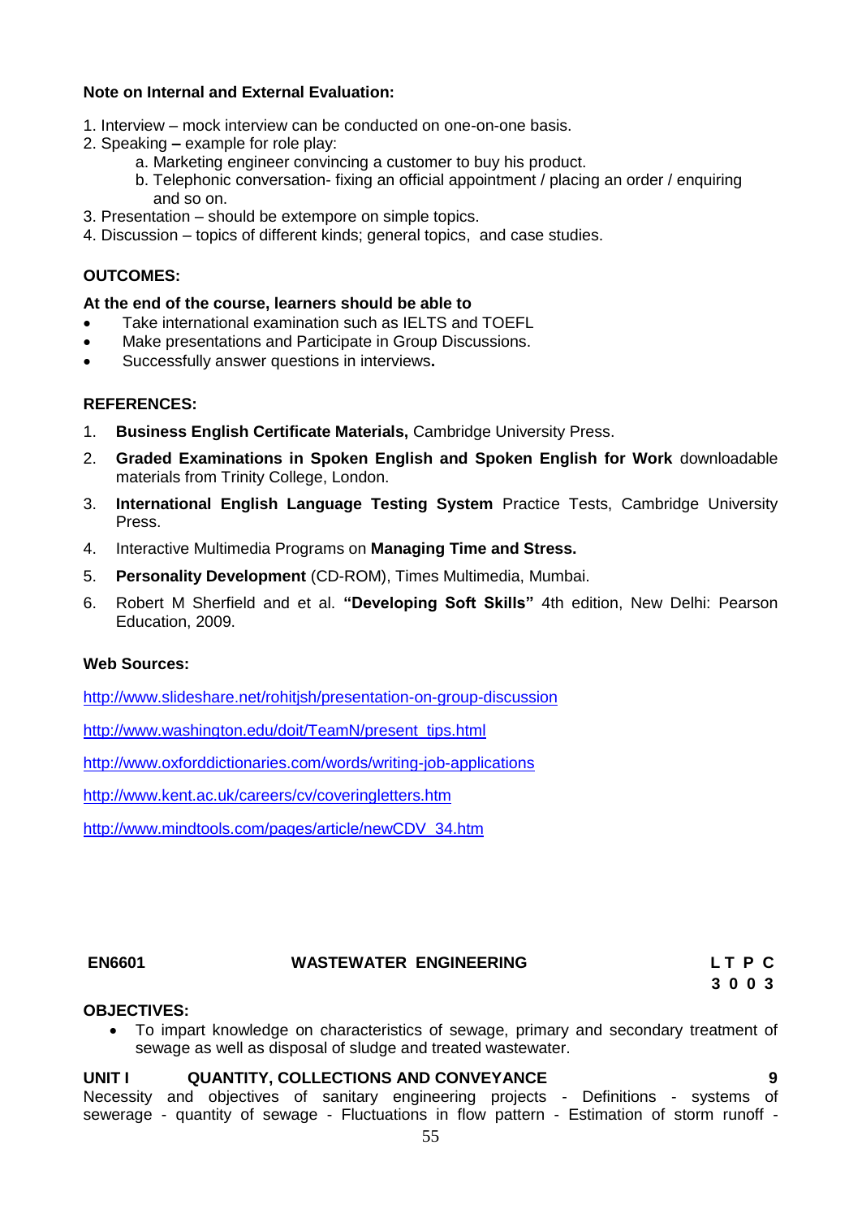**Note on Internal and External Evaluation:**

1. Interview – mock interview can be conducted on one-on-one basis.
2. Speaking **–** example for role play:
   a. Marketing engineer convincing a customer to buy his product.
   b. Telephonic conversation- fixing an official appointment / placing an order / enquiring and so on.
3. Presentation – should be extempore on simple topics.
4. Discussion – topics of different kinds; general topics, and case studies.

**OUTCOMES:**

**At the end of the course, learners should be able to**

- Take international examination such as IELTS and TOEFL
- Make presentations and Participate in Group Discussions.
- Successfully answer questions in interviews**.**

**REFERENCES:**

1. **Business English Certificate Materials,** Cambridge University Press.
2. **Graded Examinations in Spoken English and Spoken English for Work** downloadable materials from Trinity College, London.
3. **International English Language Testing System** Practice Tests, Cambridge University Press.
4. Interactive Multimedia Programs on **Managing Time and Stress.**
5. **Personality Development** (CD-ROM), Times Multimedia, Mumbai.
6. Robert M Sherfield and et al. **"Developing Soft Skills"** 4th edition, New Delhi: Pearson Education, 2009.

**Web Sources:**

http://www.slideshare.net/rohitjsh/presentation-on-group-discussion

http://www.washington.edu/doit/TeamN/present_tips.html

http://www.oxforddictionaries.com/words/writing-job-applications

http://www.kent.ac.uk/careers/cv/coveringletters.htm

http://www.mindtools.com/pages/article/newCDV_34.htm

**EN6601 WASTEWATER ENGINEERING**

**L T P C**
**3 0 0 3**

**OBJECTIVES:**

- To impart knowledge on characteristics of sewage, primary and secondary treatment of sewage as well as disposal of sludge and treated wastewater.

**UNIT I QUANTITY, COLLECTIONS AND CONVEYANCE 9**

Necessity and objectives of sanitary engineering projects - Definitions - systems of sewerage - quantity of sewage - Fluctuations in flow pattern - Estimation of storm runoff -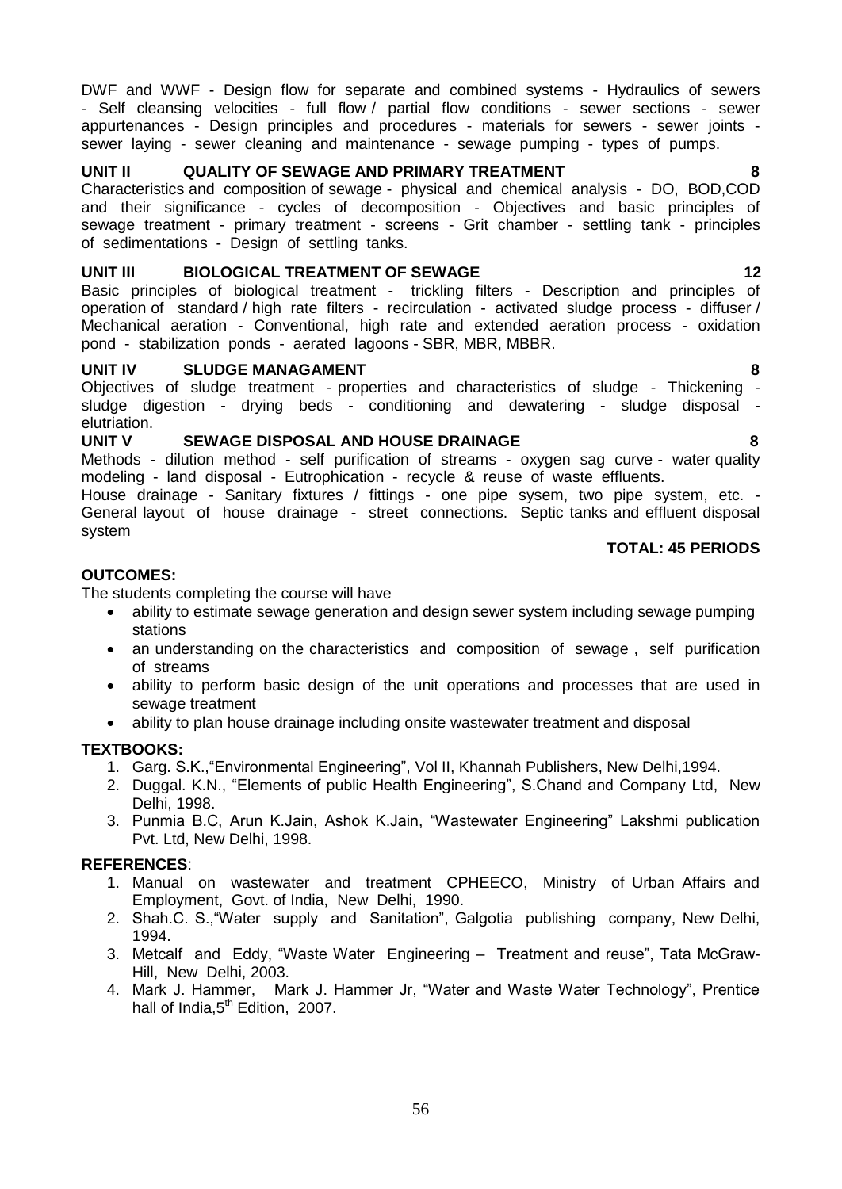DWF and WWF - Design flow for separate and combined systems - Hydraulics of sewers - Self cleansing velocities - full flow / partial flow conditions - sewer sections - sewer appurtenances - Design principles and procedures - materials for sewers - sewer joints - sewer laying - sewer cleaning and maintenance - sewage pumping - types of pumps.

**UNIT II QUALITY OF SEWAGE AND PRIMARY TREATMENT 8**

Characteristics and composition of sewage - physical and chemical analysis - DO, BOD,COD and their significance - cycles of decomposition - Objectives and basic principles of sewage treatment - primary treatment - screens - Grit chamber - settling tank - principles of sedimentations - Design of settling tanks.

**UNIT III BIOLOGICAL TREATMENT OF SEWAGE 12**

Basic principles of biological treatment - trickling filters - Description and principles of operation of standard / high rate filters - recirculation - activated sludge process - diffuser / Mechanical aeration - Conventional, high rate and extended aeration process - oxidation pond - stabilization ponds - aerated lagoons - SBR, MBR, MBBR.

**UNIT IV SLUDGE MANAGAMENT 8**

Objectives of sludge treatment - properties and characteristics of sludge - Thickening - sludge digestion - drying beds - conditioning and dewatering - sludge disposal - elutriation.

**UNIT V SEWAGE DISPOSAL AND HOUSE DRAINAGE 8**

Methods - dilution method - self purification of streams - oxygen sag curve - water quality modeling - land disposal - Eutrophication - recycle & reuse of waste effluents.

House drainage - Sanitary fixtures / fittings - one pipe sysem, two pipe system, etc. - General layout of house drainage - street connections. Septic tanks and effluent disposal system

**TOTAL: 45 PERIODS**

**OUTCOMES:**

The students completing the course will have

- ability to estimate sewage generation and design sewer system including sewage pumping stations
- an understanding on the characteristics and composition of sewage , self purification of streams
- ability to perform basic design of the unit operations and processes that are used in sewage treatment
- ability to plan house drainage including onsite wastewater treatment and disposal

**TEXTBOOKS:**

1. Garg. S.K.,"Environmental Engineering", Vol II, Khannah Publishers, New Delhi,1994.
2. Duggal. K.N., "Elements of public Health Engineering", S.Chand and Company Ltd, New Delhi, 1998.
3. Punmia B.C, Arun K.Jain, Ashok K.Jain, "Wastewater Engineering" Lakshmi publication Pvt. Ltd, New Delhi, 1998.

**REFERENCES**:

1. Manual on wastewater and treatment CPHEECO, Ministry of Urban Affairs and Employment, Govt. of India, New Delhi, 1990.
2. Shah.C. S.,"Water supply and Sanitation", Galgotia publishing company, New Delhi, 1994.
3. Metcalf and Eddy, "Waste Water Engineering – Treatment and reuse", Tata McGraw-Hill, New Delhi, 2003.
4. Mark J. Hammer, Mark J. Hammer Jr, "Water and Waste Water Technology", Prentice hall of India,5th Edition, 2007.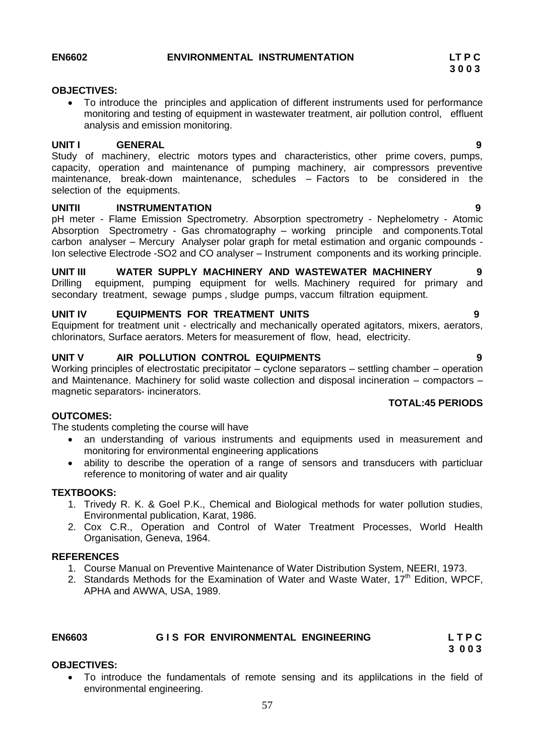**EN6602 ENVIRONMENTAL INSTRUMENTATION**

**L T P C**
**3 0 0 3**

**OBJECTIVES:**

- To introduce the principles and application of different instruments used for performance monitoring and testing of equipment in wastewater treatment, air pollution control, effluent analysis and emission monitoring.

**UNIT I GENERAL** **9**

Study of machinery, electric motors types and characteristics, other prime covers, pumps, capacity, operation and maintenance of pumping machinery, air compressors preventive maintenance, break-down maintenance, schedules – Factors to be considered in the selection of the equipments.

**UNITII INSTRUMENTATION** **9**

pH meter - Flame Emission Spectrometry. Absorption spectrometry - Nephelometry - Atomic Absorption Spectrometry - Gas chromatography – working principle and components.Total carbon analyser – Mercury Analyser polar graph for metal estimation and organic compounds - Ion selective Electrode -SO2 and CO analyser – Instrument components and its working principle.

**UNIT III WATER SUPPLY MACHINERY AND WASTEWATER MACHINERY** **9**

Drilling equipment, pumping equipment for wells. Machinery required for primary and secondary treatment, sewage pumps , sludge pumps, vaccum filtration equipment.

**UNIT IV EQUIPMENTS FOR TREATMENT UNITS** **9**

Equipment for treatment unit - electrically and mechanically operated agitators, mixers, aerators, chlorinators, Surface aerators. Meters for measurement of flow, head, electricity.

**UNIT V AIR POLLUTION CONTROL EQUIPMENTS** **9**

Working principles of electrostatic precipitator – cyclone separators – settling chamber – operation and Maintenance. Machinery for solid waste collection and disposal incineration – compactors – magnetic separators- incinerators.

**TOTAL:45 PERIODS**

**OUTCOMES:**

The students completing the course will have

- an understanding of various instruments and equipments used in measurement and monitoring for environmental engineering applications
- ability to describe the operation of a range of sensors and transducers with particluar reference to monitoring of water and air quality

**TEXTBOOKS:**

1. Trivedy R. K. & Goel P.K., Chemical and Biological methods for water pollution studies, Environmental publication, Karat, 1986.
2. Cox C.R., Operation and Control of Water Treatment Processes, World Health Organisation, Geneva, 1964.

**REFERENCES**

1. Course Manual on Preventive Maintenance of Water Distribution System, NEERI, 1973.
2. Standards Methods for the Examination of Water and Waste Water, 17th Edition, WPCF, APHA and AWWA, USA, 1989.

**EN6603 G I S FOR ENVIRONMENTAL ENGINEERING**

**L T P C**
**3 0 0 3**

**OBJECTIVES:**

- To introduce the fundamentals of remote sensing and its applilcations in the field of environmental engineering.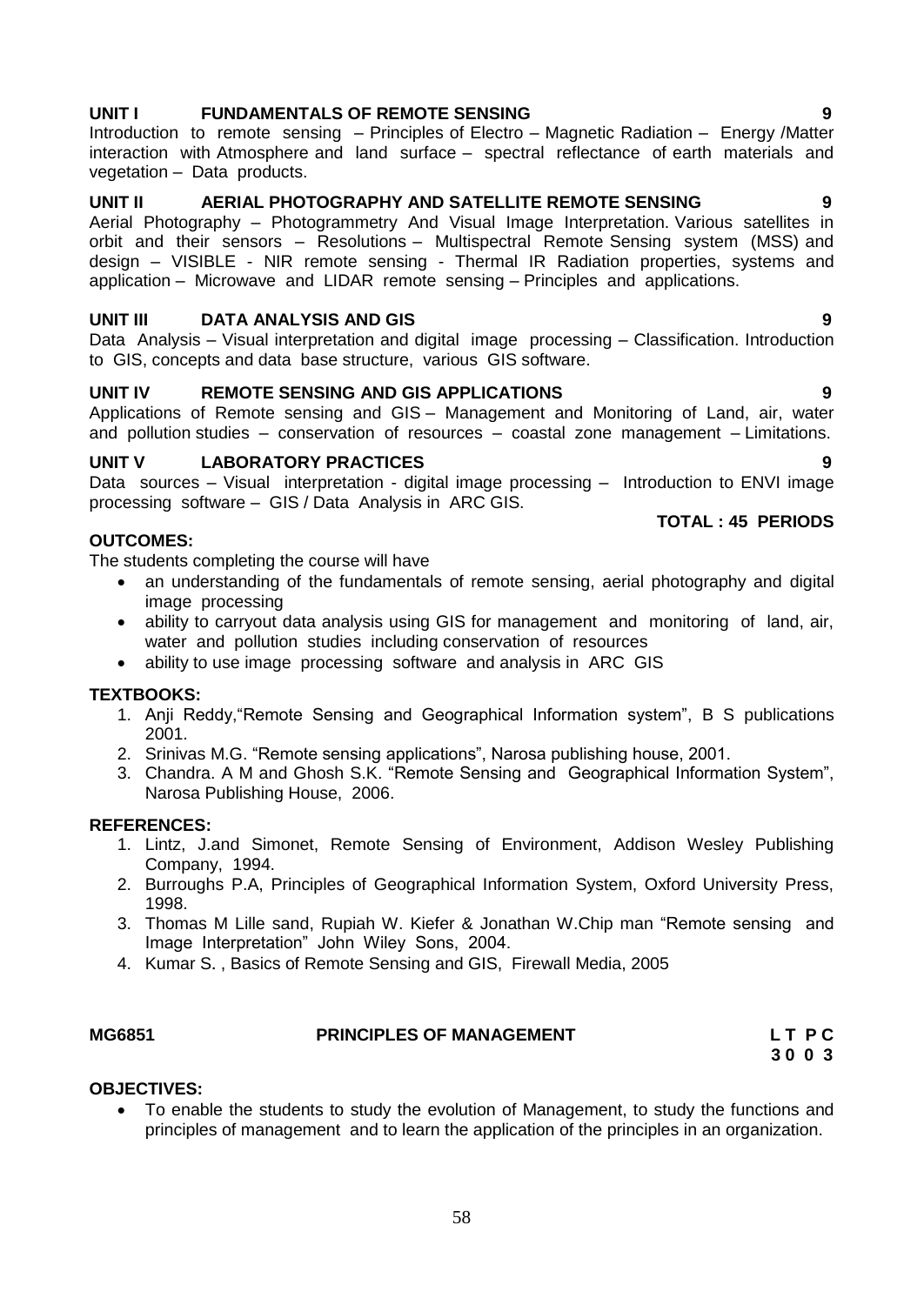**UNIT I FUNDAMENTALS OF REMOTE SENSING 9**

Introduction to remote sensing – Principles of Electro – Magnetic Radiation – Energy /Matter interaction with Atmosphere and land surface – spectral reflectance of earth materials and vegetation – Data products.

**UNIT II AERIAL PHOTOGRAPHY AND SATELLITE REMOTE SENSING 9**

Aerial Photography – Photogrammetry And Visual Image Interpretation. Various satellites in orbit and their sensors – Resolutions – Multispectral Remote Sensing system (MSS) and design – VISIBLE - NIR remote sensing - Thermal IR Radiation properties, systems and application – Microwave and LIDAR remote sensing – Principles and applications.

**UNIT III DATA ANALYSIS AND GIS 9**

Data Analysis – Visual interpretation and digital image processing – Classification. Introduction to GIS, concepts and data base structure, various GIS software.

**UNIT IV REMOTE SENSING AND GIS APPLICATIONS 9**

Applications of Remote sensing and GIS – Management and Monitoring of Land, air, water and pollution studies – conservation of resources – coastal zone management – Limitations.

**UNIT V LABORATORY PRACTICES 9**

Data sources – Visual interpretation - digital image processing – Introduction to ENVI image processing software – GIS / Data Analysis in ARC GIS.

**TOTAL : 45 PERIODS**

**OUTCOMES:**

The students completing the course will have

- an understanding of the fundamentals of remote sensing, aerial photography and digital image processing
- ability to carryout data analysis using GIS for management and monitoring of land, air, water and pollution studies including conservation of resources
- ability to use image processing software and analysis in ARC GIS

**TEXTBOOKS:**

1. Anji Reddy,"Remote Sensing and Geographical Information system", B S publications 2001.
2. Srinivas M.G. "Remote sensing applications", Narosa publishing house, 2001.
3. Chandra. A M and Ghosh S.K. "Remote Sensing and Geographical Information System", Narosa Publishing House, 2006.

**REFERENCES:**

1. Lintz, J.and Simonet, Remote Sensing of Environment, Addison Wesley Publishing Company, 1994.
2. Burroughs P.A, Principles of Geographical Information System, Oxford University Press, 1998.
3. Thomas M Lille sand, Rupiah W. Kiefer & Jonathan W.Chip man "Remote sensing and Image Interpretation" John Wiley Sons, 2004.
4. Kumar S. , Basics of Remote Sensing and GIS, Firewall Media, 2005

**MG6851 PRINCIPLES OF MANAGEMENT**

| L | T | P | C |
|---|---|---|---|
| 3 | 0 | 0 | 3 |

**OBJECTIVES:**

- To enable the students to study the evolution of Management, to study the functions and principles of management and to learn the application of the principles in an organization.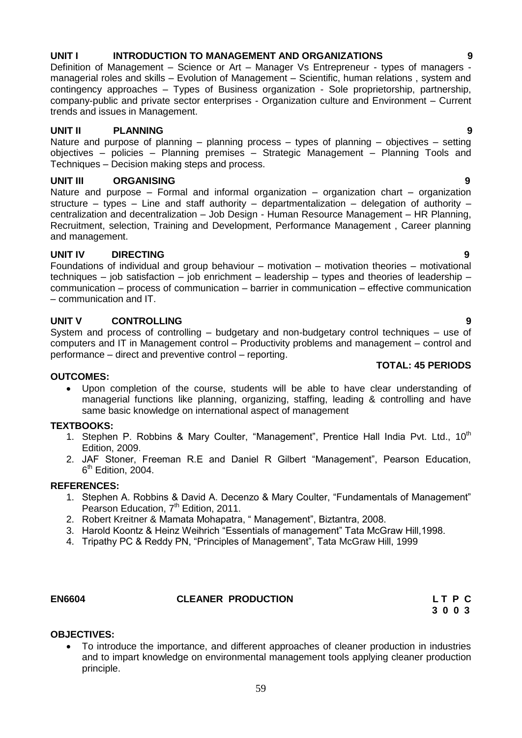**UNIT I INTRODUCTION TO MANAGEMENT AND ORGANIZATIONS 9**

Definition of Management – Science or Art – Manager Vs Entrepreneur - types of managers - managerial roles and skills – Evolution of Management – Scientific, human relations , system and contingency approaches – Types of Business organization - Sole proprietorship, partnership, company-public and private sector enterprises - Organization culture and Environment – Current trends and issues in Management.

**UNIT II PLANNING 9**

Nature and purpose of planning – planning process – types of planning – objectives – setting objectives – policies – Planning premises – Strategic Management – Planning Tools and Techniques – Decision making steps and process.

**UNIT III ORGANISING 9**

Nature and purpose – Formal and informal organization – organization chart – organization structure – types – Line and staff authority – departmentalization – delegation of authority – centralization and decentralization – Job Design - Human Resource Management – HR Planning, Recruitment, selection, Training and Development, Performance Management , Career planning and management.

**UNIT IV DIRECTING 9**

Foundations of individual and group behaviour – motivation – motivation theories – motivational techniques – job satisfaction – job enrichment – leadership – types and theories of leadership – communication – process of communication – barrier in communication – effective communication – communication and IT.

**UNIT V CONTROLLING 9**

System and process of controlling – budgetary and non-budgetary control techniques – use of computers and IT in Management control – Productivity problems and management – control and performance – direct and preventive control – reporting.

**TOTAL: 45 PERIODS**

**OUTCOMES:**

- Upon completion of the course, students will be able to have clear understanding of managerial functions like planning, organizing, staffing, leading & controlling and have same basic knowledge on international aspect of management

**TEXTBOOKS:**

1. Stephen P. Robbins & Mary Coulter, "Management", Prentice Hall India Pvt. Ltd., 10th Edition, 2009.
2. JAF Stoner, Freeman R.E and Daniel R Gilbert "Management", Pearson Education, 6th Edition, 2004.

**REFERENCES:**

1. Stephen A. Robbins & David A. Decenzo & Mary Coulter, "Fundamentals of Management" Pearson Education, 7th Edition, 2011.
2. Robert Kreitner & Mamata Mohapatra, " Management", Biztantra, 2008.
3. Harold Koontz & Heinz Weihrich "Essentials of management" Tata McGraw Hill,1998.
4. Tripathy PC & Reddy PN, "Principles of Management", Tata McGraw Hill, 1999

## EN6604 CLEANER PRODUCTION

**L T P C**
**3 0 0 3**

**OBJECTIVES:**

- To introduce the importance, and different approaches of cleaner production in industries and to impart knowledge on environmental management tools applying cleaner production principle.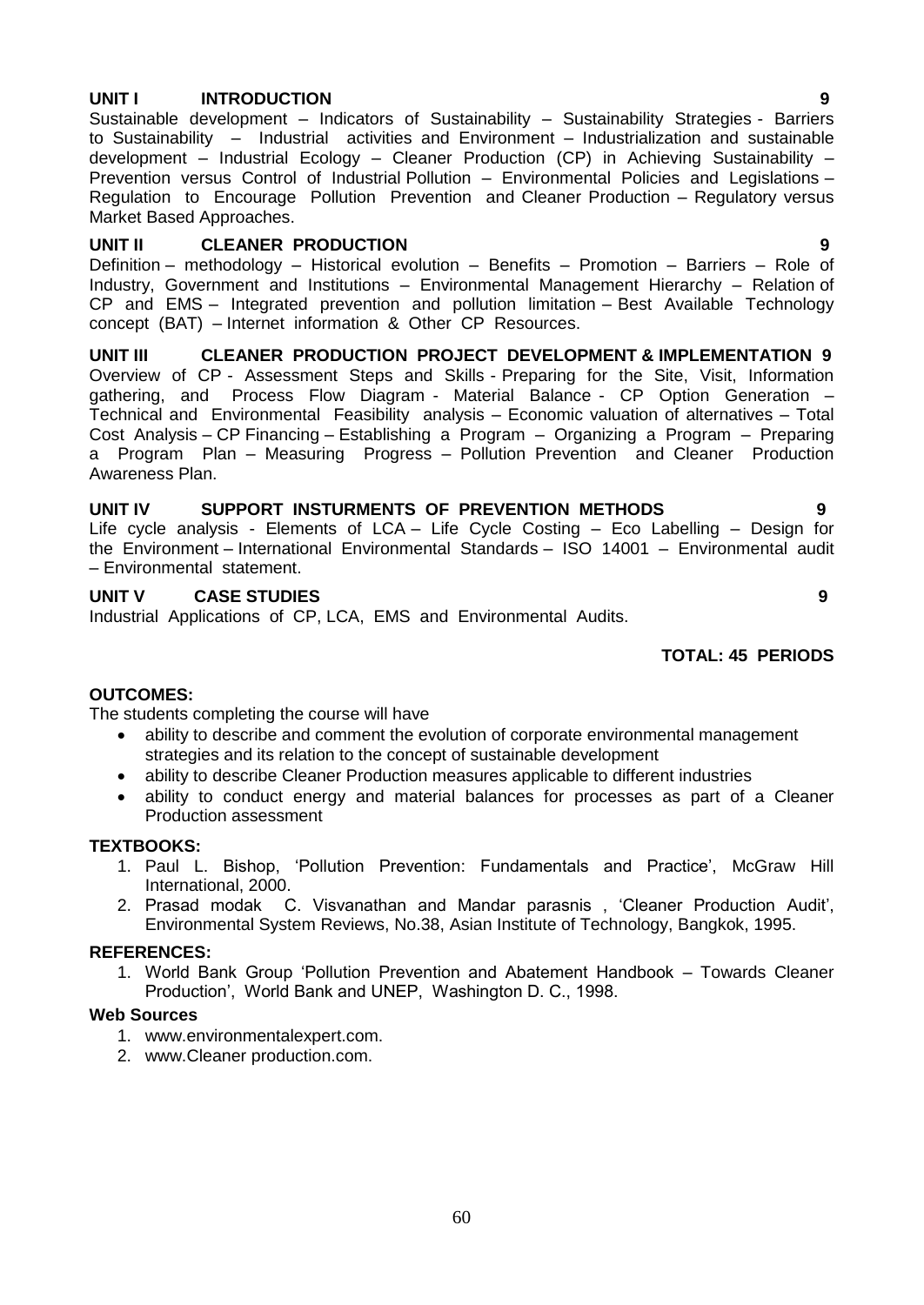**UNIT I INTRODUCTION 9**

Sustainable development – Indicators of Sustainability – Sustainability Strategies - Barriers to Sustainability – Industrial activities and Environment – Industrialization and sustainable development – Industrial Ecology – Cleaner Production (CP) in Achieving Sustainability – Prevention versus Control of Industrial Pollution – Environmental Policies and Legislations – Regulation to Encourage Pollution Prevention and Cleaner Production – Regulatory versus Market Based Approaches.

**UNIT II CLEANER PRODUCTION 9**

Definition – methodology – Historical evolution – Benefits – Promotion – Barriers – Role of Industry, Government and Institutions – Environmental Management Hierarchy – Relation of CP and EMS – Integrated prevention and pollution limitation – Best Available Technology concept (BAT) – Internet information & Other CP Resources.

**UNIT III CLEANER PRODUCTION PROJECT DEVELOPMENT & IMPLEMENTATION 9**

Overview of CP - Assessment Steps and Skills - Preparing for the Site, Visit, Information gathering, and Process Flow Diagram - Material Balance - CP Option Generation – Technical and Environmental Feasibility analysis – Economic valuation of alternatives – Total Cost Analysis – CP Financing – Establishing a Program – Organizing a Program – Preparing a Program Plan – Measuring Progress – Pollution Prevention and Cleaner Production Awareness Plan.

**UNIT IV SUPPORT INSTURMENTS OF PREVENTION METHODS 9**

Life cycle analysis - Elements of LCA – Life Cycle Costing – Eco Labelling – Design for the Environment – International Environmental Standards – ISO 14001 – Environmental audit – Environmental statement.

**UNIT V CASE STUDIES 9**

Industrial Applications of CP, LCA, EMS and Environmental Audits.

**TOTAL: 45 PERIODS**

**OUTCOMES:**

The students completing the course will have

- ability to describe and comment the evolution of corporate environmental management strategies and its relation to the concept of sustainable development
- ability to describe Cleaner Production measures applicable to different industries
- ability to conduct energy and material balances for processes as part of a Cleaner Production assessment

**TEXTBOOKS:**

1. Paul L. Bishop, 'Pollution Prevention: Fundamentals and Practice', McGraw Hill International, 2000.
2. Prasad modak C. Visvanathan and Mandar parasnis , 'Cleaner Production Audit', Environmental System Reviews, No.38, Asian Institute of Technology, Bangkok, 1995.

**REFERENCES:**

1. World Bank Group 'Pollution Prevention and Abatement Handbook – Towards Cleaner Production', World Bank and UNEP, Washington D. C., 1998.

**Web Sources**

1. www.environmentalexpert.com.
2. www.Cleaner production.com.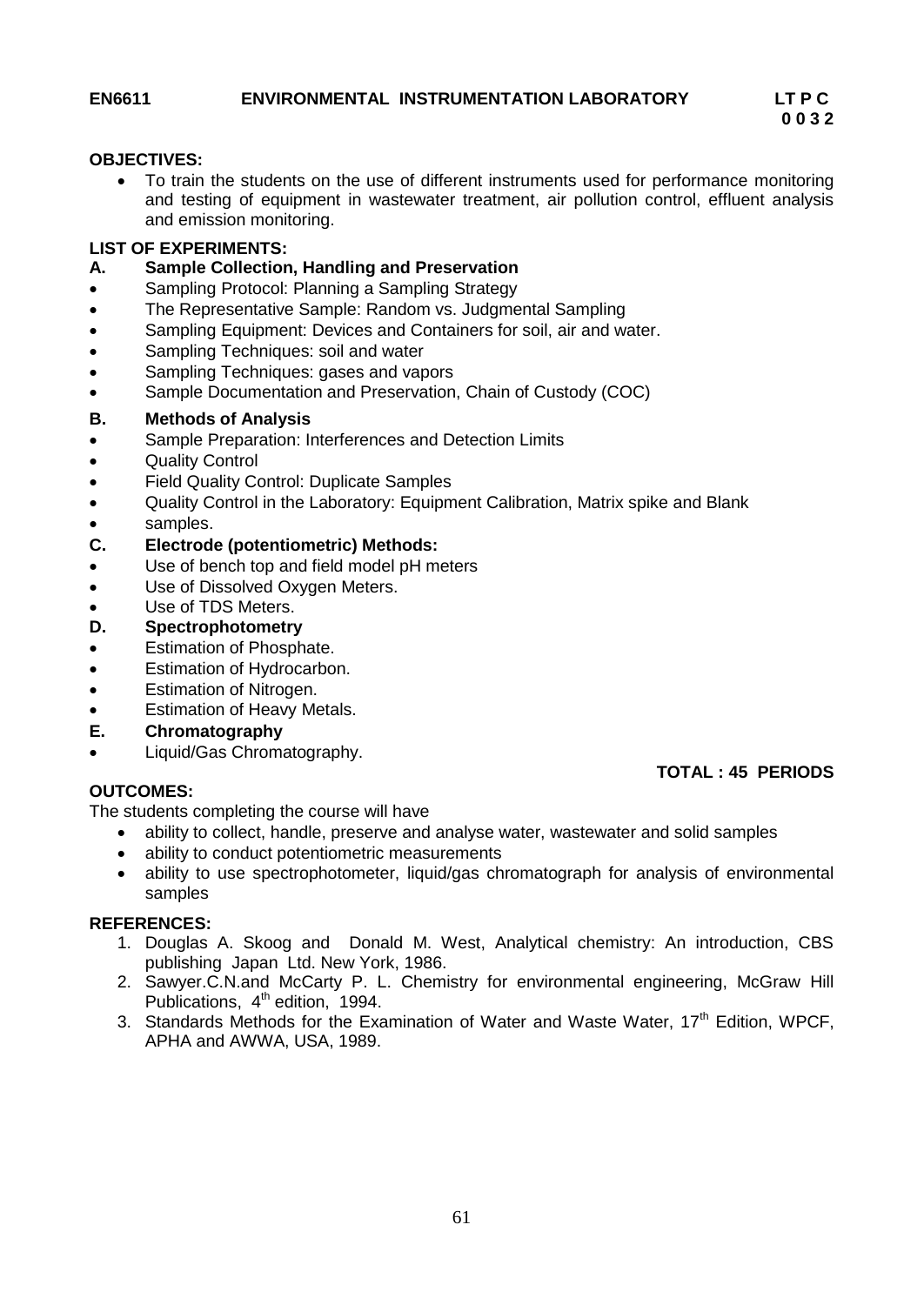**EN6611 ENVIRONMENTAL INSTRUMENTATION LABORATORY**

| L | T | P | C |
|---|---|---|---|
| 0 | 0 | 3 | 2 |

**OBJECTIVES:**

- To train the students on the use of different instruments used for performance monitoring and testing of equipment in wastewater treatment, air pollution control, effluent analysis and emission monitoring.

**LIST OF EXPERIMENTS:**

**A. Sample Collection, Handling and Preservation**

- Sampling Protocol: Planning a Sampling Strategy
- The Representative Sample: Random vs. Judgmental Sampling
- Sampling Equipment: Devices and Containers for soil, air and water.
- Sampling Techniques: soil and water
- Sampling Techniques: gases and vapors
- Sample Documentation and Preservation, Chain of Custody (COC)

**B. Methods of Analysis**

- Sample Preparation: Interferences and Detection Limits
- Quality Control
- Field Quality Control: Duplicate Samples
- Quality Control in the Laboratory: Equipment Calibration, Matrix spike and Blank
- samples.

**C. Electrode (potentiometric) Methods:**

- Use of bench top and field model pH meters
- Use of Dissolved Oxygen Meters.
- Use of TDS Meters.

**D. Spectrophotometry**

- Estimation of Phosphate.
- Estimation of Hydrocarbon.
- Estimation of Nitrogen.
- Estimation of Heavy Metals.

**E. Chromatography**

- Liquid/Gas Chromatography.

**TOTAL : 45 PERIODS**

**OUTCOMES:**

The students completing the course will have

- ability to collect, handle, preserve and analyse water, wastewater and solid samples
- ability to conduct potentiometric measurements
- ability to use spectrophotometer, liquid/gas chromatograph for analysis of environmental samples

**REFERENCES:**

1. Douglas A. Skoog and Donald M. West, Analytical chemistry: An introduction, CBS publishing Japan Ltd. New York, 1986.
2. Sawyer.C.N.and McCarty P. L. Chemistry for environmental engineering, McGraw Hill Publications, 4th edition, 1994.
3. Standards Methods for the Examination of Water and Waste Water, 17th Edition, WPCF, APHA and AWWA, USA, 1989.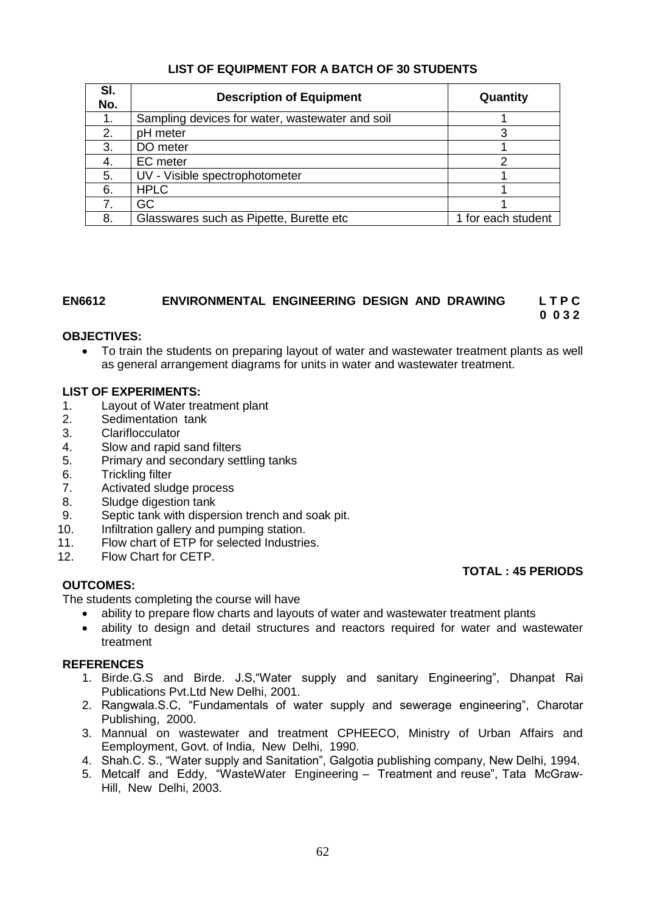**LIST OF EQUIPMENT FOR A BATCH OF 30 STUDENTS**

| Sl. No. | Description of Equipment | Quantity |
|---|---|---|
| 1. | Sampling devices for water, wastewater and soil | 1 |
| 2. | pH meter | 3 |
| 3. | DO meter | 1 |
| 4. | EC meter | 2 |
| 5. | UV - Visible spectrophotometer | 1 |
| 6. | HPLC | 1 |
| 7. | GC | 1 |
| 8. | Glasswares such as Pipette, Burette etc | 1 for each student |

## EN6612 ENVIRONMENTAL ENGINEERING DESIGN AND DRAWING

**L T P C**
**0 0 3 2**

**OBJECTIVES:**

- To train the students on preparing layout of water and wastewater treatment plants as well as general arrangement diagrams for units in water and wastewater treatment.

**LIST OF EXPERIMENTS:**

1. Layout of Water treatment plant
2. Sedimentation tank
3. Clariflocculator
4. Slow and rapid sand filters
5. Primary and secondary settling tanks
6. Trickling filter
7. Activated sludge process
8. Sludge digestion tank
9. Septic tank with dispersion trench and soak pit.
10. Infiltration gallery and pumping station.
11. Flow chart of ETP for selected Industries.
12. Flow Chart for CETP.

**TOTAL : 45 PERIODS**

**OUTCOMES:**

The students completing the course will have

- ability to prepare flow charts and layouts of water and wastewater treatment plants
- ability to design and detail structures and reactors required for water and wastewater treatment

**REFERENCES**

1. Birde.G.S and Birde. J.S,"Water supply and sanitary Engineering", Dhanpat Rai Publications Pvt.Ltd New Delhi, 2001.
2. Rangwala.S.C, "Fundamentals of water supply and sewerage engineering", Charotar Publishing, 2000.
3. Mannual on wastewater and treatment CPHEECO, Ministry of Urban Affairs and Eemployment, Govt. of India, New Delhi, 1990.
4. Shah.C. S., "Water supply and Sanitation", Galgotia publishing company, New Delhi, 1994.
5. Metcalf and Eddy, "WasteWater Engineering – Treatment and reuse", Tata McGraw-Hill, New Delhi, 2003.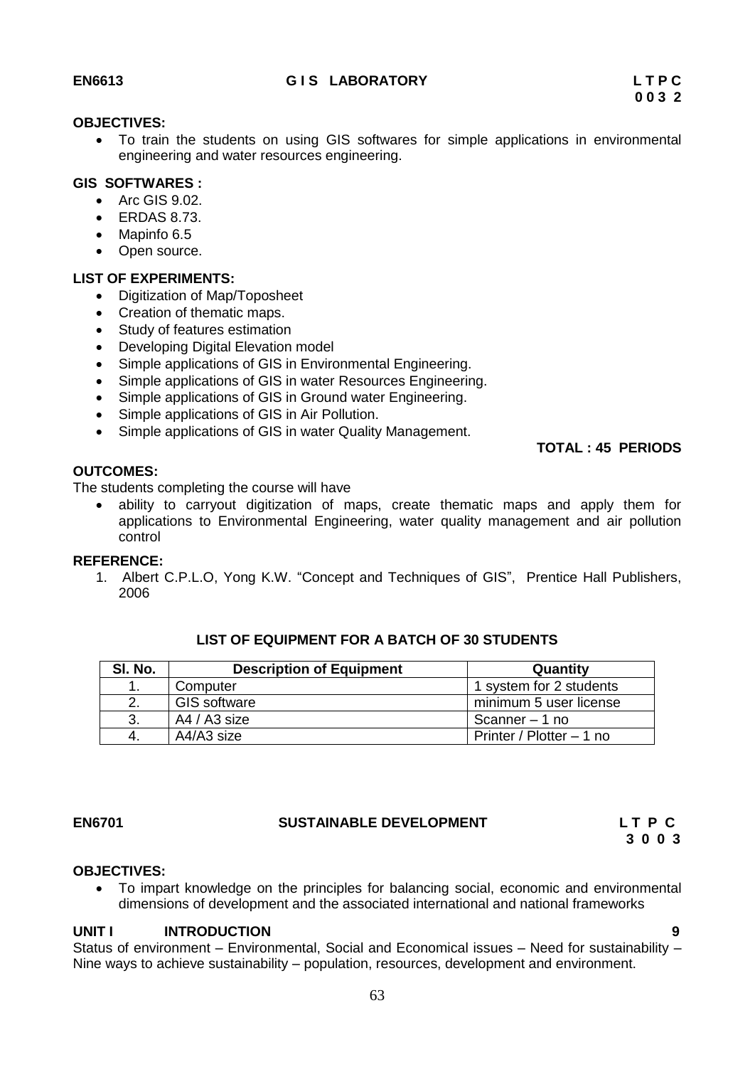**EN6613 G I S LABORATORY L T P C**
**0 0 3 2**

**OBJECTIVES:**

- To train the students on using GIS softwares for simple applications in environmental engineering and water resources engineering.

**GIS SOFTWARES :**

- Arc GIS 9.02.
- ERDAS 8.73.
- Mapinfo 6.5
- Open source.

**LIST OF EXPERIMENTS:**

- Digitization of Map/Toposheet
- Creation of thematic maps.
- Study of features estimation
- Developing Digital Elevation model
- Simple applications of GIS in Environmental Engineering.
- Simple applications of GIS in water Resources Engineering.
- Simple applications of GIS in Ground water Engineering.
- Simple applications of GIS in Air Pollution.
- Simple applications of GIS in water Quality Management.

**TOTAL : 45 PERIODS**

**OUTCOMES:**

The students completing the course will have

- ability to carryout digitization of maps, create thematic maps and apply them for applications to Environmental Engineering, water quality management and air pollution control

**REFERENCE:**

1. Albert C.P.L.O, Yong K.W. "Concept and Techniques of GIS", Prentice Hall Publishers, 2006

**LIST OF EQUIPMENT FOR A BATCH OF 30 STUDENTS**

| Sl. No. | Description of Equipment | Quantity |
|---|---|---|
| 1. | Computer | 1 system for 2 students |
| 2. | GIS software | minimum 5 user license |
| 3. | A4 / A3 size | Scanner – 1 no |
| 4. | A4/A3 size | Printer / Plotter – 1 no |

**EN6701 SUSTAINABLE DEVELOPMENT L T P C**
**3 0 0 3**

**OBJECTIVES:**

- To impart knowledge on the principles for balancing social, economic and environmental dimensions of development and the associated international and national frameworks

**UNIT I INTRODUCTION 9**

Status of environment – Environmental, Social and Economical issues – Need for sustainability – Nine ways to achieve sustainability – population, resources, development and environment.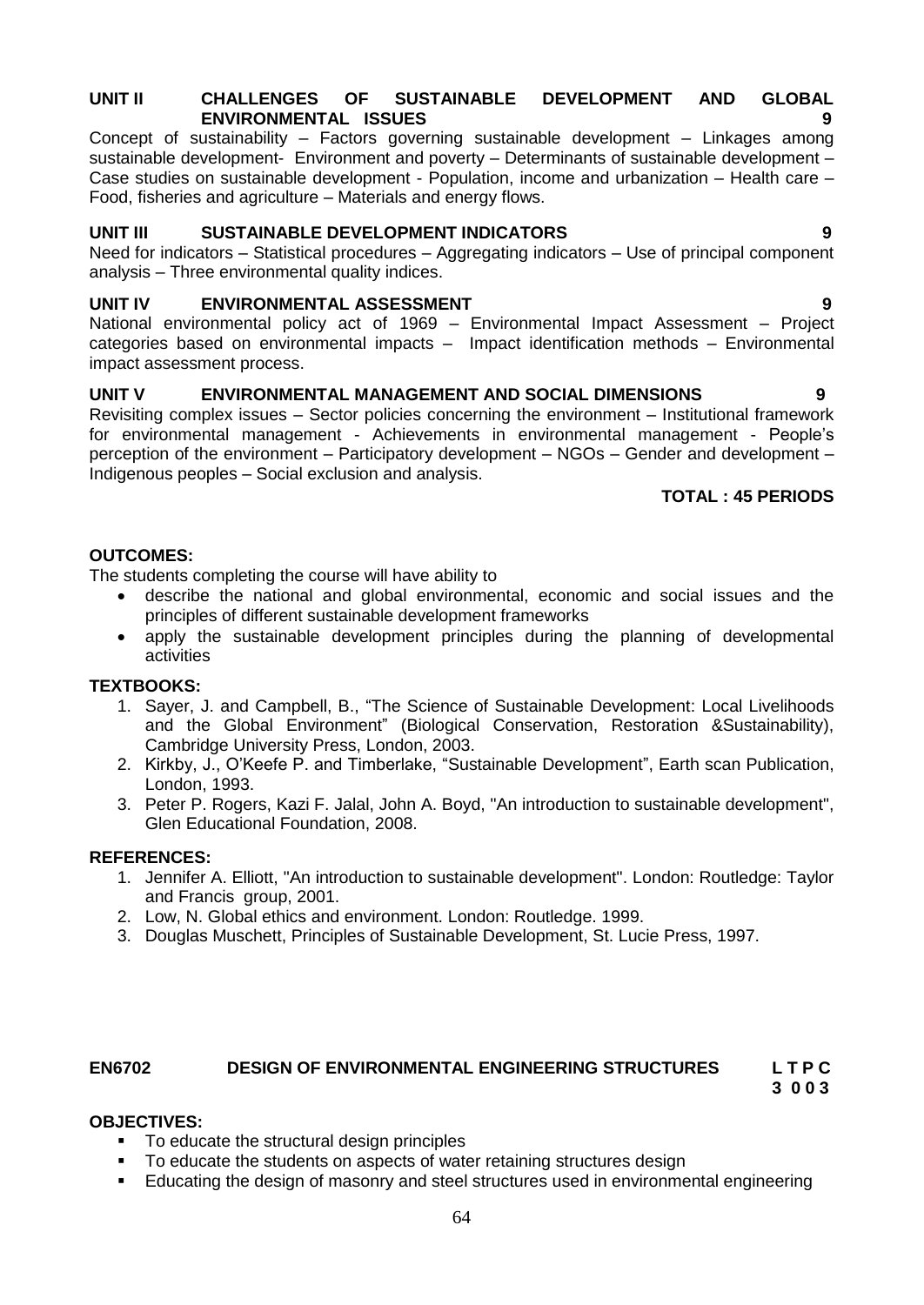**UNIT II CHALLENGES OF SUSTAINABLE DEVELOPMENT AND GLOBAL ENVIRONMENTAL ISSUES 9**

Concept of sustainability – Factors governing sustainable development – Linkages among sustainable development- Environment and poverty – Determinants of sustainable development – Case studies on sustainable development - Population, income and urbanization – Health care – Food, fisheries and agriculture – Materials and energy flows.

**UNIT III SUSTAINABLE DEVELOPMENT INDICATORS 9**

Need for indicators – Statistical procedures – Aggregating indicators – Use of principal component analysis – Three environmental quality indices.

**UNIT IV ENVIRONMENTAL ASSESSMENT 9**

National environmental policy act of 1969 – Environmental Impact Assessment – Project categories based on environmental impacts – Impact identification methods – Environmental impact assessment process.

**UNIT V ENVIRONMENTAL MANAGEMENT AND SOCIAL DIMENSIONS 9**

Revisiting complex issues – Sector policies concerning the environment – Institutional framework for environmental management - Achievements in environmental management - People's perception of the environment – Participatory development – NGOs – Gender and development – Indigenous peoples – Social exclusion and analysis.

**TOTAL : 45 PERIODS**

**OUTCOMES:**

The students completing the course will have ability to

- describe the national and global environmental, economic and social issues and the principles of different sustainable development frameworks
- apply the sustainable development principles during the planning of developmental activities

**TEXTBOOKS:**

1. Sayer, J. and Campbell, B., "The Science of Sustainable Development: Local Livelihoods and the Global Environment" (Biological Conservation, Restoration &Sustainability), Cambridge University Press, London, 2003.
2. Kirkby, J., O'Keefe P. and Timberlake, "Sustainable Development", Earth scan Publication, London, 1993.
3. Peter P. Rogers, Kazi F. Jalal, John A. Boyd, "An introduction to sustainable development", Glen Educational Foundation, 2008.

**REFERENCES:**

1. Jennifer A. Elliott, "An introduction to sustainable development". London: Routledge: Taylor and Francis group, 2001.
2. Low, N. Global ethics and environment. London: Routledge. 1999.
3. Douglas Muschett, Principles of Sustainable Development, St. Lucie Press, 1997.

## EN6702 DESIGN OF ENVIRONMENTAL ENGINEERING STRUCTURES

**L T P C**
**3 0 0 3**

**OBJECTIVES:**

- To educate the structural design principles
- To educate the students on aspects of water retaining structures design
- Educating the design of masonry and steel structures used in environmental engineering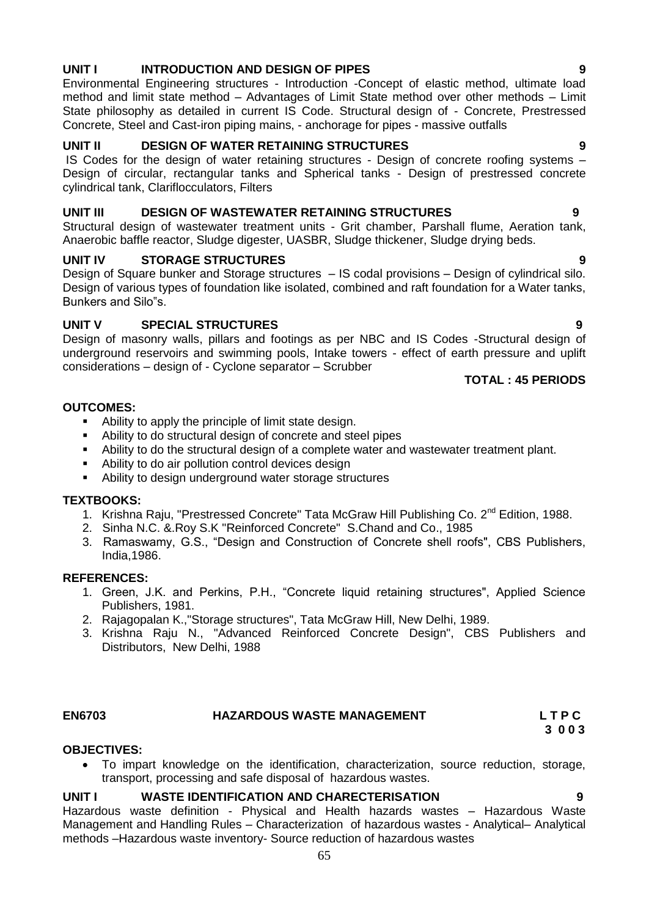**UNIT I INTRODUCTION AND DESIGN OF PIPES 9**

Environmental Engineering structures - Introduction -Concept of elastic method, ultimate load method and limit state method – Advantages of Limit State method over other methods – Limit State philosophy as detailed in current IS Code. Structural design of - Concrete, Prestressed Concrete, Steel and Cast-iron piping mains, - anchorage for pipes - massive outfalls

**UNIT II DESIGN OF WATER RETAINING STRUCTURES 9**

IS Codes for the design of water retaining structures - Design of concrete roofing systems – Design of circular, rectangular tanks and Spherical tanks - Design of prestressed concrete cylindrical tank, Clariflocculators, Filters

**UNIT III DESIGN OF WASTEWATER RETAINING STRUCTURES 9**

Structural design of wastewater treatment units - Grit chamber, Parshall flume, Aeration tank, Anaerobic baffle reactor, Sludge digester, UASBR, Sludge thickener, Sludge drying beds.

**UNIT IV STORAGE STRUCTURES 9**

Design of Square bunker and Storage structures – IS codal provisions – Design of cylindrical silo. Design of various types of foundation like isolated, combined and raft foundation for a Water tanks, Bunkers and Silo"s.

**UNIT V SPECIAL STRUCTURES 9**

Design of masonry walls, pillars and footings as per NBC and IS Codes -Structural design of underground reservoirs and swimming pools, Intake towers - effect of earth pressure and uplift considerations – design of - Cyclone separator – Scrubber

**TOTAL : 45 PERIODS**

**OUTCOMES:**

- Ability to apply the principle of limit state design.
- Ability to do structural design of concrete and steel pipes
- Ability to do the structural design of a complete water and wastewater treatment plant.
- Ability to do air pollution control devices design
- Ability to design underground water storage structures

**TEXTBOOKS:**

1. Krishna Raju, "Prestressed Concrete" Tata McGraw Hill Publishing Co. 2nd Edition, 1988.
2. Sinha N.C. &.Roy S.K "Reinforced Concrete" S.Chand and Co., 1985
3. Ramaswamy, G.S., "Design and Construction of Concrete shell roofs", CBS Publishers, India,1986.

**REFERENCES:**

1. Green, J.K. and Perkins, P.H., "Concrete liquid retaining structures", Applied Science Publishers, 1981.
2. Rajagopalan K.,"Storage structures", Tata McGraw Hill, New Delhi, 1989.
3. Krishna Raju N., "Advanced Reinforced Concrete Design", CBS Publishers and Distributors, New Delhi, 1988

## EN6703 HAZARDOUS WASTE MANAGEMENT L T P C 3 0 0 3

**OBJECTIVES:**

- To impart knowledge on the identification, characterization, source reduction, storage, transport, processing and safe disposal of hazardous wastes.

**UNIT I WASTE IDENTIFICATION AND CHARECTERISATION 9**

Hazardous waste definition - Physical and Health hazards wastes – Hazardous Waste Management and Handling Rules – Characterization of hazardous wastes - Analytical– Analytical methods –Hazardous waste inventory- Source reduction of hazardous wastes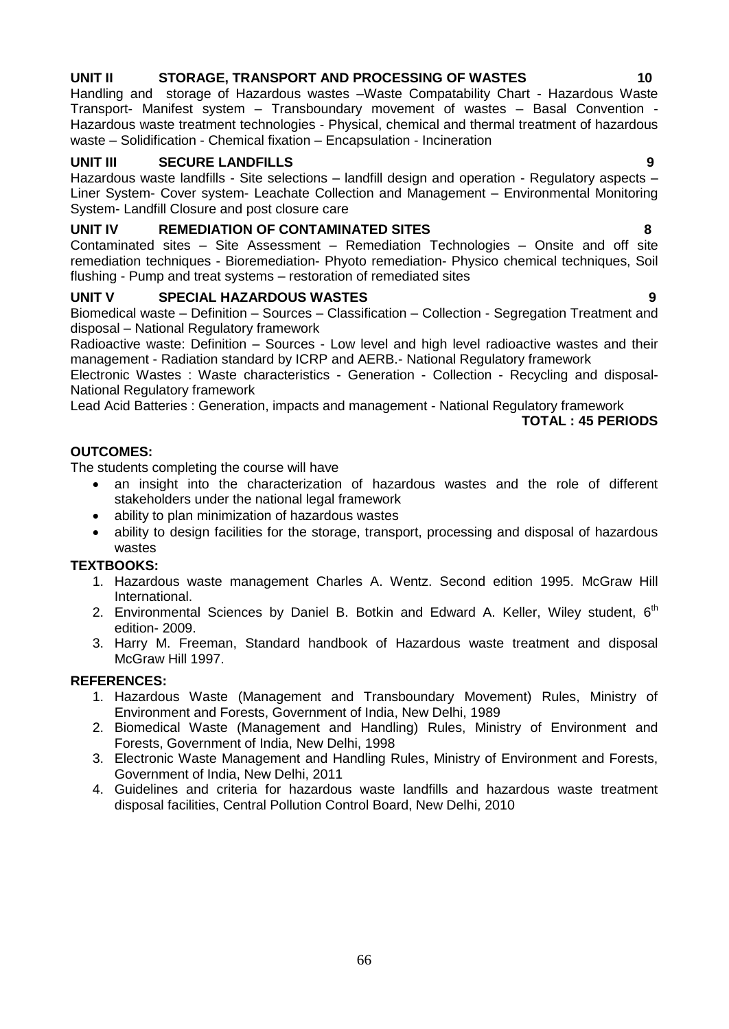**UNIT II STORAGE, TRANSPORT AND PROCESSING OF WASTES 10**

Handling and storage of Hazardous wastes –Waste Compatability Chart - Hazardous Waste Transport- Manifest system – Transboundary movement of wastes – Basal Convention - Hazardous waste treatment technologies - Physical, chemical and thermal treatment of hazardous waste – Solidification - Chemical fixation – Encapsulation - Incineration

**UNIT III SECURE LANDFILLS 9**

Hazardous waste landfills - Site selections – landfill design and operation - Regulatory aspects – Liner System- Cover system- Leachate Collection and Management – Environmental Monitoring System- Landfill Closure and post closure care

**UNIT IV REMEDIATION OF CONTAMINATED SITES 8**

Contaminated sites – Site Assessment – Remediation Technologies – Onsite and off site remediation techniques - Bioremediation- Phyoto remediation- Physico chemical techniques, Soil flushing - Pump and treat systems – restoration of remediated sites

**UNIT V SPECIAL HAZARDOUS WASTES 9**

Biomedical waste – Definition – Sources – Classification – Collection - Segregation Treatment and disposal – National Regulatory framework

Radioactive waste: Definition – Sources - Low level and high level radioactive wastes and their management - Radiation standard by ICRP and AERB.- National Regulatory framework

Electronic Wastes : Waste characteristics - Generation - Collection - Recycling and disposal- National Regulatory framework

Lead Acid Batteries : Generation, impacts and management - National Regulatory framework

**TOTAL : 45 PERIODS**

**OUTCOMES:**

The students completing the course will have

- an insight into the characterization of hazardous wastes and the role of different stakeholders under the national legal framework
- ability to plan minimization of hazardous wastes
- ability to design facilities for the storage, transport, processing and disposal of hazardous wastes

**TEXTBOOKS:**

1. Hazardous waste management Charles A. Wentz. Second edition 1995. McGraw Hill International.
2. Environmental Sciences by Daniel B. Botkin and Edward A. Keller, Wiley student, 6th edition- 2009.
3. Harry M. Freeman, Standard handbook of Hazardous waste treatment and disposal McGraw Hill 1997.

**REFERENCES:**

1. Hazardous Waste (Management and Transboundary Movement) Rules, Ministry of Environment and Forests, Government of India, New Delhi, 1989
2. Biomedical Waste (Management and Handling) Rules, Ministry of Environment and Forests, Government of India, New Delhi, 1998
3. Electronic Waste Management and Handling Rules, Ministry of Environment and Forests, Government of India, New Delhi, 2011
4. Guidelines and criteria for hazardous waste landfills and hazardous waste treatment disposal facilities, Central Pollution Control Board, New Delhi, 2010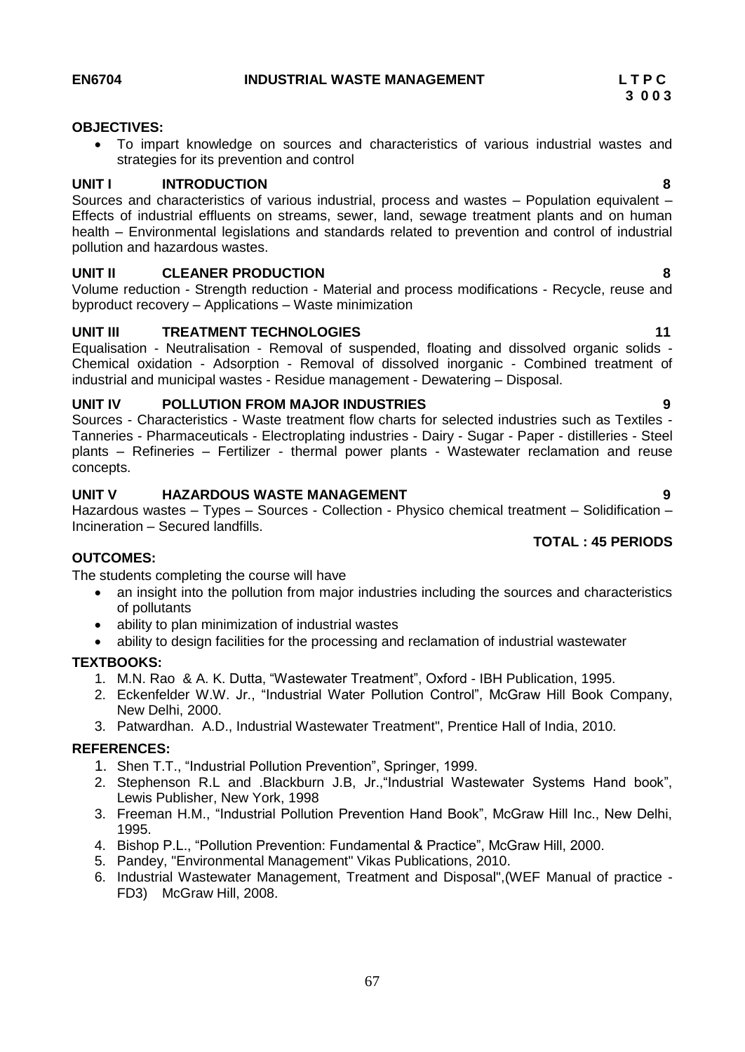**EN6704 INDUSTRIAL WASTE MANAGEMENT L T P C**
**3 0 0 3**

**OBJECTIVES:**

- To impart knowledge on sources and characteristics of various industrial wastes and strategies for its prevention and control

**UNIT I INTRODUCTION 8**

Sources and characteristics of various industrial, process and wastes – Population equivalent – Effects of industrial effluents on streams, sewer, land, sewage treatment plants and on human health – Environmental legislations and standards related to prevention and control of industrial pollution and hazardous wastes.

**UNIT II CLEANER PRODUCTION 8**

Volume reduction - Strength reduction - Material and process modifications - Recycle, reuse and byproduct recovery – Applications – Waste minimization

**UNIT III TREATMENT TECHNOLOGIES 11**

Equalisation - Neutralisation - Removal of suspended, floating and dissolved organic solids - Chemical oxidation - Adsorption - Removal of dissolved inorganic - Combined treatment of industrial and municipal wastes - Residue management - Dewatering – Disposal.

**UNIT IV POLLUTION FROM MAJOR INDUSTRIES 9**

Sources - Characteristics - Waste treatment flow charts for selected industries such as Textiles - Tanneries - Pharmaceuticals - Electroplating industries - Dairy - Sugar - Paper - distilleries - Steel plants – Refineries – Fertilizer - thermal power plants - Wastewater reclamation and reuse concepts.

**UNIT V HAZARDOUS WASTE MANAGEMENT 9**

Hazardous wastes – Types – Sources - Collection - Physico chemical treatment – Solidification – Incineration – Secured landfills.

**TOTAL : 45 PERIODS**

**OUTCOMES:**

The students completing the course will have

- an insight into the pollution from major industries including the sources and characteristics of pollutants
- ability to plan minimization of industrial wastes
- ability to design facilities for the processing and reclamation of industrial wastewater

**TEXTBOOKS:**

1. M.N. Rao & A. K. Dutta, "Wastewater Treatment", Oxford - IBH Publication, 1995.
2. Eckenfelder W.W. Jr., "Industrial Water Pollution Control", McGraw Hill Book Company, New Delhi, 2000.
3. Patwardhan. A.D., Industrial Wastewater Treatment", Prentice Hall of India, 2010.

**REFERENCES:**

1. Shen T.T., "Industrial Pollution Prevention", Springer, 1999.
2. Stephenson R.L and .Blackburn J.B, Jr.,"Industrial Wastewater Systems Hand book", Lewis Publisher, New York, 1998
3. Freeman H.M., "Industrial Pollution Prevention Hand Book", McGraw Hill Inc., New Delhi, 1995.
4. Bishop P.L., "Pollution Prevention: Fundamental & Practice", McGraw Hill, 2000.
5. Pandey, "Environmental Management" Vikas Publications, 2010.
6. Industrial Wastewater Management, Treatment and Disposal",(WEF Manual of practice - FD3) McGraw Hill, 2008.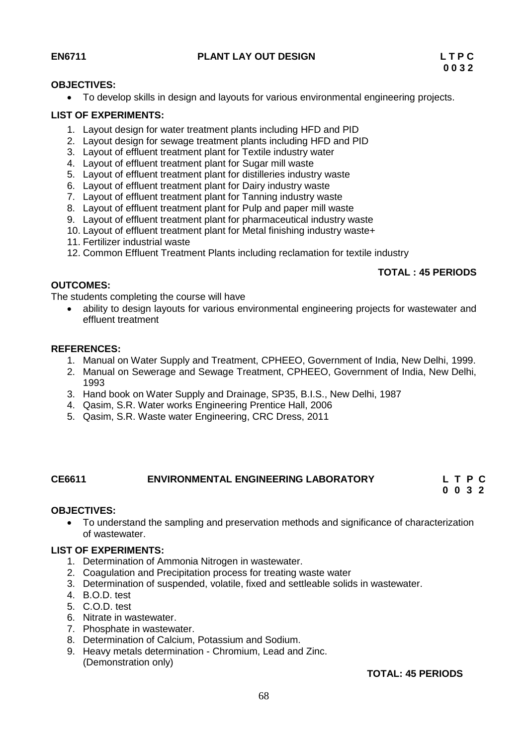**EN6711 PLANT LAY OUT DESIGN L T P C**
**0 0 3 2**

**OBJECTIVES:**

- To develop skills in design and layouts for various environmental engineering projects.

**LIST OF EXPERIMENTS:**

1. Layout design for water treatment plants including HFD and PID
2. Layout design for sewage treatment plants including HFD and PID
3. Layout of effluent treatment plant for Textile industry water
4. Layout of effluent treatment plant for Sugar mill waste
5. Layout of effluent treatment plant for distilleries industry waste
6. Layout of effluent treatment plant for Dairy industry waste
7. Layout of effluent treatment plant for Tanning industry waste
8. Layout of effluent treatment plant for Pulp and paper mill waste
9. Layout of effluent treatment plant for pharmaceutical industry waste
10. Layout of effluent treatment plant for Metal finishing industry waste+
11. Fertilizer industrial waste
12. Common Effluent Treatment Plants including reclamation for textile industry

**TOTAL : 45 PERIODS**

**OUTCOMES:**

The students completing the course will have

- ability to design layouts for various environmental engineering projects for wastewater and effluent treatment

**REFERENCES:**

1. Manual on Water Supply and Treatment, CPHEEO, Government of India, New Delhi, 1999.
2. Manual on Sewerage and Sewage Treatment, CPHEEO, Government of India, New Delhi, 1993
3. Hand book on Water Supply and Drainage, SP35, B.I.S., New Delhi, 1987
4. Qasim, S.R. Water works Engineering Prentice Hall, 2006
5. Qasim, S.R. Waste water Engineering, CRC Dress, 2011

**CE6611 ENVIRONMENTAL ENGINEERING LABORATORY L T P C**
**0 0 3 2**

**OBJECTIVES:**

- To understand the sampling and preservation methods and significance of characterization of wastewater.

**LIST OF EXPERIMENTS:**

1. Determination of Ammonia Nitrogen in wastewater.
2. Coagulation and Precipitation process for treating waste water
3. Determination of suspended, volatile, fixed and settleable solids in wastewater.
4. B.O.D. test
5. C.O.D. test
6. Nitrate in wastewater.
7. Phosphate in wastewater.
8. Determination of Calcium, Potassium and Sodium.
9. Heavy metals determination - Chromium, Lead and Zinc. (Demonstration only)

**TOTAL: 45 PERIODS**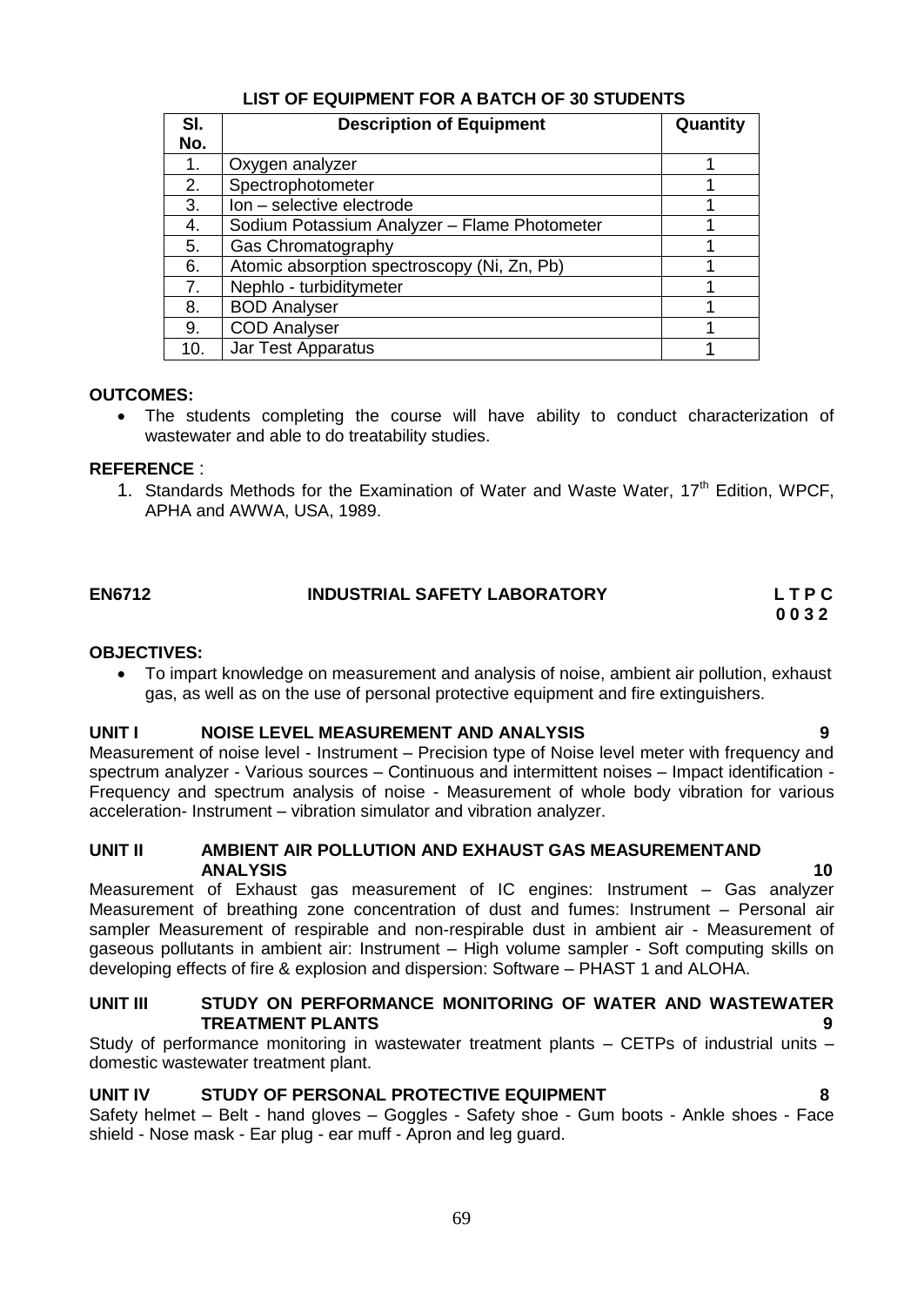**LIST OF EQUIPMENT FOR A BATCH OF 30 STUDENTS**

| Sl. No. | Description of Equipment | Quantity |
|---|---|---|
| 1. | Oxygen analyzer | 1 |
| 2. | Spectrophotometer | 1 |
| 3. | Ion – selective electrode | 1 |
| 4. | Sodium Potassium Analyzer – Flame Photometer | 1 |
| 5. | Gas Chromatography | 1 |
| 6. | Atomic absorption spectroscopy (Ni, Zn, Pb) | 1 |
| 7. | Nephlo - turbiditymeter | 1 |
| 8. | BOD Analyser | 1 |
| 9. | COD Analyser | 1 |
| 10. | Jar Test Apparatus | 1 |

**OUTCOMES:**

- The students completing the course will have ability to conduct characterization of wastewater and able to do treatability studies.

**REFERENCE** :

1. Standards Methods for the Examination of Water and Waste Water, 17th Edition, WPCF, APHA and AWWA, USA, 1989.

## EN6712 INDUSTRIAL SAFETY LABORATORY

**L T P C**
**0 0 3 2**

**OBJECTIVES:**

- To impart knowledge on measurement and analysis of noise, ambient air pollution, exhaust gas, as well as on the use of personal protective equipment and fire extinguishers.

**UNIT I NOISE LEVEL MEASUREMENT AND ANALYSIS 9**

Measurement of noise level - Instrument – Precision type of Noise level meter with frequency and spectrum analyzer - Various sources – Continuous and intermittent noises – Impact identification - Frequency and spectrum analysis of noise - Measurement of whole body vibration for various acceleration- Instrument – vibration simulator and vibration analyzer.

**UNIT II AMBIENT AIR POLLUTION AND EXHAUST GAS MEASUREMENTAND ANALYSIS 10**

Measurement of Exhaust gas measurement of IC engines: Instrument – Gas analyzer Measurement of breathing zone concentration of dust and fumes: Instrument – Personal air sampler Measurement of respirable and non-respirable dust in ambient air - Measurement of gaseous pollutants in ambient air: Instrument – High volume sampler - Soft computing skills on developing effects of fire & explosion and dispersion: Software – PHAST 1 and ALOHA.

**UNIT III STUDY ON PERFORMANCE MONITORING OF WATER AND WASTEWATER TREATMENT PLANTS 9**

Study of performance monitoring in wastewater treatment plants – CETPs of industrial units – domestic wastewater treatment plant.

**UNIT IV STUDY OF PERSONAL PROTECTIVE EQUIPMENT 8**

Safety helmet – Belt - hand gloves – Goggles - Safety shoe - Gum boots - Ankle shoes - Face shield - Nose mask - Ear plug - ear muff - Apron and leg guard.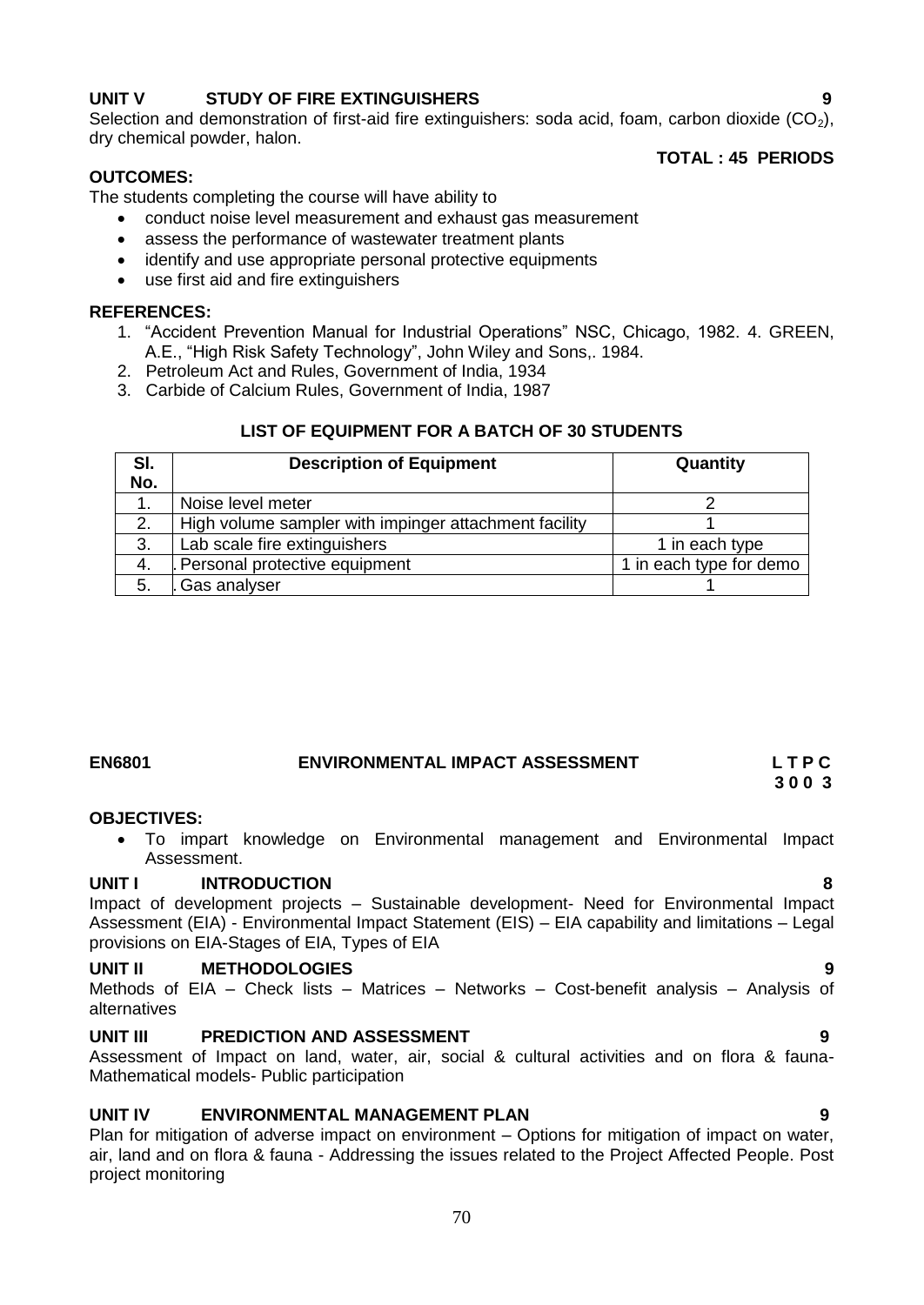**UNIT V STUDY OF FIRE EXTINGUISHERS 9**

Selection and demonstration of first-aid fire extinguishers: soda acid, foam, carbon dioxide ($CO_2$), dry chemical powder, halon.

**TOTAL : 45 PERIODS**

**OUTCOMES:**

The students completing the course will have ability to

- conduct noise level measurement and exhaust gas measurement
- assess the performance of wastewater treatment plants
- identify and use appropriate personal protective equipments
- use first aid and fire extinguishers

**REFERENCES:**

1. "Accident Prevention Manual for Industrial Operations" NSC, Chicago, 1982. 4. GREEN, A.E., "High Risk Safety Technology", John Wiley and Sons,. 1984.
2. Petroleum Act and Rules, Government of India, 1934
3. Carbide of Calcium Rules, Government of India, 1987

**LIST OF EQUIPMENT FOR A BATCH OF 30 STUDENTS**

| Sl. No. | Description of Equipment | Quantity |
|---|---|---|
| 1. | Noise level meter | 2 |
| 2. | High volume sampler with impinger attachment facility | 1 |
| 3. | Lab scale fire extinguishers | 1 in each type |
| 4. | . Personal protective equipment | 1 in each type for demo |
| 5. | . Gas analyser | 1 |

## EN6801 ENVIRONMENTAL IMPACT ASSESSMENT L T P C 3 0 0 3

**OBJECTIVES:**

- To impart knowledge on Environmental management and Environmental Impact Assessment.

**UNIT I INTRODUCTION 8**

Impact of development projects – Sustainable development- Need for Environmental Impact Assessment (EIA) - Environmental Impact Statement (EIS) – EIA capability and limitations – Legal provisions on EIA-Stages of EIA, Types of EIA

**UNIT II METHODOLOGIES 9**

Methods of EIA – Check lists – Matrices – Networks – Cost-benefit analysis – Analysis of alternatives

**UNIT III PREDICTION AND ASSESSMENT 9**

Assessment of Impact on land, water, air, social & cultural activities and on flora & fauna- Mathematical models- Public participation

**UNIT IV ENVIRONMENTAL MANAGEMENT PLAN 9**

Plan for mitigation of adverse impact on environment – Options for mitigation of impact on water, air, land and on flora & fauna - Addressing the issues related to the Project Affected People. Post project monitoring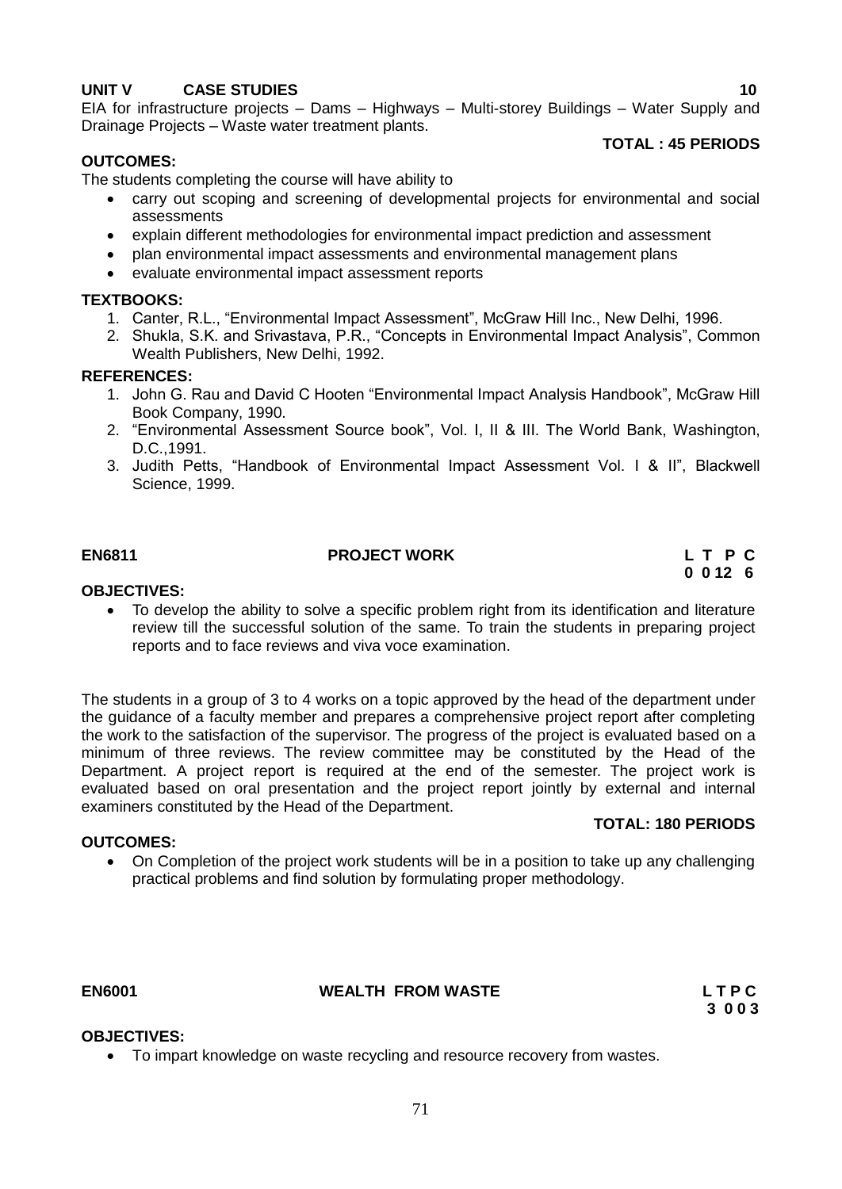**UNIT V CASE STUDIES 10**

EIA for infrastructure projects – Dams – Highways – Multi-storey Buildings – Water Supply and Drainage Projects – Waste water treatment plants.

**TOTAL : 45 PERIODS**

**OUTCOMES:**

The students completing the course will have ability to

- carry out scoping and screening of developmental projects for environmental and social assessments
- explain different methodologies for environmental impact prediction and assessment
- plan environmental impact assessments and environmental management plans
- evaluate environmental impact assessment reports

**TEXTBOOKS:**

1. Canter, R.L., "Environmental Impact Assessment", McGraw Hill Inc., New Delhi, 1996.
2. Shukla, S.K. and Srivastava, P.R., "Concepts in Environmental Impact Analysis", Common Wealth Publishers, New Delhi, 1992.

**REFERENCES:**

1. John G. Rau and David C Hooten "Environmental Impact Analysis Handbook", McGraw Hill Book Company, 1990.
2. "Environmental Assessment Source book", Vol. I, II & III. The World Bank, Washington, D.C.,1991.
3. Judith Petts, "Handbook of Environmental Impact Assessment Vol. I & II", Blackwell Science, 1999.

## EN6811 PROJECT WORK

**L T P C**
**0 0 12 6**

**OBJECTIVES:**

- To develop the ability to solve a specific problem right from its identification and literature review till the successful solution of the same. To train the students in preparing project reports and to face reviews and viva voce examination.

The students in a group of 3 to 4 works on a topic approved by the head of the department under the guidance of a faculty member and prepares a comprehensive project report after completing the work to the satisfaction of the supervisor. The progress of the project is evaluated based on a minimum of three reviews. The review committee may be constituted by the Head of the Department. A project report is required at the end of the semester. The project work is evaluated based on oral presentation and the project report jointly by external and internal examiners constituted by the Head of the Department.

**TOTAL: 180 PERIODS**

**OUTCOMES:**

- On Completion of the project work students will be in a position to take up any challenging practical problems and find solution by formulating proper methodology.

## EN6001 WEALTH FROM WASTE

**L T P C**
**3 0 0 3**

**OBJECTIVES:**

- To impart knowledge on waste recycling and resource recovery from wastes.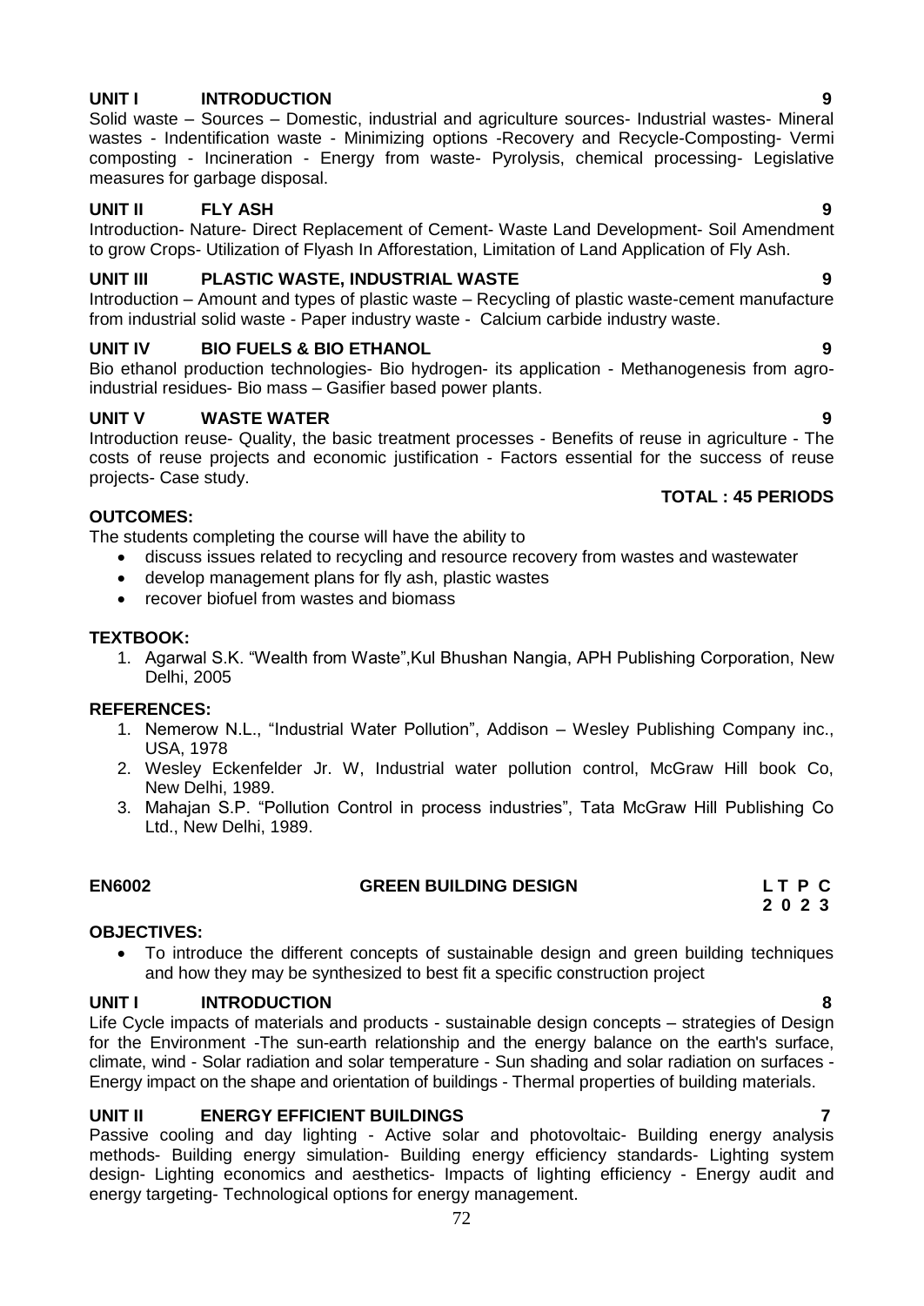**UNIT I INTRODUCTION 9**

Solid waste – Sources – Domestic, industrial and agriculture sources- Industrial wastes- Mineral wastes - Indentification waste - Minimizing options -Recovery and Recycle-Composting- Vermi composting - Incineration - Energy from waste- Pyrolysis, chemical processing- Legislative measures for garbage disposal.

**UNIT II FLY ASH 9**

Introduction- Nature- Direct Replacement of Cement- Waste Land Development- Soil Amendment to grow Crops- Utilization of Flyash In Afforestation, Limitation of Land Application of Fly Ash.

**UNIT III PLASTIC WASTE, INDUSTRIAL WASTE 9**

Introduction – Amount and types of plastic waste – Recycling of plastic waste-cement manufacture from industrial solid waste - Paper industry waste - Calcium carbide industry waste.

**UNIT IV BIO FUELS & BIO ETHANOL 9**

Bio ethanol production technologies- Bio hydrogen- its application - Methanogenesis from agro-industrial residues- Bio mass – Gasifier based power plants.

**UNIT V WASTE WATER 9**

Introduction reuse- Quality, the basic treatment processes - Benefits of reuse in agriculture - The costs of reuse projects and economic justification - Factors essential for the success of reuse projects- Case study.

**TOTAL : 45 PERIODS**

**OUTCOMES:**

The students completing the course will have the ability to

- discuss issues related to recycling and resource recovery from wastes and wastewater
- develop management plans for fly ash, plastic wastes
- recover biofuel from wastes and biomass

**TEXTBOOK:**

1. Agarwal S.K. "Wealth from Waste",Kul Bhushan Nangia, APH Publishing Corporation, New Delhi, 2005

**REFERENCES:**

1. Nemerow N.L., "Industrial Water Pollution", Addison – Wesley Publishing Company inc., USA, 1978
2. Wesley Eckenfelder Jr. W, Industrial water pollution control, McGraw Hill book Co, New Delhi, 1989.
3. Mahajan S.P. "Pollution Control in process industries", Tata McGraw Hill Publishing Co Ltd., New Delhi, 1989.

**EN6002 GREEN BUILDING DESIGN L T P C**
**2 0 2 3**

**OBJECTIVES:**

- To introduce the different concepts of sustainable design and green building techniques and how they may be synthesized to best fit a specific construction project

**UNIT I INTRODUCTION 8**

Life Cycle impacts of materials and products - sustainable design concepts – strategies of Design for the Environment -The sun-earth relationship and the energy balance on the earth's surface, climate, wind - Solar radiation and solar temperature - Sun shading and solar radiation on surfaces - Energy impact on the shape and orientation of buildings - Thermal properties of building materials.

**UNIT II ENERGY EFFICIENT BUILDINGS 7**

Passive cooling and day lighting - Active solar and photovoltaic- Building energy analysis methods- Building energy simulation- Building energy efficiency standards- Lighting system design- Lighting economics and aesthetics- Impacts of lighting efficiency - Energy audit and energy targeting- Technological options for energy management.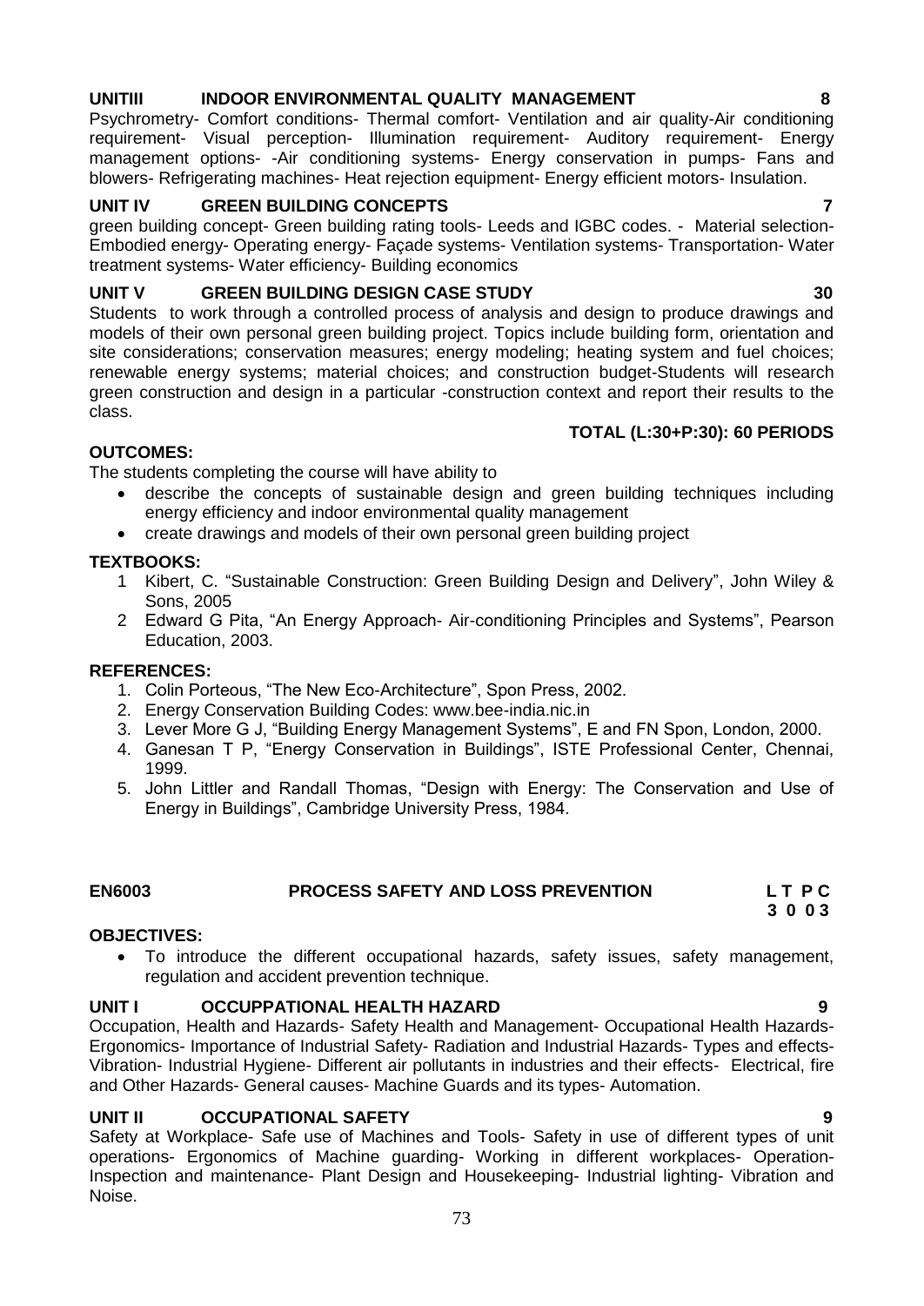**UNITIII INDOOR ENVIRONMENTAL QUALITY MANAGEMENT 8**

Psychrometry- Comfort conditions- Thermal comfort- Ventilation and air quality-Air conditioning requirement- Visual perception- Illumination requirement- Auditory requirement- Energy management options- -Air conditioning systems- Energy conservation in pumps- Fans and blowers- Refrigerating machines- Heat rejection equipment- Energy efficient motors- Insulation.

**UNIT IV GREEN BUILDING CONCEPTS 7**

green building concept- Green building rating tools- Leeds and IGBC codes. - Material selection- Embodied energy- Operating energy- Façade systems- Ventilation systems- Transportation- Water treatment systems- Water efficiency- Building economics

**UNIT V GREEN BUILDING DESIGN CASE STUDY 30**

Students to work through a controlled process of analysis and design to produce drawings and models of their own personal green building project. Topics include building form, orientation and site considerations; conservation measures; energy modeling; heating system and fuel choices; renewable energy systems; material choices; and construction budget-Students will research green construction and design in a particular -construction context and report their results to the class.

**TOTAL (L:30+P:30): 60 PERIODS**

**OUTCOMES:**

The students completing the course will have ability to

- describe the concepts of sustainable design and green building techniques including energy efficiency and indoor environmental quality management
- create drawings and models of their own personal green building project

**TEXTBOOKS:**

1. Kibert, C. "Sustainable Construction: Green Building Design and Delivery", John Wiley & Sons, 2005
2. Edward G Pita, "An Energy Approach- Air-conditioning Principles and Systems", Pearson Education, 2003.

**REFERENCES:**

1. Colin Porteous, "The New Eco-Architecture", Spon Press, 2002.
2. Energy Conservation Building Codes: www.bee-india.nic.in
3. Lever More G J, "Building Energy Management Systems", E and FN Spon, London, 2000.
4. Ganesan T P, "Energy Conservation in Buildings", ISTE Professional Center, Chennai, 1999.
5. John Littler and Randall Thomas, "Design with Energy: The Conservation and Use of Energy in Buildings", Cambridge University Press, 1984.

## EN6003 PROCESS SAFETY AND LOSS PREVENTION

| L | T | P | C |
|---|---|---|---|
| 3 | 0 | 0 | 3 |

**OBJECTIVES:**

- To introduce the different occupational hazards, safety issues, safety management, regulation and accident prevention technique.

**UNIT I OCCUPPATIONAL HEALTH HAZARD 9**

Occupation, Health and Hazards- Safety Health and Management- Occupational Health Hazards- Ergonomics- Importance of Industrial Safety- Radiation and Industrial Hazards- Types and effects- Vibration- Industrial Hygiene- Different air pollutants in industries and their effects- Electrical, fire and Other Hazards- General causes- Machine Guards and its types- Automation.

**UNIT II OCCUPATIONAL SAFETY 9**

Safety at Workplace- Safe use of Machines and Tools- Safety in use of different types of unit operations- Ergonomics of Machine guarding- Working in different workplaces- Operation-Inspection and maintenance- Plant Design and Housekeeping- Industrial lighting- Vibration and Noise.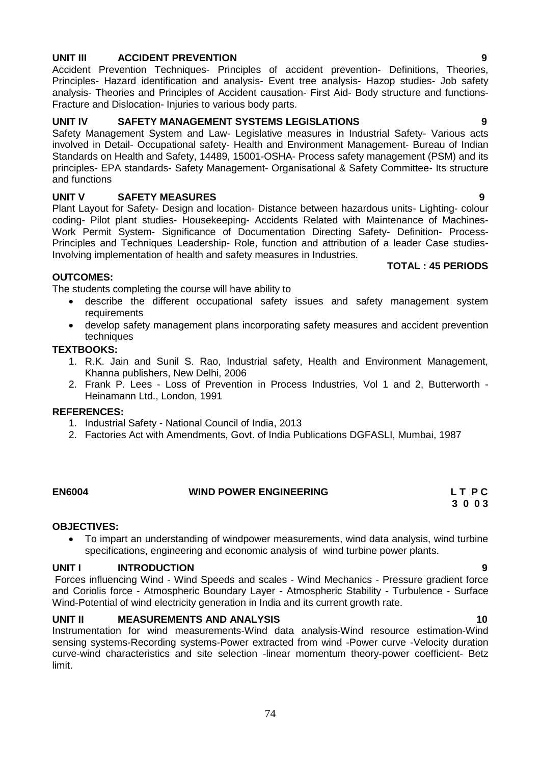**UNIT III ACCIDENT PREVENTION 9**

Accident Prevention Techniques- Principles of accident prevention- Definitions, Theories, Principles- Hazard identification and analysis- Event tree analysis- Hazop studies- Job safety analysis- Theories and Principles of Accident causation- First Aid- Body structure and functions- Fracture and Dislocation- Injuries to various body parts.

**UNIT IV SAFETY MANAGEMENT SYSTEMS LEGISLATIONS 9**

Safety Management System and Law- Legislative measures in Industrial Safety- Various acts involved in Detail- Occupational safety- Health and Environment Management- Bureau of Indian Standards on Health and Safety, 14489, 15001-OSHA- Process safety management (PSM) and its principles- EPA standards- Safety Management- Organisational & Safety Committee- Its structure and functions

**UNIT V SAFETY MEASURES 9**

Plant Layout for Safety- Design and location- Distance between hazardous units- Lighting- colour coding- Pilot plant studies- Housekeeping- Accidents Related with Maintenance of Machines- Work Permit System- Significance of Documentation Directing Safety- Definition- Process- Principles and Techniques Leadership- Role, function and attribution of a leader Case studies- Involving implementation of health and safety measures in Industries.

**TOTAL : 45 PERIODS**

**OUTCOMES:**

The students completing the course will have ability to

- describe the different occupational safety issues and safety management system requirements
- develop safety management plans incorporating safety measures and accident prevention techniques

**TEXTBOOKS:**

1. R.K. Jain and Sunil S. Rao, Industrial safety, Health and Environment Management, Khanna publishers, New Delhi, 2006
2. Frank P. Lees - Loss of Prevention in Process Industries, Vol 1 and 2, Butterworth - Heinamann Ltd., London, 1991

**REFERENCES:**

1. Industrial Safety - National Council of India, 2013
2. Factories Act with Amendments, Govt. of India Publications DGFASLI, Mumbai, 1987

## EN6004 WIND POWER ENGINEERING

**L T P C**
**3 0 0 3**

**OBJECTIVES:**

- To impart an understanding of windpower measurements, wind data analysis, wind turbine specifications, engineering and economic analysis of wind turbine power plants.

**UNIT I INTRODUCTION 9**

Forces influencing Wind - Wind Speeds and scales - Wind Mechanics - Pressure gradient force and Coriolis force - Atmospheric Boundary Layer - Atmospheric Stability - Turbulence - Surface Wind-Potential of wind electricity generation in India and its current growth rate.

**UNIT II MEASUREMENTS AND ANALYSIS 10**

Instrumentation for wind measurements-Wind data analysis-Wind resource estimation-Wind sensing systems-Recording systems-Power extracted from wind -Power curve -Velocity duration curve-wind characteristics and site selection -linear momentum theory-power coefficient- Betz limit.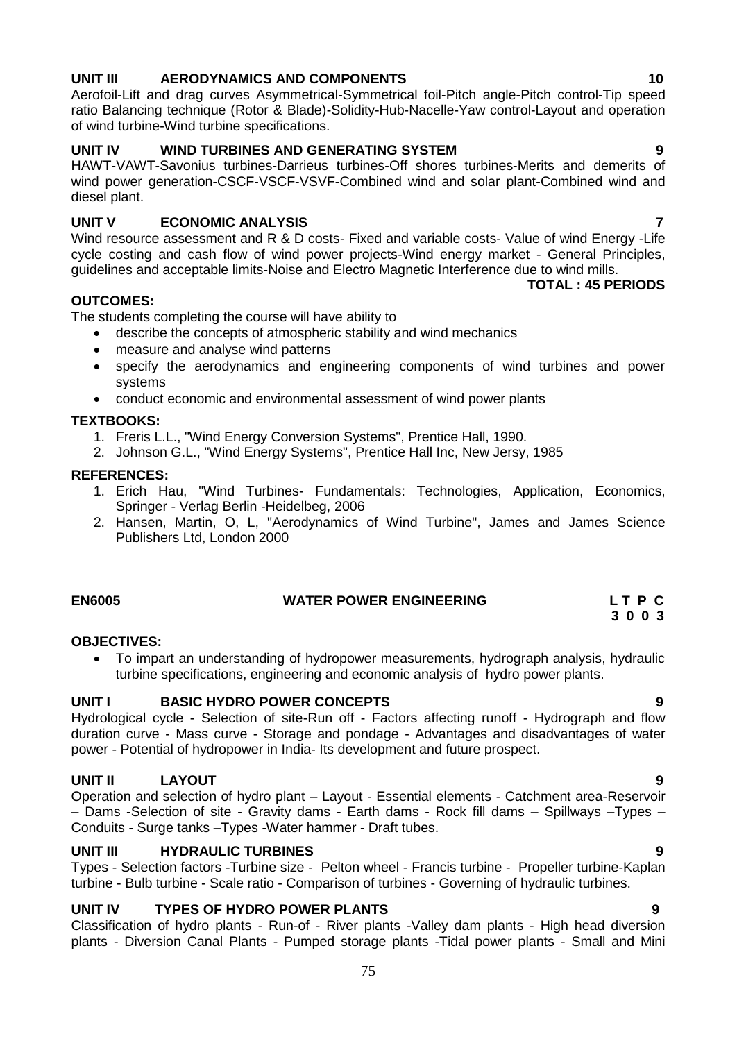**UNIT III AERODYNAMICS AND COMPONENTS 10**

Aerofoil-Lift and drag curves Asymmetrical-Symmetrical foil-Pitch angle-Pitch control-Tip speed ratio Balancing technique (Rotor & Blade)-Solidity-Hub-Nacelle-Yaw control-Layout and operation of wind turbine-Wind turbine specifications.

**UNIT IV WIND TURBINES AND GENERATING SYSTEM 9**

HAWT-VAWT-Savonius turbines-Darrieus turbines-Off shores turbines-Merits and demerits of wind power generation-CSCF-VSCF-VSVF-Combined wind and solar plant-Combined wind and diesel plant.

**UNIT V ECONOMIC ANALYSIS 7**

Wind resource assessment and R & D costs- Fixed and variable costs- Value of wind Energy -Life cycle costing and cash flow of wind power projects-Wind energy market - General Principles, guidelines and acceptable limits-Noise and Electro Magnetic Interference due to wind mills.

**TOTAL : 45 PERIODS**

**OUTCOMES:**

The students completing the course will have ability to

- describe the concepts of atmospheric stability and wind mechanics
- measure and analyse wind patterns
- specify the aerodynamics and engineering components of wind turbines and power systems
- conduct economic and environmental assessment of wind power plants

**TEXTBOOKS:**

1. Freris L.L., "Wind Energy Conversion Systems", Prentice Hall, 1990.
2. Johnson G.L., "Wind Energy Systems", Prentice Hall Inc, New Jersy, 1985

**REFERENCES:**

1. Erich Hau, "Wind Turbines- Fundamentals: Technologies, Application, Economics, Springer - Verlag Berlin -Heidelbeg, 2006
2. Hansen, Martin, O, L, "Aerodynamics of Wind Turbine", James and James Science Publishers Ltd, London 2000

## EN6005 WATER POWER ENGINEERING

**L T P C**
**3 0 0 3**

**OBJECTIVES:**

- To impart an understanding of hydropower measurements, hydrograph analysis, hydraulic turbine specifications, engineering and economic analysis of hydro power plants.

**UNIT I BASIC HYDRO POWER CONCEPTS 9**

Hydrological cycle - Selection of site-Run off - Factors affecting runoff - Hydrograph and flow duration curve - Mass curve - Storage and pondage - Advantages and disadvantages of water power - Potential of hydropower in India- Its development and future prospect.

**UNIT II LAYOUT 9**

Operation and selection of hydro plant – Layout - Essential elements - Catchment area-Reservoir – Dams -Selection of site - Gravity dams - Earth dams - Rock fill dams – Spillways –Types – Conduits - Surge tanks –Types -Water hammer - Draft tubes.

**UNIT III HYDRAULIC TURBINES 9**

Types - Selection factors -Turbine size - Pelton wheel - Francis turbine - Propeller turbine-Kaplan turbine - Bulb turbine - Scale ratio - Comparison of turbines - Governing of hydraulic turbines.

**UNIT IV TYPES OF HYDRO POWER PLANTS 9**

Classification of hydro plants - Run-of - River plants -Valley dam plants - High head diversion plants - Diversion Canal Plants - Pumped storage plants -Tidal power plants - Small and Mini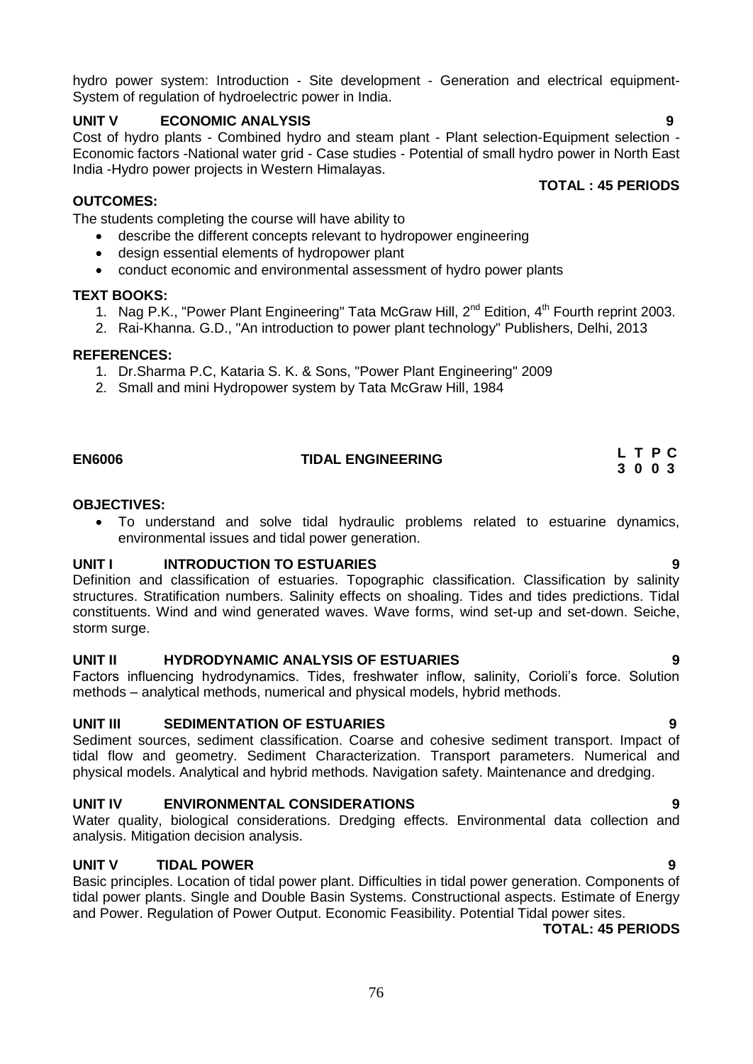hydro power system: Introduction - Site development - Generation and electrical equipment- System of regulation of hydroelectric power in India.

**UNIT V ECONOMIC ANALYSIS 9**

Cost of hydro plants - Combined hydro and steam plant - Plant selection-Equipment selection - Economic factors -National water grid - Case studies - Potential of small hydro power in North East India -Hydro power projects in Western Himalayas.

**TOTAL : 45 PERIODS**

**OUTCOMES:**

The students completing the course will have ability to

- describe the different concepts relevant to hydropower engineering
- design essential elements of hydropower plant
- conduct economic and environmental assessment of hydro power plants

**TEXT BOOKS:**

1. Nag P.K., "Power Plant Engineering" Tata McGraw Hill, 2nd Edition, 4th Fourth reprint 2003.
2. Rai-Khanna. G.D., "An introduction to power plant technology" Publishers, Delhi, 2013

**REFERENCES:**

1. Dr.Sharma P.C, Kataria S. K. & Sons, "Power Plant Engineering" 2009
2. Small and mini Hydropower system by Tata McGraw Hill, 1984

## EN6006 TIDAL ENGINEERING

| L | T | P | C |
|---|---|---|---|
| 3 | 0 | 0 | 3 |

**OBJECTIVES:**

- To understand and solve tidal hydraulic problems related to estuarine dynamics, environmental issues and tidal power generation.

**UNIT I INTRODUCTION TO ESTUARIES 9**

Definition and classification of estuaries. Topographic classification. Classification by salinity structures. Stratification numbers. Salinity effects on shoaling. Tides and tides predictions. Tidal constituents. Wind and wind generated waves. Wave forms, wind set-up and set-down. Seiche, storm surge.

**UNIT II HYDRODYNAMIC ANALYSIS OF ESTUARIES 9**

Factors influencing hydrodynamics. Tides, freshwater inflow, salinity, Corioli's force. Solution methods – analytical methods, numerical and physical models, hybrid methods.

**UNIT III SEDIMENTATION OF ESTUARIES 9**

Sediment sources, sediment classification. Coarse and cohesive sediment transport. Impact of tidal flow and geometry. Sediment Characterization. Transport parameters. Numerical and physical models. Analytical and hybrid methods. Navigation safety. Maintenance and dredging.

**UNIT IV ENVIRONMENTAL CONSIDERATIONS 9**

Water quality, biological considerations. Dredging effects. Environmental data collection and analysis. Mitigation decision analysis.

**UNIT V TIDAL POWER 9**

Basic principles. Location of tidal power plant. Difficulties in tidal power generation. Components of tidal power plants. Single and Double Basin Systems. Constructional aspects. Estimate of Energy and Power. Regulation of Power Output. Economic Feasibility. Potential Tidal power sites.

**TOTAL: 45 PERIODS**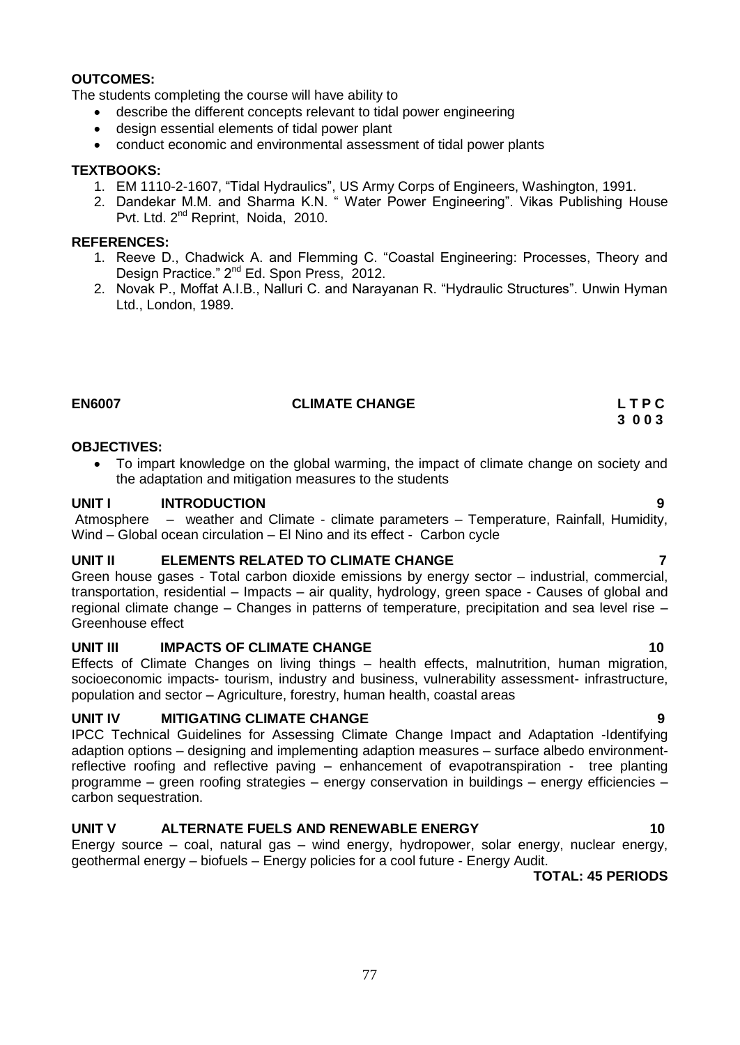**OUTCOMES:**

The students completing the course will have ability to

- describe the different concepts relevant to tidal power engineering
- design essential elements of tidal power plant
- conduct economic and environmental assessment of tidal power plants

**TEXTBOOKS:**

1. EM 1110-2-1607, "Tidal Hydraulics", US Army Corps of Engineers, Washington, 1991.
2. Dandekar M.M. and Sharma K.N. " Water Power Engineering". Vikas Publishing House Pvt. Ltd. 2nd Reprint, Noida, 2010.

**REFERENCES:**

1. Reeve D., Chadwick A. and Flemming C. "Coastal Engineering: Processes, Theory and Design Practice." 2nd Ed. Spon Press, 2012.
2. Novak P., Moffat A.I.B., Nalluri C. and Narayanan R. "Hydraulic Structures". Unwin Hyman Ltd., London, 1989.

## EN6007 CLIMATE CHANGE

**L T P C**
**3 0 0 3**

**OBJECTIVES:**

- To impart knowledge on the global warming, the impact of climate change on society and the adaptation and mitigation measures to the students

**UNIT I INTRODUCTION 9**

Atmosphere – weather and Climate - climate parameters – Temperature, Rainfall, Humidity, Wind – Global ocean circulation – El Nino and its effect - Carbon cycle

**UNIT II ELEMENTS RELATED TO CLIMATE CHANGE 7**

Green house gases - Total carbon dioxide emissions by energy sector – industrial, commercial, transportation, residential – Impacts – air quality, hydrology, green space - Causes of global and regional climate change – Changes in patterns of temperature, precipitation and sea level rise – Greenhouse effect

**UNIT III IMPACTS OF CLIMATE CHANGE 10**

Effects of Climate Changes on living things – health effects, malnutrition, human migration, socioeconomic impacts- tourism, industry and business, vulnerability assessment- infrastructure, population and sector – Agriculture, forestry, human health, coastal areas

**UNIT IV MITIGATING CLIMATE CHANGE 9**

IPCC Technical Guidelines for Assessing Climate Change Impact and Adaptation -Identifying adaption options – designing and implementing adaption measures – surface albedo environment-reflective roofing and reflective paving – enhancement of evapotranspiration - tree planting programme – green roofing strategies – energy conservation in buildings – energy efficiencies – carbon sequestration.

**UNIT V ALTERNATE FUELS AND RENEWABLE ENERGY 10**

Energy source – coal, natural gas – wind energy, hydropower, solar energy, nuclear energy, geothermal energy – biofuels – Energy policies for a cool future - Energy Audit.

**TOTAL: 45 PERIODS**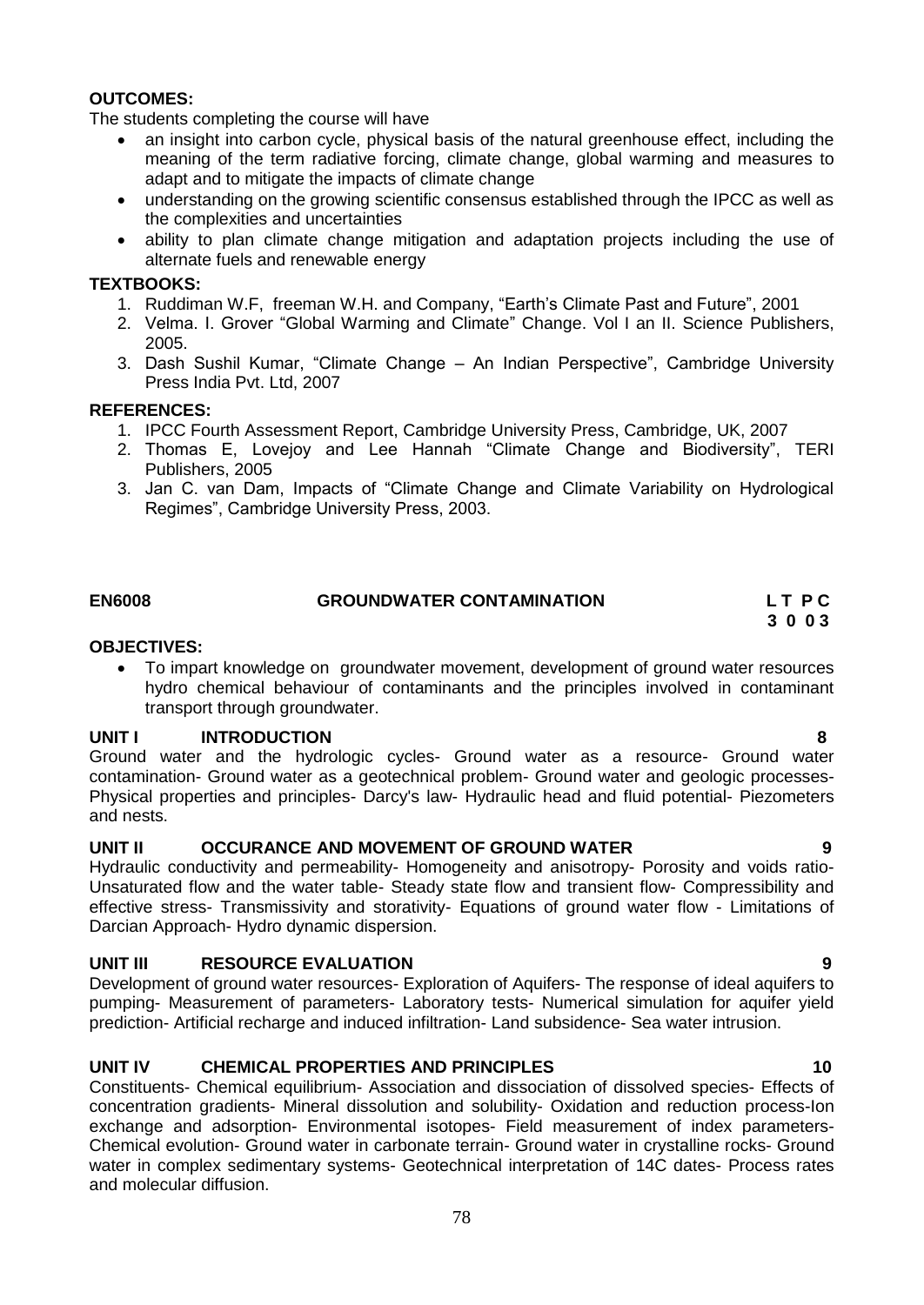**OUTCOMES:**

The students completing the course will have

- an insight into carbon cycle, physical basis of the natural greenhouse effect, including the meaning of the term radiative forcing, climate change, global warming and measures to adapt and to mitigate the impacts of climate change
- understanding on the growing scientific consensus established through the IPCC as well as the complexities and uncertainties
- ability to plan climate change mitigation and adaptation projects including the use of alternate fuels and renewable energy

**TEXTBOOKS:**

1. Ruddiman W.F, freeman W.H. and Company, "Earth's Climate Past and Future", 2001
2. Velma. I. Grover "Global Warming and Climate" Change. Vol I an II. Science Publishers, 2005.
3. Dash Sushil Kumar, "Climate Change – An Indian Perspective", Cambridge University Press India Pvt. Ltd, 2007

**REFERENCES:**

1. IPCC Fourth Assessment Report, Cambridge University Press, Cambridge, UK, 2007
2. Thomas E, Lovejoy and Lee Hannah "Climate Change and Biodiversity", TERI Publishers, 2005
3. Jan C. van Dam, Impacts of "Climate Change and Climate Variability on Hydrological Regimes", Cambridge University Press, 2003.

**EN6008 GROUNDWATER CONTAMINATION L T P C**
**3 0 0 3**

**OBJECTIVES:**

- To impart knowledge on groundwater movement, development of ground water resources hydro chemical behaviour of contaminants and the principles involved in contaminant transport through groundwater.

**UNIT I INTRODUCTION 8**

Ground water and the hydrologic cycles- Ground water as a resource- Ground water contamination- Ground water as a geotechnical problem- Ground water and geologic processes- Physical properties and principles- Darcy's law- Hydraulic head and fluid potential- Piezometers and nests.

**UNIT II OCCURANCE AND MOVEMENT OF GROUND WATER 9**

Hydraulic conductivity and permeability- Homogeneity and anisotropy- Porosity and voids ratio- Unsaturated flow and the water table- Steady state flow and transient flow- Compressibility and effective stress- Transmissivity and storativity- Equations of ground water flow - Limitations of Darcian Approach- Hydro dynamic dispersion.

**UNIT III RESOURCE EVALUATION 9**

Development of ground water resources- Exploration of Aquifers- The response of ideal aquifers to pumping- Measurement of parameters- Laboratory tests- Numerical simulation for aquifer yield prediction- Artificial recharge and induced infiltration- Land subsidence- Sea water intrusion.

**UNIT IV CHEMICAL PROPERTIES AND PRINCIPLES 10**

Constituents- Chemical equilibrium- Association and dissociation of dissolved species- Effects of concentration gradients- Mineral dissolution and solubility- Oxidation and reduction process-Ion exchange and adsorption- Environmental isotopes- Field measurement of index parameters- Chemical evolution- Ground water in carbonate terrain- Ground water in crystalline rocks- Ground water in complex sedimentary systems- Geotechnical interpretation of 14C dates- Process rates and molecular diffusion.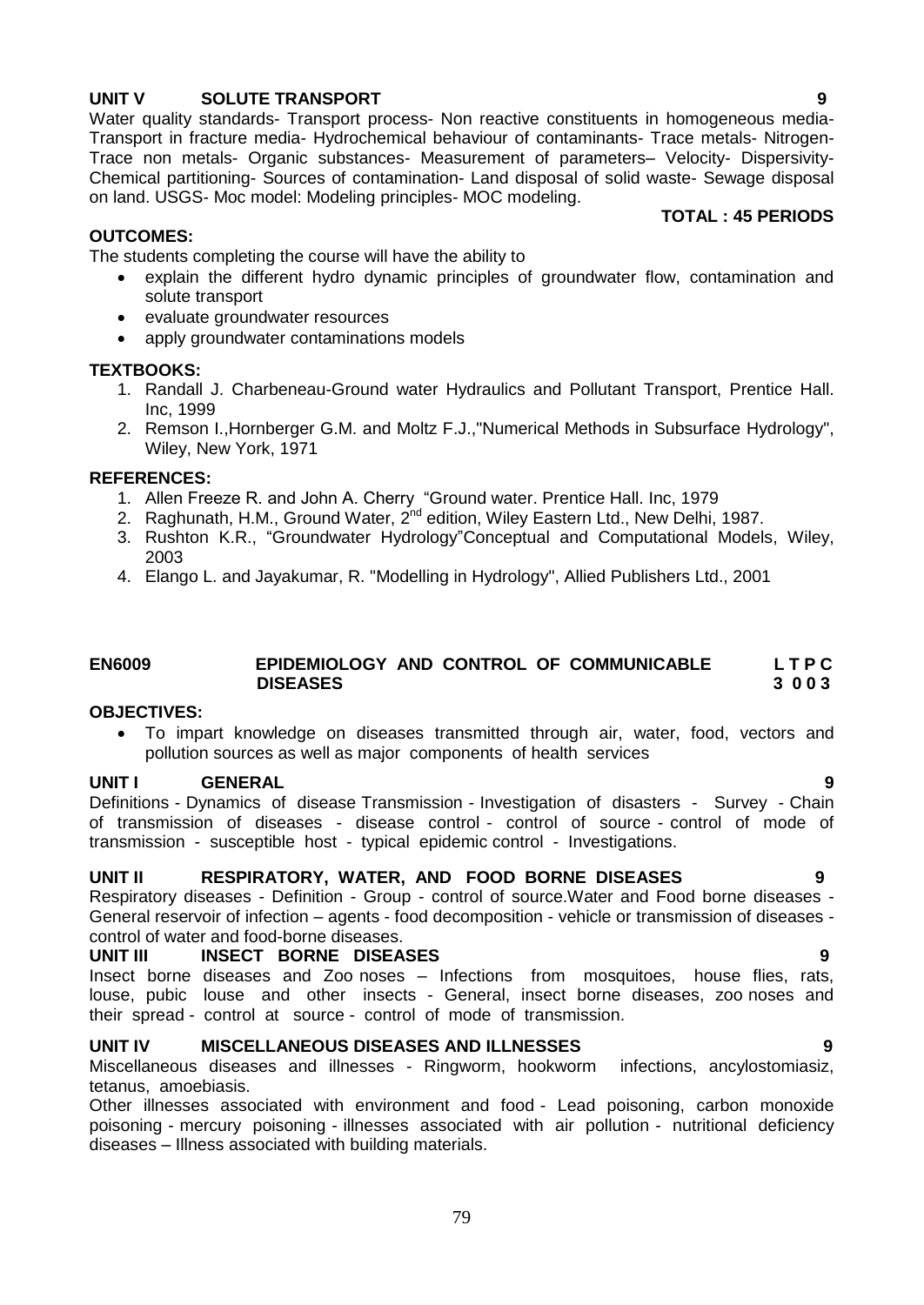**UNIT V SOLUTE TRANSPORT 9**

Water quality standards- Transport process- Non reactive constituents in homogeneous media- Transport in fracture media- Hydrochemical behaviour of contaminants- Trace metals- Nitrogen- Trace non metals- Organic substances- Measurement of parameters– Velocity- Dispersivity- Chemical partitioning- Sources of contamination- Land disposal of solid waste- Sewage disposal on land. USGS- Moc model: Modeling principles- MOC modeling.

**TOTAL : 45 PERIODS**

**OUTCOMES:**

The students completing the course will have the ability to

- explain the different hydro dynamic principles of groundwater flow, contamination and solute transport
- evaluate groundwater resources
- apply groundwater contaminations models

**TEXTBOOKS:**

1. Randall J. Charbeneau-Ground water Hydraulics and Pollutant Transport, Prentice Hall. Inc, 1999
2. Remson I.,Hornberger G.M. and Moltz F.J.,"Numerical Methods in Subsurface Hydrology", Wiley, New York, 1971

**REFERENCES:**

1. Allen Freeze R. and John A. Cherry "Ground water. Prentice Hall. Inc, 1979
2. Raghunath, H.M., Ground Water, 2nd edition, Wiley Eastern Ltd., New Delhi, 1987.
3. Rushton K.R., "Groundwater Hydrology"Conceptual and Computational Models, Wiley, 2003
4. Elango L. and Jayakumar, R. "Modelling in Hydrology", Allied Publishers Ltd., 2001

**EN6009 EPIDEMIOLOGY AND CONTROL OF COMMUNICABLE DISEASES L T P C 3 0 0 3**

**OBJECTIVES:**

- To impart knowledge on diseases transmitted through air, water, food, vectors and pollution sources as well as major components of health services

**UNIT I GENERAL 9**

Definitions - Dynamics of disease Transmission - Investigation of disasters - Survey - Chain of transmission of diseases - disease control - control of source - control of mode of transmission - susceptible host - typical epidemic control - Investigations.

**UNIT II RESPIRATORY, WATER, AND FOOD BORNE DISEASES 9**

Respiratory diseases - Definition - Group - control of source.Water and Food borne diseases - General reservoir of infection – agents - food decomposition - vehicle or transmission of diseases - control of water and food-borne diseases.

**UNIT III INSECT BORNE DISEASES 9**

Insect borne diseases and Zoo noses – Infections from mosquitoes, house flies, rats, louse, pubic louse and other insects - General, insect borne diseases, zoo noses and their spread - control at source - control of mode of transmission.

**UNIT IV MISCELLANEOUS DISEASES AND ILLNESSES 9**

Miscellaneous diseases and illnesses - Ringworm, hookworm infections, ancylostomiasiz, tetanus, amoebiasis.

Other illnesses associated with environment and food - Lead poisoning, carbon monoxide poisoning - mercury poisoning - illnesses associated with air pollution - nutritional deficiency diseases – Illness associated with building materials.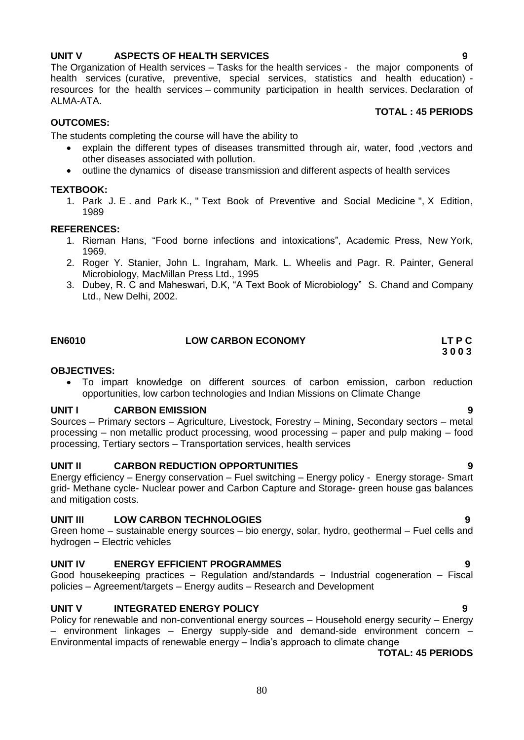**UNIT V ASPECTS OF HEALTH SERVICES 9**

The Organization of Health services – Tasks for the health services - the major components of health services (curative, preventive, special services, statistics and health education) - resources for the health services – community participation in health services. Declaration of ALMA-ATA.

**TOTAL : 45 PERIODS**

**OUTCOMES:**

The students completing the course will have the ability to

- explain the different types of diseases transmitted through air, water, food ,vectors and other diseases associated with pollution.
- outline the dynamics of disease transmission and different aspects of health services

**TEXTBOOK:**

1. Park J. E . and Park K., " Text Book of Preventive and Social Medicine ", X Edition, 1989

**REFERENCES:**

1. Rieman Hans, "Food borne infections and intoxications", Academic Press, New York, 1969.
2. Roger Y. Stanier, John L. Ingraham, Mark. L. Wheelis and Pagr. R. Painter, General Microbiology, MacMillan Press Ltd., 1995
3. Dubey, R. C and Maheswari, D.K, "A Text Book of Microbiology" S. Chand and Company Ltd., New Delhi, 2002.

## EN6010 LOW CARBON ECONOMY

**L T P C**
**3 0 0 3**

**OBJECTIVES:**

- To impart knowledge on different sources of carbon emission, carbon reduction opportunities, low carbon technologies and Indian Missions on Climate Change

**UNIT I CARBON EMISSION 9**

Sources – Primary sectors – Agriculture, Livestock, Forestry – Mining, Secondary sectors – metal processing – non metallic product processing, wood processing – paper and pulp making – food processing, Tertiary sectors – Transportation services, health services

**UNIT II CARBON REDUCTION OPPORTUNITIES 9**

Energy efficiency – Energy conservation – Fuel switching – Energy policy - Energy storage- Smart grid- Methane cycle- Nuclear power and Carbon Capture and Storage- green house gas balances and mitigation costs.

**UNIT III LOW CARBON TECHNOLOGIES 9**

Green home – sustainable energy sources – bio energy, solar, hydro, geothermal – Fuel cells and hydrogen – Electric vehicles

**UNIT IV ENERGY EFFICIENT PROGRAMMES 9**

Good housekeeping practices – Regulation and/standards – Industrial cogeneration – Fiscal policies – Agreement/targets – Energy audits – Research and Development

**UNIT V INTEGRATED ENERGY POLICY 9**

Policy for renewable and non-conventional energy sources – Household energy security – Energy – environment linkages – Energy supply-side and demand-side environment concern – Environmental impacts of renewable energy – India's approach to climate change

**TOTAL: 45 PERIODS**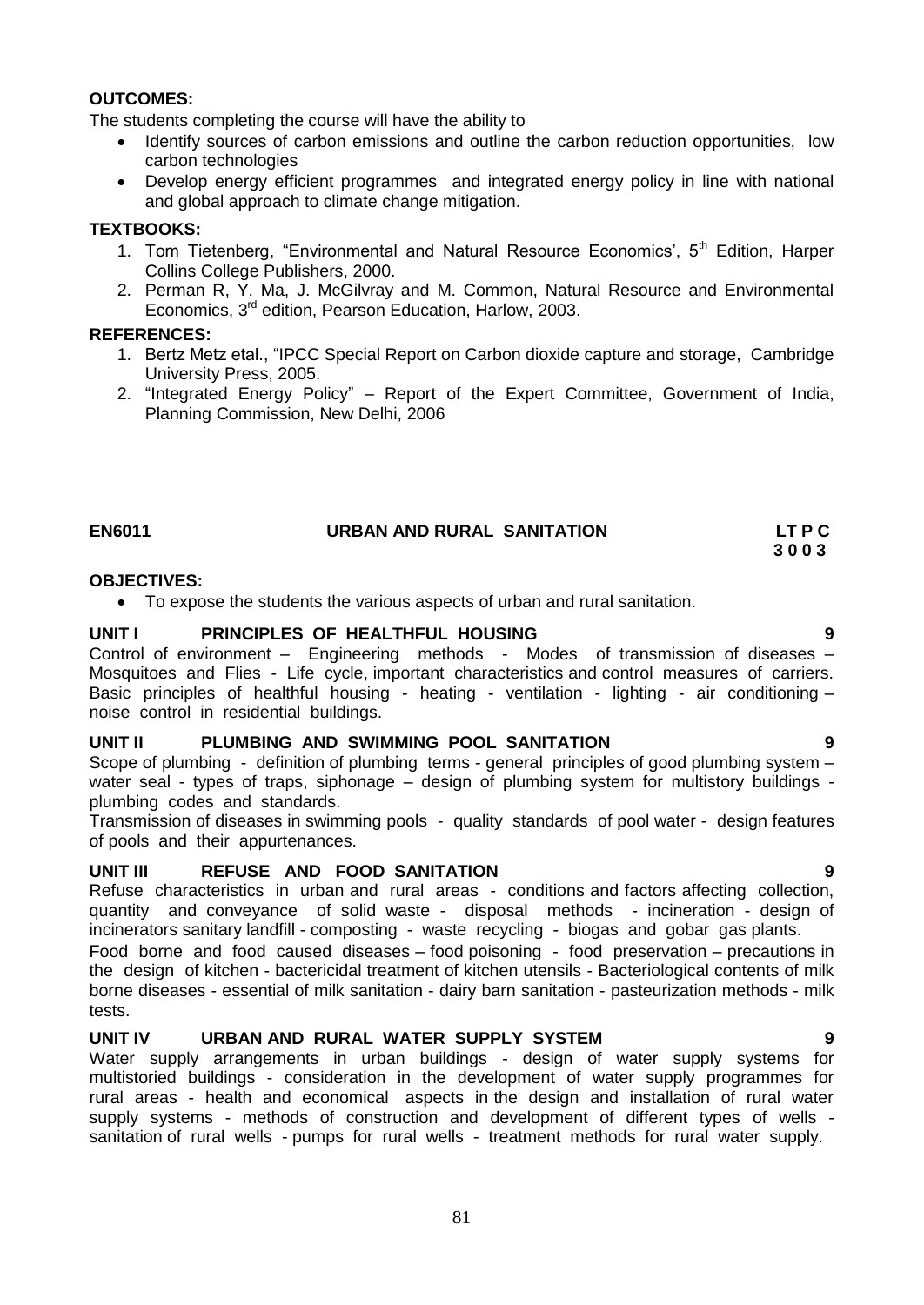**OUTCOMES:**

The students completing the course will have the ability to

- Identify sources of carbon emissions and outline the carbon reduction opportunities, low carbon technologies
- Develop energy efficient programmes and integrated energy policy in line with national and global approach to climate change mitigation.

**TEXTBOOKS:**

1. Tom Tietenberg, "Environmental and Natural Resource Economics', 5th Edition, Harper Collins College Publishers, 2000.
2. Perman R, Y. Ma, J. McGilvray and M. Common, Natural Resource and Environmental Economics, 3rd edition, Pearson Education, Harlow, 2003.

**REFERENCES:**

1. Bertz Metz etal., "IPCC Special Report on Carbon dioxide capture and storage, Cambridge University Press, 2005.
2. "Integrated Energy Policy" – Report of the Expert Committee, Government of India, Planning Commission, New Delhi, 2006

## EN6011 URBAN AND RURAL SANITATION

**L T P C**
**3 0 0 3**

**OBJECTIVES:**

- To expose the students the various aspects of urban and rural sanitation.

**UNIT I PRINCIPLES OF HEALTHFUL HOUSING 9**

Control of environment – Engineering methods - Modes of transmission of diseases – Mosquitoes and Flies - Life cycle, important characteristics and control measures of carriers. Basic principles of healthful housing - heating - ventilation - lighting - air conditioning – noise control in residential buildings.

**UNIT II PLUMBING AND SWIMMING POOL SANITATION 9**

Scope of plumbing - definition of plumbing terms - general principles of good plumbing system – water seal - types of traps, siphonage – design of plumbing system for multistory buildings - plumbing codes and standards.

Transmission of diseases in swimming pools - quality standards of pool water - design features of pools and their appurtenances.

**UNIT III REFUSE AND FOOD SANITATION 9**

Refuse characteristics in urban and rural areas - conditions and factors affecting collection, quantity and conveyance of solid waste - disposal methods - incineration - design of incinerators sanitary landfill - composting - waste recycling - biogas and gobar gas plants.

Food borne and food caused diseases – food poisoning - food preservation – precautions in the design of kitchen - bactericidal treatment of kitchen utensils - Bacteriological contents of milk borne diseases - essential of milk sanitation - dairy barn sanitation - pasteurization methods - milk tests.

**UNIT IV URBAN AND RURAL WATER SUPPLY SYSTEM 9**

Water supply arrangements in urban buildings - design of water supply systems for multistoried buildings - consideration in the development of water supply programmes for rural areas - health and economical aspects in the design and installation of rural water supply systems - methods of construction and development of different types of wells - sanitation of rural wells - pumps for rural wells - treatment methods for rural water supply.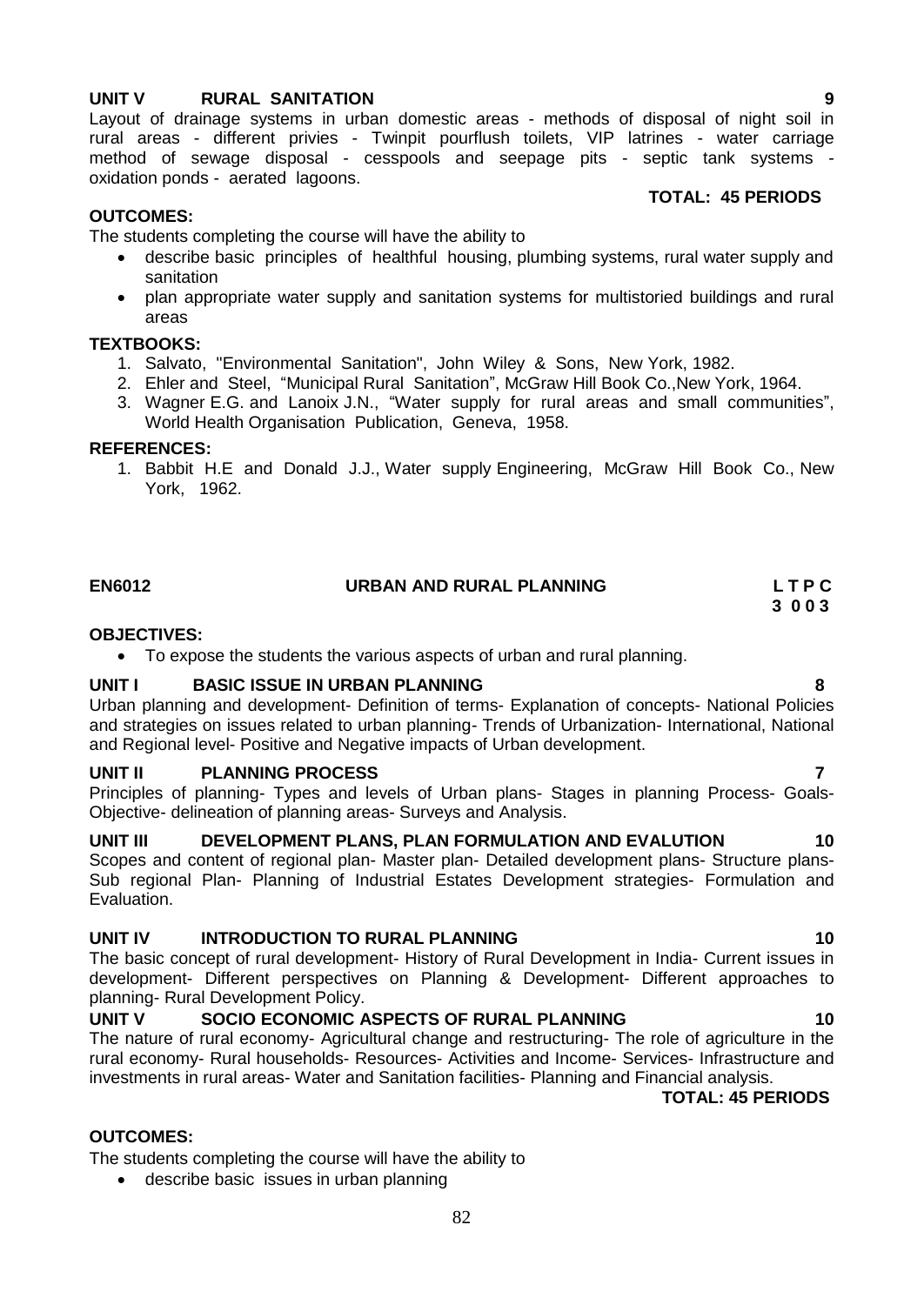**UNIT V RURAL SANITATION 9**

Layout of drainage systems in urban domestic areas - methods of disposal of night soil in rural areas - different privies - Twinpit pourflush toilets, VIP latrines - water carriage method of sewage disposal - cesspools and seepage pits - septic tank systems - oxidation ponds - aerated lagoons.

**TOTAL: 45 PERIODS**

**OUTCOMES:**

The students completing the course will have the ability to

- describe basic principles of healthful housing, plumbing systems, rural water supply and sanitation
- plan appropriate water supply and sanitation systems for multistoried buildings and rural areas

**TEXTBOOKS:**

1. Salvato, "Environmental Sanitation", John Wiley & Sons, New York, 1982.
2. Ehler and Steel, "Municipal Rural Sanitation", McGraw Hill Book Co.,New York, 1964.
3. Wagner E.G. and Lanoix J.N., "Water supply for rural areas and small communities", World Health Organisation Publication, Geneva, 1958.

**REFERENCES:**

1. Babbit H.E and Donald J.J., Water supply Engineering, McGraw Hill Book Co., New York, 1962.

## EN6012 URBAN AND RURAL PLANNING

**L T P C**
**3 0 0 3**

**OBJECTIVES:**

- To expose the students the various aspects of urban and rural planning.

**UNIT I BASIC ISSUE IN URBAN PLANNING 8**

Urban planning and development- Definition of terms- Explanation of concepts- National Policies and strategies on issues related to urban planning- Trends of Urbanization- International, National and Regional level- Positive and Negative impacts of Urban development.

**UNIT II PLANNING PROCESS 7**

Principles of planning- Types and levels of Urban plans- Stages in planning Process- Goals- Objective- delineation of planning areas- Surveys and Analysis.

**UNIT III DEVELOPMENT PLANS, PLAN FORMULATION AND EVALUTION 10**

Scopes and content of regional plan- Master plan- Detailed development plans- Structure plans- Sub regional Plan- Planning of Industrial Estates Development strategies- Formulation and Evaluation.

**UNIT IV INTRODUCTION TO RURAL PLANNING 10**

The basic concept of rural development- History of Rural Development in India- Current issues in development- Different perspectives on Planning & Development- Different approaches to planning- Rural Development Policy.

**UNIT V SOCIO ECONOMIC ASPECTS OF RURAL PLANNING 10**

The nature of rural economy- Agricultural change and restructuring- The role of agriculture in the rural economy- Rural households- Resources- Activities and Income- Services- Infrastructure and investments in rural areas- Water and Sanitation facilities- Planning and Financial analysis.

**TOTAL: 45 PERIODS**

**OUTCOMES:**

The students completing the course will have the ability to

- describe basic issues in urban planning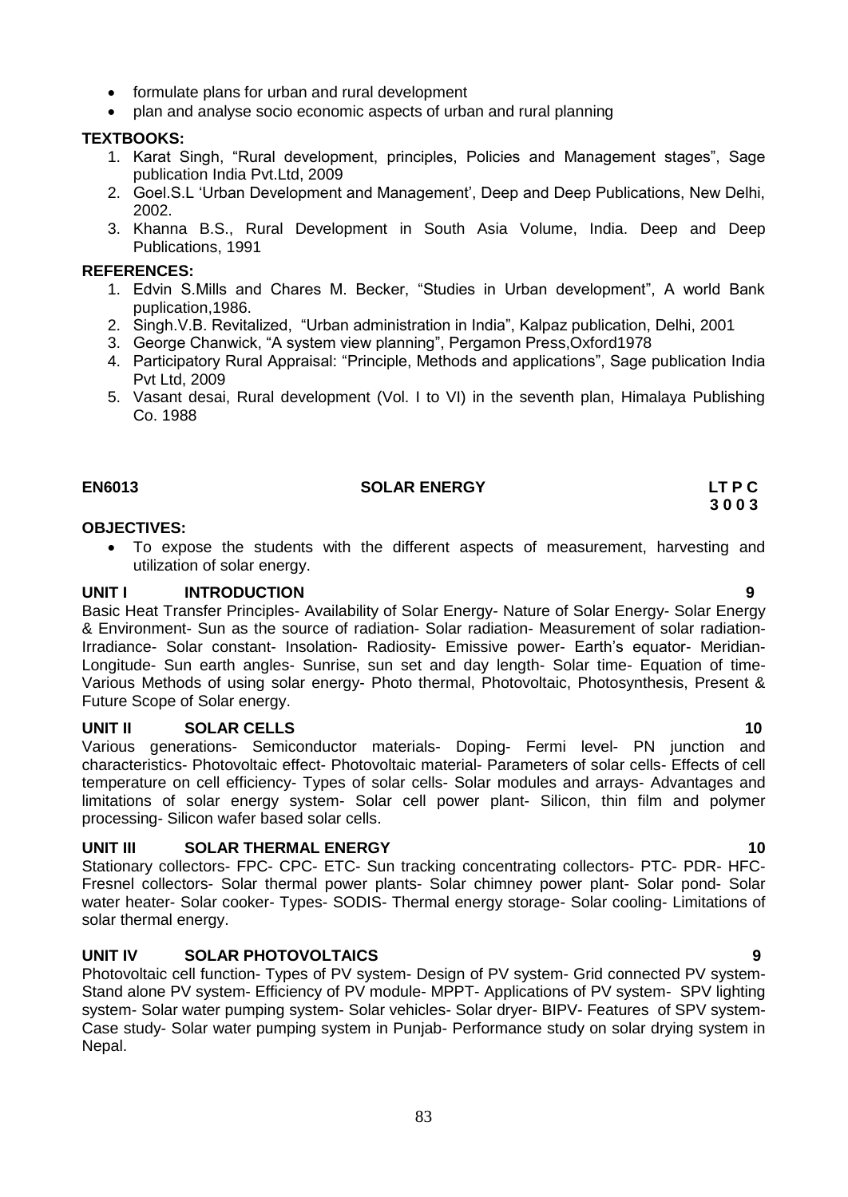- formulate plans for urban and rural development
- plan and analyse socio economic aspects of urban and rural planning

**TEXTBOOKS:**

1. Karat Singh, "Rural development, principles, Policies and Management stages", Sage publication India Pvt.Ltd, 2009
2. Goel.S.L 'Urban Development and Management', Deep and Deep Publications, New Delhi, 2002.
3. Khanna B.S., Rural Development in South Asia Volume, India. Deep and Deep Publications, 1991

**REFERENCES:**

1. Edvin S.Mills and Chares M. Becker, "Studies in Urban development", A world Bank puplication,1986.
2. Singh.V.B. Revitalized, "Urban administration in India", Kalpaz publication, Delhi, 2001
3. George Chanwick, "A system view planning", Pergamon Press,Oxford1978
4. Participatory Rural Appraisal: "Principle, Methods and applications", Sage publication India Pvt Ltd, 2009
5. Vasant desai, Rural development (Vol. I to VI) in the seventh plan, Himalaya Publishing Co. 1988

## EN6013 SOLAR ENERGY

**L T P C**
**3 0 0 3**

**OBJECTIVES:**

- To expose the students with the different aspects of measurement, harvesting and utilization of solar energy.

**UNIT I INTRODUCTION 9**

Basic Heat Transfer Principles- Availability of Solar Energy- Nature of Solar Energy- Solar Energy & Environment- Sun as the source of radiation- Solar radiation- Measurement of solar radiation- Irradiance- Solar constant- Insolation- Radiosity- Emissive power- Earth's equator- Meridian- Longitude- Sun earth angles- Sunrise, sun set and day length- Solar time- Equation of time- Various Methods of using solar energy- Photo thermal, Photovoltaic, Photosynthesis, Present & Future Scope of Solar energy.

**UNIT II SOLAR CELLS 10**

Various generations- Semiconductor materials- Doping- Fermi level- PN junction and characteristics- Photovoltaic effect- Photovoltaic material- Parameters of solar cells- Effects of cell temperature on cell efficiency- Types of solar cells- Solar modules and arrays- Advantages and limitations of solar energy system- Solar cell power plant- Silicon, thin film and polymer processing- Silicon wafer based solar cells.

**UNIT III SOLAR THERMAL ENERGY 10**

Stationary collectors- FPC- CPC- ETC- Sun tracking concentrating collectors- PTC- PDR- HFC- Fresnel collectors- Solar thermal power plants- Solar chimney power plant- Solar pond- Solar water heater- Solar cooker- Types- SODIS- Thermal energy storage- Solar cooling- Limitations of solar thermal energy.

**UNIT IV SOLAR PHOTOVOLTAICS 9**

Photovoltaic cell function- Types of PV system- Design of PV system- Grid connected PV system- Stand alone PV system- Efficiency of PV module- MPPT- Applications of PV system- SPV lighting system- Solar water pumping system- Solar vehicles- Solar dryer- BIPV- Features of SPV system- Case study- Solar water pumping system in Punjab- Performance study on solar drying system in Nepal.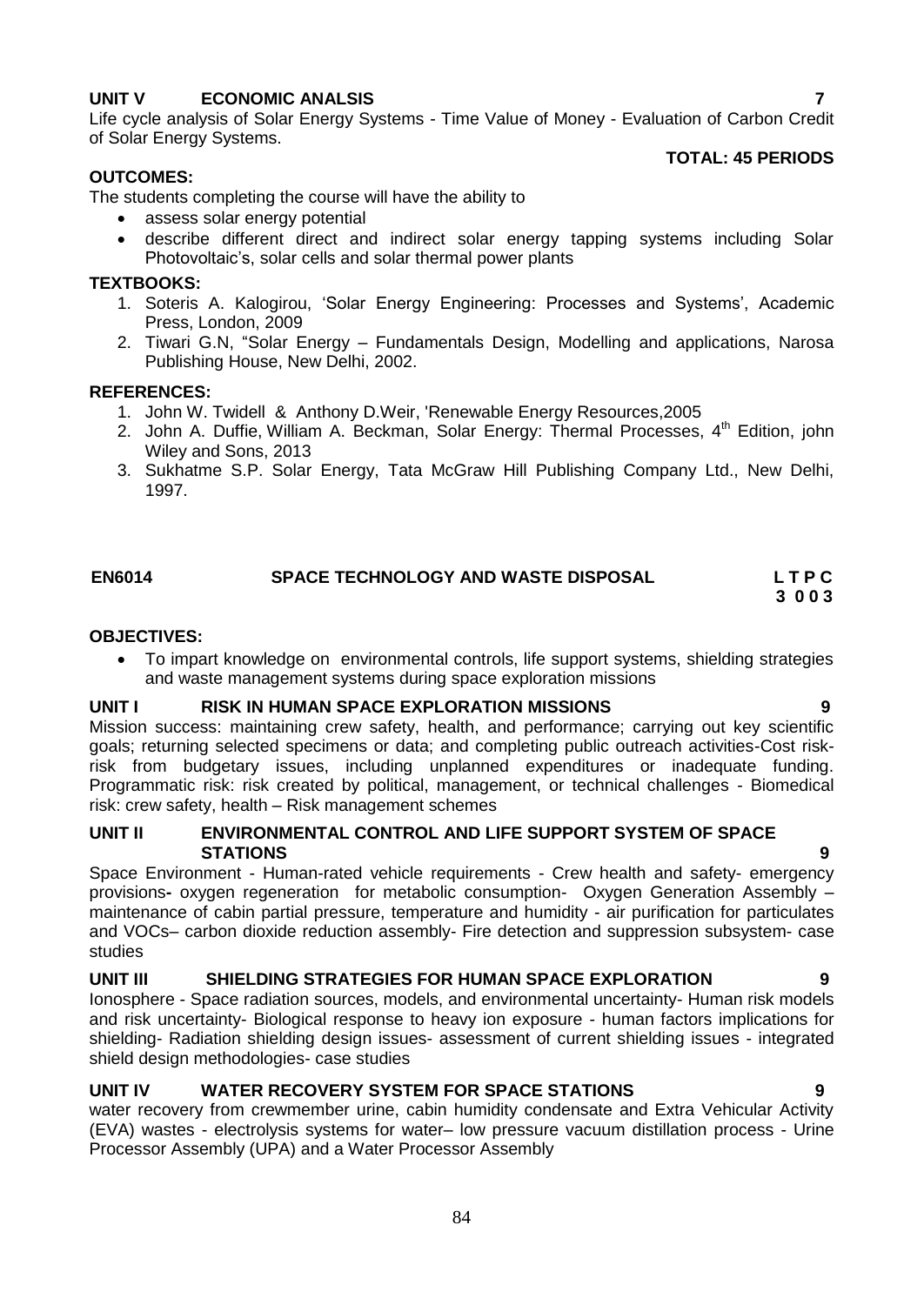**UNIT V ECONOMIC ANALSIS 7**

Life cycle analysis of Solar Energy Systems - Time Value of Money - Evaluation of Carbon Credit of Solar Energy Systems.

**TOTAL: 45 PERIODS**

**OUTCOMES:**

The students completing the course will have the ability to

- assess solar energy potential
- describe different direct and indirect solar energy tapping systems including Solar Photovoltaic's, solar cells and solar thermal power plants

**TEXTBOOKS:**

1. Soteris A. Kalogirou, 'Solar Energy Engineering: Processes and Systems', Academic Press, London, 2009
2. Tiwari G.N, "Solar Energy – Fundamentals Design, Modelling and applications, Narosa Publishing House, New Delhi, 2002.

**REFERENCES:**

1. John W. Twidell & Anthony D.Weir, 'Renewable Energy Resources,2005
2. John A. Duffie, William A. Beckman, Solar Energy: Thermal Processes, 4th Edition, john Wiley and Sons, 2013
3. Sukhatme S.P. Solar Energy, Tata McGraw Hill Publishing Company Ltd., New Delhi, 1997.

## EN6014 SPACE TECHNOLOGY AND WASTE DISPOSAL

**L T P C**
**3 0 0 3**

**OBJECTIVES:**

- To impart knowledge on environmental controls, life support systems, shielding strategies and waste management systems during space exploration missions

**UNIT I RISK IN HUMAN SPACE EXPLORATION MISSIONS 9**

Mission success: maintaining crew safety, health, and performance; carrying out key scientific goals; returning selected specimens or data; and completing public outreach activities-Cost risk-risk from budgetary issues, including unplanned expenditures or inadequate funding. Programmatic risk: risk created by political, management, or technical challenges - Biomedical risk: crew safety, health – Risk management schemes

**UNIT II ENVIRONMENTAL CONTROL AND LIFE SUPPORT SYSTEM OF SPACE STATIONS 9**

Space Environment - Human-rated vehicle requirements - Crew health and safety- emergency provisions- oxygen regeneration for metabolic consumption- Oxygen Generation Assembly – maintenance of cabin partial pressure, temperature and humidity - air purification for particulates and VOCs– carbon dioxide reduction assembly- Fire detection and suppression subsystem- case studies

**UNIT III SHIELDING STRATEGIES FOR HUMAN SPACE EXPLORATION 9**

Ionosphere - Space radiation sources, models, and environmental uncertainty- Human risk models and risk uncertainty- Biological response to heavy ion exposure - human factors implications for shielding- Radiation shielding design issues- assessment of current shielding issues - integrated shield design methodologies- case studies

**UNIT IV WATER RECOVERY SYSTEM FOR SPACE STATIONS 9**

water recovery from crewmember urine, cabin humidity condensate and Extra Vehicular Activity (EVA) wastes - electrolysis systems for water– low pressure vacuum distillation process - Urine Processor Assembly (UPA) and a Water Processor Assembly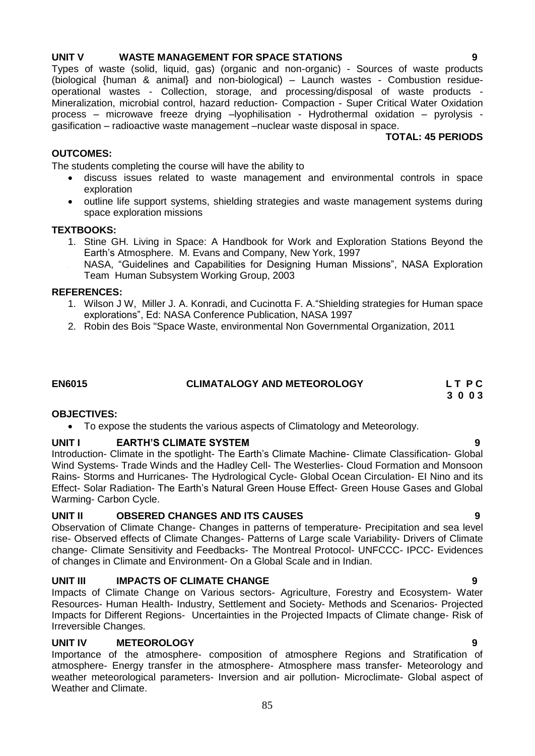**UNIT V WASTE MANAGEMENT FOR SPACE STATIONS 9**

Types of waste (solid, liquid, gas) (organic and non-organic) - Sources of waste products (biological {human & animal} and non-biological) – Launch wastes - Combustion residue-operational wastes - Collection, storage, and processing/disposal of waste products - Mineralization, microbial control, hazard reduction- Compaction - Super Critical Water Oxidation process – microwave freeze drying –lyophilisation - Hydrothermal oxidation – pyrolysis - gasification – radioactive waste management –nuclear waste disposal in space.

**TOTAL: 45 PERIODS**

**OUTCOMES:**

The students completing the course will have the ability to

- discuss issues related to waste management and environmental controls in space exploration
- outline life support systems, shielding strategies and waste management systems during space exploration missions

**TEXTBOOKS:**

1. Stine GH. Living in Space: A Handbook for Work and Exploration Stations Beyond the Earth's Atmosphere. M. Evans and Company, New York, 1997
2. NASA, "Guidelines and Capabilities for Designing Human Missions", NASA Exploration Team Human Subsystem Working Group, 2003

**REFERENCES:**

1. Wilson J W, Miller J. A. Konradi, and Cucinotta F. A."Shielding strategies for Human space explorations", Ed: NASA Conference Publication, NASA 1997
2. Robin des Bois "Space Waste, environmental Non Governmental Organization, 2011

## EN6015 CLIMATALOGY AND METEOROLOGY

**L T P C**
**3 0 0 3**

**OBJECTIVES:**

- To expose the students the various aspects of Climatology and Meteorology.

**UNIT I EARTH'S CLIMATE SYSTEM 9**

Introduction- Climate in the spotlight- The Earth's Climate Machine- Climate Classification- Global Wind Systems- Trade Winds and the Hadley Cell- The Westerlies- Cloud Formation and Monsoon Rains- Storms and Hurricanes- The Hydrological Cycle- Global Ocean Circulation- El Nino and its Effect- Solar Radiation- The Earth's Natural Green House Effect- Green House Gases and Global Warming- Carbon Cycle.

**UNIT II OBSERED CHANGES AND ITS CAUSES 9**

Observation of Climate Change- Changes in patterns of temperature- Precipitation and sea level rise- Observed effects of Climate Changes- Patterns of Large scale Variability- Drivers of Climate change- Climate Sensitivity and Feedbacks- The Montreal Protocol- UNFCCC- IPCC- Evidences of changes in Climate and Environment- On a Global Scale and in Indian.

**UNIT III IMPACTS OF CLIMATE CHANGE 9**

Impacts of Climate Change on Various sectors- Agriculture, Forestry and Ecosystem- Water Resources- Human Health- Industry, Settlement and Society- Methods and Scenarios- Projected Impacts for Different Regions- Uncertainties in the Projected Impacts of Climate change- Risk of Irreversible Changes.

**UNIT IV METEOROLOGY 9**

Importance of the atmosphere- composition of atmosphere Regions and Stratification of atmosphere- Energy transfer in the atmosphere- Atmosphere mass transfer- Meteorology and weather meteorological parameters- Inversion and air pollution- Microclimate- Global aspect of Weather and Climate.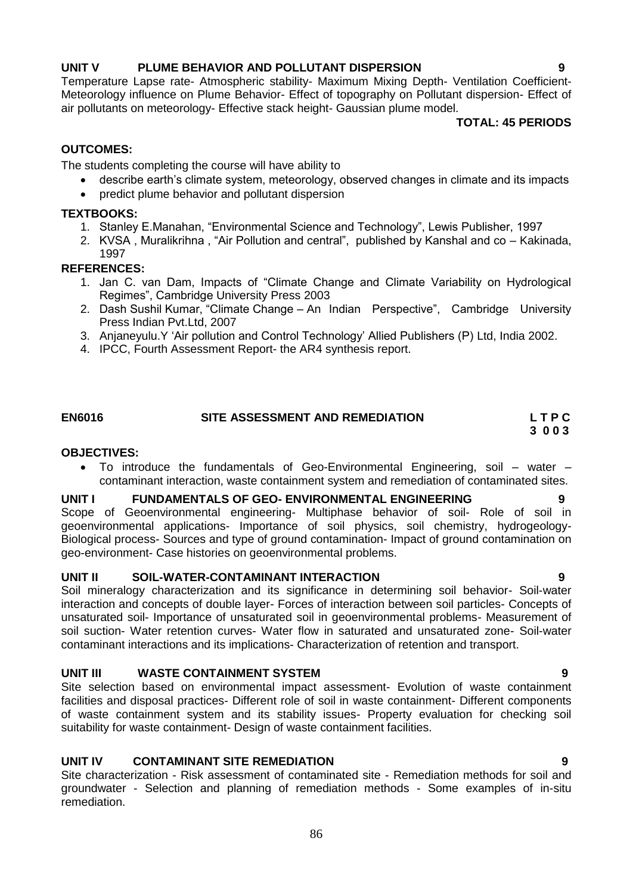**UNIT V PLUME BEHAVIOR AND POLLUTANT DISPERSION 9**

Temperature Lapse rate- Atmospheric stability- Maximum Mixing Depth- Ventilation Coefficient- Meteorology influence on Plume Behavior- Effect of topography on Pollutant dispersion- Effect of air pollutants on meteorology- Effective stack height- Gaussian plume model.

**TOTAL: 45 PERIODS**

**OUTCOMES:**

The students completing the course will have ability to

- describe earth's climate system, meteorology, observed changes in climate and its impacts
- predict plume behavior and pollutant dispersion

**TEXTBOOKS:**

1. Stanley E.Manahan, "Environmental Science and Technology", Lewis Publisher, 1997
2. KVSA , Muralikrihna , "Air Pollution and central", published by Kanshal and co – Kakinada, 1997

**REFERENCES:**

1. Jan C. van Dam, Impacts of "Climate Change and Climate Variability on Hydrological Regimes", Cambridge University Press 2003
2. Dash Sushil Kumar, "Climate Change – An Indian Perspective", Cambridge University Press Indian Pvt.Ltd, 2007
3. Anjaneyulu.Y 'Air pollution and Control Technology' Allied Publishers (P) Ltd, India 2002.
4. IPCC, Fourth Assessment Report- the AR4 synthesis report.

## EN6016 SITE ASSESSMENT AND REMEDIATION

| L | T | P | C |
|---|---|---|---|
| 3 | 0 | 0 | 3 |

**OBJECTIVES:**

- To introduce the fundamentals of Geo-Environmental Engineering, soil – water – contaminant interaction, waste containment system and remediation of contaminated sites.

**UNIT I FUNDAMENTALS OF GEO- ENVIRONMENTAL ENGINEERING 9**

Scope of Geoenvironmental engineering- Multiphase behavior of soil- Role of soil in geoenvironmental applications- Importance of soil physics, soil chemistry, hydrogeology- Biological process- Sources and type of ground contamination- Impact of ground contamination on geo-environment- Case histories on geoenvironmental problems.

**UNIT II SOIL-WATER-CONTAMINANT INTERACTION 9**

Soil mineralogy characterization and its significance in determining soil behavior- Soil-water interaction and concepts of double layer- Forces of interaction between soil particles- Concepts of unsaturated soil- Importance of unsaturated soil in geoenvironmental problems- Measurement of soil suction- Water retention curves- Water flow in saturated and unsaturated zone- Soil-water contaminant interactions and its implications- Characterization of retention and transport.

**UNIT III WASTE CONTAINMENT SYSTEM 9**

Site selection based on environmental impact assessment- Evolution of waste containment facilities and disposal practices- Different role of soil in waste containment- Different components of waste containment system and its stability issues- Property evaluation for checking soil suitability for waste containment- Design of waste containment facilities.

**UNIT IV CONTAMINANT SITE REMEDIATION 9**

Site characterization - Risk assessment of contaminated site - Remediation methods for soil and groundwater - Selection and planning of remediation methods - Some examples of in-situ remediation.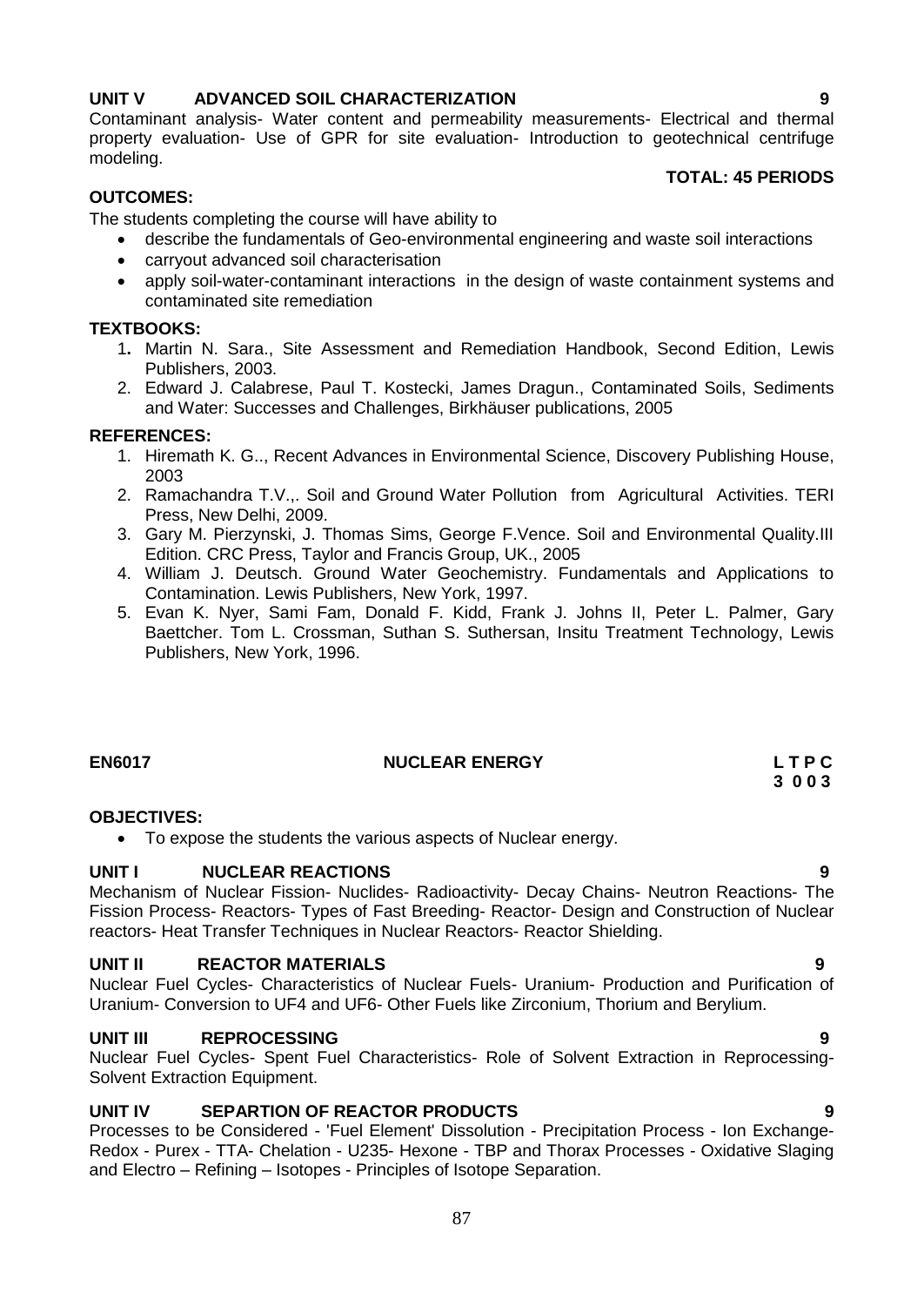**UNIT V ADVANCED SOIL CHARACTERIZATION 9**

Contaminant analysis- Water content and permeability measurements- Electrical and thermal property evaluation- Use of GPR for site evaluation- Introduction to geotechnical centrifuge modeling.

**TOTAL: 45 PERIODS**

**OUTCOMES:**

The students completing the course will have ability to

- describe the fundamentals of Geo-environmental engineering and waste soil interactions
- carryout advanced soil characterisation
- apply soil-water-contaminant interactions in the design of waste containment systems and contaminated site remediation

**TEXTBOOKS:**

1. Martin N. Sara., Site Assessment and Remediation Handbook, Second Edition, Lewis Publishers, 2003.
2. Edward J. Calabrese, Paul T. Kostecki, James Dragun., Contaminated Soils, Sediments and Water: Successes and Challenges, Birkhäuser publications, 2005

**REFERENCES:**

1. Hiremath K. G.., Recent Advances in Environmental Science, Discovery Publishing House, 2003
2. Ramachandra T.V.,. Soil and Ground Water Pollution from Agricultural Activities. TERI Press, New Delhi, 2009.
3. Gary M. Pierzynski, J. Thomas Sims, George F.Vence. Soil and Environmental Quality.III Edition. CRC Press, Taylor and Francis Group, UK., 2005
4. William J. Deutsch. Ground Water Geochemistry. Fundamentals and Applications to Contamination. Lewis Publishers, New York, 1997.
5. Evan K. Nyer, Sami Fam, Donald F. Kidd, Frank J. Johns II, Peter L. Palmer, Gary Baettcher. Tom L. Crossman, Suthan S. Suthersan, Insitu Treatment Technology, Lewis Publishers, New York, 1996.

## EN6017 NUCLEAR ENERGY

**L T P C**
**3 0 0 3**

**OBJECTIVES:**

- To expose the students the various aspects of Nuclear energy.

**UNIT I NUCLEAR REACTIONS 9**

Mechanism of Nuclear Fission- Nuclides- Radioactivity- Decay Chains- Neutron Reactions- The Fission Process- Reactors- Types of Fast Breeding- Reactor- Design and Construction of Nuclear reactors- Heat Transfer Techniques in Nuclear Reactors- Reactor Shielding.

**UNIT II REACTOR MATERIALS 9**

Nuclear Fuel Cycles- Characteristics of Nuclear Fuels- Uranium- Production and Purification of Uranium- Conversion to UF4 and UF6- Other Fuels like Zirconium, Thorium and Berylium.

**UNIT III REPROCESSING 9**

Nuclear Fuel Cycles- Spent Fuel Characteristics- Role of Solvent Extraction in Reprocessing- Solvent Extraction Equipment.

**UNIT IV SEPARTION OF REACTOR PRODUCTS 9**

Processes to be Considered - 'Fuel Element' Dissolution - Precipitation Process - Ion Exchange- Redox - Purex - TTA- Chelation - U235- Hexone - TBP and Thorax Processes - Oxidative Slaging and Electro – Refining – Isotopes - Principles of Isotope Separation.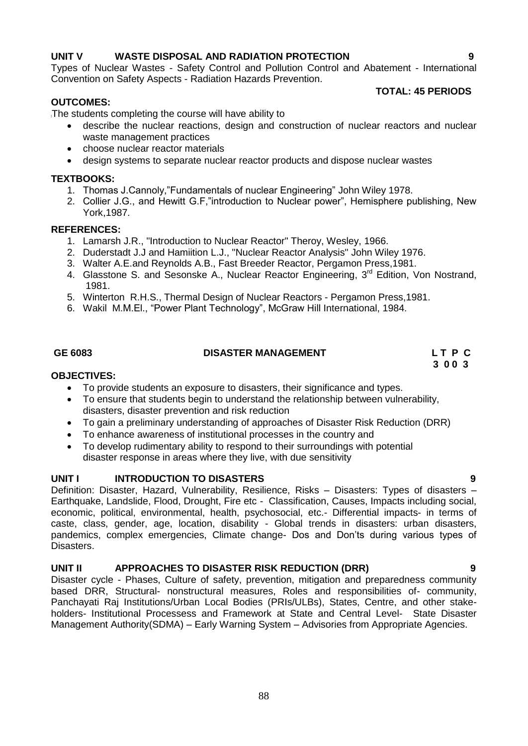**UNIT V WASTE DISPOSAL AND RADIATION PROTECTION 9**

Types of Nuclear Wastes - Safety Control and Pollution Control and Abatement - International Convention on Safety Aspects - Radiation Hazards Prevention.

**TOTAL: 45 PERIODS**

**OUTCOMES:**

The students completing the course will have ability to

- describe the nuclear reactions, design and construction of nuclear reactors and nuclear waste management practices
- choose nuclear reactor materials
- design systems to separate nuclear reactor products and dispose nuclear wastes

**TEXTBOOKS:**

1. Thomas J.Cannoly,"Fundamentals of nuclear Engineering" John Wiley 1978.
2. Collier J.G., and Hewitt G.F,"introduction to Nuclear power", Hemisphere publishing, New York,1987.

**REFERENCES:**

1. Lamarsh J.R., "Introduction to Nuclear Reactor" Theroy, Wesley, 1966.
2. Duderstadt J.J and Hamiition L.J., "Nuclear Reactor Analysis" John Wiley 1976.
3. Walter A.E.and Reynolds A.B., Fast Breeder Reactor, Pergamon Press,1981.
4. Glasstone S. and Sesonske A., Nuclear Reactor Engineering, 3rd Edition, Von Nostrand, 1981.
5. Winterton R.H.S., Thermal Design of Nuclear Reactors - Pergamon Press,1981.
6. Wakil M.M.El., "Power Plant Technology", McGraw Hill International, 1984.

## GE 6083 DISASTER MANAGEMENT

**L T P C**
**3 0 0 3**

**OBJECTIVES:**

- To provide students an exposure to disasters, their significance and types.
- To ensure that students begin to understand the relationship between vulnerability, disasters, disaster prevention and risk reduction
- To gain a preliminary understanding of approaches of Disaster Risk Reduction (DRR)
- To enhance awareness of institutional processes in the country and
- To develop rudimentary ability to respond to their surroundings with potential disaster response in areas where they live, with due sensitivity

**UNIT I INTRODUCTION TO DISASTERS 9**

Definition: Disaster, Hazard, Vulnerability, Resilience, Risks – Disasters: Types of disasters – Earthquake, Landslide, Flood, Drought, Fire etc - Classification, Causes, Impacts including social, economic, political, environmental, health, psychosocial, etc.- Differential impacts- in terms of caste, class, gender, age, location, disability - Global trends in disasters: urban disasters, pandemics, complex emergencies, Climate change- Dos and Don'ts during various types of Disasters.

**UNIT II APPROACHES TO DISASTER RISK REDUCTION (DRR) 9**

Disaster cycle - Phases, Culture of safety, prevention, mitigation and preparedness community based DRR, Structural- nonstructural measures, Roles and responsibilities of- community, Panchayati Raj Institutions/Urban Local Bodies (PRIs/ULBs), States, Centre, and other stake-holders- Institutional Processess and Framework at State and Central Level- State Disaster Management Authority(SDMA) – Early Warning System – Advisories from Appropriate Agencies.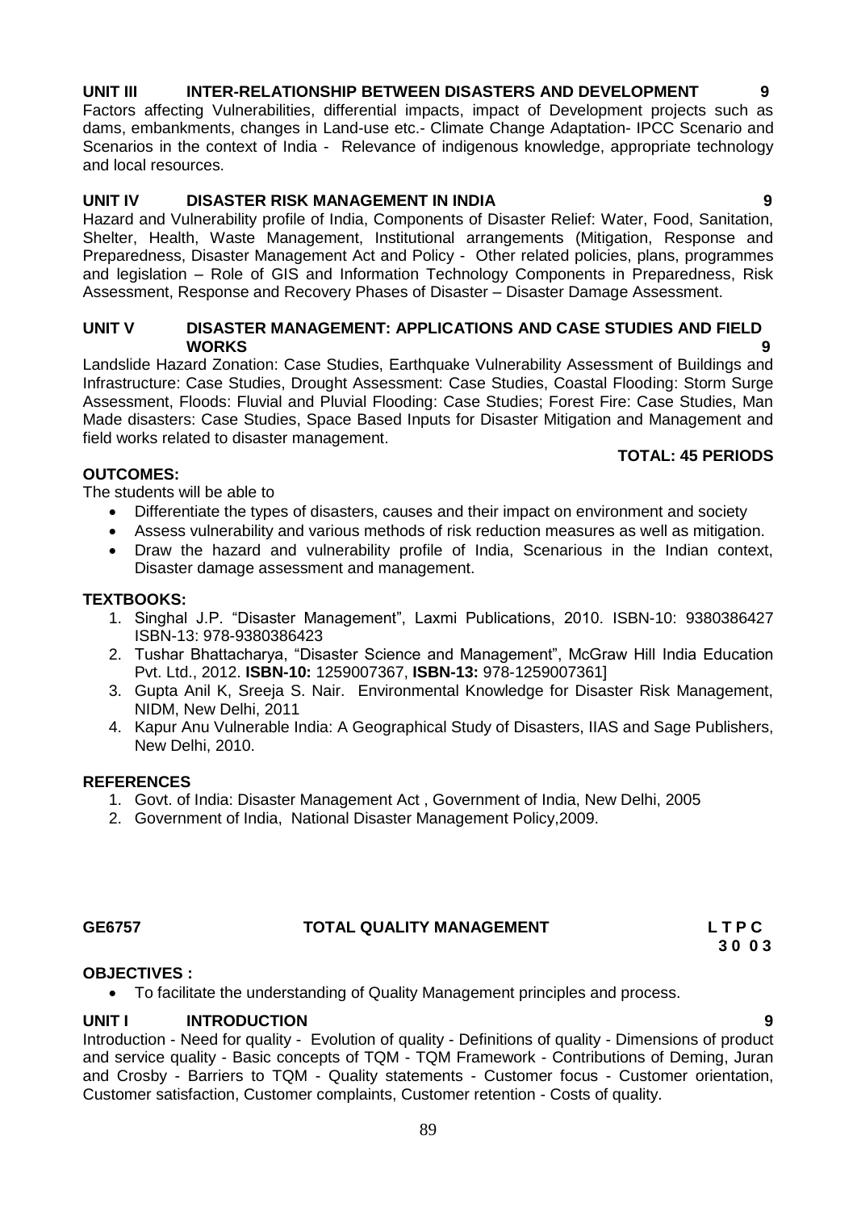**UNIT III INTER-RELATIONSHIP BETWEEN DISASTERS AND DEVELOPMENT 9**

Factors affecting Vulnerabilities, differential impacts, impact of Development projects such as dams, embankments, changes in Land-use etc.- Climate Change Adaptation- IPCC Scenario and Scenarios in the context of India - Relevance of indigenous knowledge, appropriate technology and local resources.

**UNIT IV DISASTER RISK MANAGEMENT IN INDIA 9**

Hazard and Vulnerability profile of India, Components of Disaster Relief: Water, Food, Sanitation, Shelter, Health, Waste Management, Institutional arrangements (Mitigation, Response and Preparedness, Disaster Management Act and Policy - Other related policies, plans, programmes and legislation – Role of GIS and Information Technology Components in Preparedness, Risk Assessment, Response and Recovery Phases of Disaster – Disaster Damage Assessment.

**UNIT V DISASTER MANAGEMENT: APPLICATIONS AND CASE STUDIES AND FIELD WORKS 9**

Landslide Hazard Zonation: Case Studies, Earthquake Vulnerability Assessment of Buildings and Infrastructure: Case Studies, Drought Assessment: Case Studies, Coastal Flooding: Storm Surge Assessment, Floods: Fluvial and Pluvial Flooding: Case Studies; Forest Fire: Case Studies, Man Made disasters: Case Studies, Space Based Inputs for Disaster Mitigation and Management and field works related to disaster management.

**TOTAL: 45 PERIODS**

**OUTCOMES:**

The students will be able to

- Differentiate the types of disasters, causes and their impact on environment and society
- Assess vulnerability and various methods of risk reduction measures as well as mitigation.
- Draw the hazard and vulnerability profile of India, Scenarious in the Indian context, Disaster damage assessment and management.

**TEXTBOOKS:**

1. Singhal J.P. "Disaster Management", Laxmi Publications, 2010. ISBN-10: 9380386427 ISBN-13: 978-9380386423
2. Tushar Bhattacharya, "Disaster Science and Management", McGraw Hill India Education Pvt. Ltd., 2012. **ISBN-10:** 1259007367, **ISBN-13:** 978-1259007361]
3. Gupta Anil K, Sreeja S. Nair. Environmental Knowledge for Disaster Risk Management, NIDM, New Delhi, 2011
4. Kapur Anu Vulnerable India: A Geographical Study of Disasters, IIAS and Sage Publishers, New Delhi, 2010.

**REFERENCES**

1. Govt. of India: Disaster Management Act , Government of India, New Delhi, 2005
2. Government of India, National Disaster Management Policy,2009.

**GE6757 TOTAL QUALITY MANAGEMENT L T P C**
**3 0 0 3**

**OBJECTIVES :**

- To facilitate the understanding of Quality Management principles and process.

**UNIT I INTRODUCTION 9**

Introduction - Need for quality - Evolution of quality - Definitions of quality - Dimensions of product and service quality - Basic concepts of TQM - TQM Framework - Contributions of Deming, Juran and Crosby - Barriers to TQM - Quality statements - Customer focus - Customer orientation, Customer satisfaction, Customer complaints, Customer retention - Costs of quality.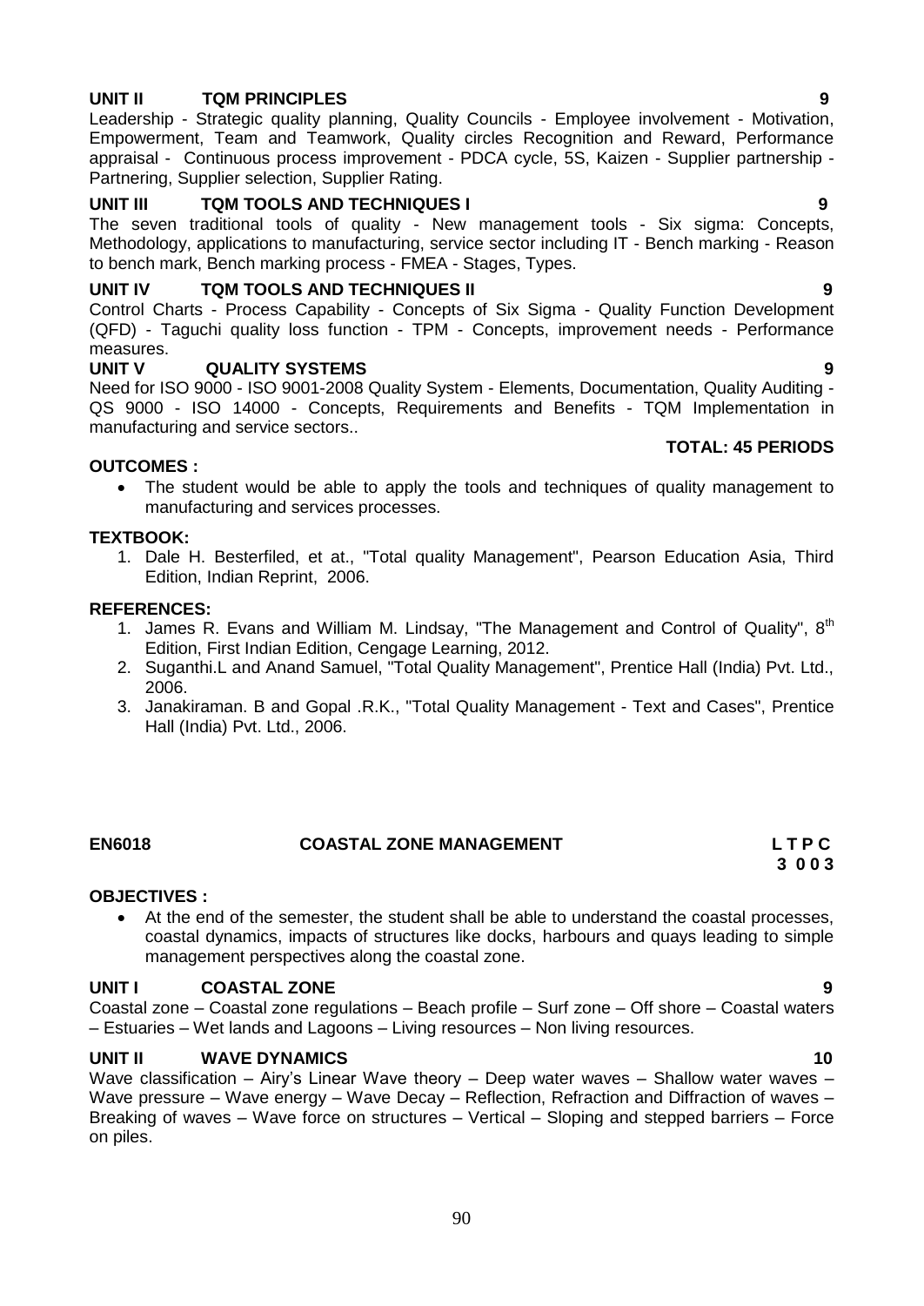**UNIT II TQM PRINCIPLES 9**

Leadership - Strategic quality planning, Quality Councils - Employee involvement - Motivation, Empowerment, Team and Teamwork, Quality circles Recognition and Reward, Performance appraisal - Continuous process improvement - PDCA cycle, 5S, Kaizen - Supplier partnership - Partnering, Supplier selection, Supplier Rating.

**UNIT III TQM TOOLS AND TECHNIQUES I 9**

The seven traditional tools of quality - New management tools - Six sigma: Concepts, Methodology, applications to manufacturing, service sector including IT - Bench marking - Reason to bench mark, Bench marking process - FMEA - Stages, Types.

**UNIT IV TQM TOOLS AND TECHNIQUES II 9**

Control Charts - Process Capability - Concepts of Six Sigma - Quality Function Development (QFD) - Taguchi quality loss function - TPM - Concepts, improvement needs - Performance measures.

**UNIT V QUALITY SYSTEMS 9**

Need for ISO 9000 - ISO 9001-2008 Quality System - Elements, Documentation, Quality Auditing - QS 9000 - ISO 14000 - Concepts, Requirements and Benefits - TQM Implementation in manufacturing and service sectors..

**TOTAL: 45 PERIODS**

**OUTCOMES :**

- The student would be able to apply the tools and techniques of quality management to manufacturing and services processes.

**TEXTBOOK:**

1. Dale H. Besterfiled, et at., "Total quality Management", Pearson Education Asia, Third Edition, Indian Reprint, 2006.

**REFERENCES:**

1. James R. Evans and William M. Lindsay, "The Management and Control of Quality", 8th Edition, First Indian Edition, Cengage Learning, 2012.
2. Suganthi.L and Anand Samuel, "Total Quality Management", Prentice Hall (India) Pvt. Ltd., 2006.
3. Janakiraman. B and Gopal .R.K., "Total Quality Management - Text and Cases", Prentice Hall (India) Pvt. Ltd., 2006.

## EN6018 COASTAL ZONE MANAGEMENT

**L T P C**
**3 0 0 3**

**OBJECTIVES :**

- At the end of the semester, the student shall be able to understand the coastal processes, coastal dynamics, impacts of structures like docks, harbours and quays leading to simple management perspectives along the coastal zone.

**UNIT I COASTAL ZONE 9**

Coastal zone – Coastal zone regulations – Beach profile – Surf zone – Off shore – Coastal waters – Estuaries – Wet lands and Lagoons – Living resources – Non living resources.

**UNIT II WAVE DYNAMICS 10**

Wave classification – Airy's Linear Wave theory – Deep water waves – Shallow water waves – Wave pressure – Wave energy – Wave Decay – Reflection, Refraction and Diffraction of waves – Breaking of waves – Wave force on structures – Vertical – Sloping and stepped barriers – Force on piles.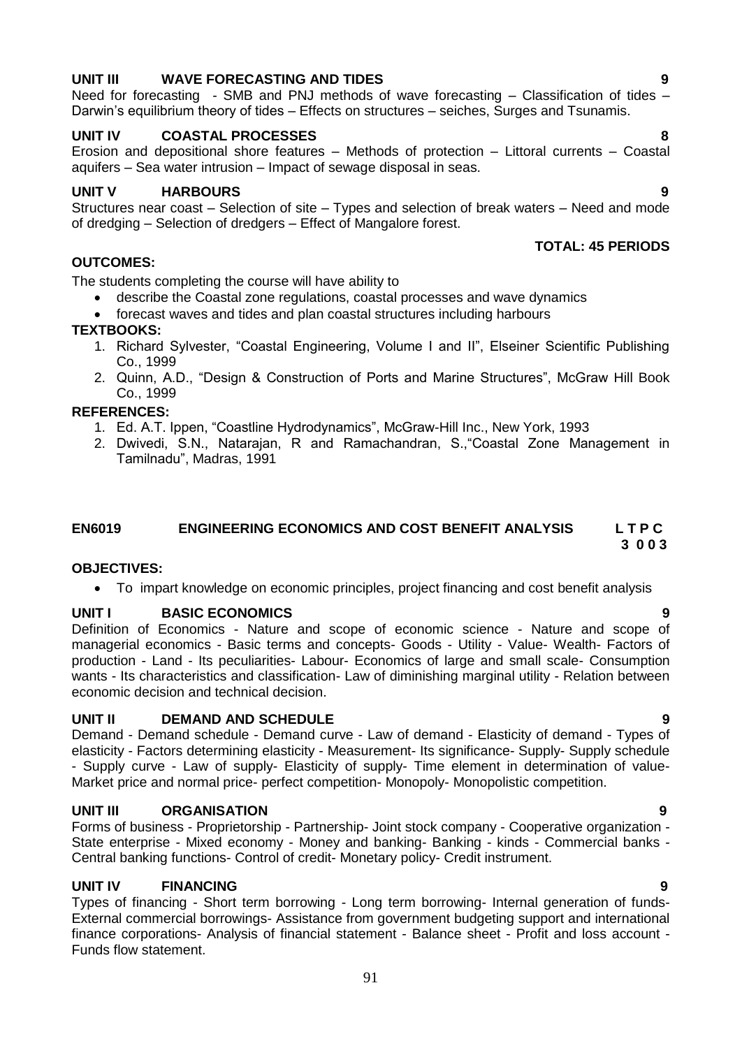**UNIT III WAVE FORECASTING AND TIDES 9**

Need for forecasting - SMB and PNJ methods of wave forecasting – Classification of tides – Darwin's equilibrium theory of tides – Effects on structures – seiches, Surges and Tsunamis.

**UNIT IV COASTAL PROCESSES 8**

Erosion and depositional shore features – Methods of protection – Littoral currents – Coastal aquifers – Sea water intrusion – Impact of sewage disposal in seas.

**UNIT V HARBOURS 9**

Structures near coast – Selection of site – Types and selection of break waters – Need and mode of dredging – Selection of dredgers – Effect of Mangalore forest.

**TOTAL: 45 PERIODS**

**OUTCOMES:**

The students completing the course will have ability to

- describe the Coastal zone regulations, coastal processes and wave dynamics
- forecast waves and tides and plan coastal structures including harbours

**TEXTBOOKS:**

1. Richard Sylvester, "Coastal Engineering, Volume I and II", Elseiner Scientific Publishing Co., 1999
2. Quinn, A.D., "Design & Construction of Ports and Marine Structures", McGraw Hill Book Co., 1999

**REFERENCES:**

1. Ed. A.T. Ippen, "Coastline Hydrodynamics", McGraw-Hill Inc., New York, 1993
2. Dwivedi, S.N., Natarajan, R and Ramachandran, S.,"Coastal Zone Management in Tamilnadu", Madras, 1991

## EN6019 ENGINEERING ECONOMICS AND COST BENEFIT ANALYSIS

**L T P C**
**3 0 0 3**

**OBJECTIVES:**

- To impart knowledge on economic principles, project financing and cost benefit analysis

**UNIT I BASIC ECONOMICS 9**

Definition of Economics - Nature and scope of economic science - Nature and scope of managerial economics - Basic terms and concepts- Goods - Utility - Value- Wealth- Factors of production - Land - Its peculiarities- Labour- Economics of large and small scale- Consumption wants - Its characteristics and classification- Law of diminishing marginal utility - Relation between economic decision and technical decision.

**UNIT II DEMAND AND SCHEDULE 9**

Demand - Demand schedule - Demand curve - Law of demand - Elasticity of demand - Types of elasticity - Factors determining elasticity - Measurement- Its significance- Supply- Supply schedule - Supply curve - Law of supply- Elasticity of supply- Time element in determination of value- Market price and normal price- perfect competition- Monopoly- Monopolistic competition.

**UNIT III ORGANISATION 9**

Forms of business - Proprietorship - Partnership- Joint stock company - Cooperative organization - State enterprise - Mixed economy - Money and banking- Banking - kinds - Commercial banks - Central banking functions- Control of credit- Monetary policy- Credit instrument.

**UNIT IV FINANCING 9**

Types of financing - Short term borrowing - Long term borrowing- Internal generation of funds- External commercial borrowings- Assistance from government budgeting support and international finance corporations- Analysis of financial statement - Balance sheet - Profit and loss account - Funds flow statement.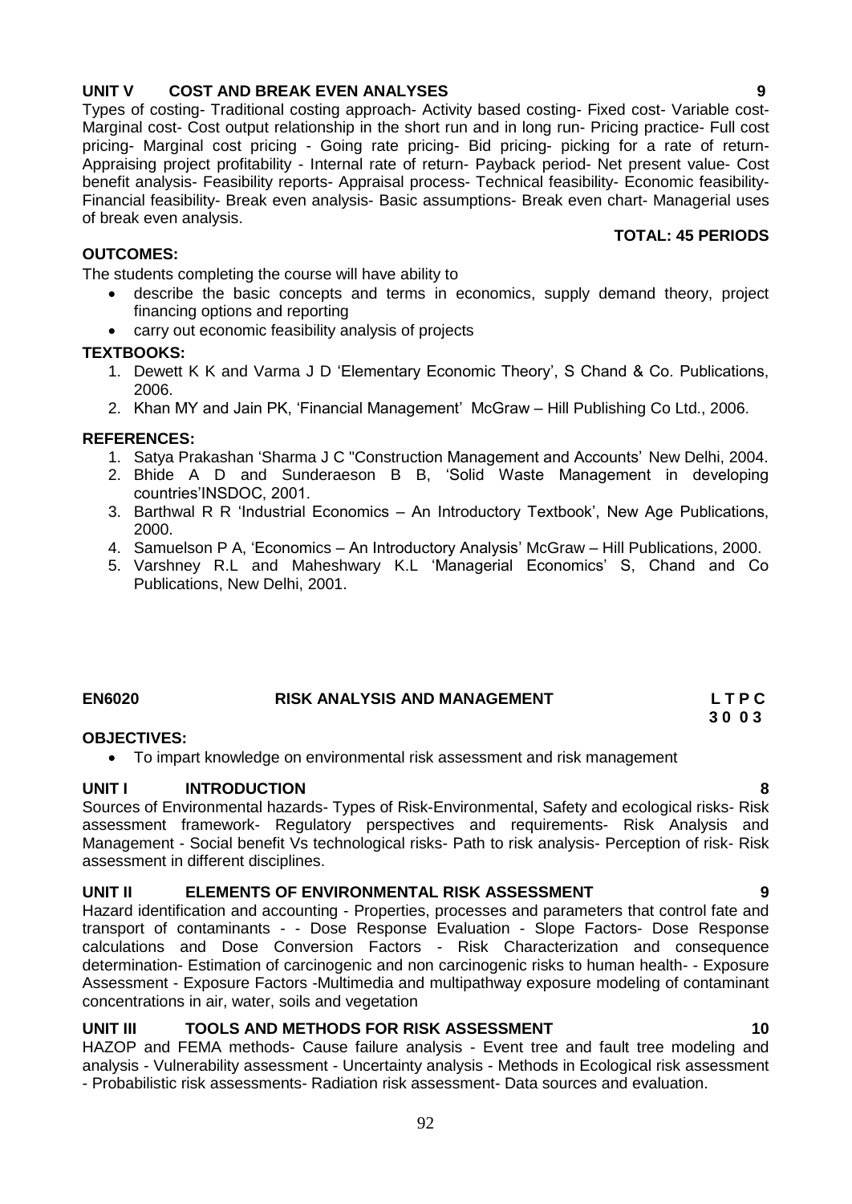**UNIT V COST AND BREAK EVEN ANALYSES 9**

Types of costing- Traditional costing approach- Activity based costing- Fixed cost- Variable cost- Marginal cost- Cost output relationship in the short run and in long run- Pricing practice- Full cost pricing- Marginal cost pricing - Going rate pricing- Bid pricing- picking for a rate of return- Appraising project profitability - Internal rate of return- Payback period- Net present value- Cost benefit analysis- Feasibility reports- Appraisal process- Technical feasibility- Economic feasibility- Financial feasibility- Break even analysis- Basic assumptions- Break even chart- Managerial uses of break even analysis.

**TOTAL: 45 PERIODS**

**OUTCOMES:**

The students completing the course will have ability to

- describe the basic concepts and terms in economics, supply demand theory, project financing options and reporting
- carry out economic feasibility analysis of projects

**TEXTBOOKS:**

1. Dewett K K and Varma J D 'Elementary Economic Theory', S Chand & Co. Publications, 2006.
2. Khan MY and Jain PK, 'Financial Management' McGraw – Hill Publishing Co Ltd., 2006.

**REFERENCES:**

1. Satya Prakashan 'Sharma J C "Construction Management and Accounts' New Delhi, 2004.
2. Bhide A D and Sunderaeson B B, 'Solid Waste Management in developing countries'INSDOC, 2001.
3. Barthwal R R 'Industrial Economics – An Introductory Textbook', New Age Publications, 2000.
4. Samuelson P A, 'Economics – An Introductory Analysis' McGraw – Hill Publications, 2000.
5. Varshney R.L and Maheshwary K.L 'Managerial Economics' S, Chand and Co Publications, New Delhi, 2001.

## EN6020 RISK ANALYSIS AND MANAGEMENT

**L T P C**
**3 0 0 3**

**OBJECTIVES:**

- To impart knowledge on environmental risk assessment and risk management

**UNIT I INTRODUCTION 8**

Sources of Environmental hazards- Types of Risk-Environmental, Safety and ecological risks- Risk assessment framework- Regulatory perspectives and requirements- Risk Analysis and Management - Social benefit Vs technological risks- Path to risk analysis- Perception of risk- Risk assessment in different disciplines.

**UNIT II ELEMENTS OF ENVIRONMENTAL RISK ASSESSMENT 9**

Hazard identification and accounting - Properties, processes and parameters that control fate and transport of contaminants - - Dose Response Evaluation - Slope Factors- Dose Response calculations and Dose Conversion Factors - Risk Characterization and consequence determination- Estimation of carcinogenic and non carcinogenic risks to human health- - Exposure Assessment - Exposure Factors -Multimedia and multipathway exposure modeling of contaminant concentrations in air, water, soils and vegetation

**UNIT III TOOLS AND METHODS FOR RISK ASSESSMENT 10**

HAZOP and FEMA methods- Cause failure analysis - Event tree and fault tree modeling and analysis - Vulnerability assessment - Uncertainty analysis - Methods in Ecological risk assessment - Probabilistic risk assessments- Radiation risk assessment- Data sources and evaluation.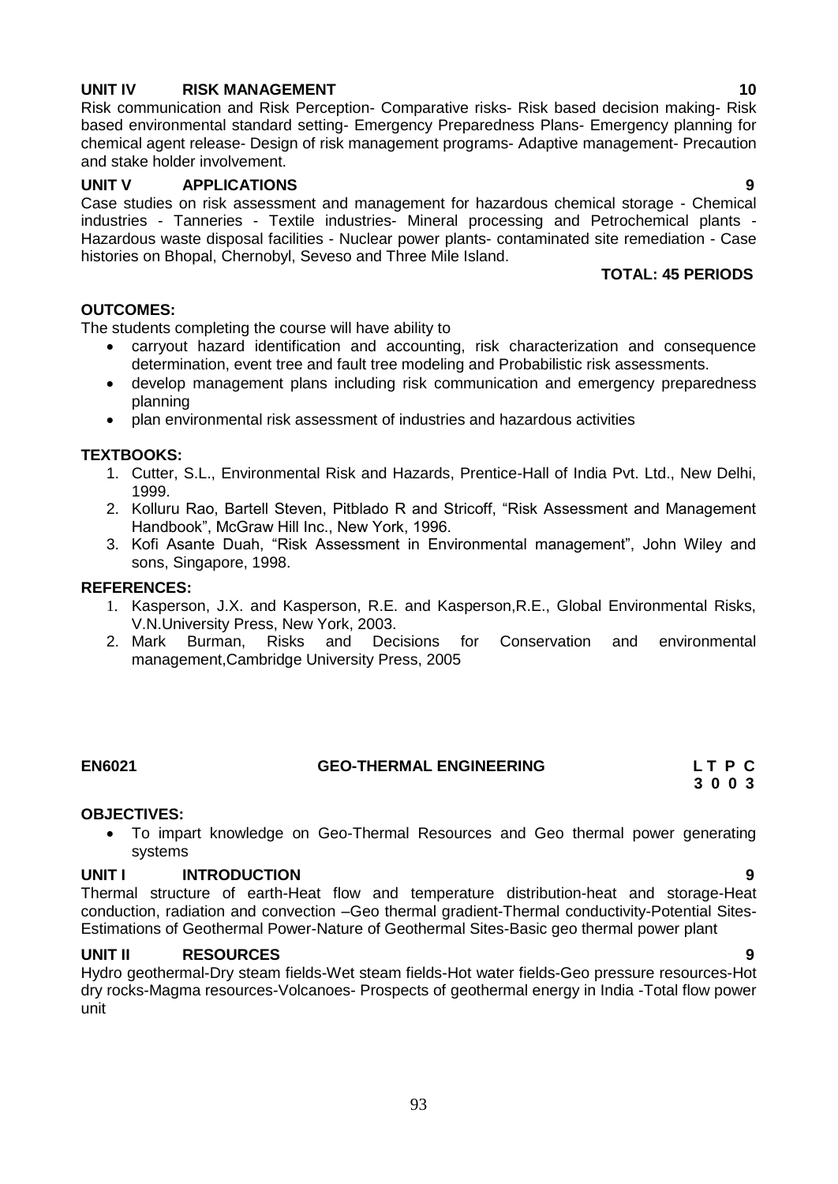**UNIT IV RISK MANAGEMENT 10**

Risk communication and Risk Perception- Comparative risks- Risk based decision making- Risk based environmental standard setting- Emergency Preparedness Plans- Emergency planning for chemical agent release- Design of risk management programs- Adaptive management- Precaution and stake holder involvement.

**UNIT V APPLICATIONS 9**

Case studies on risk assessment and management for hazardous chemical storage - Chemical industries - Tanneries - Textile industries- Mineral processing and Petrochemical plants - Hazardous waste disposal facilities - Nuclear power plants- contaminated site remediation - Case histories on Bhopal, Chernobyl, Seveso and Three Mile Island.

**TOTAL: 45 PERIODS**

**OUTCOMES:**

The students completing the course will have ability to

- carryout hazard identification and accounting, risk characterization and consequence determination, event tree and fault tree modeling and Probabilistic risk assessments.
- develop management plans including risk communication and emergency preparedness planning
- plan environmental risk assessment of industries and hazardous activities

**TEXTBOOKS:**

1. Cutter, S.L., Environmental Risk and Hazards, Prentice-Hall of India Pvt. Ltd., New Delhi, 1999.
2. Kolluru Rao, Bartell Steven, Pitblado R and Stricoff, "Risk Assessment and Management Handbook", McGraw Hill Inc., New York, 1996.
3. Kofi Asante Duah, "Risk Assessment in Environmental management", John Wiley and sons, Singapore, 1998.

**REFERENCES:**

1. Kasperson, J.X. and Kasperson, R.E. and Kasperson,R.E., Global Environmental Risks, V.N.University Press, New York, 2003.
2. Mark Burman, Risks and Decisions for Conservation and environmental management,Cambridge University Press, 2005

## EN6021 GEO-THERMAL ENGINEERING

**L T P C**
**3 0 0 3**

**OBJECTIVES:**

- To impart knowledge on Geo-Thermal Resources and Geo thermal power generating systems

**UNIT I INTRODUCTION 9**

Thermal structure of earth-Heat flow and temperature distribution-heat and storage-Heat conduction, radiation and convection –Geo thermal gradient-Thermal conductivity-Potential Sites-Estimations of Geothermal Power-Nature of Geothermal Sites-Basic geo thermal power plant

**UNIT II RESOURCES 9**

Hydro geothermal-Dry steam fields-Wet steam fields-Hot water fields-Geo pressure resources-Hot dry rocks-Magma resources-Volcanoes- Prospects of geothermal energy in India -Total flow power unit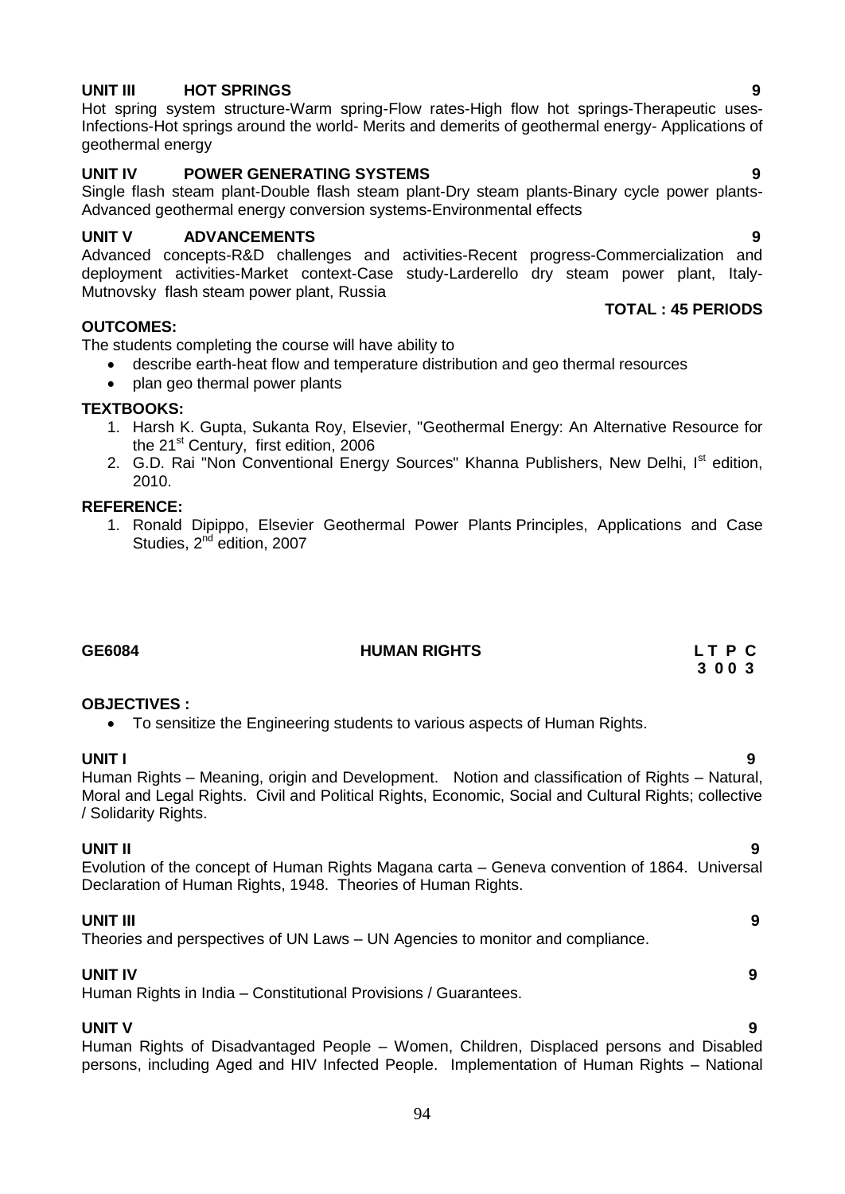**UNIT III HOT SPRINGS 9**

Hot spring system structure-Warm spring-Flow rates-High flow hot springs-Therapeutic uses-Infections-Hot springs around the world- Merits and demerits of geothermal energy- Applications of geothermal energy

**UNIT IV POWER GENERATING SYSTEMS 9**

Single flash steam plant-Double flash steam plant-Dry steam plants-Binary cycle power plants-Advanced geothermal energy conversion systems-Environmental effects

**UNIT V ADVANCEMENTS 9**

Advanced concepts-R&D challenges and activities-Recent progress-Commercialization and deployment activities-Market context-Case study-Larderello dry steam power plant, Italy-Mutnovsky flash steam power plant, Russia

**TOTAL : 45 PERIODS**

**OUTCOMES:**

The students completing the course will have ability to

- describe earth-heat flow and temperature distribution and geo thermal resources
- plan geo thermal power plants

**TEXTBOOKS:**

1. Harsh K. Gupta, Sukanta Roy, Elsevier, "Geothermal Energy: An Alternative Resource for the 21st Century, first edition, 2006
2. G.D. Rai "Non Conventional Energy Sources" Khanna Publishers, New Delhi, Ist edition, 2010.

**REFERENCE:**

1. Ronald Dipippo, Elsevier Geothermal Power Plants Principles, Applications and Case Studies, 2nd edition, 2007

**GE6084 HUMAN RIGHTS L T P C**
**3 0 0 3**

**OBJECTIVES :**

- To sensitize the Engineering students to various aspects of Human Rights.

**UNIT I 9**

Human Rights – Meaning, origin and Development. Notion and classification of Rights – Natural, Moral and Legal Rights. Civil and Political Rights, Economic, Social and Cultural Rights; collective / Solidarity Rights.

**UNIT II 9**

Evolution of the concept of Human Rights Magana carta – Geneva convention of 1864. Universal Declaration of Human Rights, 1948. Theories of Human Rights.

**UNIT III 9**

Theories and perspectives of UN Laws – UN Agencies to monitor and compliance.

**UNIT IV 9**

Human Rights in India – Constitutional Provisions / Guarantees.

**UNIT V 9**

Human Rights of Disadvantaged People – Women, Children, Displaced persons and Disabled persons, including Aged and HIV Infected People. Implementation of Human Rights – National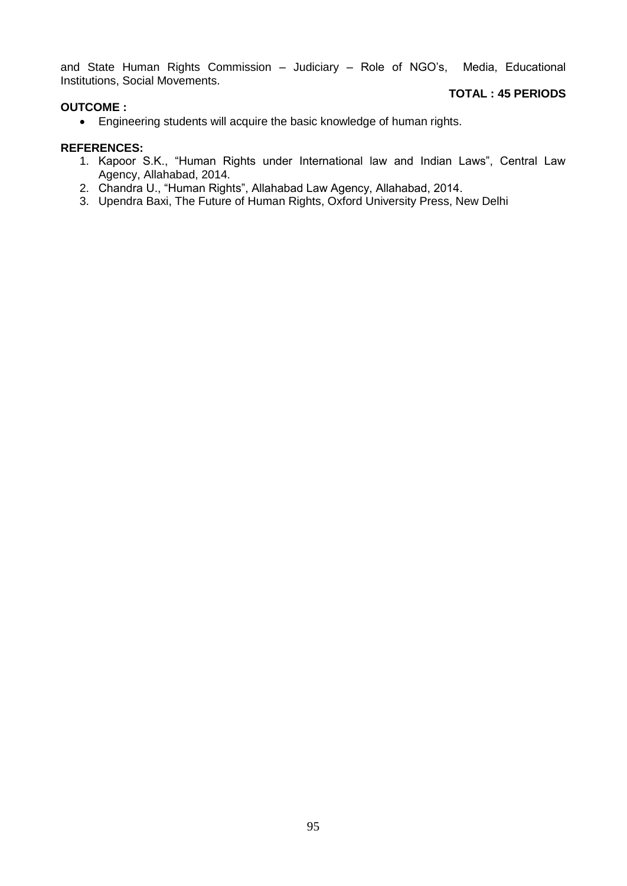and State Human Rights Commission – Judiciary – Role of NGO's, Media, Educational Institutions, Social Movements.

**TOTAL : 45 PERIODS**

**OUTCOME :**

- Engineering students will acquire the basic knowledge of human rights.

**REFERENCES:**

1. Kapoor S.K., "Human Rights under International law and Indian Laws", Central Law Agency, Allahabad, 2014.
2. Chandra U., "Human Rights", Allahabad Law Agency, Allahabad, 2014.
3. Upendra Baxi, The Future of Human Rights, Oxford University Press, New Delhi